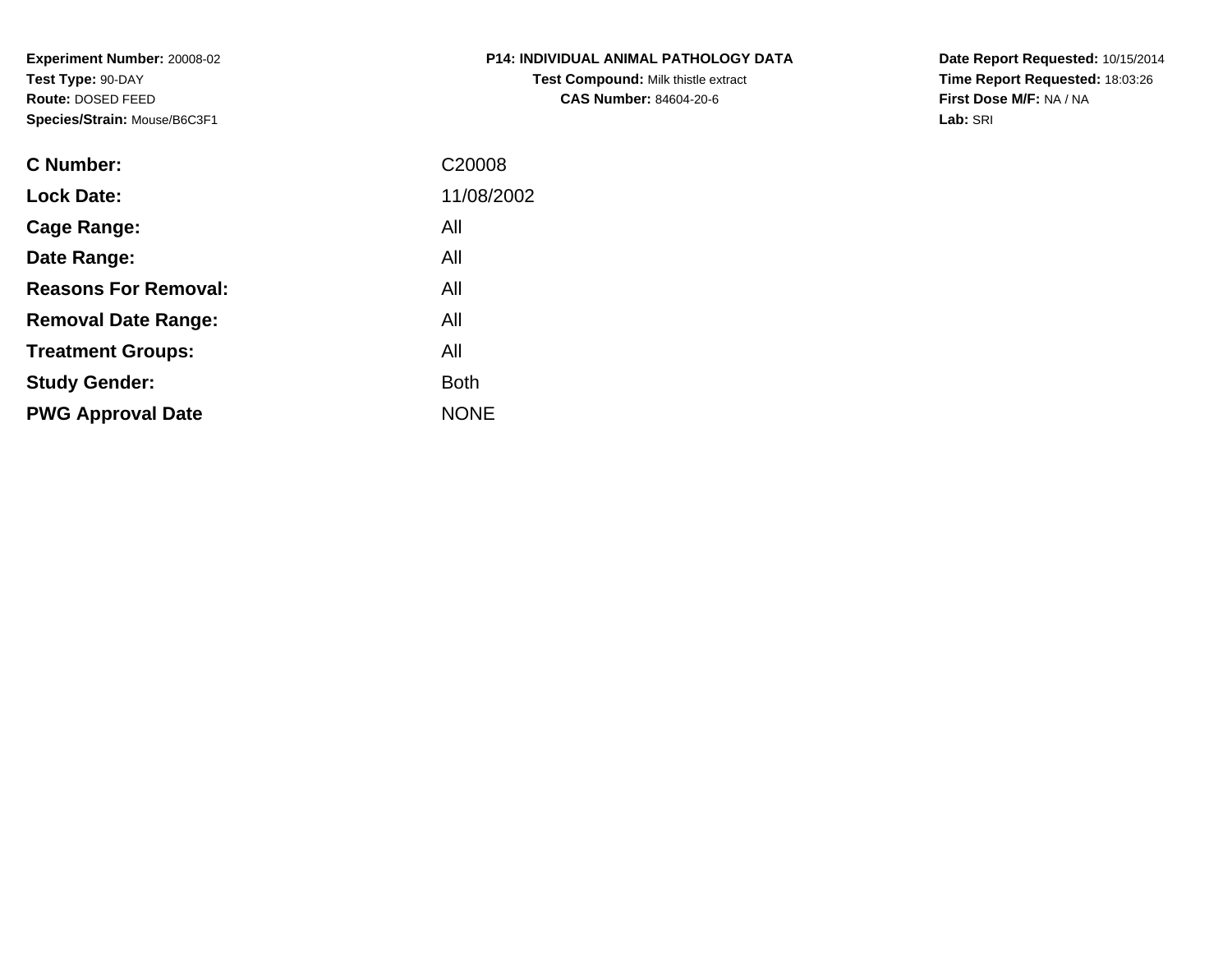**Experiment Number:** 20008-02
**Test Type:** 90-DAY
**Route:** DOSED FEED
**Species/Strain:** Mouse/B6C3F1

**P14: INDIVIDUAL ANIMAL PATHOLOGY DATA**
**Test Compound:** Milk thistle extract
**CAS Number:** 84604-20-6

**Date Report Requested:** 10/15/2014
**Time Report Requested:** 18:03:26
**First Dose M/F:** NA / NA
**Lab:** SRI

| | |
|---|---|
| **C Number:** | C20008 |
| **Lock Date:** | 11/08/2002 |
| **Cage Range:** | All |
| **Date Range:** | All |
| **Reasons For Removal:** | All |
| **Removal Date Range:** | All |
| **Treatment Groups:** | All |
| **Study Gender:** | Both |
| **PWG Approval Date** | NONE |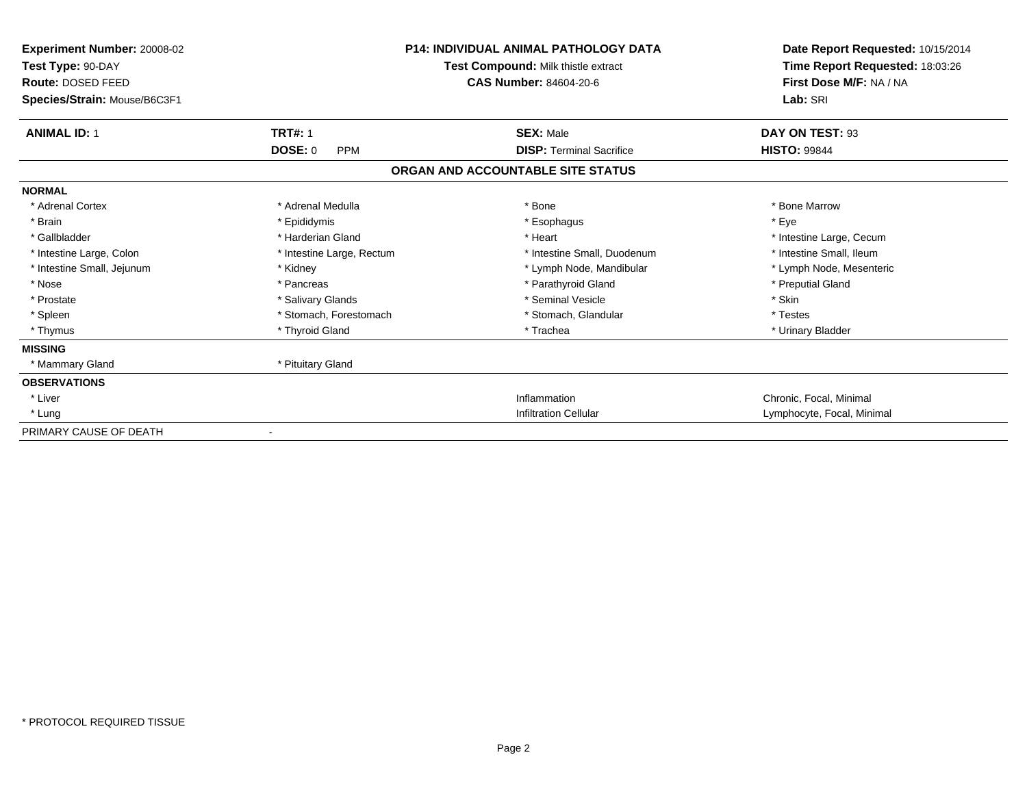**Experiment Number:** 20008-02
**Test Type:** 90-DAY
**Route:** DOSED FEED
**Species/Strain:** Mouse/B6C3F1

**P14: INDIVIDUAL ANIMAL PATHOLOGY DATA**
**Test Compound:** Milk thistle extract
**CAS Number:** 84604-20-6

**Date Report Requested:** 10/15/2014
**Time Report Requested:** 18:03:26
**First Dose M/F:** NA / NA
**Lab:** SRI

| **ANIMAL ID:** 1 | **TRT#:** 1 | **SEX:** Male | **DAY ON TEST:** 93 |
|---|---|---|---|
| | **DOSE:** 0 PPM | **DISP:** Terminal Sacrifice | **HISTO:** 99844 |

## ORGAN AND ACCOUNTABLE SITE STATUS

| **NORMAL** | | | |
|---|---|---|---|
| * Adrenal Cortex | * Adrenal Medulla | * Bone | * Bone Marrow |
| * Brain | * Epididymis | * Esophagus | * Eye |
| * Gallbladder | * Harderian Gland | * Heart | * Intestine Large, Cecum |
| * Intestine Large, Colon | * Intestine Large, Rectum | * Intestine Small, Duodenum | * Intestine Small, Ileum |
| * Intestine Small, Jejunum | * Kidney | * Lymph Node, Mandibular | * Lymph Node, Mesenteric |
| * Nose | * Pancreas | * Parathyroid Gland | * Preputial Gland |
| * Prostate | * Salivary Glands | * Seminal Vesicle | * Skin |
| * Spleen | * Stomach, Forestomach | * Stomach, Glandular | * Testes |
| * Thymus | * Thyroid Gland | * Trachea | * Urinary Bladder |
| **MISSING** | | | |
| * Mammary Gland | * Pituitary Gland | | |
| **OBSERVATIONS** | | | |
| * Liver | | Inflammation | Chronic, Focal, Minimal |
| * Lung | | Infiltration Cellular | Lymphocyte, Focal, Minimal |
| PRIMARY CAUSE OF DEATH | - | | |

* PROTOCOL REQUIRED TISSUE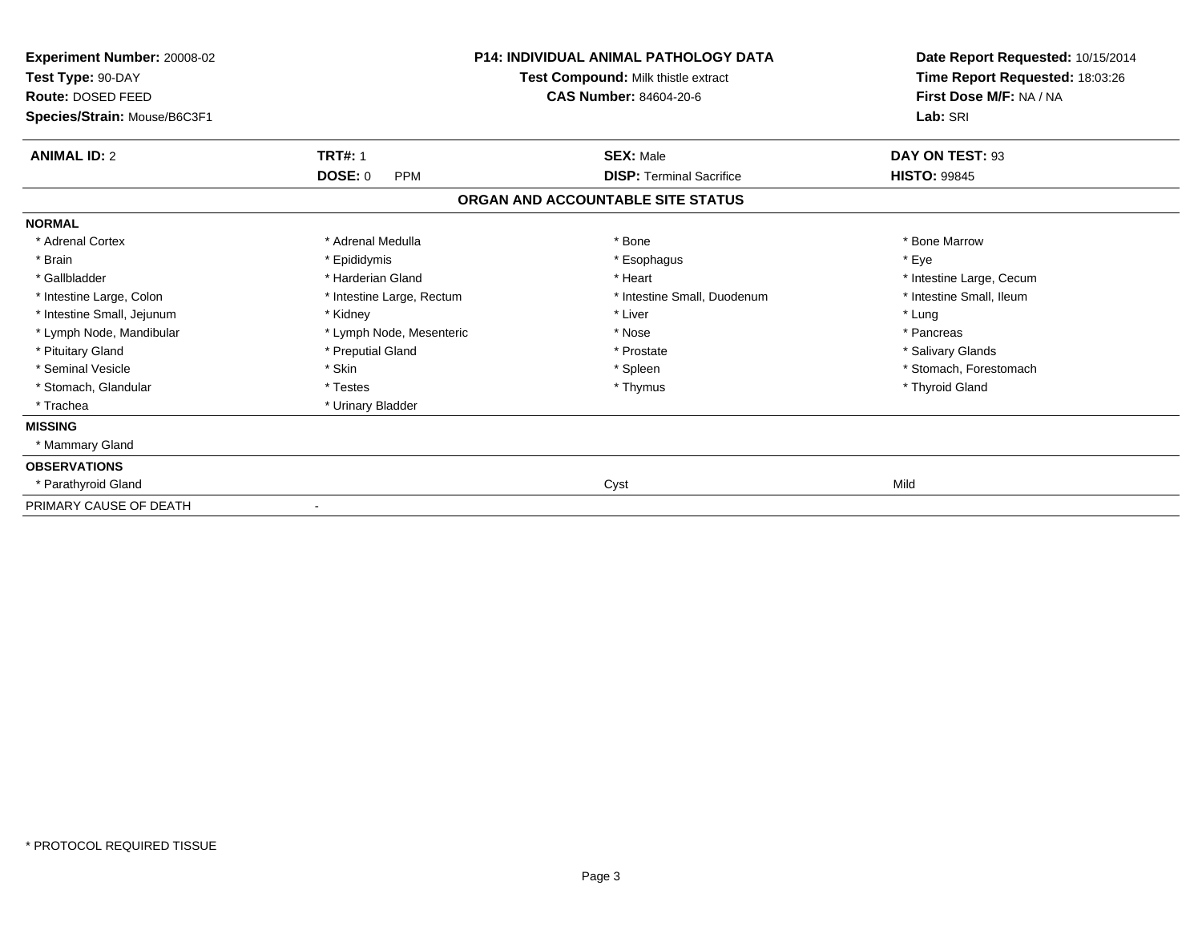**Experiment Number:** 20008-02
**Test Type:** 90-DAY
**Route:** DOSED FEED
**Species/Strain:** Mouse/B6C3F1

**P14: INDIVIDUAL ANIMAL PATHOLOGY DATA**
**Test Compound:** Milk thistle extract
**CAS Number:** 84604-20-6

**Date Report Requested:** 10/15/2014
**Time Report Requested:** 18:03:26
**First Dose M/F:** NA / NA
**Lab:** SRI

| **ANIMAL ID:** 2 | **TRT#:** 1 | **SEX:** Male | **DAY ON TEST:** 93 |
|---|---|---|---|
| | **DOSE:** 0 PPM | **DISP:** Terminal Sacrifice | **HISTO:** 99845 |

## ORGAN AND ACCOUNTABLE SITE STATUS

**NORMAL**

| | | | |
|---|---|---|---|
| * Adrenal Cortex | * Adrenal Medulla | * Bone | * Bone Marrow |
| * Brain | * Epididymis | * Esophagus | * Eye |
| * Gallbladder | * Harderian Gland | * Heart | * Intestine Large, Cecum |
| * Intestine Large, Colon | * Intestine Large, Rectum | * Intestine Small, Duodenum | * Intestine Small, Ileum |
| * Intestine Small, Jejunum | * Kidney | * Liver | * Lung |
| * Lymph Node, Mandibular | * Lymph Node, Mesenteric | * Nose | * Pancreas |
| * Pituitary Gland | * Preputial Gland | * Prostate | * Salivary Glands |
| * Seminal Vesicle | * Skin | * Spleen | * Stomach, Forestomach |
| * Stomach, Glandular | * Testes | * Thymus | * Thyroid Gland |
| * Trachea | * Urinary Bladder | | |

**MISSING**

* Mammary Gland

**OBSERVATIONS**

| | | |
|---|---|---|
| * Parathyroid Gland | Cyst | Mild |

PRIMARY CAUSE OF DEATH -

* PROTOCOL REQUIRED TISSUE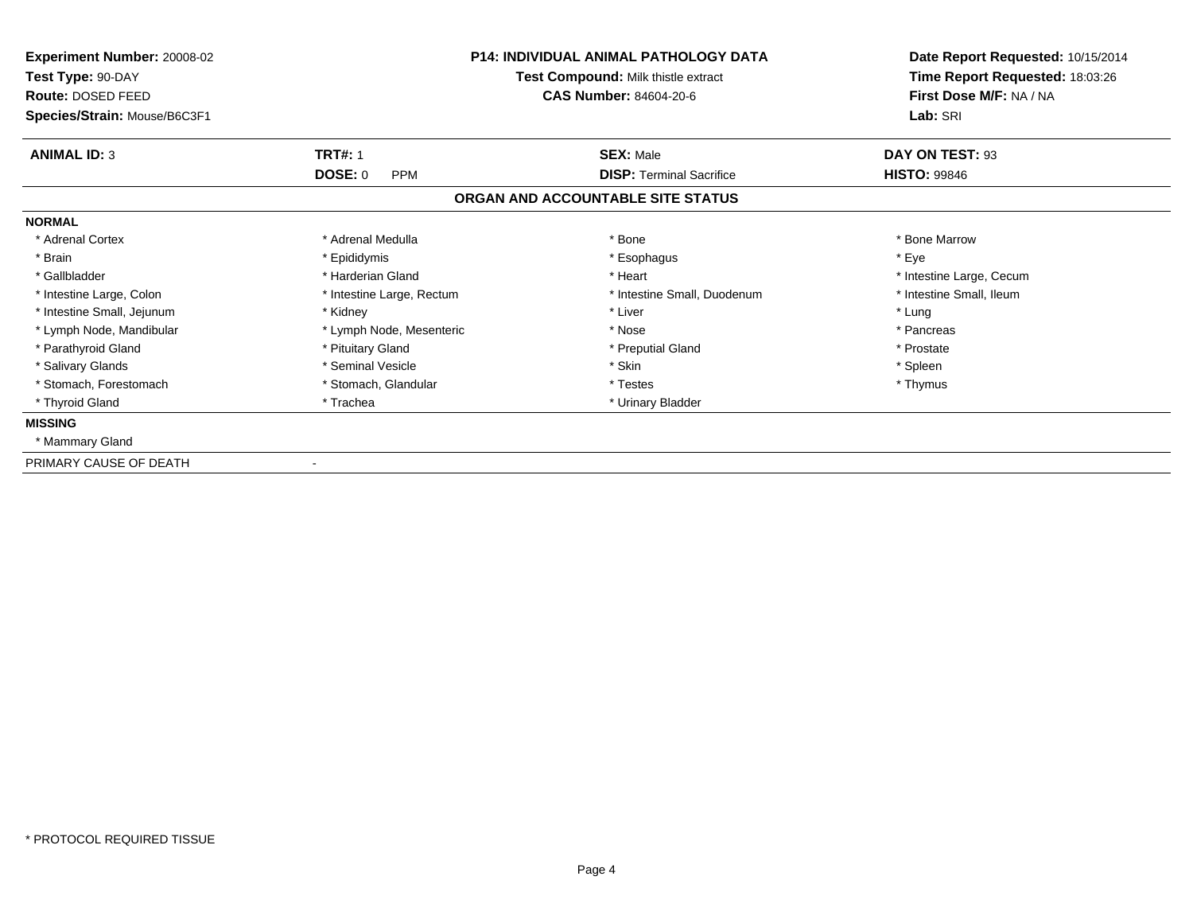**Experiment Number:** 20008-02
**Test Type:** 90-DAY
**Route:** DOSED FEED
**Species/Strain:** Mouse/B6C3F1

**P14: INDIVIDUAL ANIMAL PATHOLOGY DATA**
**Test Compound:** Milk thistle extract
**CAS Number:** 84604-20-6

**Date Report Requested:** 10/15/2014
**Time Report Requested:** 18:03:26
**First Dose M/F:** NA / NA
**Lab:** SRI

| **ANIMAL ID:** 3 | **TRT#:** 1 | **SEX:** Male | **DAY ON TEST:** 93 |
|---|---|---|---|
| | **DOSE:** 0 PPM | **DISP:** Terminal Sacrifice | **HISTO:** 99846 |

## ORGAN AND ACCOUNTABLE SITE STATUS

**NORMAL**

| | | | |
|---|---|---|---|
| * Adrenal Cortex | * Adrenal Medulla | * Bone | * Bone Marrow |
| * Brain | * Epididymis | * Esophagus | * Eye |
| * Gallbladder | * Harderian Gland | * Heart | * Intestine Large, Cecum |
| * Intestine Large, Colon | * Intestine Large, Rectum | * Intestine Small, Duodenum | * Intestine Small, Ileum |
| * Intestine Small, Jejunum | * Kidney | * Liver | * Lung |
| * Lymph Node, Mandibular | * Lymph Node, Mesenteric | * Nose | * Pancreas |
| * Parathyroid Gland | * Pituitary Gland | * Preputial Gland | * Prostate |
| * Salivary Glands | * Seminal Vesicle | * Skin | * Spleen |
| * Stomach, Forestomach | * Stomach, Glandular | * Testes | * Thymus |
| * Thyroid Gland | * Trachea | * Urinary Bladder | |

**MISSING**

* Mammary Gland

PRIMARY CAUSE OF DEATH -

* PROTOCOL REQUIRED TISSUE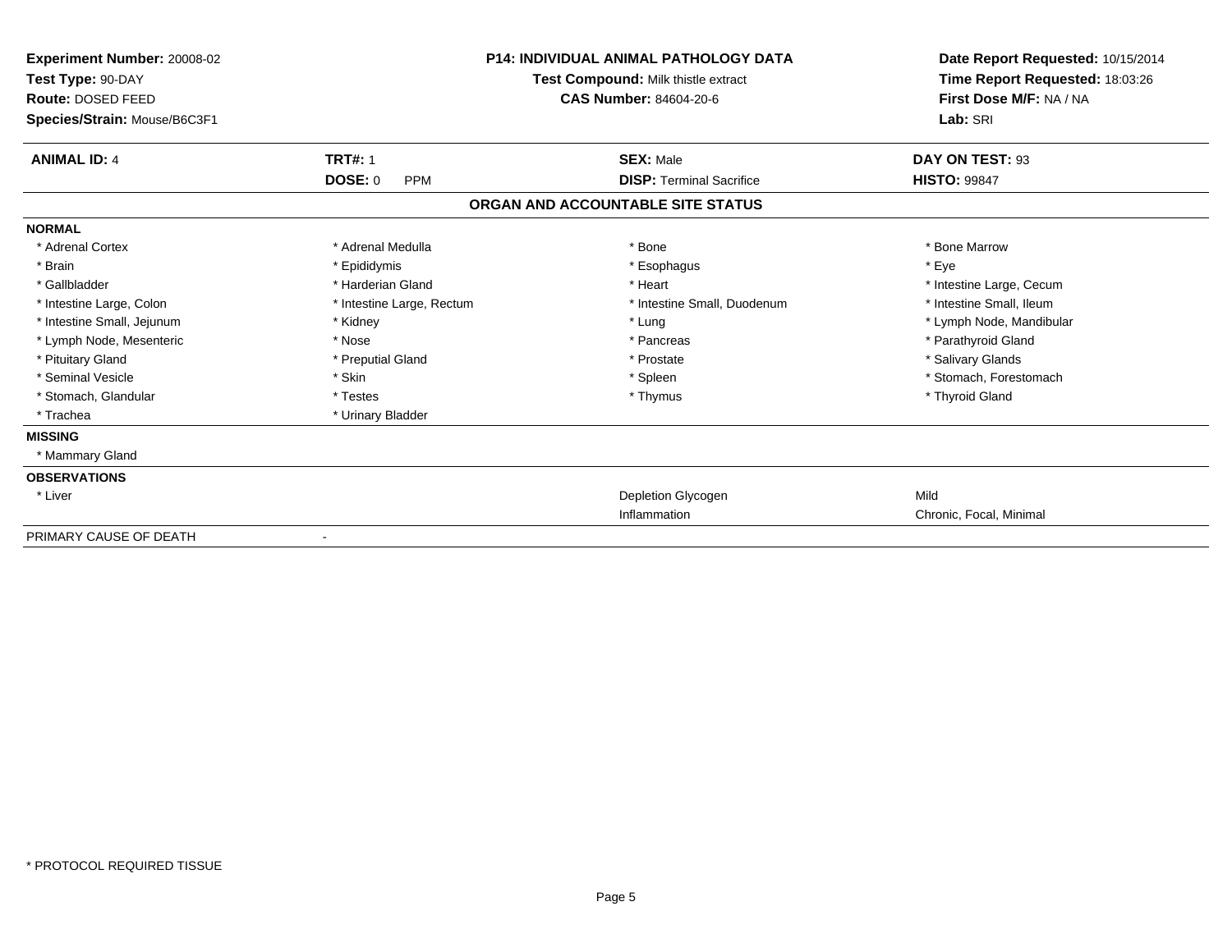**Experiment Number:** 20008-02
**Test Type:** 90-DAY
**Route:** DOSED FEED
**Species/Strain:** Mouse/B6C3F1

**P14: INDIVIDUAL ANIMAL PATHOLOGY DATA**
**Test Compound:** Milk thistle extract
**CAS Number:** 84604-20-6

**Date Report Requested:** 10/15/2014
**Time Report Requested:** 18:03:26
**First Dose M/F:** NA / NA
**Lab:** SRI

| **ANIMAL ID:** 4 | **TRT#:** 1 | **SEX:** Male | **DAY ON TEST:** 93 |
|---|---|---|---|
| | **DOSE:** 0 PPM | **DISP:** Terminal Sacrifice | **HISTO:** 99847 |

## ORGAN AND ACCOUNTABLE SITE STATUS

**NORMAL**

| | | | |
|---|---|---|---|
| * Adrenal Cortex | * Adrenal Medulla | * Bone | * Bone Marrow |
| * Brain | * Epididymis | * Esophagus | * Eye |
| * Gallbladder | * Harderian Gland | * Heart | * Intestine Large, Cecum |
| * Intestine Large, Colon | * Intestine Large, Rectum | * Intestine Small, Duodenum | * Intestine Small, Ileum |
| * Intestine Small, Jejunum | * Kidney | * Lung | * Lymph Node, Mandibular |
| * Lymph Node, Mesenteric | * Nose | * Pancreas | * Parathyroid Gland |
| * Pituitary Gland | * Preputial Gland | * Prostate | * Salivary Glands |
| * Seminal Vesicle | * Skin | * Spleen | * Stomach, Forestomach |
| * Stomach, Glandular | * Testes | * Thymus | * Thyroid Gland |
| * Trachea | * Urinary Bladder | | |

**MISSING**

* Mammary Gland

**OBSERVATIONS**

| | | | |
|---|---|---|---|
| * Liver | | Depletion Glycogen | Mild |
| | | Inflammation | Chronic, Focal, Minimal |

PRIMARY CAUSE OF DEATH -

* PROTOCOL REQUIRED TISSUE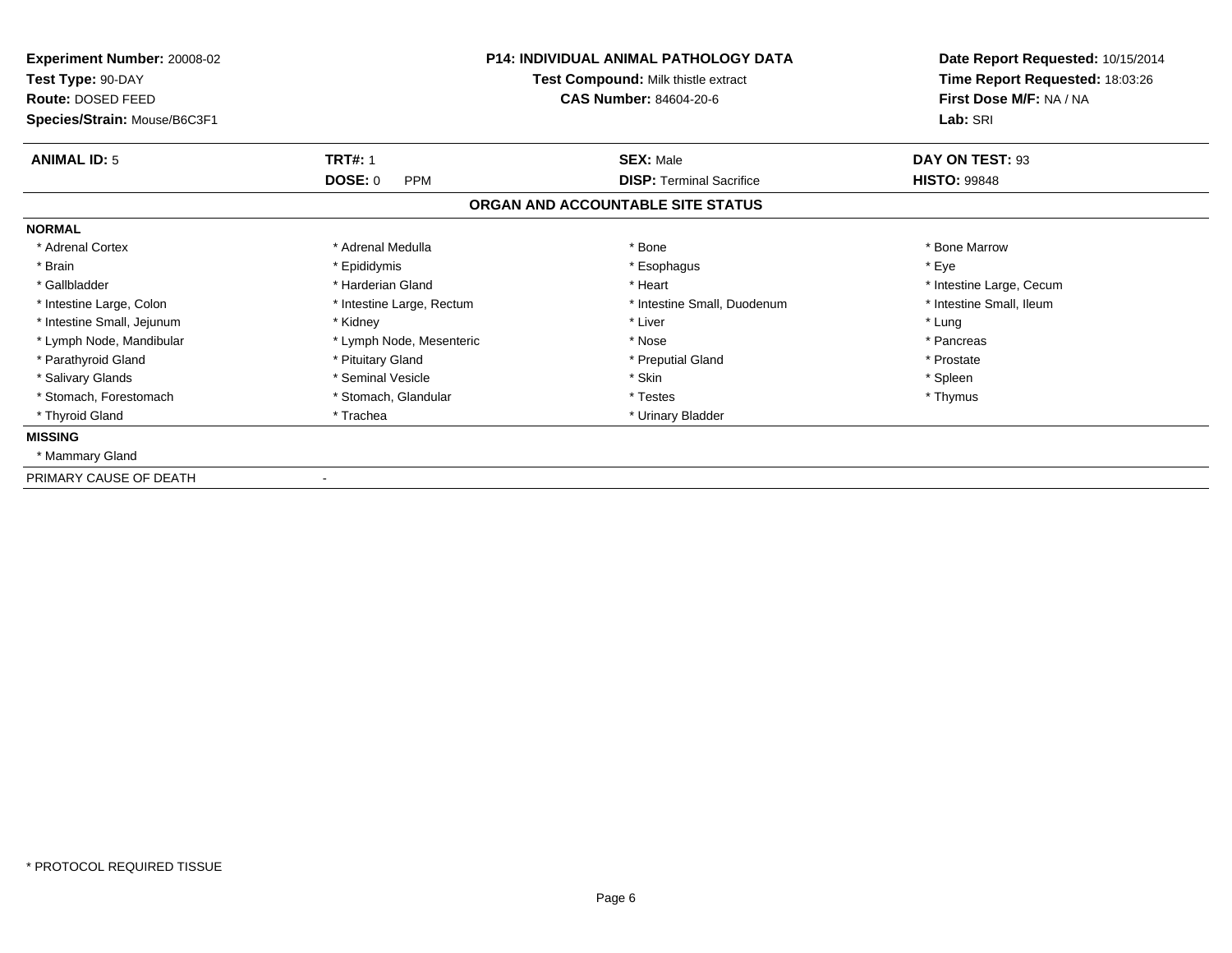**Experiment Number:** 20008-02
**Test Type:** 90-DAY
**Route:** DOSED FEED
**Species/Strain:** Mouse/B6C3F1

**P14: INDIVIDUAL ANIMAL PATHOLOGY DATA**
**Test Compound:** Milk thistle extract
**CAS Number:** 84604-20-6

**Date Report Requested:** 10/15/2014
**Time Report Requested:** 18:03:26
**First Dose M/F:** NA / NA
**Lab:** SRI

| **ANIMAL ID:** 5 | **TRT#:** 1 | **SEX:** Male | **DAY ON TEST:** 93 |
|---|---|---|---|
| | **DOSE:** 0 PPM | **DISP:** Terminal Sacrifice | **HISTO:** 99848 |

## ORGAN AND ACCOUNTABLE SITE STATUS

**NORMAL**

| | | | |
|---|---|---|---|
| * Adrenal Cortex | * Adrenal Medulla | * Bone | * Bone Marrow |
| * Brain | * Epididymis | * Esophagus | * Eye |
| * Gallbladder | * Harderian Gland | * Heart | * Intestine Large, Cecum |
| * Intestine Large, Colon | * Intestine Large, Rectum | * Intestine Small, Duodenum | * Intestine Small, Ileum |
| * Intestine Small, Jejunum | * Kidney | * Liver | * Lung |
| * Lymph Node, Mandibular | * Lymph Node, Mesenteric | * Nose | * Pancreas |
| * Parathyroid Gland | * Pituitary Gland | * Preputial Gland | * Prostate |
| * Salivary Glands | * Seminal Vesicle | * Skin | * Spleen |
| * Stomach, Forestomach | * Stomach, Glandular | * Testes | * Thymus |
| * Thyroid Gland | * Trachea | * Urinary Bladder | |

**MISSING**

* Mammary Gland

PRIMARY CAUSE OF DEATH -

* PROTOCOL REQUIRED TISSUE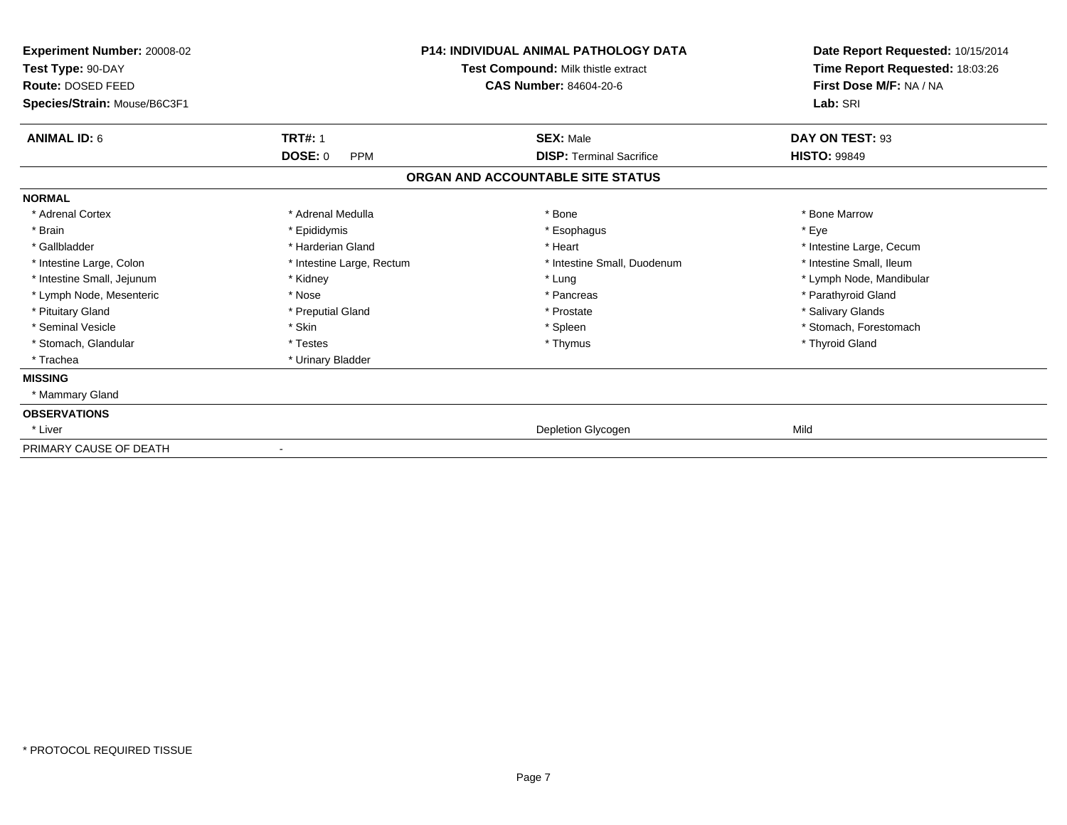**Experiment Number:** 20008-02
**Test Type:** 90-DAY
**Route:** DOSED FEED
**Species/Strain:** Mouse/B6C3F1

**P14: INDIVIDUAL ANIMAL PATHOLOGY DATA**
**Test Compound:** Milk thistle extract
**CAS Number:** 84604-20-6

**Date Report Requested:** 10/15/2014
**Time Report Requested:** 18:03:26
**First Dose M/F:** NA / NA
**Lab:** SRI

| **ANIMAL ID:** 6 | **TRT#:** 1 | **SEX:** Male | **DAY ON TEST:** 93 |
|---|---|---|---|
| | **DOSE:** 0 PPM | **DISP:** Terminal Sacrifice | **HISTO:** 99849 |

## ORGAN AND ACCOUNTABLE SITE STATUS

| | | | |
|---|---|---|---|
| **NORMAL** | | | |
| * Adrenal Cortex | * Adrenal Medulla | * Bone | * Bone Marrow |
| * Brain | * Epididymis | * Esophagus | * Eye |
| * Gallbladder | * Harderian Gland | * Heart | * Intestine Large, Cecum |
| * Intestine Large, Colon | * Intestine Large, Rectum | * Intestine Small, Duodenum | * Intestine Small, Ileum |
| * Intestine Small, Jejunum | * Kidney | * Lung | * Lymph Node, Mandibular |
| * Lymph Node, Mesenteric | * Nose | * Pancreas | * Parathyroid Gland |
| * Pituitary Gland | * Preputial Gland | * Prostate | * Salivary Glands |
| * Seminal Vesicle | * Skin | * Spleen | * Stomach, Forestomach |
| * Stomach, Glandular | * Testes | * Thymus | * Thyroid Gland |
| * Trachea | * Urinary Bladder | | |
| **MISSING** | | | |
| * Mammary Gland | | | |
| **OBSERVATIONS** | | | |
| * Liver | | Depletion Glycogen | Mild |
| PRIMARY CAUSE OF DEATH | - | | |

* PROTOCOL REQUIRED TISSUE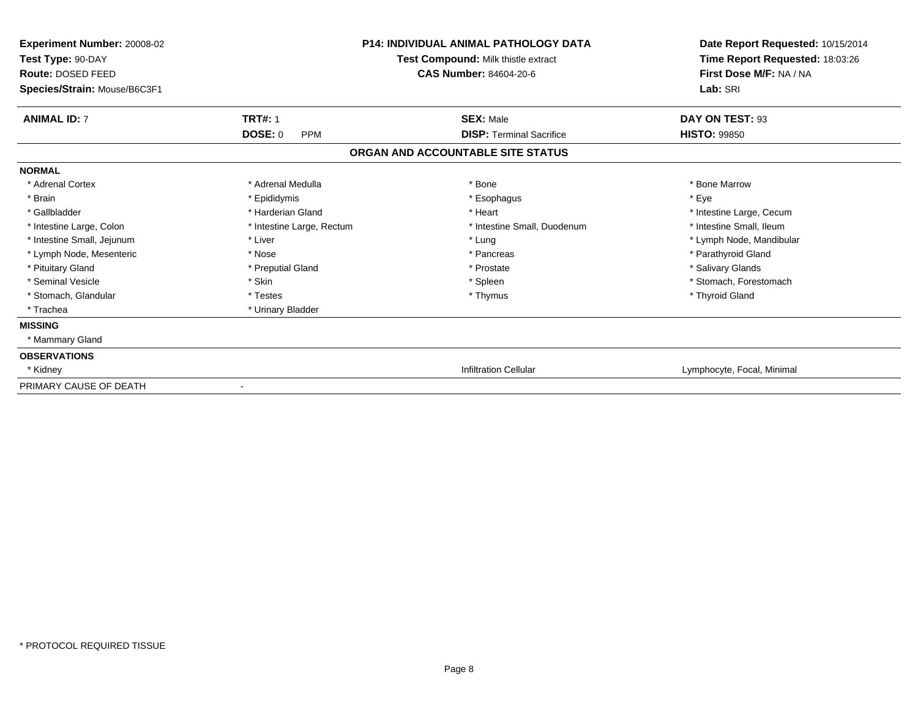**Experiment Number:** 20008-02
**Test Type:** 90-DAY
**Route:** DOSED FEED
**Species/Strain:** Mouse/B6C3F1

**P14: INDIVIDUAL ANIMAL PATHOLOGY DATA**
**Test Compound:** Milk thistle extract
**CAS Number:** 84604-20-6

**Date Report Requested:** 10/15/2014
**Time Report Requested:** 18:03:26
**First Dose M/F:** NA / NA
**Lab:** SRI

| **ANIMAL ID:** 7 | **TRT#:** 1 | **SEX:** Male | **DAY ON TEST:** 93 |
|---|---|---|---|
| | **DOSE:** 0 PPM | **DISP:** Terminal Sacrifice | **HISTO:** 99850 |

## ORGAN AND ACCOUNTABLE SITE STATUS

**NORMAL**

| | | | |
|---|---|---|---|
| * Adrenal Cortex | * Adrenal Medulla | * Bone | * Bone Marrow |
| * Brain | * Epididymis | * Esophagus | * Eye |
| * Gallbladder | * Harderian Gland | * Heart | * Intestine Large, Cecum |
| * Intestine Large, Colon | * Intestine Large, Rectum | * Intestine Small, Duodenum | * Intestine Small, Ileum |
| * Intestine Small, Jejunum | * Liver | * Lung | * Lymph Node, Mandibular |
| * Lymph Node, Mesenteric | * Nose | * Pancreas | * Parathyroid Gland |
| * Pituitary Gland | * Preputial Gland | * Prostate | * Salivary Glands |
| * Seminal Vesicle | * Skin | * Spleen | * Stomach, Forestomach |
| * Stomach, Glandular | * Testes | * Thymus | * Thyroid Gland |
| * Trachea | * Urinary Bladder | | |

**MISSING**

* Mammary Gland

**OBSERVATIONS**

| | | |
|---|---|---|
| * Kidney | Infiltration Cellular | Lymphocyte, Focal, Minimal |

PRIMARY CAUSE OF DEATH -

\* PROTOCOL REQUIRED TISSUE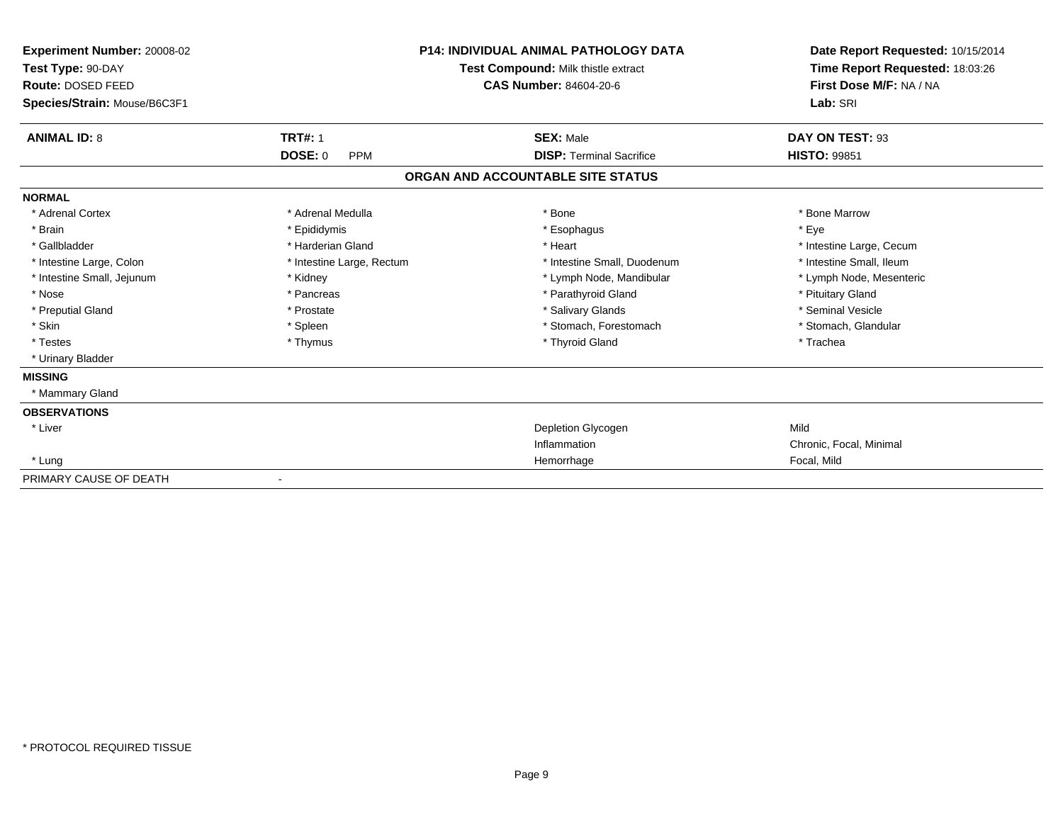**Experiment Number:** 20008-02
**Test Type:** 90-DAY
**Route:** DOSED FEED
**Species/Strain:** Mouse/B6C3F1

**P14: INDIVIDUAL ANIMAL PATHOLOGY DATA**
**Test Compound:** Milk thistle extract
**CAS Number:** 84604-20-6

**Date Report Requested:** 10/15/2014
**Time Report Requested:** 18:03:26
**First Dose M/F:** NA / NA
**Lab:** SRI

| **ANIMAL ID:** 8 | **TRT#:** 1 | **SEX:** Male | **DAY ON TEST:** 93 |
|---|---|---|---|
| | **DOSE:** 0 PPM | **DISP:** Terminal Sacrifice | **HISTO:** 99851 |

**ORGAN AND ACCOUNTABLE SITE STATUS**

**NORMAL**

| | | | |
|---|---|---|---|
| * Adrenal Cortex | * Adrenal Medulla | * Bone | * Bone Marrow |
| * Brain | * Epididymis | * Esophagus | * Eye |
| * Gallbladder | * Harderian Gland | * Heart | * Intestine Large, Cecum |
| * Intestine Large, Colon | * Intestine Large, Rectum | * Intestine Small, Duodenum | * Intestine Small, Ileum |
| * Intestine Small, Jejunum | * Kidney | * Lymph Node, Mandibular | * Lymph Node, Mesenteric |
| * Nose | * Pancreas | * Parathyroid Gland | * Pituitary Gland |
| * Preputial Gland | * Prostate | * Salivary Glands | * Seminal Vesicle |
| * Skin | * Spleen | * Stomach, Forestomach | * Stomach, Glandular |
| * Testes | * Thymus | * Thyroid Gland | * Trachea |
| * Urinary Bladder | | | |

**MISSING**

* Mammary Gland

**OBSERVATIONS**

| | | |
|---|---|---|
| * Liver | Depletion Glycogen | Mild |
| | Inflammation | Chronic, Focal, Minimal |
| * Lung | Hemorrhage | Focal, Mild |

PRIMARY CAUSE OF DEATH -

* PROTOCOL REQUIRED TISSUE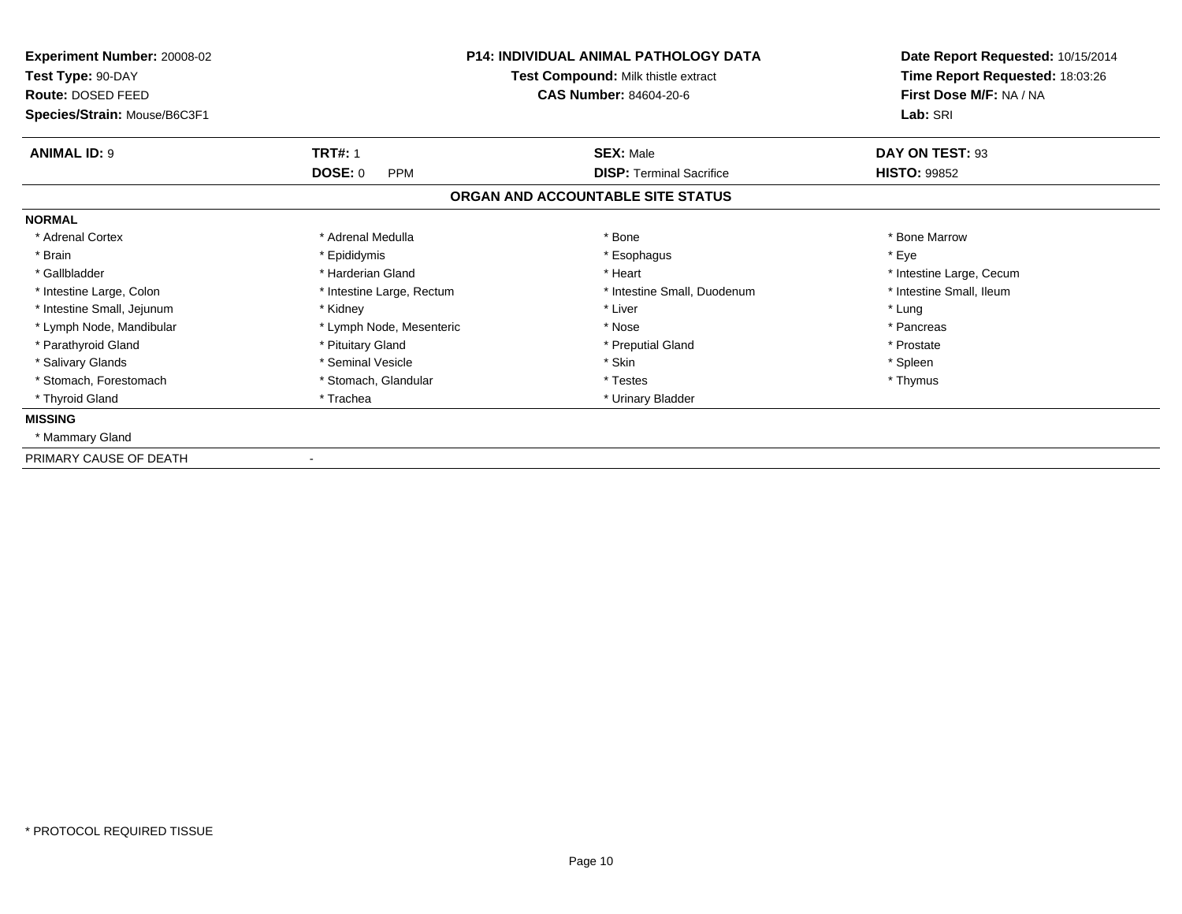**Experiment Number:** 20008-02
**Test Type:** 90-DAY
**Route:** DOSED FEED
**Species/Strain:** Mouse/B6C3F1

**P14: INDIVIDUAL ANIMAL PATHOLOGY DATA**
**Test Compound:** Milk thistle extract
**CAS Number:** 84604-20-6

**Date Report Requested:** 10/15/2014
**Time Report Requested:** 18:03:26
**First Dose M/F:** NA / NA
**Lab:** SRI

| **ANIMAL ID:** 9 | **TRT#:** 1 | **SEX:** Male | **DAY ON TEST:** 93 |
|---|---|---|---|
| | **DOSE:** 0 PPM | **DISP:** Terminal Sacrifice | **HISTO:** 99852 |

## ORGAN AND ACCOUNTABLE SITE STATUS

**NORMAL**

| | | | |
|---|---|---|---|
| * Adrenal Cortex | * Adrenal Medulla | * Bone | * Bone Marrow |
| * Brain | * Epididymis | * Esophagus | * Eye |
| * Gallbladder | * Harderian Gland | * Heart | * Intestine Large, Cecum |
| * Intestine Large, Colon | * Intestine Large, Rectum | * Intestine Small, Duodenum | * Intestine Small, Ileum |
| * Intestine Small, Jejunum | * Kidney | * Liver | * Lung |
| * Lymph Node, Mandibular | * Lymph Node, Mesenteric | * Nose | * Pancreas |
| * Parathyroid Gland | * Pituitary Gland | * Preputial Gland | * Prostate |
| * Salivary Glands | * Seminal Vesicle | * Skin | * Spleen |
| * Stomach, Forestomach | * Stomach, Glandular | * Testes | * Thymus |
| * Thyroid Gland | * Trachea | * Urinary Bladder | |

**MISSING**

* Mammary Gland

PRIMARY CAUSE OF DEATH -

* PROTOCOL REQUIRED TISSUE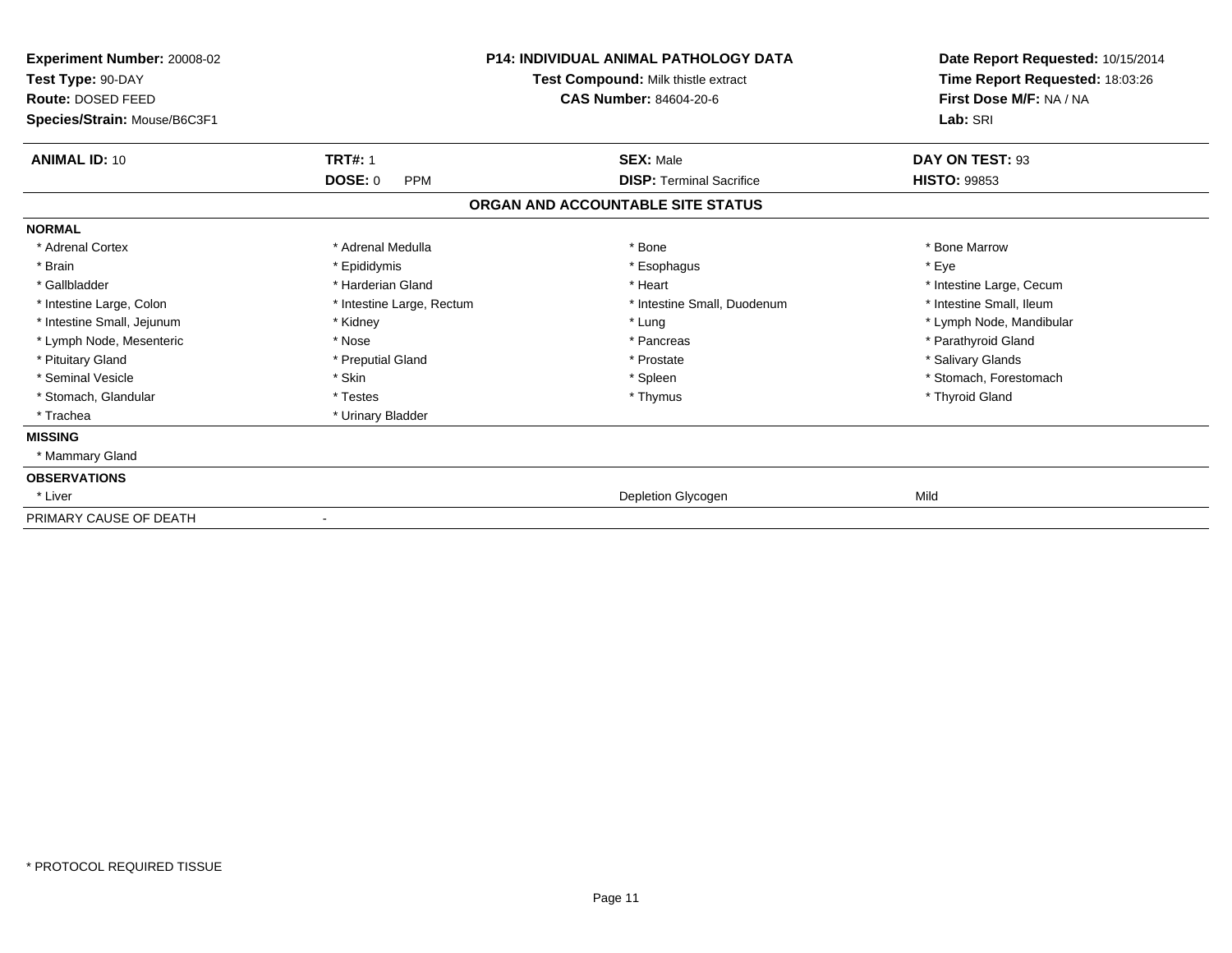**Experiment Number:** 20008-02
**Test Type:** 90-DAY
**Route:** DOSED FEED
**Species/Strain:** Mouse/B6C3F1

**P14: INDIVIDUAL ANIMAL PATHOLOGY DATA**
**Test Compound:** Milk thistle extract
**CAS Number:** 84604-20-6

**Date Report Requested:** 10/15/2014
**Time Report Requested:** 18:03:26
**First Dose M/F:** NA / NA
**Lab:** SRI

| **ANIMAL ID:** 10 | **TRT#:** 1 | **SEX:** Male | **DAY ON TEST:** 93 |
|---|---|---|---|
| | **DOSE:** 0 PPM | **DISP:** Terminal Sacrifice | **HISTO:** 99853 |

### ORGAN AND ACCOUNTABLE SITE STATUS

**NORMAL**

| | | | |
|---|---|---|---|
| * Adrenal Cortex | * Adrenal Medulla | * Bone | * Bone Marrow |
| * Brain | * Epididymis | * Esophagus | * Eye |
| * Gallbladder | * Harderian Gland | * Heart | * Intestine Large, Cecum |
| * Intestine Large, Colon | * Intestine Large, Rectum | * Intestine Small, Duodenum | * Intestine Small, Ileum |
| * Intestine Small, Jejunum | * Kidney | * Lung | * Lymph Node, Mandibular |
| * Lymph Node, Mesenteric | * Nose | * Pancreas | * Parathyroid Gland |
| * Pituitary Gland | * Preputial Gland | * Prostate | * Salivary Glands |
| * Seminal Vesicle | * Skin | * Spleen | * Stomach, Forestomach |
| * Stomach, Glandular | * Testes | * Thymus | * Thyroid Gland |
| * Trachea | * Urinary Bladder | | |

**MISSING**

* Mammary Gland

**OBSERVATIONS**

| | | |
|---|---|---|
| * Liver | Depletion Glycogen | Mild |

PRIMARY CAUSE OF DEATH -

* PROTOCOL REQUIRED TISSUE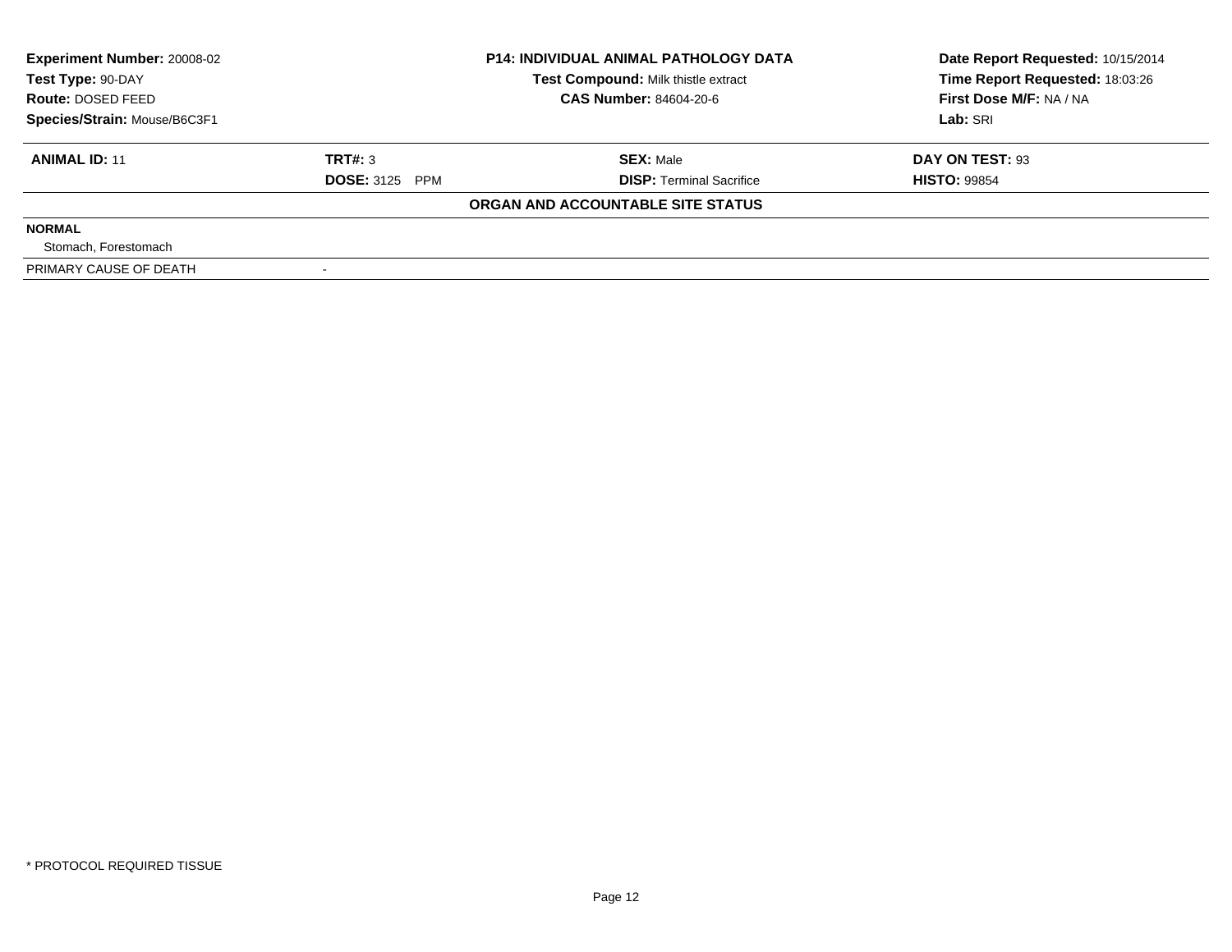**Experiment Number:** 20008-02
**Test Type:** 90-DAY
**Route:** DOSED FEED
**Species/Strain:** Mouse/B6C3F1

**P14: INDIVIDUAL ANIMAL PATHOLOGY DATA**
**Test Compound:** Milk thistle extract
**CAS Number:** 84604-20-6

**Date Report Requested:** 10/15/2014
**Time Report Requested:** 18:03:26
**First Dose M/F:** NA / NA
**Lab:** SRI

| **ANIMAL ID:** 11 | **TRT#:** 3 | **SEX:** Male | **DAY ON TEST:** 93 |
|---|---|---|---|
| | **DOSE:** 3125 PPM | **DISP:** Terminal Sacrifice | **HISTO:** 99854 |

**ORGAN AND ACCOUNTABLE SITE STATUS**

**NORMAL**

Stomach, Forestomach

PRIMARY CAUSE OF DEATH -

* PROTOCOL REQUIRED TISSUE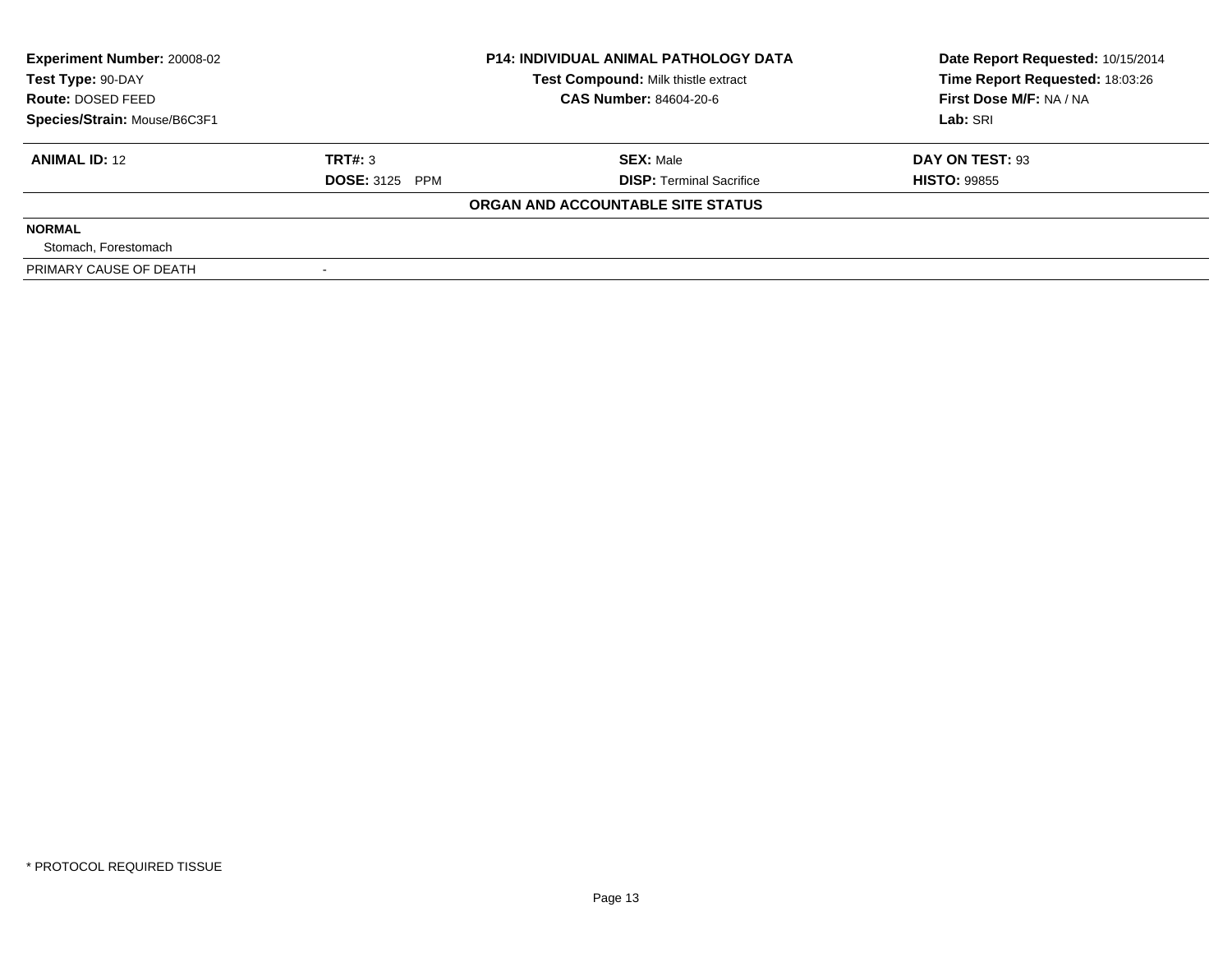| **Experiment Number:** 20008-02 | **P14: INDIVIDUAL ANIMAL PATHOLOGY DATA** | **Date Report Requested:** 10/15/2014 |
|---|---|---|
| **Test Type:** 90-DAY | **Test Compound:** Milk thistle extract | **Time Report Requested:** 18:03:26 |
| **Route:** DOSED FEED | **CAS Number:** 84604-20-6 | **First Dose M/F:** NA / NA |
| **Species/Strain:** Mouse/B6C3F1 | | **Lab:** SRI |

| **ANIMAL ID:** 12 | **TRT#:** 3 | **SEX:** Male | **DAY ON TEST:** 93 |
|---|---|---|---|
| | **DOSE:** 3125 PPM | **DISP:** Terminal Sacrifice | **HISTO:** 99855 |

**ORGAN AND ACCOUNTABLE SITE STATUS**

| | |
|---|---|
| **NORMAL** | |
| Stomach, Forestomach | |
| PRIMARY CAUSE OF DEATH | - |

* PROTOCOL REQUIRED TISSUE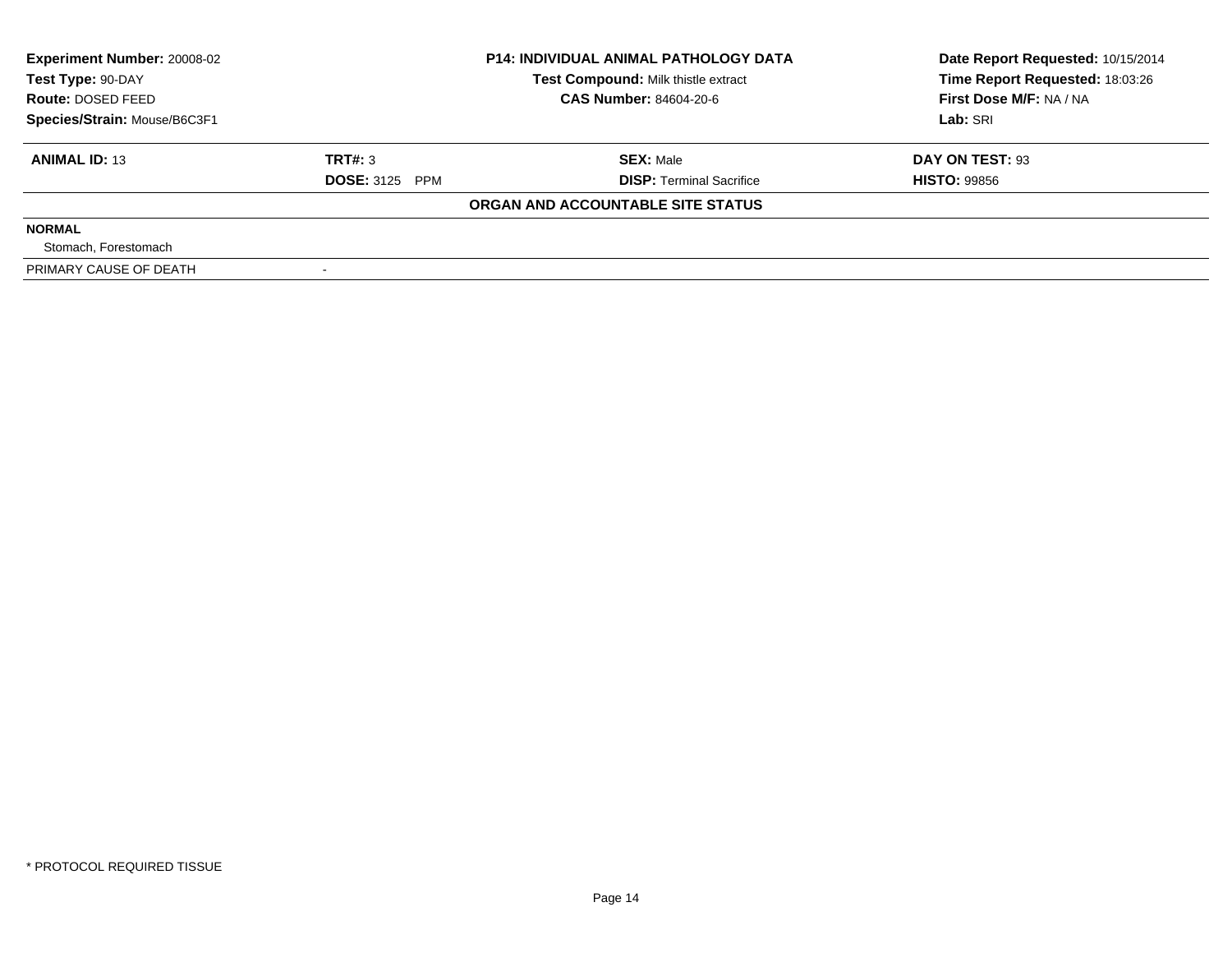| Experiment Number: 20008-02 | P14: INDIVIDUAL ANIMAL PATHOLOGY DATA | Date Report Requested: 10/15/2014 |
|---|---|---|
| Test Type: 90-DAY | Test Compound: Milk thistle extract | Time Report Requested: 18:03:26 |
| Route: DOSED FEED | CAS Number: 84604-20-6 | First Dose M/F: NA / NA |
| Species/Strain: Mouse/B6C3F1 | | Lab: SRI |

| ANIMAL ID: 13 | TRT#: 3 | SEX: Male | DAY ON TEST: 93 |
|---|---|---|---|
| | DOSE: 3125 PPM | DISP: Terminal Sacrifice | HISTO: 99856 |

**ORGAN AND ACCOUNTABLE SITE STATUS**

**NORMAL**

Stomach, Forestomach

| PRIMARY CAUSE OF DEATH | - |
|---|---|

* PROTOCOL REQUIRED TISSUE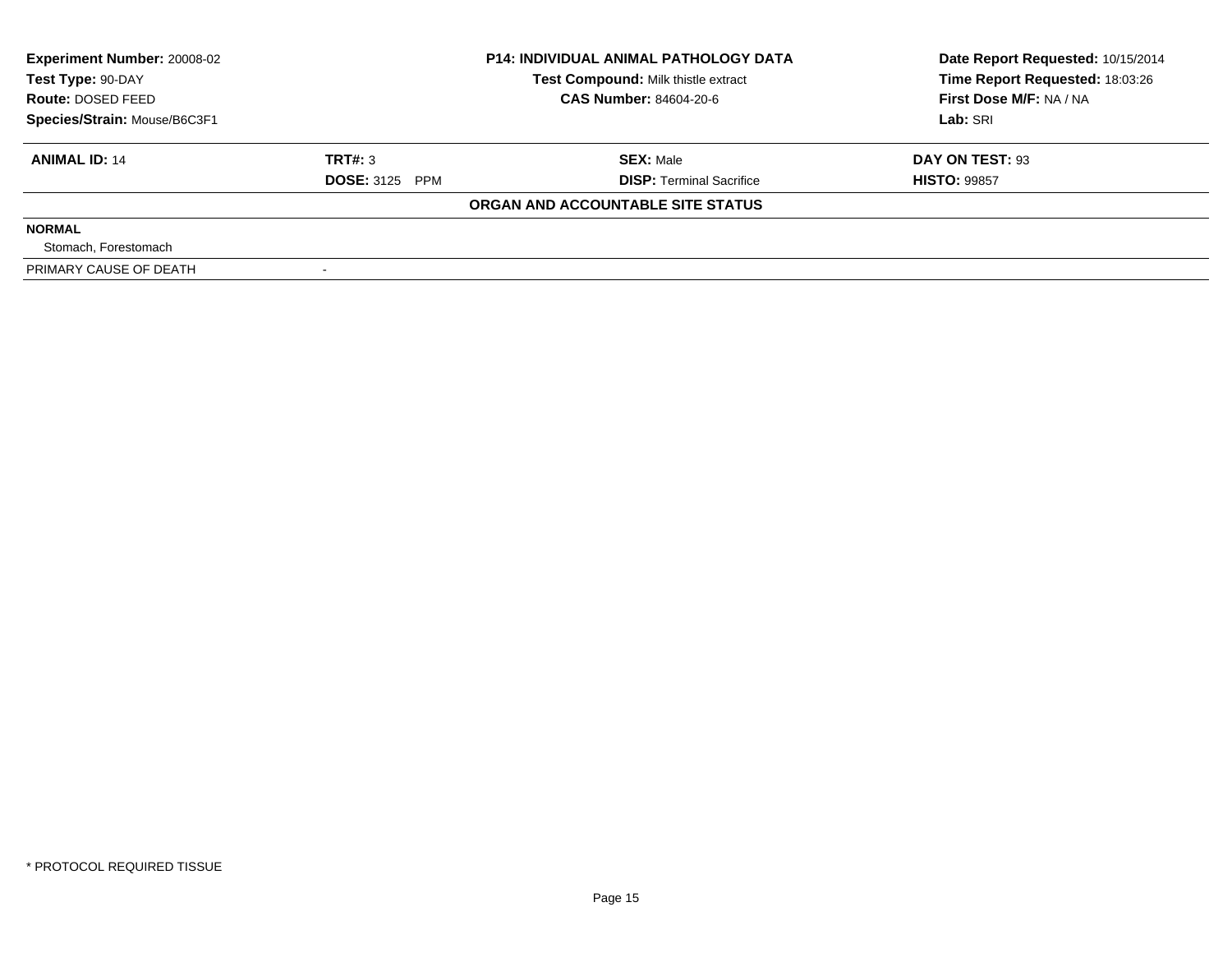**Experiment Number:** 20008-02
**Test Type:** 90-DAY
**Route:** DOSED FEED
**Species/Strain:** Mouse/B6C3F1

**P14: INDIVIDUAL ANIMAL PATHOLOGY DATA**
**Test Compound:** Milk thistle extract
**CAS Number:** 84604-20-6

**Date Report Requested:** 10/15/2014
**Time Report Requested:** 18:03:26
**First Dose M/F:** NA / NA
**Lab:** SRI

| **ANIMAL ID:** 14 | **TRT#:** 3 | **SEX:** Male | **DAY ON TEST:** 93 |
|---|---|---|---|
| | **DOSE:** 3125 PPM | **DISP:** Terminal Sacrifice | **HISTO:** 99857 |

**ORGAN AND ACCOUNTABLE SITE STATUS**

**NORMAL**

Stomach, Forestomach

| PRIMARY CAUSE OF DEATH | - |
|---|---|

\* PROTOCOL REQUIRED TISSUE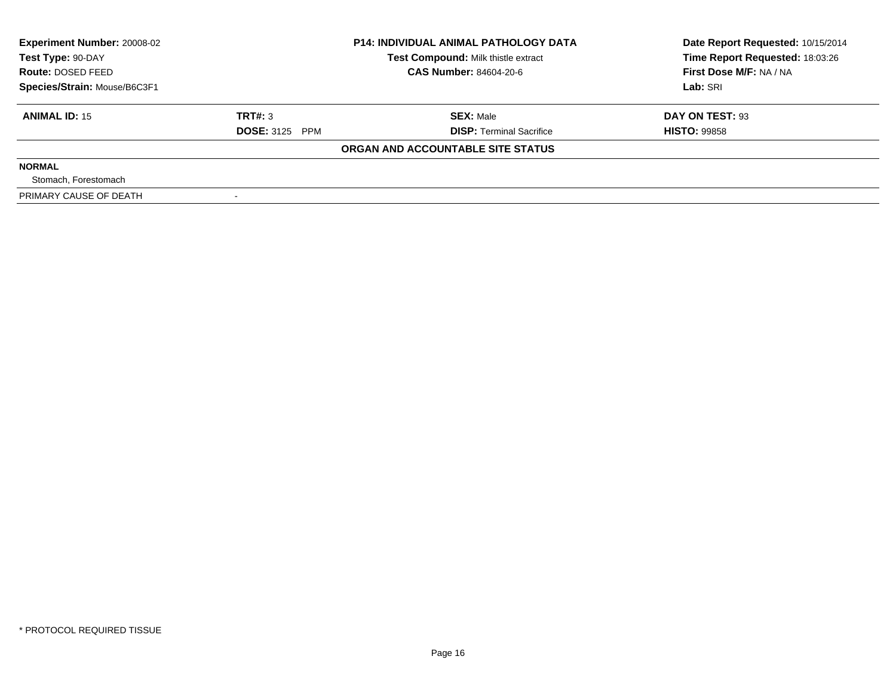| Experiment Number: 20008-02 | P14: INDIVIDUAL ANIMAL PATHOLOGY DATA | Date Report Requested: 10/15/2014 |
|---|---|---|
| Test Type: 90-DAY | Test Compound: Milk thistle extract | Time Report Requested: 18:03:26 |
| Route: DOSED FEED | CAS Number: 84604-20-6 | First Dose M/F: NA / NA |
| Species/Strain: Mouse/B6C3F1 | | Lab: SRI |

| ANIMAL ID: 15 | TRT#: 3 | SEX: Male | DAY ON TEST: 93 |
|---|---|---|---|
| | DOSE: 3125 PPM | DISP: Terminal Sacrifice | HISTO: 99858 |

**ORGAN AND ACCOUNTABLE SITE STATUS**

**NORMAL**

Stomach, Forestomach

| PRIMARY CAUSE OF DEATH | - |
|---|---|

* PROTOCOL REQUIRED TISSUE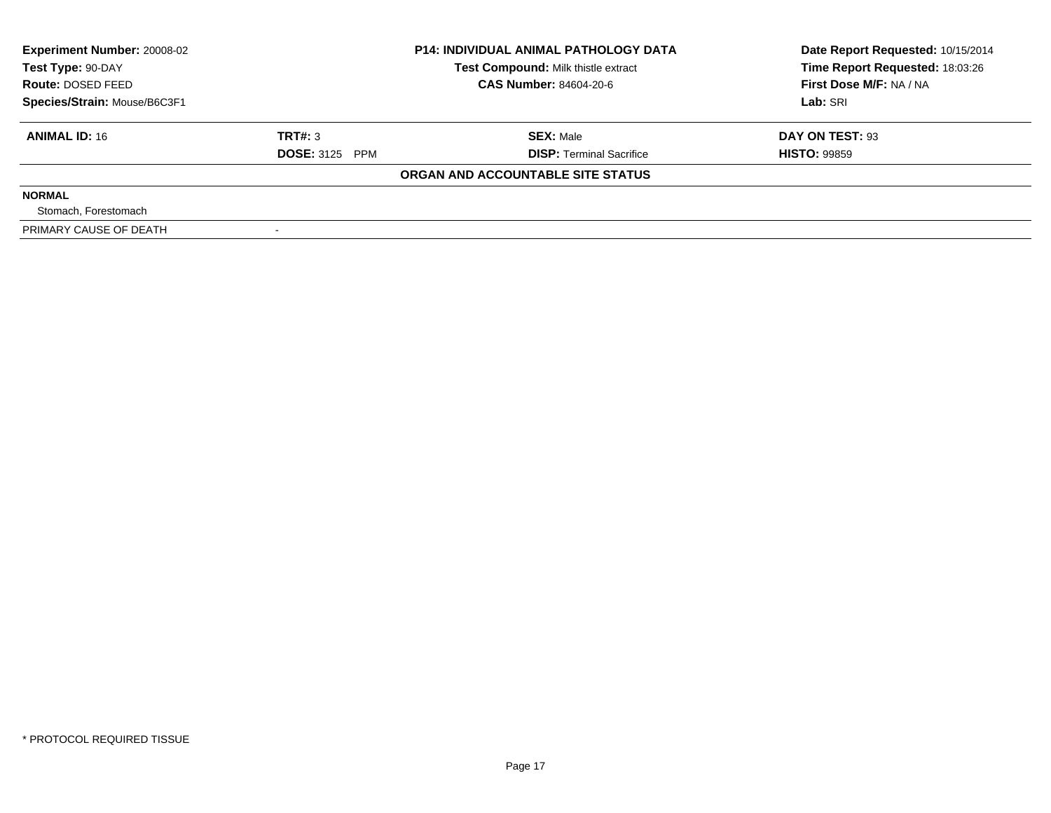**Experiment Number:** 20008-02
**Test Type:** 90-DAY
**Route:** DOSED FEED
**Species/Strain:** Mouse/B6C3F1

**P14: INDIVIDUAL ANIMAL PATHOLOGY DATA**
**Test Compound:** Milk thistle extract
**CAS Number:** 84604-20-6

**Date Report Requested:** 10/15/2014
**Time Report Requested:** 18:03:26
**First Dose M/F:** NA / NA
**Lab:** SRI

| **ANIMAL ID:** 16 | **TRT#:** 3 | **SEX:** Male | **DAY ON TEST:** 93 |
|---|---|---|---|
| | **DOSE:** 3125 PPM | **DISP:** Terminal Sacrifice | **HISTO:** 99859 |

**ORGAN AND ACCOUNTABLE SITE STATUS**

**NORMAL**

Stomach, Forestomach

| PRIMARY CAUSE OF DEATH | - |
|---|---|

* PROTOCOL REQUIRED TISSUE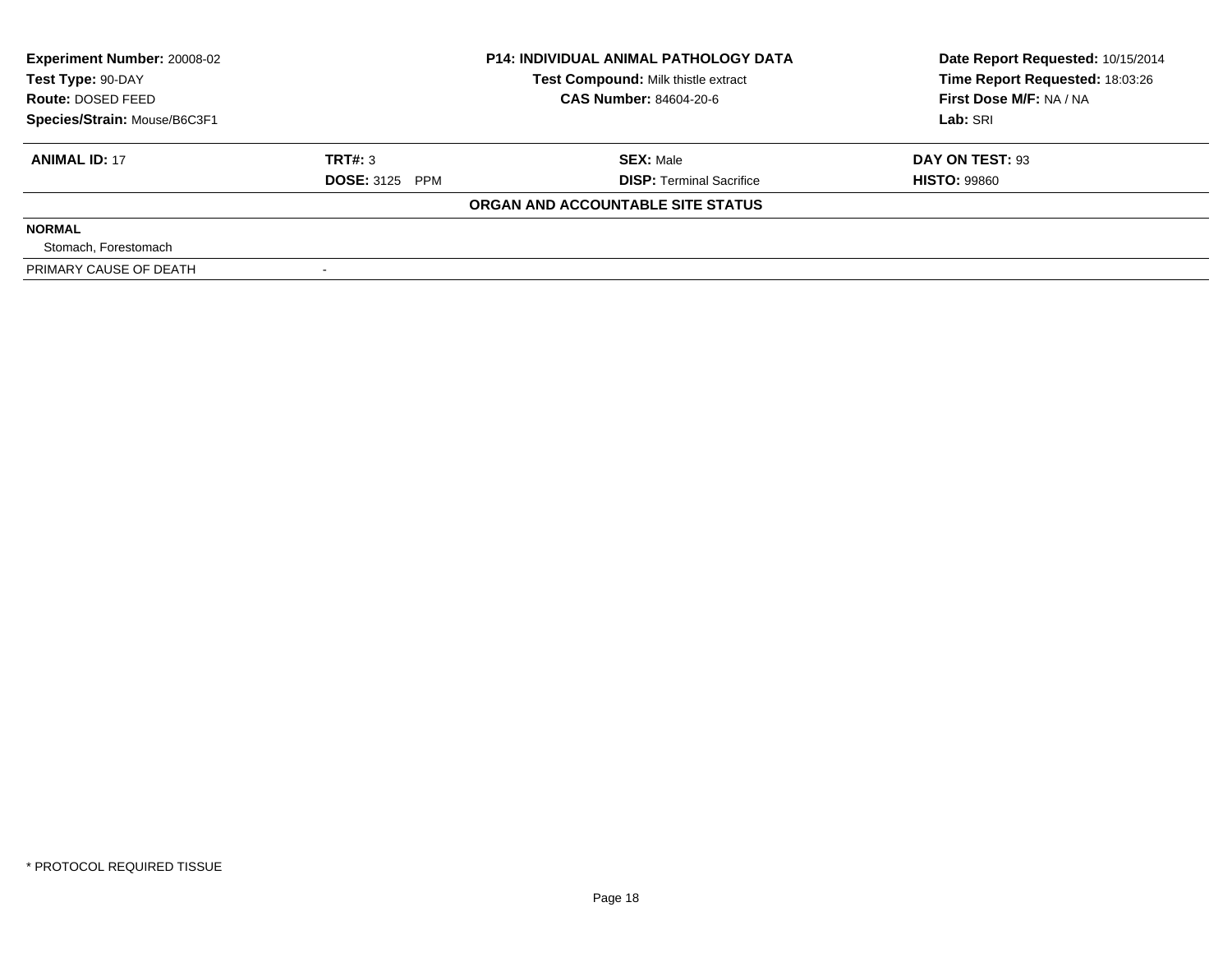| Experiment Number: 20008-02 | P14: INDIVIDUAL ANIMAL PATHOLOGY DATA | Date Report Requested: 10/15/2014 |
|---|---|---|
| Test Type: 90-DAY | Test Compound: Milk thistle extract | Time Report Requested: 18:03:26 |
| Route: DOSED FEED | CAS Number: 84604-20-6 | First Dose M/F: NA / NA |
| Species/Strain: Mouse/B6C3F1 | | Lab: SRI |

| ANIMAL ID: 17 | TRT#: 3 | SEX: Male | DAY ON TEST: 93 |
|---|---|---|---|
| | DOSE: 3125 PPM | DISP: Terminal Sacrifice | HISTO: 99860 |

**ORGAN AND ACCOUNTABLE SITE STATUS**

**NORMAL**

Stomach, Forestomach

| PRIMARY CAUSE OF DEATH | - |
|---|---|

* PROTOCOL REQUIRED TISSUE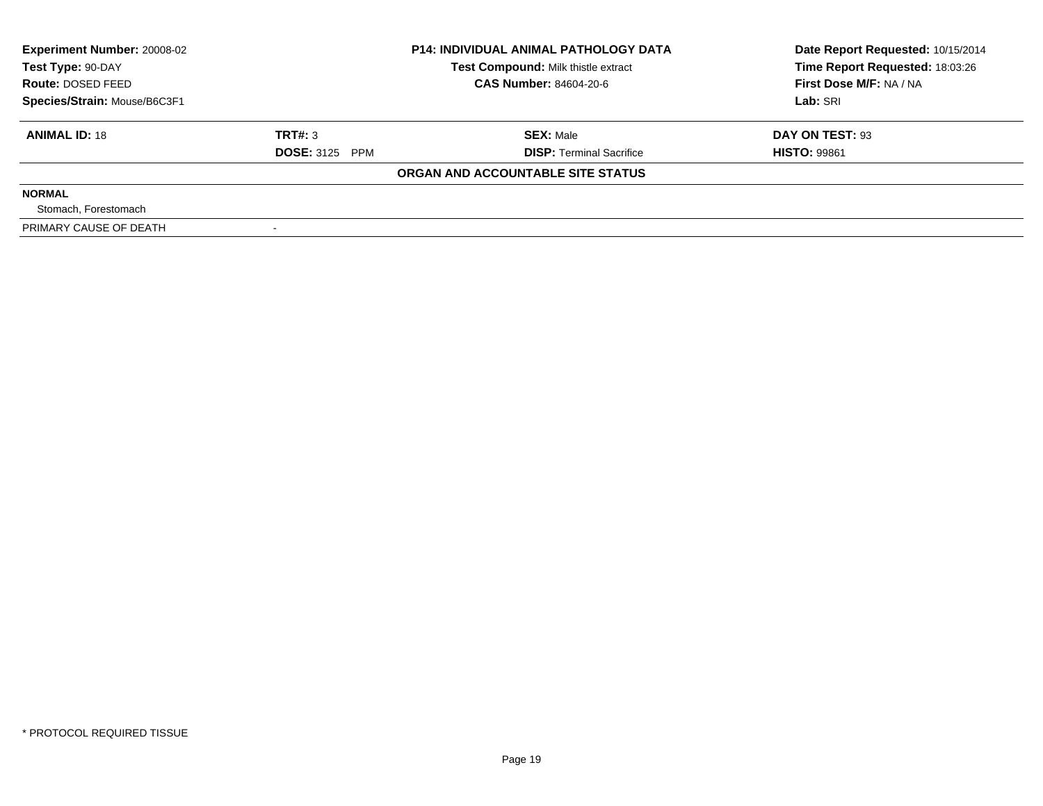| Experiment Number: 20008-02 | P14: INDIVIDUAL ANIMAL PATHOLOGY DATA | Date Report Requested: 10/15/2014 |
|---|---|---|
| Test Type: 90-DAY | Test Compound: Milk thistle extract | Time Report Requested: 18:03:26 |
| Route: DOSED FEED | CAS Number: 84604-20-6 | First Dose M/F: NA / NA |
| Species/Strain: Mouse/B6C3F1 | | Lab: SRI |

| ANIMAL ID: 18 | TRT#: 3 | SEX: Male | DAY ON TEST: 93 |
|---|---|---|---|
| | DOSE: 3125 PPM | DISP: Terminal Sacrifice | HISTO: 99861 |

**ORGAN AND ACCOUNTABLE SITE STATUS**

| | |
|---|---|
| **NORMAL** | |
| Stomach, Forestomach | |
| PRIMARY CAUSE OF DEATH | - |

* PROTOCOL REQUIRED TISSUE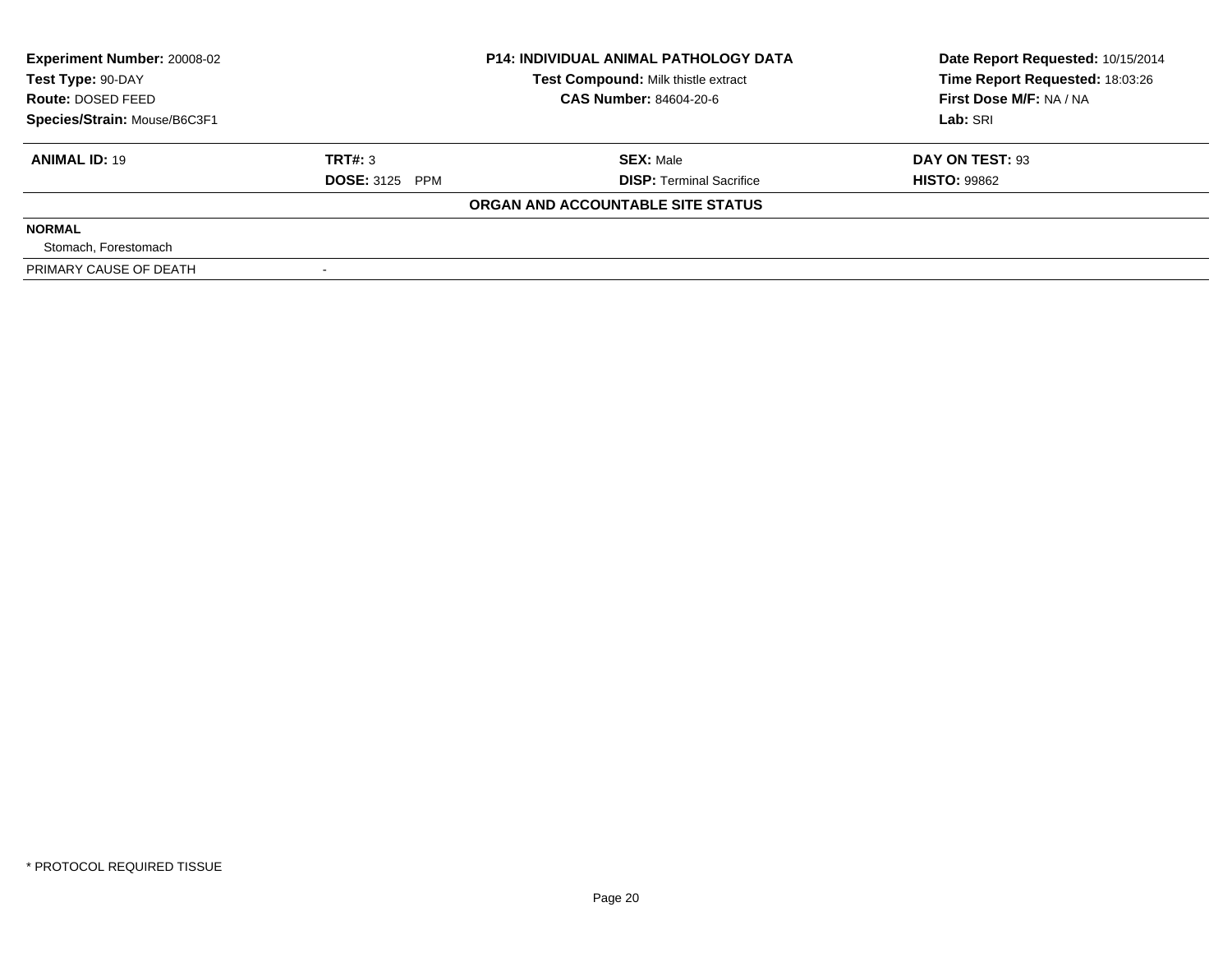**Experiment Number:** 20008-02
**Test Type:** 90-DAY
**Route:** DOSED FEED
**Species/Strain:** Mouse/B6C3F1

**P14: INDIVIDUAL ANIMAL PATHOLOGY DATA**
**Test Compound:** Milk thistle extract
**CAS Number:** 84604-20-6

**Date Report Requested:** 10/15/2014
**Time Report Requested:** 18:03:26
**First Dose M/F:** NA / NA
**Lab:** SRI

| **ANIMAL ID:** 19 | **TRT#:** 3 | **SEX:** Male | **DAY ON TEST:** 93 |
|---|---|---|---|
| | **DOSE:** 3125 PPM | **DISP:** Terminal Sacrifice | **HISTO:** 99862 |

**ORGAN AND ACCOUNTABLE SITE STATUS**

**NORMAL**

Stomach, Forestomach

PRIMARY CAUSE OF DEATH -

* PROTOCOL REQUIRED TISSUE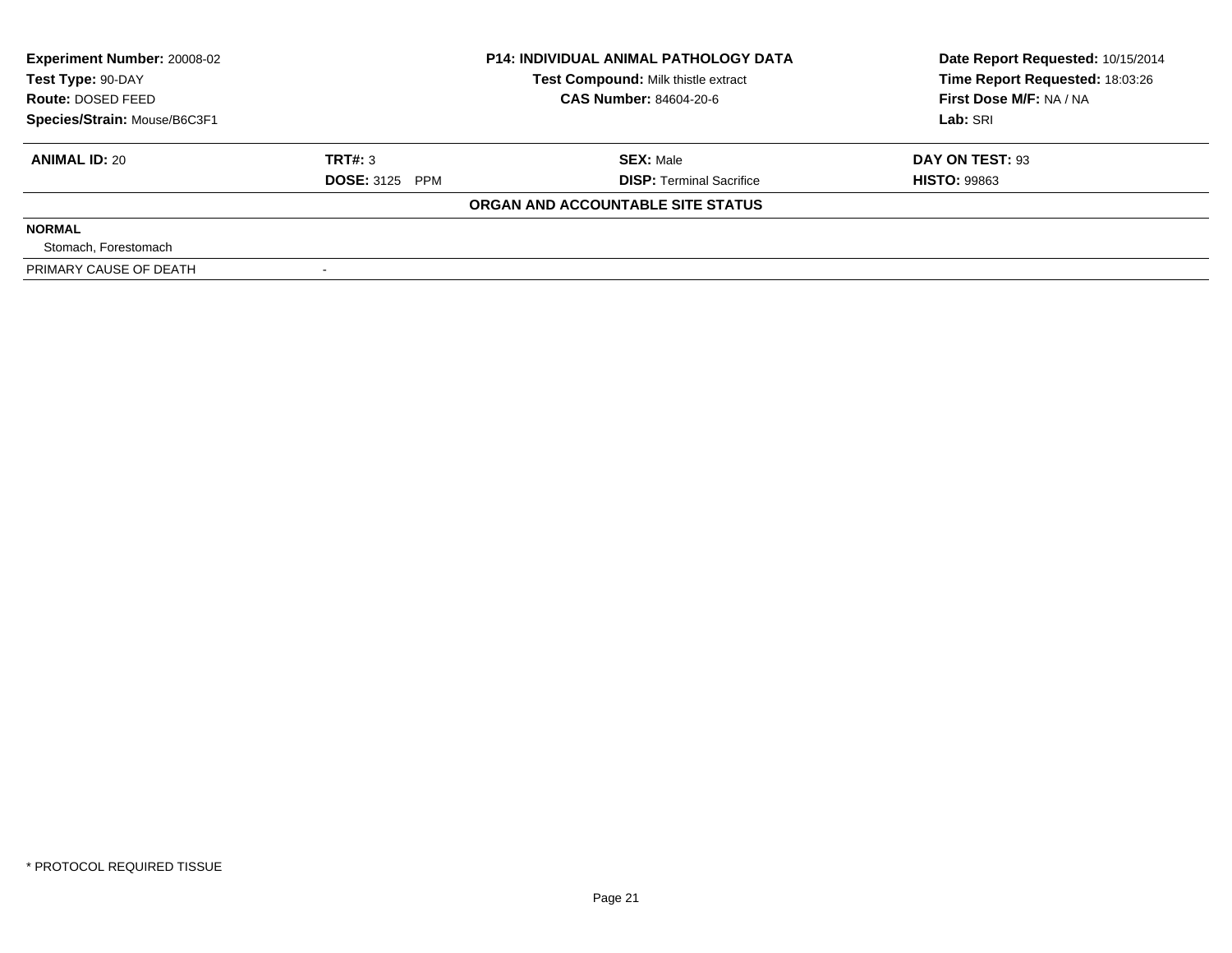**Experiment Number:** 20008-02
**Test Type:** 90-DAY
**Route:** DOSED FEED
**Species/Strain:** Mouse/B6C3F1

**P14: INDIVIDUAL ANIMAL PATHOLOGY DATA**
**Test Compound:** Milk thistle extract
**CAS Number:** 84604-20-6

**Date Report Requested:** 10/15/2014
**Time Report Requested:** 18:03:26
**First Dose M/F:** NA / NA
**Lab:** SRI

| **ANIMAL ID:** 20 | **TRT#:** 3 | **SEX:** Male | **DAY ON TEST:** 93 |
|---|---|---|---|
| | **DOSE:** 3125 PPM | **DISP:** Terminal Sacrifice | **HISTO:** 99863 |

**ORGAN AND ACCOUNTABLE SITE STATUS**

**NORMAL**

Stomach, Forestomach

| PRIMARY CAUSE OF DEATH | - |
|---|---|

* PROTOCOL REQUIRED TISSUE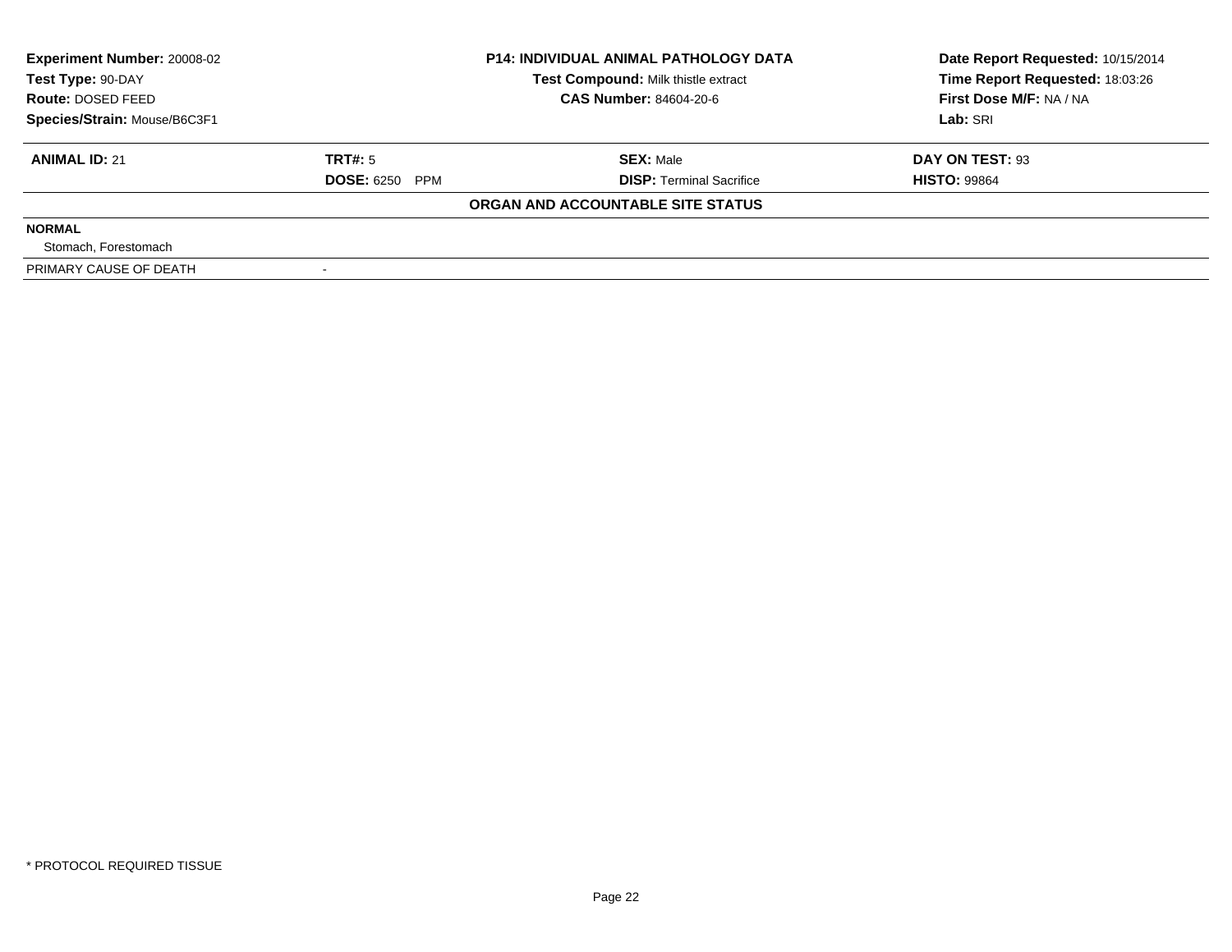| **Experiment Number:** 20008-02 | **P14: INDIVIDUAL ANIMAL PATHOLOGY DATA** | **Date Report Requested:** 10/15/2014 |
|---|---|---|
| **Test Type:** 90-DAY | **Test Compound:** Milk thistle extract | **Time Report Requested:** 18:03:26 |
| **Route:** DOSED FEED | **CAS Number:** 84604-20-6 | **First Dose M/F:** NA / NA |
| **Species/Strain:** Mouse/B6C3F1 | | **Lab:** SRI |

| **ANIMAL ID:** 21 | **TRT#:** 5 | **SEX:** Male | **DAY ON TEST:** 93 |
|---|---|---|---|
| | **DOSE:** 6250 PPM | **DISP:** Terminal Sacrifice | **HISTO:** 99864 |

**ORGAN AND ACCOUNTABLE SITE STATUS**

| | |
|---|---|
| **NORMAL** | |
| Stomach, Forestomach | |
| PRIMARY CAUSE OF DEATH | - |

* PROTOCOL REQUIRED TISSUE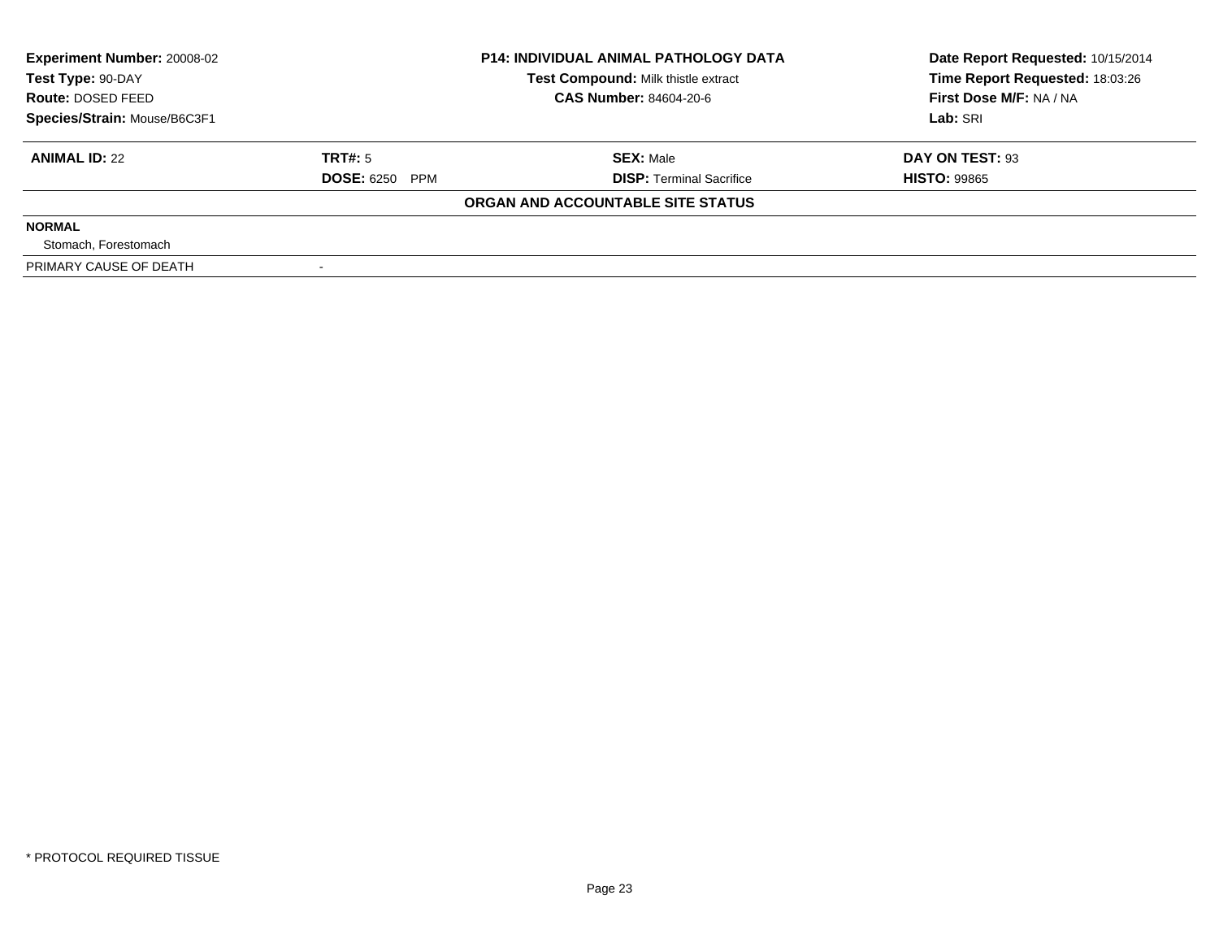| **Experiment Number:** 20008-02 | **P14: INDIVIDUAL ANIMAL PATHOLOGY DATA** | **Date Report Requested:** 10/15/2014 |
|---|---|---|
| **Test Type:** 90-DAY | **Test Compound:** Milk thistle extract | **Time Report Requested:** 18:03:26 |
| **Route:** DOSED FEED | **CAS Number:** 84604-20-6 | **First Dose M/F:** NA / NA |
| **Species/Strain:** Mouse/B6C3F1 | | **Lab:** SRI |

| **ANIMAL ID:** 22 | **TRT#:** 5 | **SEX:** Male | **DAY ON TEST:** 93 |
|---|---|---|---|
| | **DOSE:** 6250 PPM | **DISP:** Terminal Sacrifice | **HISTO:** 99865 |

**ORGAN AND ACCOUNTABLE SITE STATUS**

**NORMAL**

Stomach, Forestomach

| PRIMARY CAUSE OF DEATH | - |
|---|---|

\* PROTOCOL REQUIRED TISSUE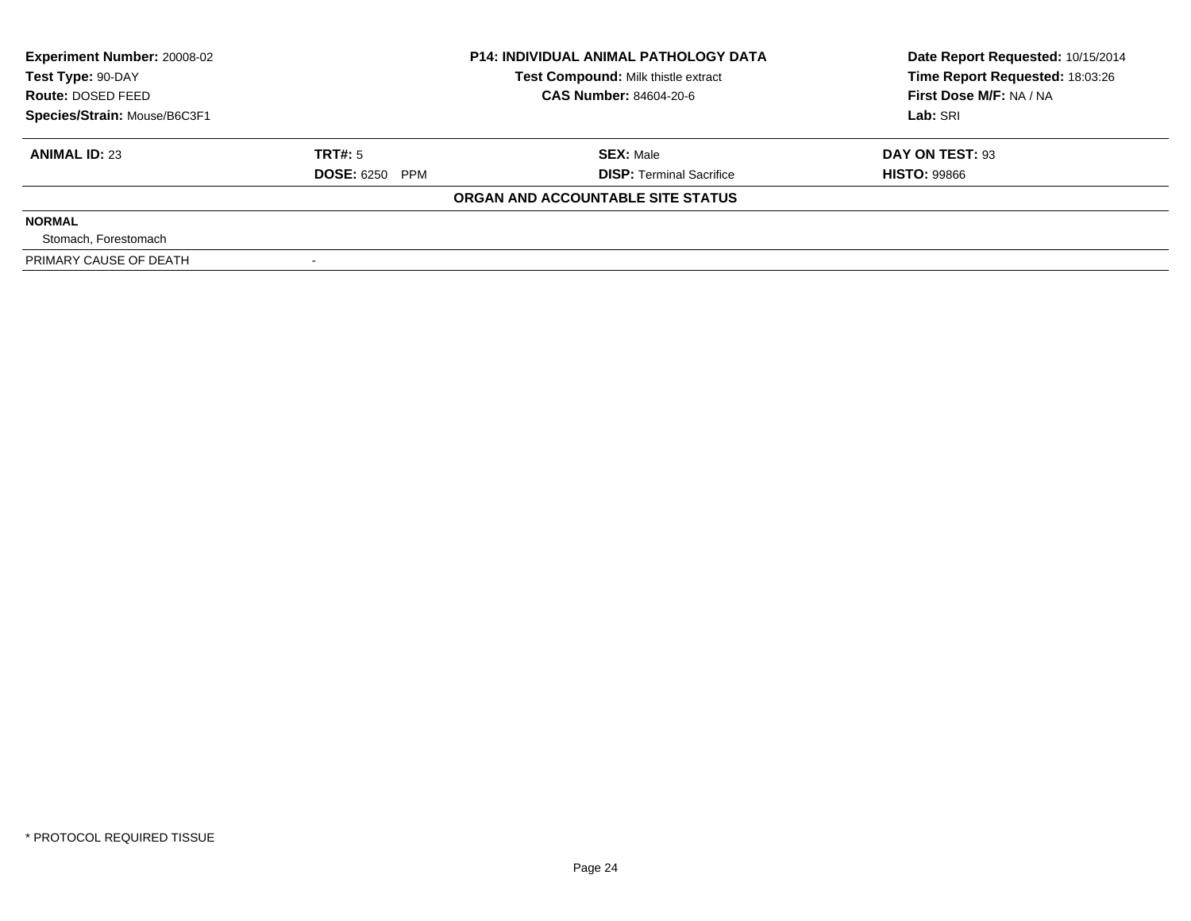**Experiment Number:** 20008-02
**Test Type:** 90-DAY
**Route:** DOSED FEED
**Species/Strain:** Mouse/B6C3F1

**P14: INDIVIDUAL ANIMAL PATHOLOGY DATA**
**Test Compound:** Milk thistle extract
**CAS Number:** 84604-20-6

**Date Report Requested:** 10/15/2014
**Time Report Requested:** 18:03:26
**First Dose M/F:** NA / NA
**Lab:** SRI

| **ANIMAL ID:** 23 | **TRT#:** 5 | **SEX:** Male | **DAY ON TEST:** 93 |
|---|---|---|---|
| | **DOSE:** 6250 PPM | **DISP:** Terminal Sacrifice | **HISTO:** 99866 |

**ORGAN AND ACCOUNTABLE SITE STATUS**

**NORMAL**

Stomach, Forestomach

PRIMARY CAUSE OF DEATH -

* PROTOCOL REQUIRED TISSUE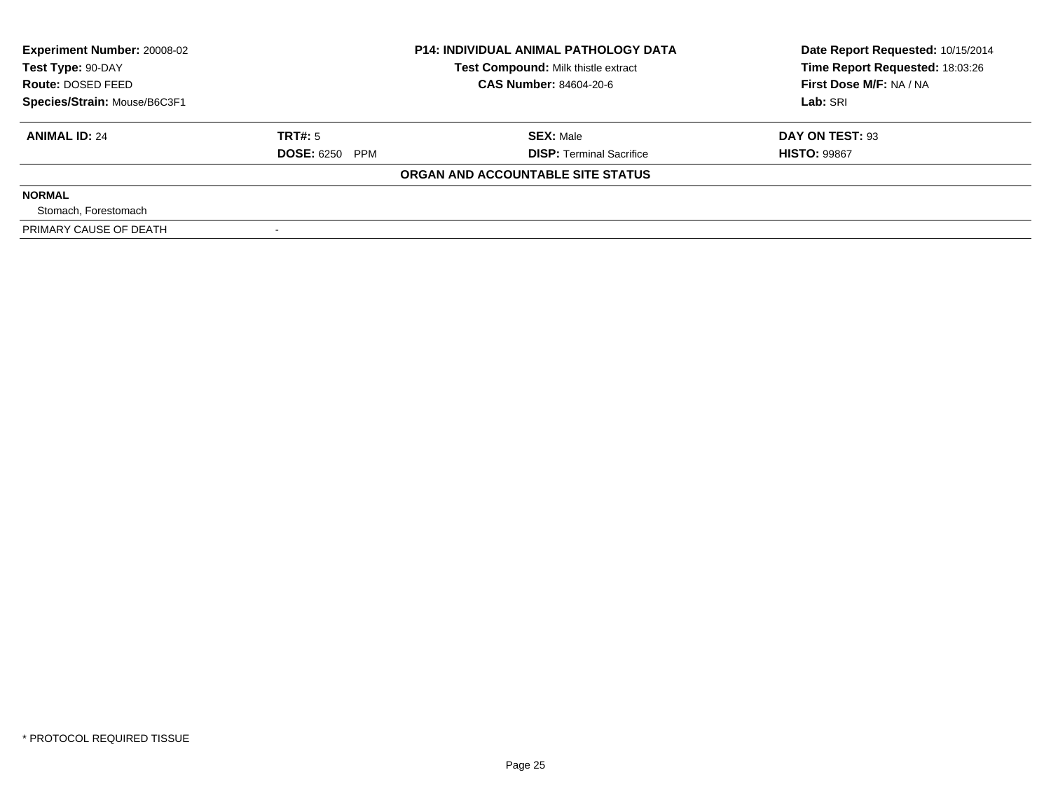| **Experiment Number:** 20008-02 | **P14: INDIVIDUAL ANIMAL PATHOLOGY DATA** | **Date Report Requested:** 10/15/2014 |
|---|---|---|
| **Test Type:** 90-DAY | **Test Compound:** Milk thistle extract | **Time Report Requested:** 18:03:26 |
| **Route:** DOSED FEED | **CAS Number:** 84604-20-6 | **First Dose M/F:** NA / NA |
| **Species/Strain:** Mouse/B6C3F1 | | **Lab:** SRI |

| **ANIMAL ID:** 24 | **TRT#:** 5 | **SEX:** Male | **DAY ON TEST:** 93 |
|---|---|---|---|
| | **DOSE:** 6250 PPM | **DISP:** Terminal Sacrifice | **HISTO:** 99867 |

**ORGAN AND ACCOUNTABLE SITE STATUS**

| | |
|---|---|
| **NORMAL** | |
| Stomach, Forestomach | |
| PRIMARY CAUSE OF DEATH | - |

* PROTOCOL REQUIRED TISSUE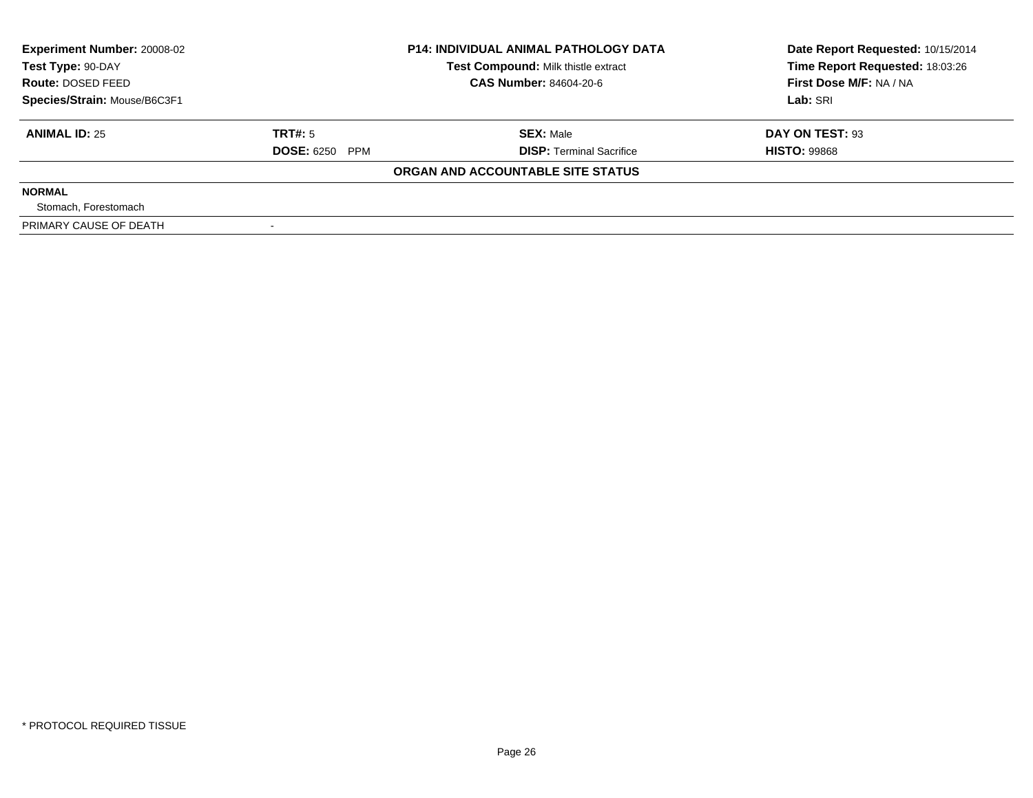| Experiment Number: 20008-02 | P14: INDIVIDUAL ANIMAL PATHOLOGY DATA | Date Report Requested: 10/15/2014 |
|---|---|---|
| Test Type: 90-DAY | Test Compound: Milk thistle extract | Time Report Requested: 18:03:26 |
| Route: DOSED FEED | CAS Number: 84604-20-6 | First Dose M/F: NA / NA |
| Species/Strain: Mouse/B6C3F1 | | Lab: SRI |

| ANIMAL ID: 25 | TRT#: 5 | SEX: Male | DAY ON TEST: 93 |
|---|---|---|---|
| | DOSE: 6250 PPM | DISP: Terminal Sacrifice | HISTO: 99868 |

**ORGAN AND ACCOUNTABLE SITE STATUS**

**NORMAL**

Stomach, Forestomach

| PRIMARY CAUSE OF DEATH | - |
|---|---|

* PROTOCOL REQUIRED TISSUE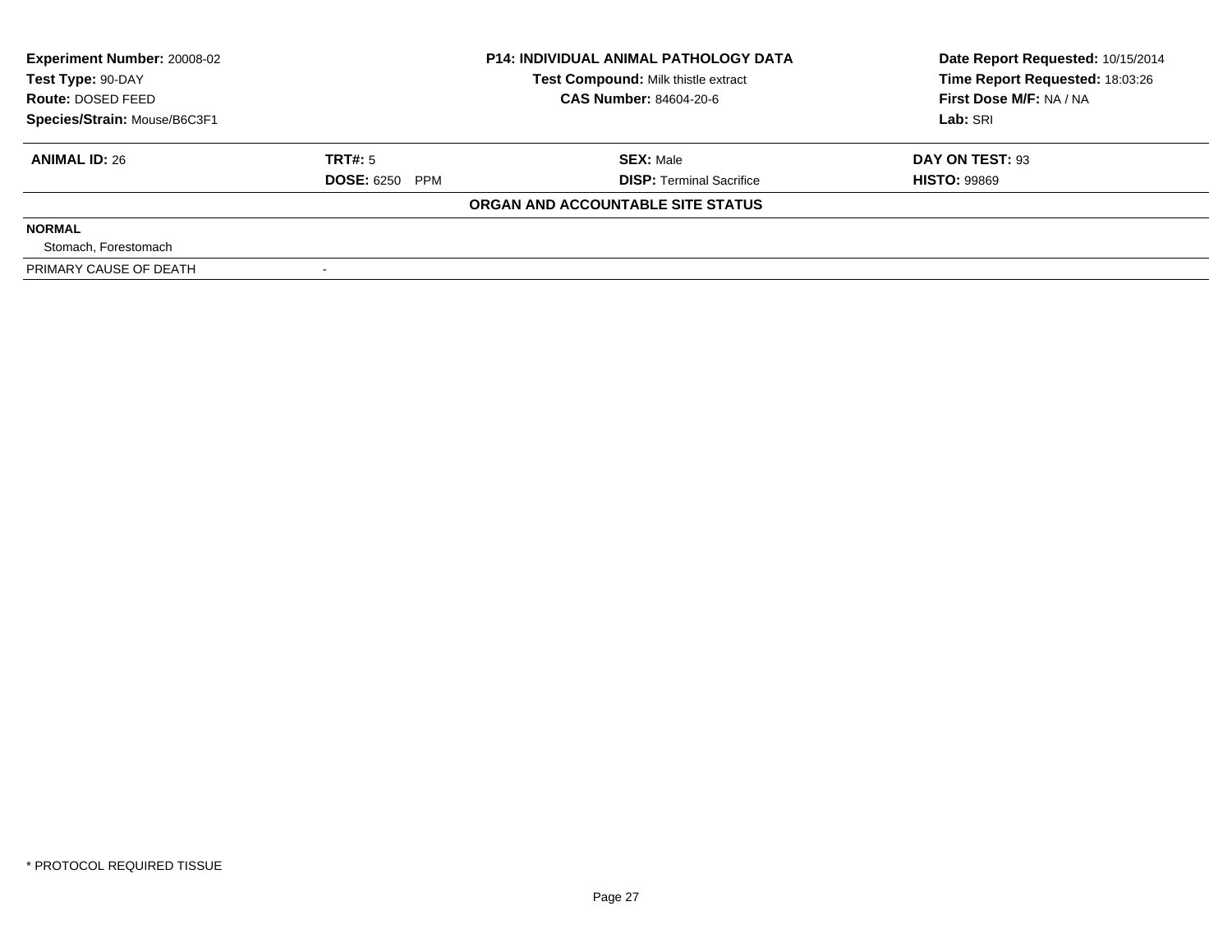| Experiment Number: 20008-02 | P14: INDIVIDUAL ANIMAL PATHOLOGY DATA | Date Report Requested: 10/15/2014 |
|---|---|---|
| Test Type: 90-DAY | Test Compound: Milk thistle extract | Time Report Requested: 18:03:26 |
| Route: DOSED FEED | CAS Number: 84604-20-6 | First Dose M/F: NA / NA |
| Species/Strain: Mouse/B6C3F1 | | Lab: SRI |

| ANIMAL ID: 26 | TRT#: 5 | SEX: Male | DAY ON TEST: 93 |
|---|---|---|---|
| | DOSE: 6250 PPM | DISP: Terminal Sacrifice | HISTO: 99869 |

**ORGAN AND ACCOUNTABLE SITE STATUS**

**NORMAL**

Stomach, Forestomach

| PRIMARY CAUSE OF DEATH | - |
|---|---|

* PROTOCOL REQUIRED TISSUE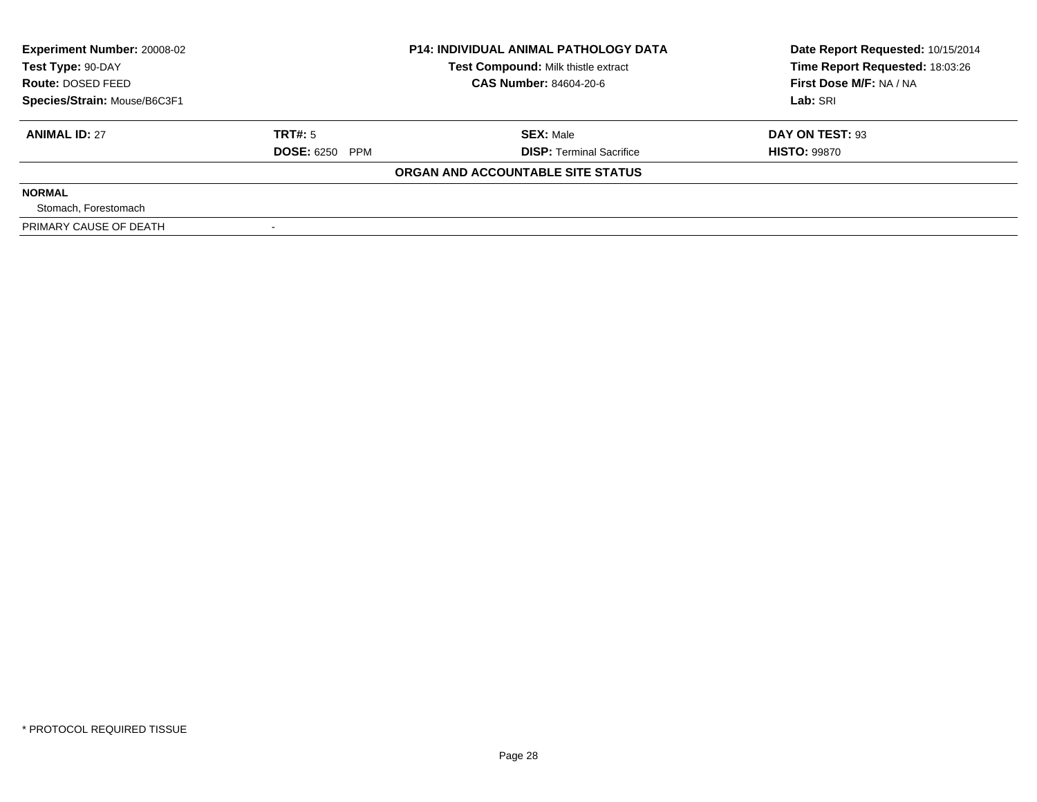| Experiment Number: 20008-02 | P14: INDIVIDUAL ANIMAL PATHOLOGY DATA | Date Report Requested: 10/15/2014 |
|---|---|---|
| Test Type: 90-DAY | Test Compound: Milk thistle extract | Time Report Requested: 18:03:26 |
| Route: DOSED FEED | CAS Number: 84604-20-6 | First Dose M/F: NA / NA |
| Species/Strain: Mouse/B6C3F1 | | Lab: SRI |

| ANIMAL ID: 27 | TRT#: 5 | SEX: Male | DAY ON TEST: 93 |
|---|---|---|---|
| | DOSE: 6250 PPM | DISP: Terminal Sacrifice | HISTO: 99870 |

**ORGAN AND ACCOUNTABLE SITE STATUS**

| | |
|---|---|
| **NORMAL** | |
| Stomach, Forestomach | |
| PRIMARY CAUSE OF DEATH | - |

* PROTOCOL REQUIRED TISSUE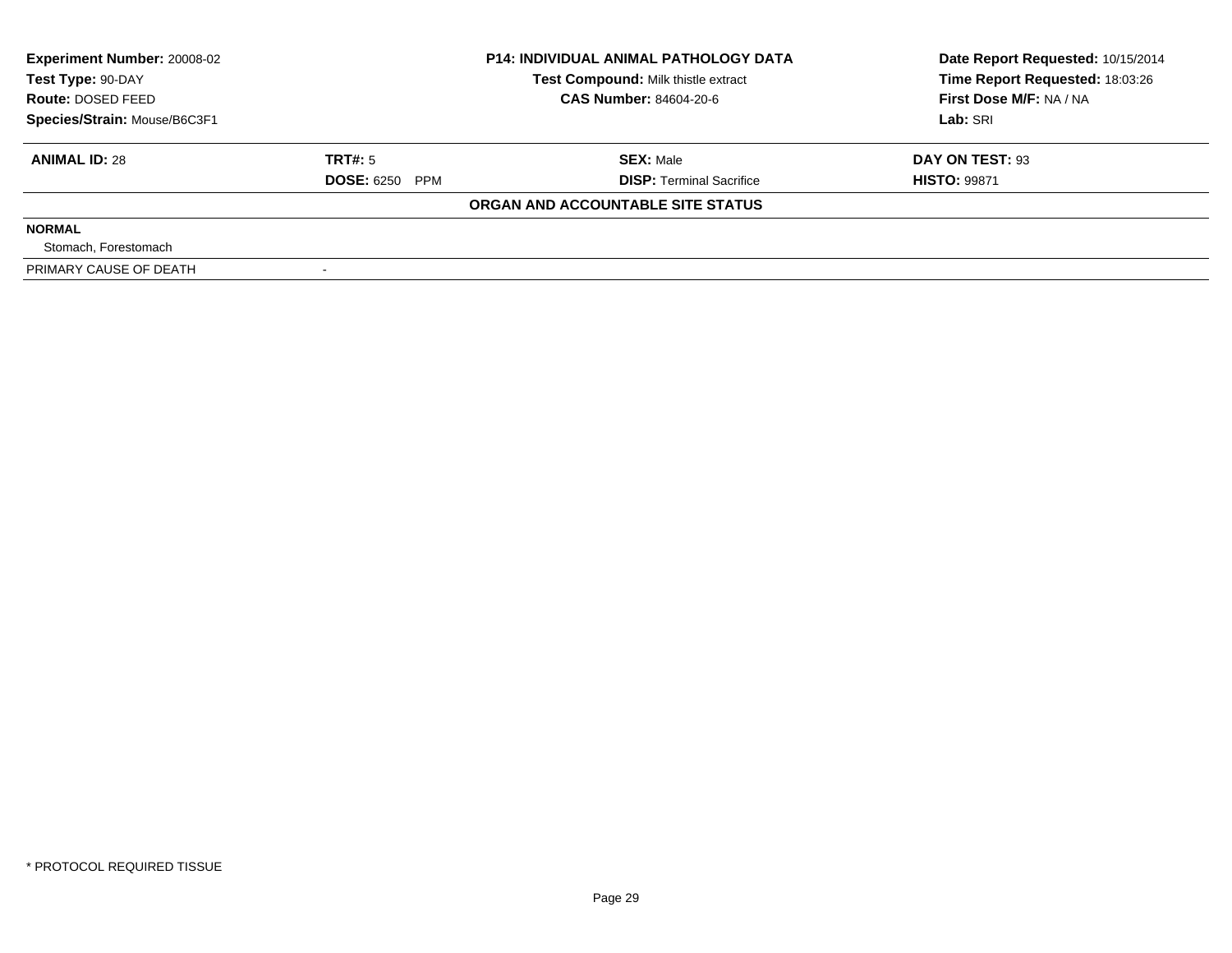**Experiment Number:** 20008-02
**Test Type:** 90-DAY
**Route:** DOSED FEED
**Species/Strain:** Mouse/B6C3F1

**P14: INDIVIDUAL ANIMAL PATHOLOGY DATA**
**Test Compound:** Milk thistle extract
**CAS Number:** 84604-20-6

**Date Report Requested:** 10/15/2014
**Time Report Requested:** 18:03:26
**First Dose M/F:** NA / NA
**Lab:** SRI

| **ANIMAL ID:** 28 | **TRT#:** 5 | **SEX:** Male | **DAY ON TEST:** 93 |
|---|---|---|---|
| | **DOSE:** 6250 PPM | **DISP:** Terminal Sacrifice | **HISTO:** 99871 |

**ORGAN AND ACCOUNTABLE SITE STATUS**

**NORMAL**

Stomach, Forestomach

| PRIMARY CAUSE OF DEATH | - |
|---|---|

* PROTOCOL REQUIRED TISSUE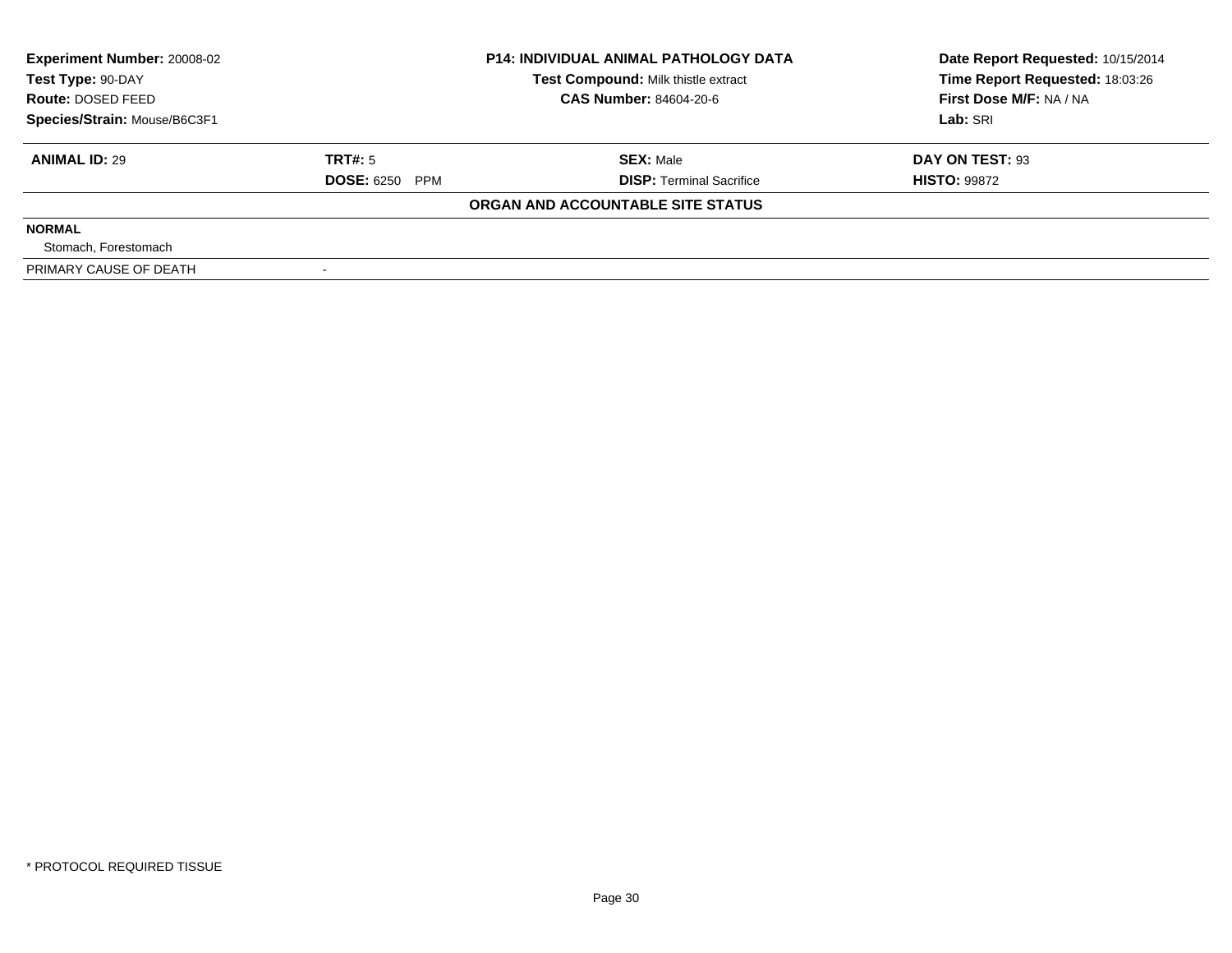**Experiment Number:** 20008-02
**Test Type:** 90-DAY
**Route:** DOSED FEED
**Species/Strain:** Mouse/B6C3F1

**P14: INDIVIDUAL ANIMAL PATHOLOGY DATA**
**Test Compound:** Milk thistle extract
**CAS Number:** 84604-20-6

**Date Report Requested:** 10/15/2014
**Time Report Requested:** 18:03:26
**First Dose M/F:** NA / NA
**Lab:** SRI

| **ANIMAL ID:** 29 | **TRT#:** 5 | **SEX:** Male | **DAY ON TEST:** 93 |
|---|---|---|---|
| | **DOSE:** 6250 PPM | **DISP:** Terminal Sacrifice | **HISTO:** 99872 |

**ORGAN AND ACCOUNTABLE SITE STATUS**

**NORMAL**

Stomach, Forestomach

| PRIMARY CAUSE OF DEATH | - |
|---|---|

* PROTOCOL REQUIRED TISSUE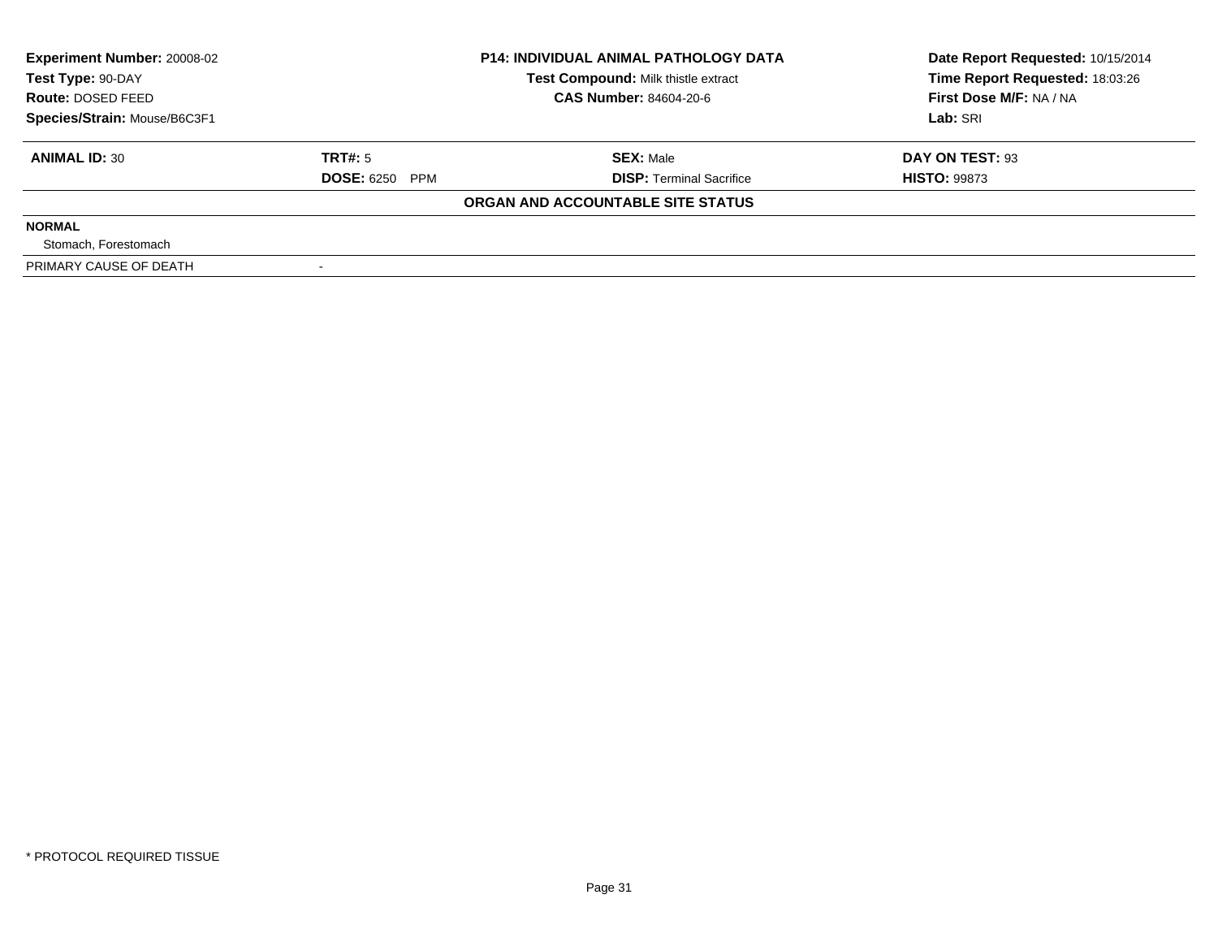| | | | |
|---|---|---|---|
| **Experiment Number:** 20008-02 | **P14: INDIVIDUAL ANIMAL PATHOLOGY DATA** | | **Date Report Requested:** 10/15/2014 |
| **Test Type:** 90-DAY | **Test Compound:** Milk thistle extract | | **Time Report Requested:** 18:03:26 |
| **Route:** DOSED FEED | **CAS Number:** 84604-20-6 | | **First Dose M/F:** NA / NA |
| **Species/Strain:** Mouse/B6C3F1 | | | **Lab:** SRI |

| | | | |
|---|---|---|---|
| **ANIMAL ID:** 30 | **TRT#:** 5 | **SEX:** Male | **DAY ON TEST:** 93 |
| | **DOSE:** 6250 PPM | **DISP:** Terminal Sacrifice | **HISTO:** 99873 |

**ORGAN AND ACCOUNTABLE SITE STATUS**

| | |
|---|---|
| **NORMAL** | |
| Stomach, Forestomach | |
| PRIMARY CAUSE OF DEATH | - |

* PROTOCOL REQUIRED TISSUE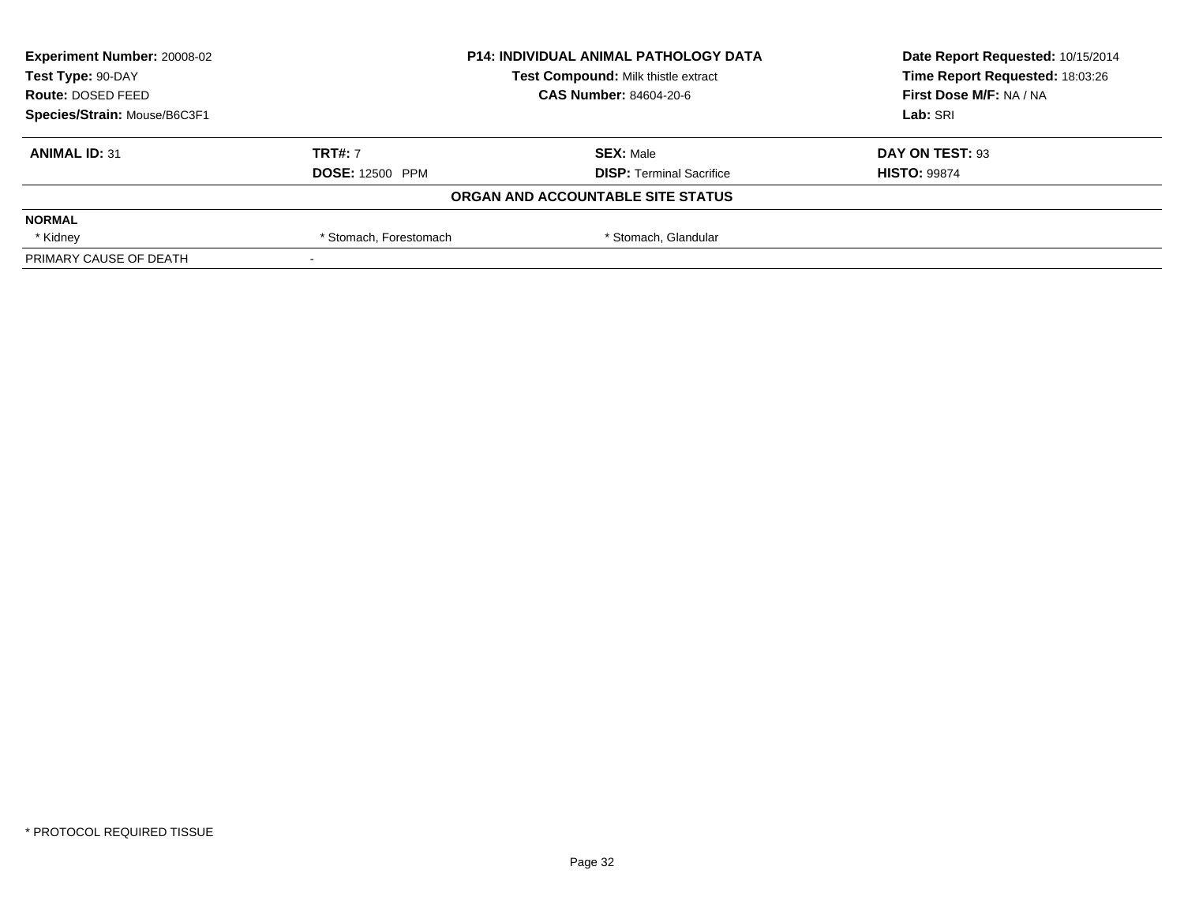| Experiment Number: 20008-02 | P14: INDIVIDUAL ANIMAL PATHOLOGY DATA | Date Report Requested: 10/15/2014 |
|---|---|---|
| Test Type: 90-DAY | Test Compound: Milk thistle extract | Time Report Requested: 18:03:26 |
| Route: DOSED FEED | CAS Number: 84604-20-6 | First Dose M/F: NA / NA |
| Species/Strain: Mouse/B6C3F1 | | Lab: SRI |

| ANIMAL ID: 31 | TRT#: 7 | SEX: Male | DAY ON TEST: 93 |
|---|---|---|---|
| | DOSE: 12500 PPM | DISP: Terminal Sacrifice | HISTO: 99874 |

**ORGAN AND ACCOUNTABLE SITE STATUS**

| NORMAL | | | |
|---|---|---|---|
| * Kidney | * Stomach, Forestomach | * Stomach, Glandular | |
| PRIMARY CAUSE OF DEATH | - | | |

* PROTOCOL REQUIRED TISSUE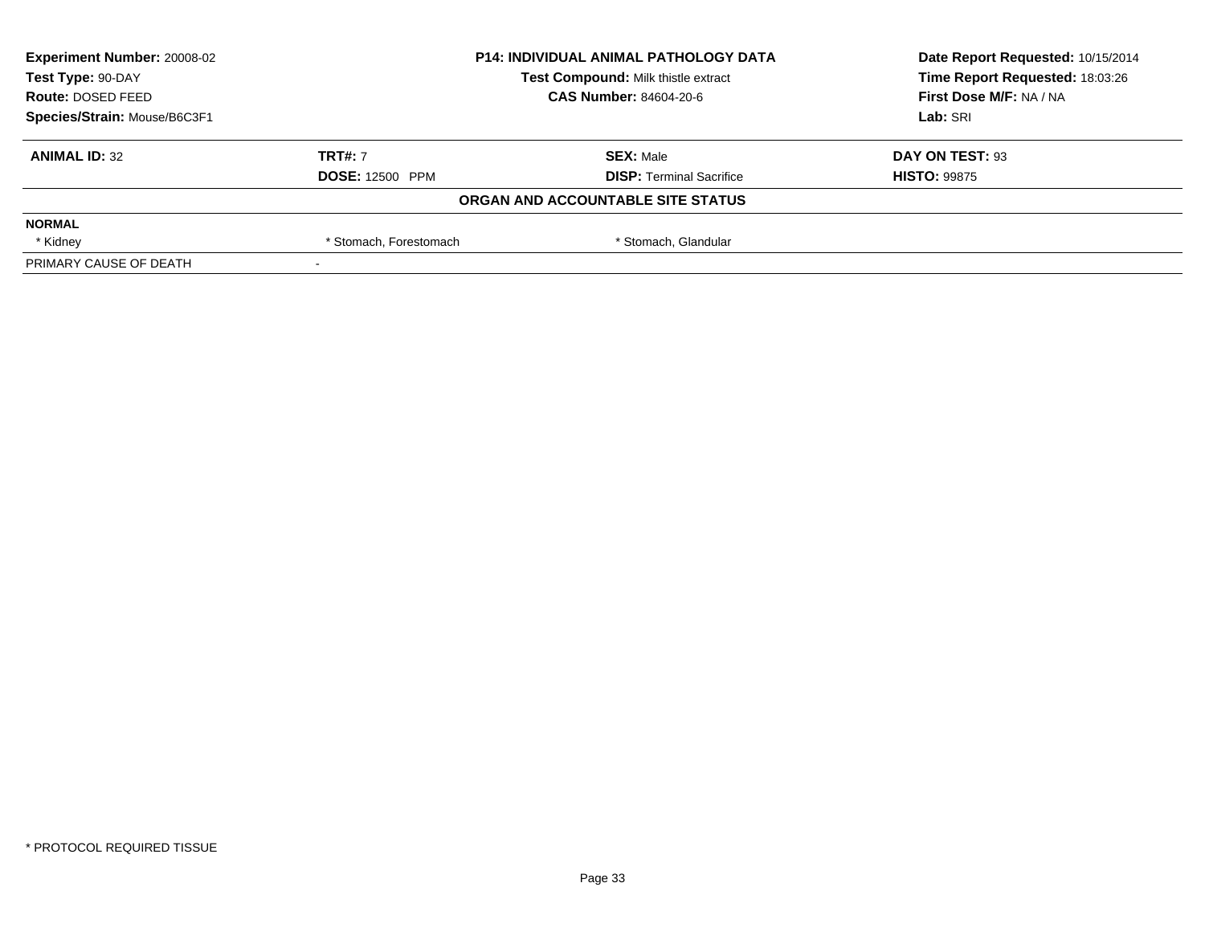| Experiment Number: 20008-02 | P14: INDIVIDUAL ANIMAL PATHOLOGY DATA | Date Report Requested: 10/15/2014 |
|---|---|---|
| Test Type: 90-DAY | Test Compound: Milk thistle extract | Time Report Requested: 18:03:26 |
| Route: DOSED FEED | CAS Number: 84604-20-6 | First Dose M/F: NA / NA |
| Species/Strain: Mouse/B6C3F1 | | Lab: SRI |

| ANIMAL ID: 32 | TRT#: 7 | SEX: Male | DAY ON TEST: 93 |
|---|---|---|---|
| | DOSE: 12500 PPM | DISP: Terminal Sacrifice | HISTO: 99875 |

**ORGAN AND ACCOUNTABLE SITE STATUS**

| NORMAL | | |
|---|---|---|
| * Kidney | * Stomach, Forestomach | * Stomach, Glandular |
| PRIMARY CAUSE OF DEATH | - | |

* PROTOCOL REQUIRED TISSUE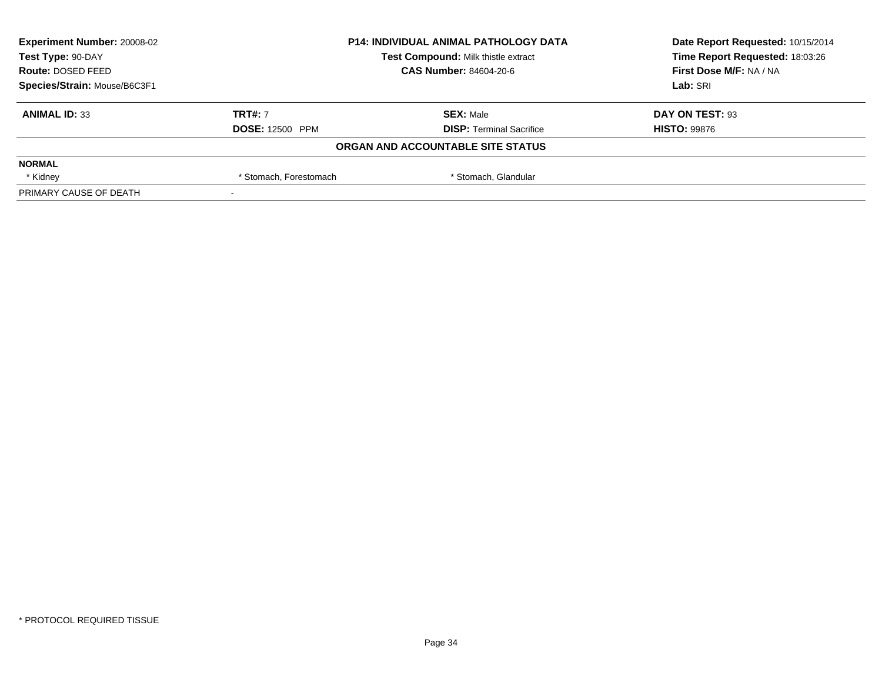**Experiment Number:** 20008-02
**Test Type:** 90-DAY
**Route:** DOSED FEED
**Species/Strain:** Mouse/B6C3F1

**P14: INDIVIDUAL ANIMAL PATHOLOGY DATA**
**Test Compound:** Milk thistle extract
**CAS Number:** 84604-20-6

**Date Report Requested:** 10/15/2014
**Time Report Requested:** 18:03:26
**First Dose M/F:** NA / NA
**Lab:** SRI

| **ANIMAL ID:** 33 | **TRT#:** 7 | **SEX:** Male | **DAY ON TEST:** 93 |
|---|---|---|---|
| | **DOSE:** 12500 PPM | **DISP:** Terminal Sacrifice | **HISTO:** 99876 |

**ORGAN AND ACCOUNTABLE SITE STATUS**

| **NORMAL** | | | |
|---|---|---|---|
| * Kidney | * Stomach, Forestomach | * Stomach, Glandular | |
| PRIMARY CAUSE OF DEATH | - | | |

* PROTOCOL REQUIRED TISSUE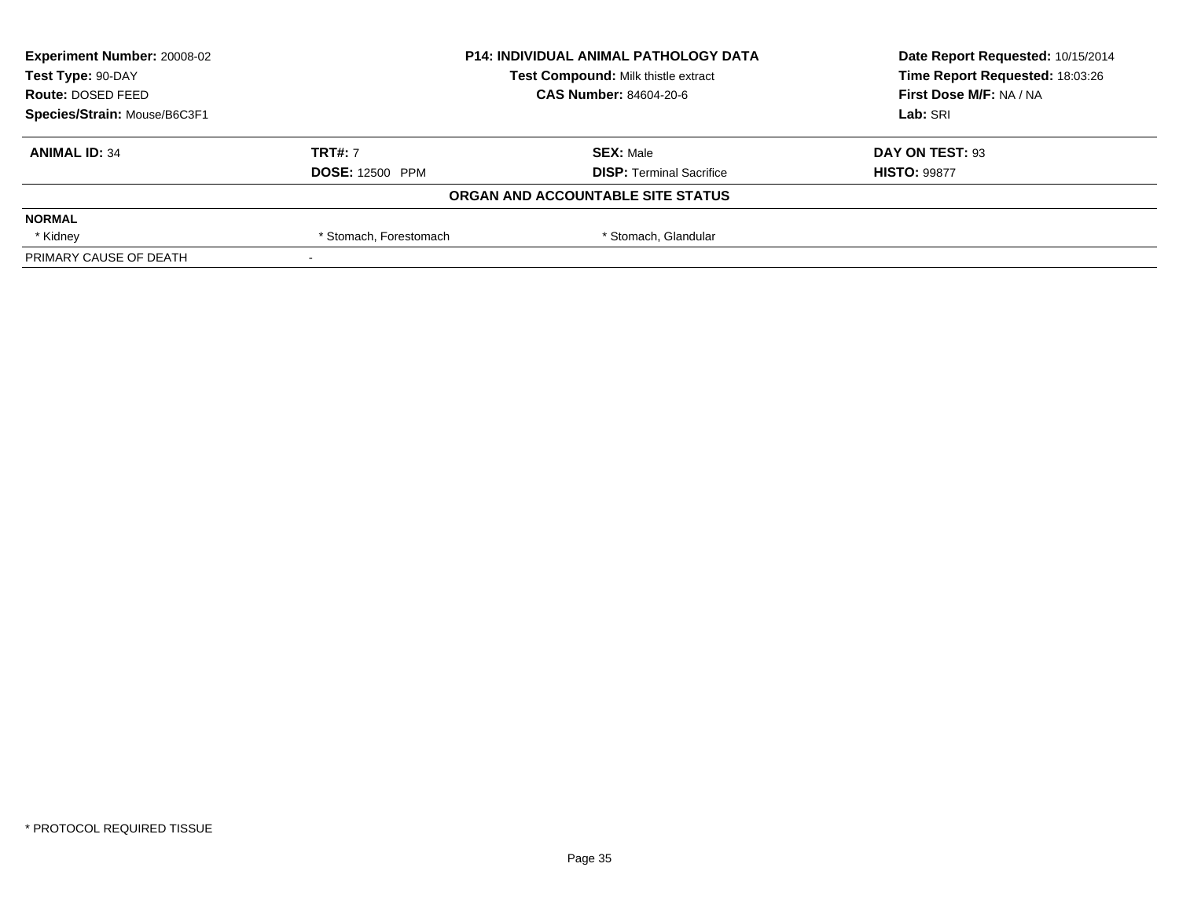| Experiment Number: 20008-02 | P14: INDIVIDUAL ANIMAL PATHOLOGY DATA | Date Report Requested: 10/15/2014 |
|---|---|---|
| Test Type: 90-DAY | Test Compound: Milk thistle extract | Time Report Requested: 18:03:26 |
| Route: DOSED FEED | CAS Number: 84604-20-6 | First Dose M/F: NA / NA |
| Species/Strain: Mouse/B6C3F1 | | Lab: SRI |

| ANIMAL ID: 34 | TRT#: 7 | SEX: Male | DAY ON TEST: 93 |
|---|---|---|---|
| | DOSE: 12500 PPM | DISP: Terminal Sacrifice | HISTO: 99877 |

**ORGAN AND ACCOUNTABLE SITE STATUS**

| NORMAL | | |
|---|---|---|
| * Kidney | * Stomach, Forestomach | * Stomach, Glandular |
| PRIMARY CAUSE OF DEATH | - | |

* PROTOCOL REQUIRED TISSUE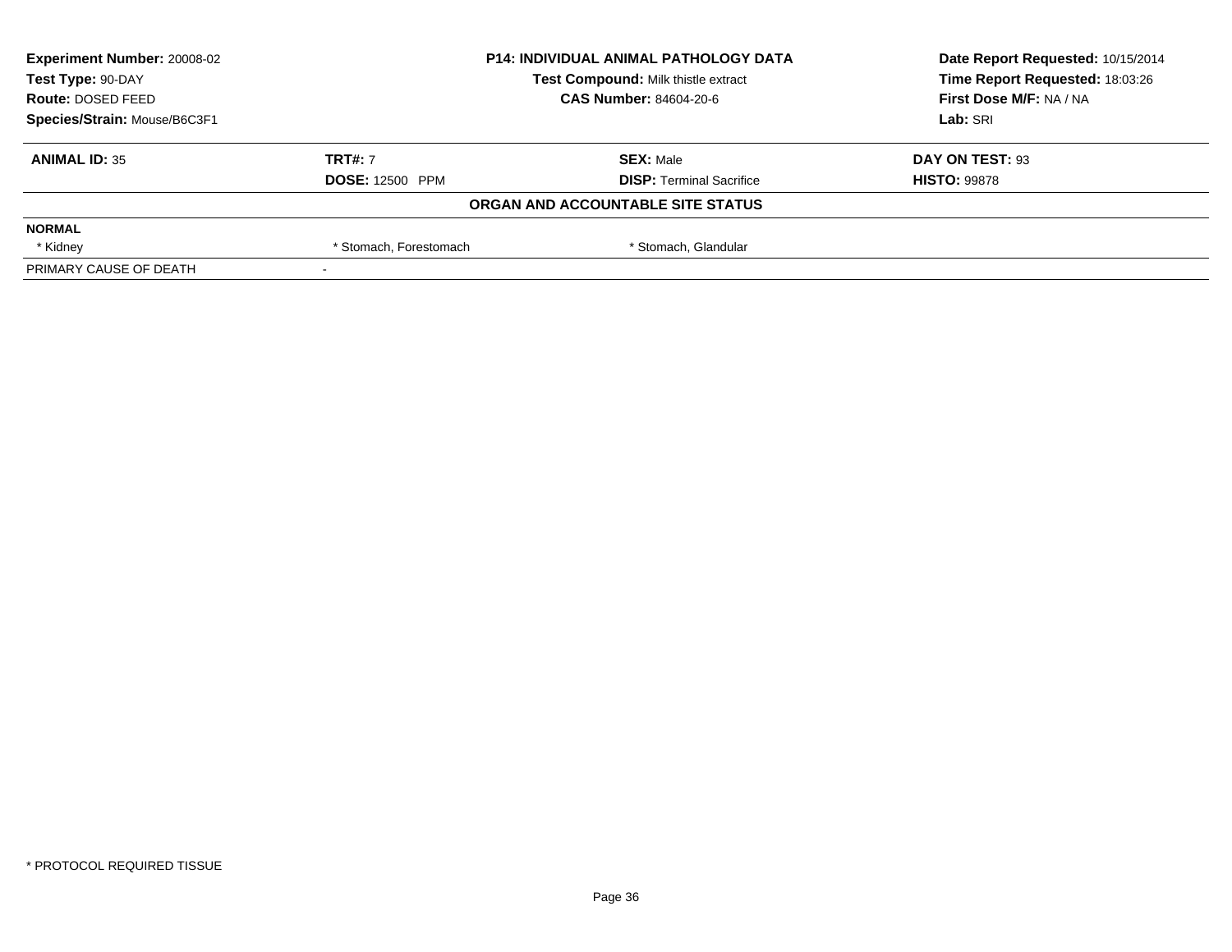| Experiment Number: 20008-02 | P14: INDIVIDUAL ANIMAL PATHOLOGY DATA | Date Report Requested: 10/15/2014 |
|---|---|---|
| Test Type: 90-DAY | Test Compound: Milk thistle extract | Time Report Requested: 18:03:26 |
| Route: DOSED FEED | CAS Number: 84604-20-6 | First Dose M/F: NA / NA |
| Species/Strain: Mouse/B6C3F1 | | Lab: SRI |

| ANIMAL ID: 35 | TRT#: 7 | SEX: Male | DAY ON TEST: 93 |
|---|---|---|---|
| | DOSE: 12500 PPM | DISP: Terminal Sacrifice | HISTO: 99878 |

**ORGAN AND ACCOUNTABLE SITE STATUS**

| NORMAL | | | |
|---|---|---|---|
| * Kidney | * Stomach, Forestomach | * Stomach, Glandular | |
| PRIMARY CAUSE OF DEATH | - | | |

* PROTOCOL REQUIRED TISSUE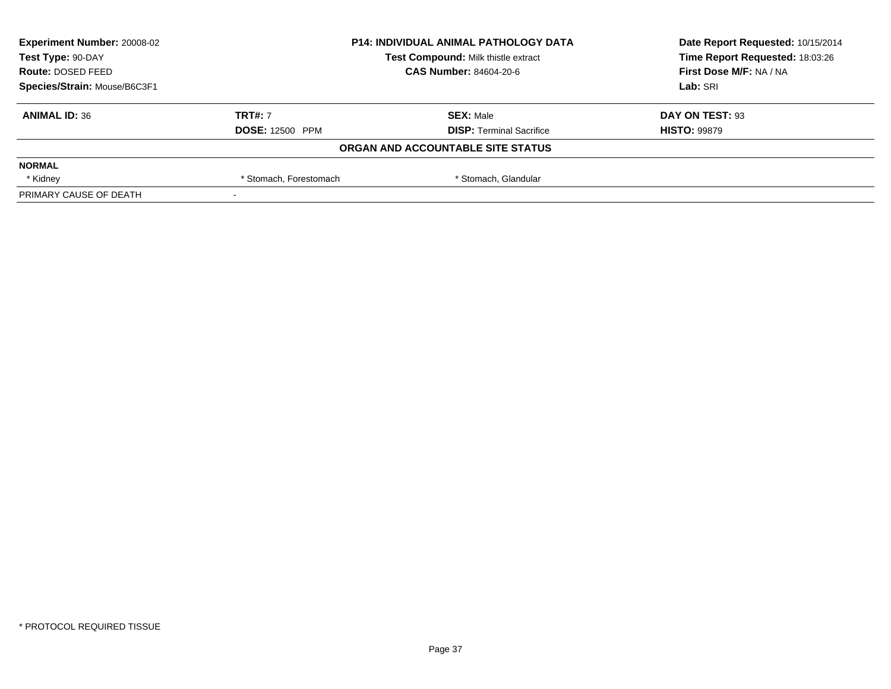**Experiment Number:** 20008-02
**Test Type:** 90-DAY
**Route:** DOSED FEED
**Species/Strain:** Mouse/B6C3F1

**P14: INDIVIDUAL ANIMAL PATHOLOGY DATA**
**Test Compound:** Milk thistle extract
**CAS Number:** 84604-20-6

**Date Report Requested:** 10/15/2014
**Time Report Requested:** 18:03:26
**First Dose M/F:** NA / NA
**Lab:** SRI

| **ANIMAL ID:** 36 | **TRT#:** 7 | **SEX:** Male | **DAY ON TEST:** 93 |
|---|---|---|---|
| | **DOSE:** 12500 PPM | **DISP:** Terminal Sacrifice | **HISTO:** 99879 |

**ORGAN AND ACCOUNTABLE SITE STATUS**

| | | | |
|---|---|---|---|
| **NORMAL** | | | |
| * Kidney | * Stomach, Forestomach | * Stomach, Glandular | |
| PRIMARY CAUSE OF DEATH | - | | |

* PROTOCOL REQUIRED TISSUE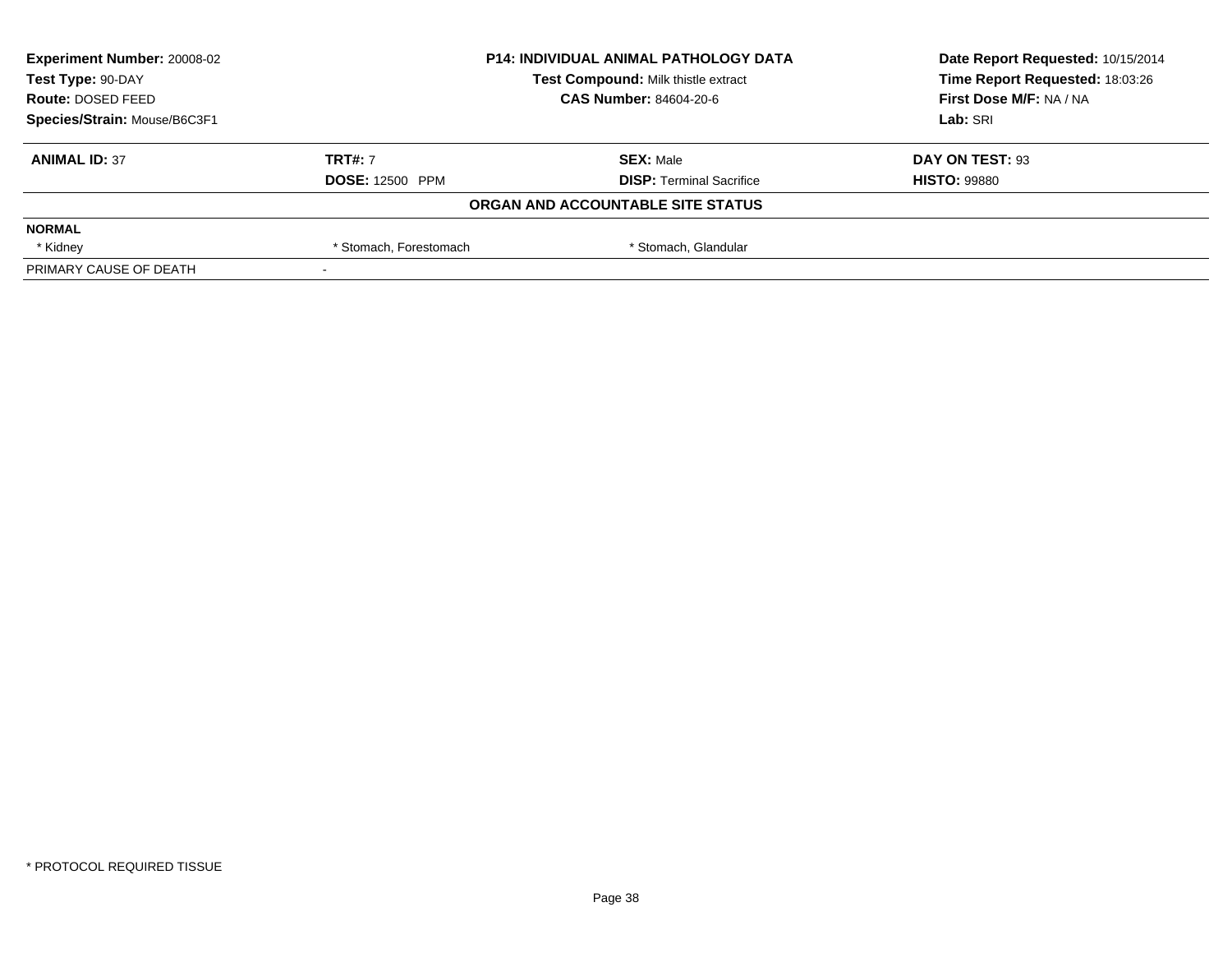**Experiment Number:** 20008-02
**Test Type:** 90-DAY
**Route:** DOSED FEED
**Species/Strain:** Mouse/B6C3F1

**P14: INDIVIDUAL ANIMAL PATHOLOGY DATA**
**Test Compound:** Milk thistle extract
**CAS Number:** 84604-20-6

**Date Report Requested:** 10/15/2014
**Time Report Requested:** 18:03:26
**First Dose M/F:** NA / NA
**Lab:** SRI

| **ANIMAL ID:** 37 | **TRT#:** 7 | **SEX:** Male | **DAY ON TEST:** 93 |
|---|---|---|---|
| | **DOSE:** 12500 PPM | **DISP:** Terminal Sacrifice | **HISTO:** 99880 |

**ORGAN AND ACCOUNTABLE SITE STATUS**

| **NORMAL** | | | |
|---|---|---|---|
| * Kidney | * Stomach, Forestomach | * Stomach, Glandular | |
| PRIMARY CAUSE OF DEATH | - | | |

* PROTOCOL REQUIRED TISSUE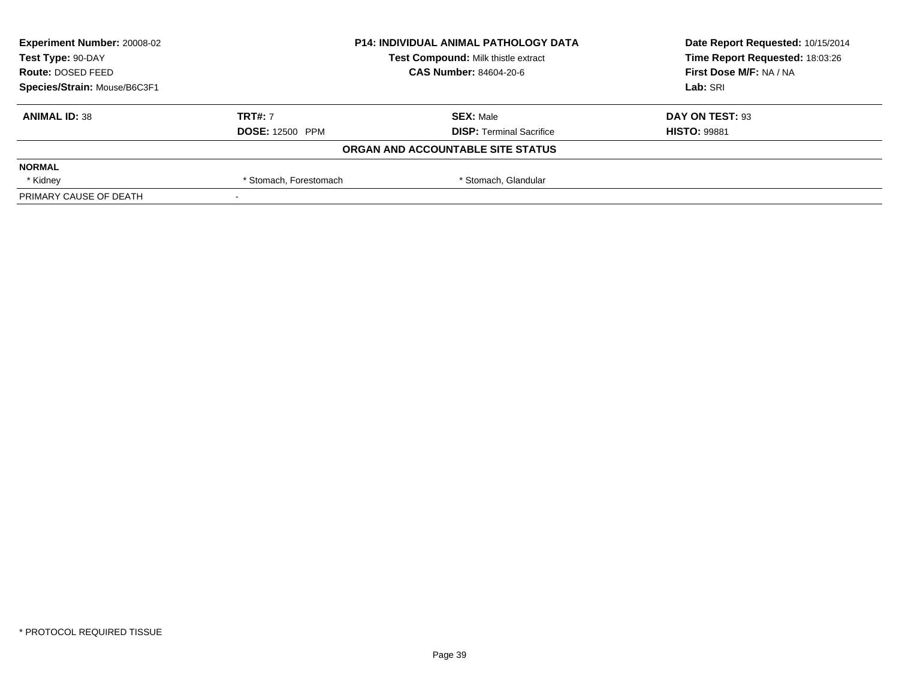| Experiment Number: 20008-02 | P14: INDIVIDUAL ANIMAL PATHOLOGY DATA | Date Report Requested: 10/15/2014 |
|---|---|---|
| Test Type: 90-DAY | Test Compound: Milk thistle extract | Time Report Requested: 18:03:26 |
| Route: DOSED FEED | CAS Number: 84604-20-6 | First Dose M/F: NA / NA |
| Species/Strain: Mouse/B6C3F1 | | Lab: SRI |

| ANIMAL ID: 38 | TRT#: 7 | SEX: Male | DAY ON TEST: 93 |
|---|---|---|---|
| | DOSE: 12500 PPM | DISP: Terminal Sacrifice | HISTO: 99881 |

**ORGAN AND ACCOUNTABLE SITE STATUS**

| NORMAL | | | |
|---|---|---|---|
| * Kidney | * Stomach, Forestomach | * Stomach, Glandular | |
| PRIMARY CAUSE OF DEATH | - | | |

* PROTOCOL REQUIRED TISSUE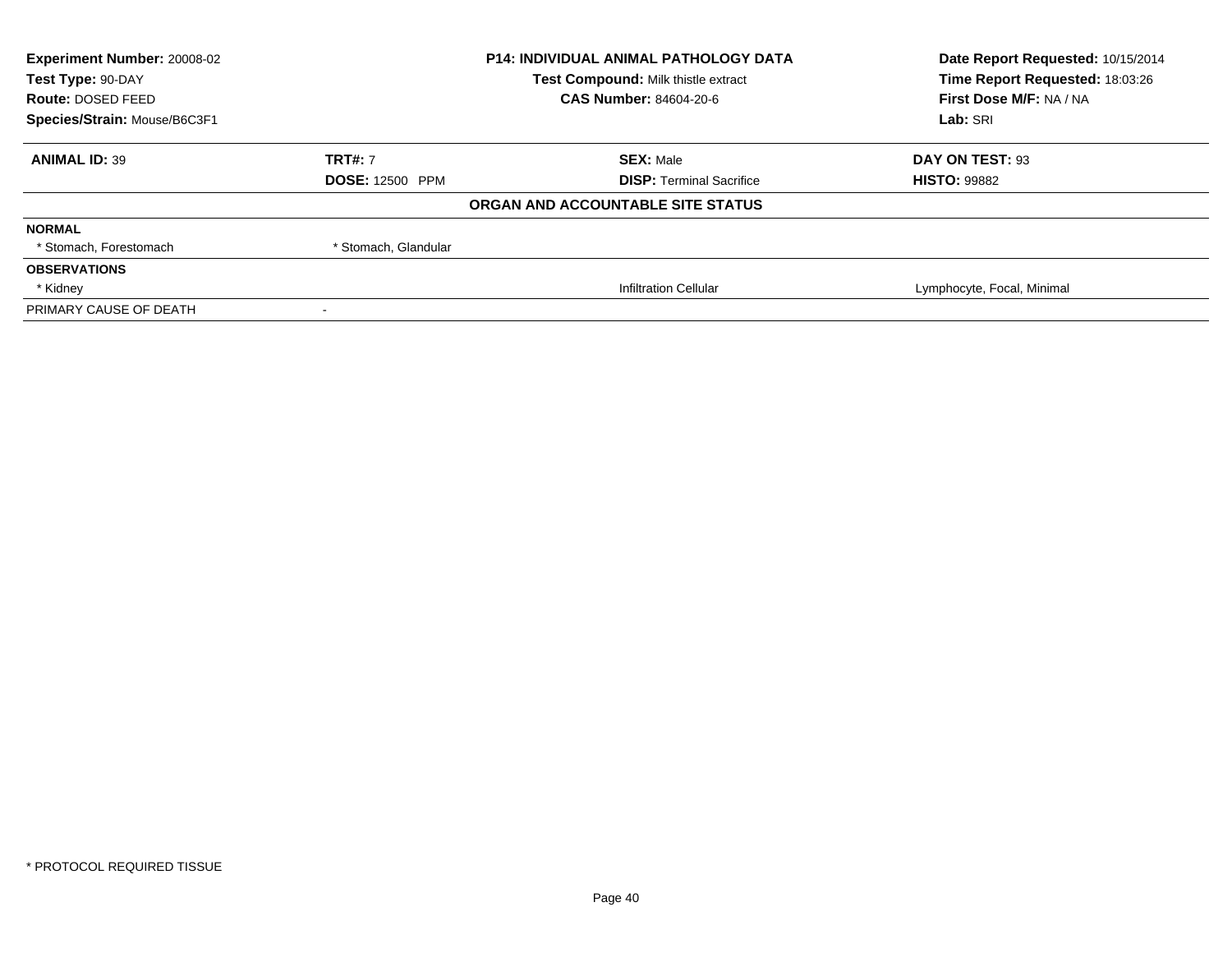| **Experiment Number:** 20008-02 | **P14: INDIVIDUAL ANIMAL PATHOLOGY DATA** | **Date Report Requested:** 10/15/2014 |
|---|---|---|
| **Test Type:** 90-DAY | **Test Compound:** Milk thistle extract | **Time Report Requested:** 18:03:26 |
| **Route:** DOSED FEED | **CAS Number:** 84604-20-6 | **First Dose M/F:** NA / NA |
| **Species/Strain:** Mouse/B6C3F1 | | **Lab:** SRI |

| **ANIMAL ID:** 39 | **TRT#:** 7 | **SEX:** Male | **DAY ON TEST:** 93 |
|---|---|---|---|
| | **DOSE:** 12500 PPM | **DISP:** Terminal Sacrifice | **HISTO:** 99882 |

**ORGAN AND ACCOUNTABLE SITE STATUS**

| | | | |
|---|---|---|---|
| **NORMAL** | | | |
| * Stomach, Forestomach | * Stomach, Glandular | | |
| **OBSERVATIONS** | | | |
| * Kidney | | Infiltration Cellular | Lymphocyte, Focal, Minimal |
| PRIMARY CAUSE OF DEATH | - | | |

* PROTOCOL REQUIRED TISSUE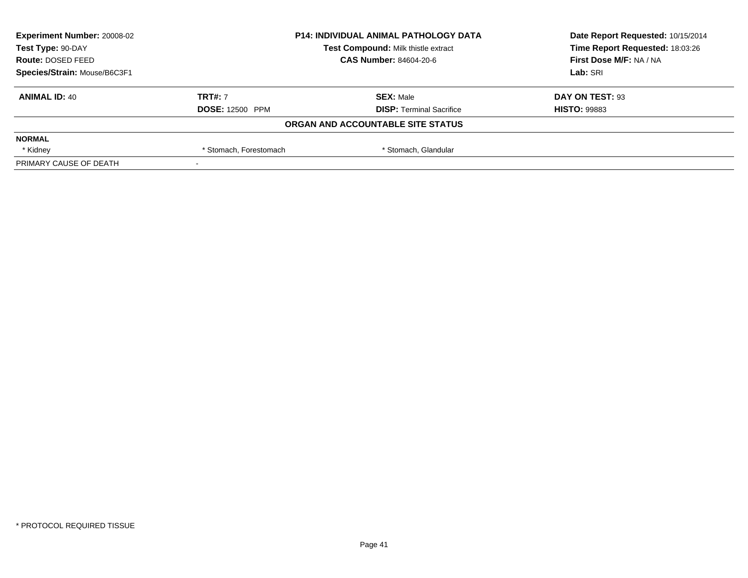| **Experiment Number:** 20008-02 | **P14: INDIVIDUAL ANIMAL PATHOLOGY DATA** | **Date Report Requested:** 10/15/2014 |
|---|---|---|
| **Test Type:** 90-DAY | **Test Compound:** Milk thistle extract | **Time Report Requested:** 18:03:26 |
| **Route:** DOSED FEED | **CAS Number:** 84604-20-6 | **First Dose M/F:** NA / NA |
| **Species/Strain:** Mouse/B6C3F1 | | **Lab:** SRI |

| **ANIMAL ID:** 40 | **TRT#:** 7 | **SEX:** Male | **DAY ON TEST:** 93 |
|---|---|---|---|
| | **DOSE:** 12500 PPM | **DISP:** Terminal Sacrifice | **HISTO:** 99883 |

**ORGAN AND ACCOUNTABLE SITE STATUS**

| **NORMAL** | | | |
|---|---|---|---|
| * Kidney | * Stomach, Forestomach | * Stomach, Glandular | |
| PRIMARY CAUSE OF DEATH | - | | |

* PROTOCOL REQUIRED TISSUE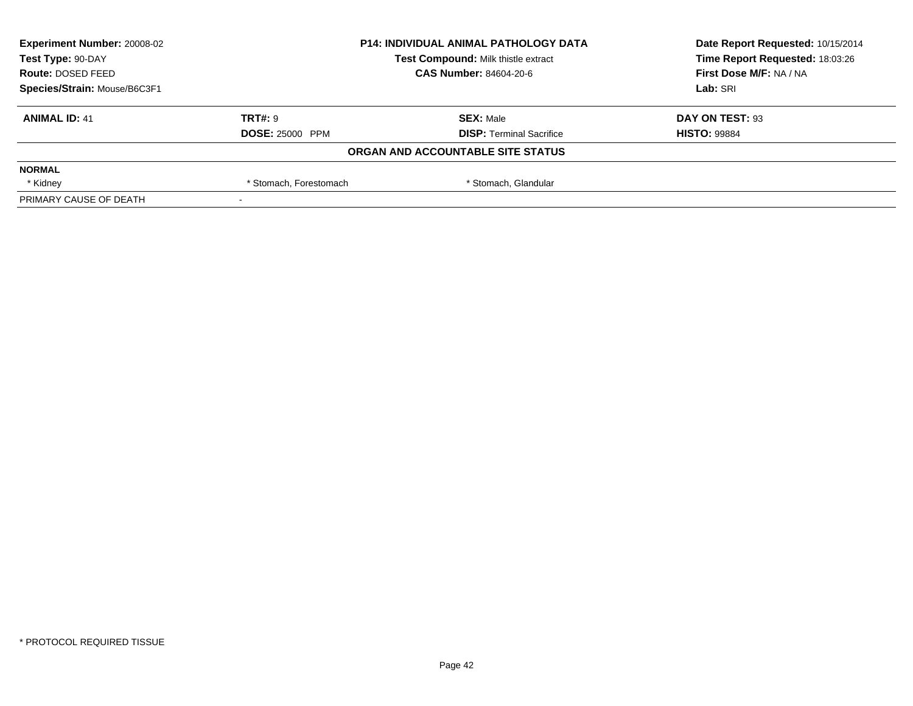| **Experiment Number:** 20008-02 | **P14: INDIVIDUAL ANIMAL PATHOLOGY DATA** | **Date Report Requested:** 10/15/2014 |
|---|---|---|
| **Test Type:** 90-DAY | **Test Compound:** Milk thistle extract | **Time Report Requested:** 18:03:26 |
| **Route:** DOSED FEED | **CAS Number:** 84604-20-6 | **First Dose M/F:** NA / NA |
| **Species/Strain:** Mouse/B6C3F1 | | **Lab:** SRI |

| **ANIMAL ID:** 41 | **TRT#:** 9 | **SEX:** Male | **DAY ON TEST:** 93 |
|---|---|---|---|
| | **DOSE:** 25000 PPM | **DISP:** Terminal Sacrifice | **HISTO:** 99884 |

**ORGAN AND ACCOUNTABLE SITE STATUS**

| **NORMAL** | | | |
|---|---|---|---|
| * Kidney | * Stomach, Forestomach | * Stomach, Glandular | |
| PRIMARY CAUSE OF DEATH | - | | |

* PROTOCOL REQUIRED TISSUE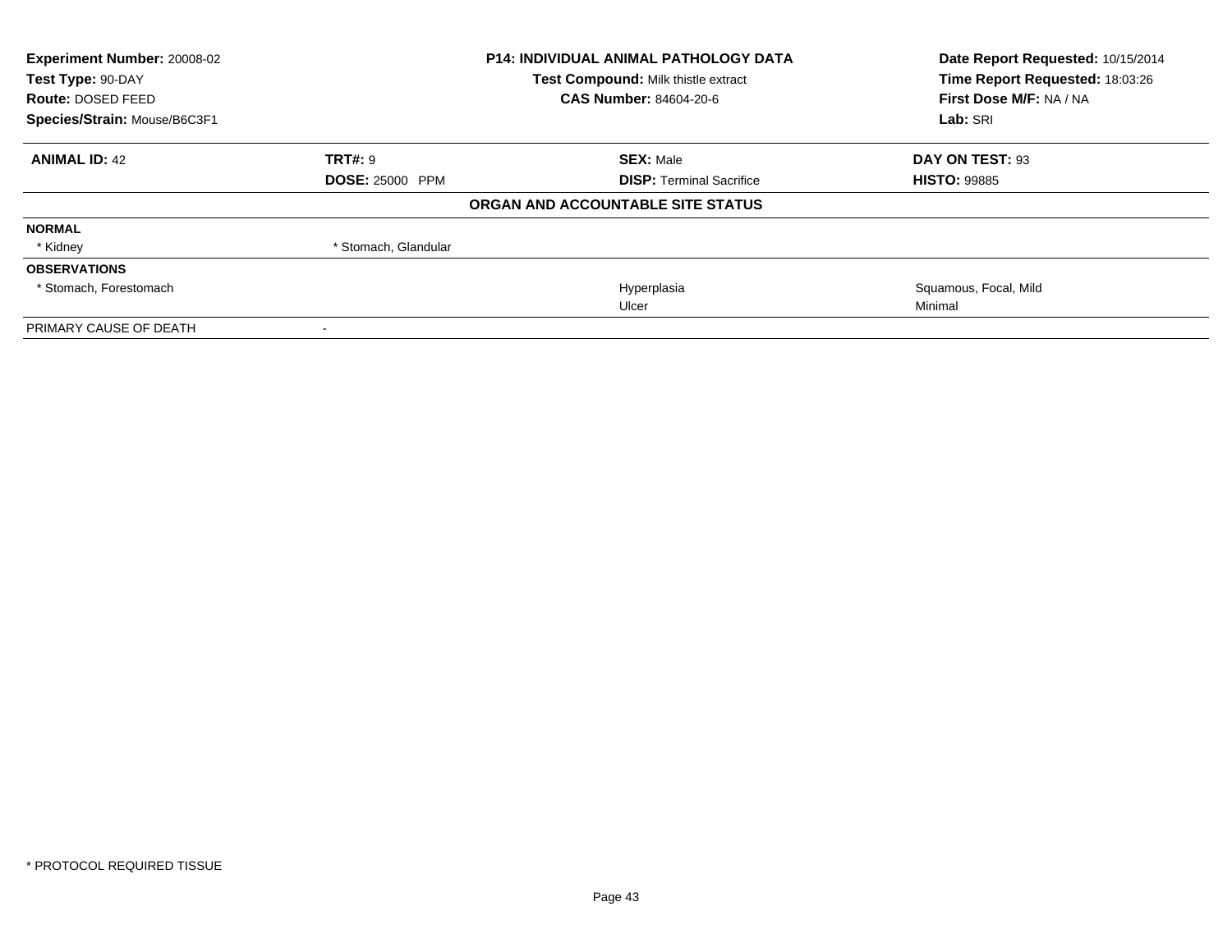**Experiment Number:** 20008-02
**Test Type:** 90-DAY
**Route:** DOSED FEED
**Species/Strain:** Mouse/B6C3F1

**P14: INDIVIDUAL ANIMAL PATHOLOGY DATA**
**Test Compound:** Milk thistle extract
**CAS Number:** 84604-20-6

**Date Report Requested:** 10/15/2014
**Time Report Requested:** 18:03:26
**First Dose M/F:** NA / NA
**Lab:** SRI

| **ANIMAL ID:** 42 | **TRT#:** 9 | **SEX:** Male | **DAY ON TEST:** 93 |
|---|---|---|---|
| | **DOSE:** 25000 PPM | **DISP:** Terminal Sacrifice | **HISTO:** 99885 |

**ORGAN AND ACCOUNTABLE SITE STATUS**

| | | | |
|---|---|---|---|
| **NORMAL** | | | |
| * Kidney | * Stomach, Glandular | | |
| **OBSERVATIONS** | | | |
| * Stomach, Forestomach | | Hyperplasia | Squamous, Focal, Mild |
| | | Ulcer | Minimal |
| PRIMARY CAUSE OF DEATH | - | | |

* PROTOCOL REQUIRED TISSUE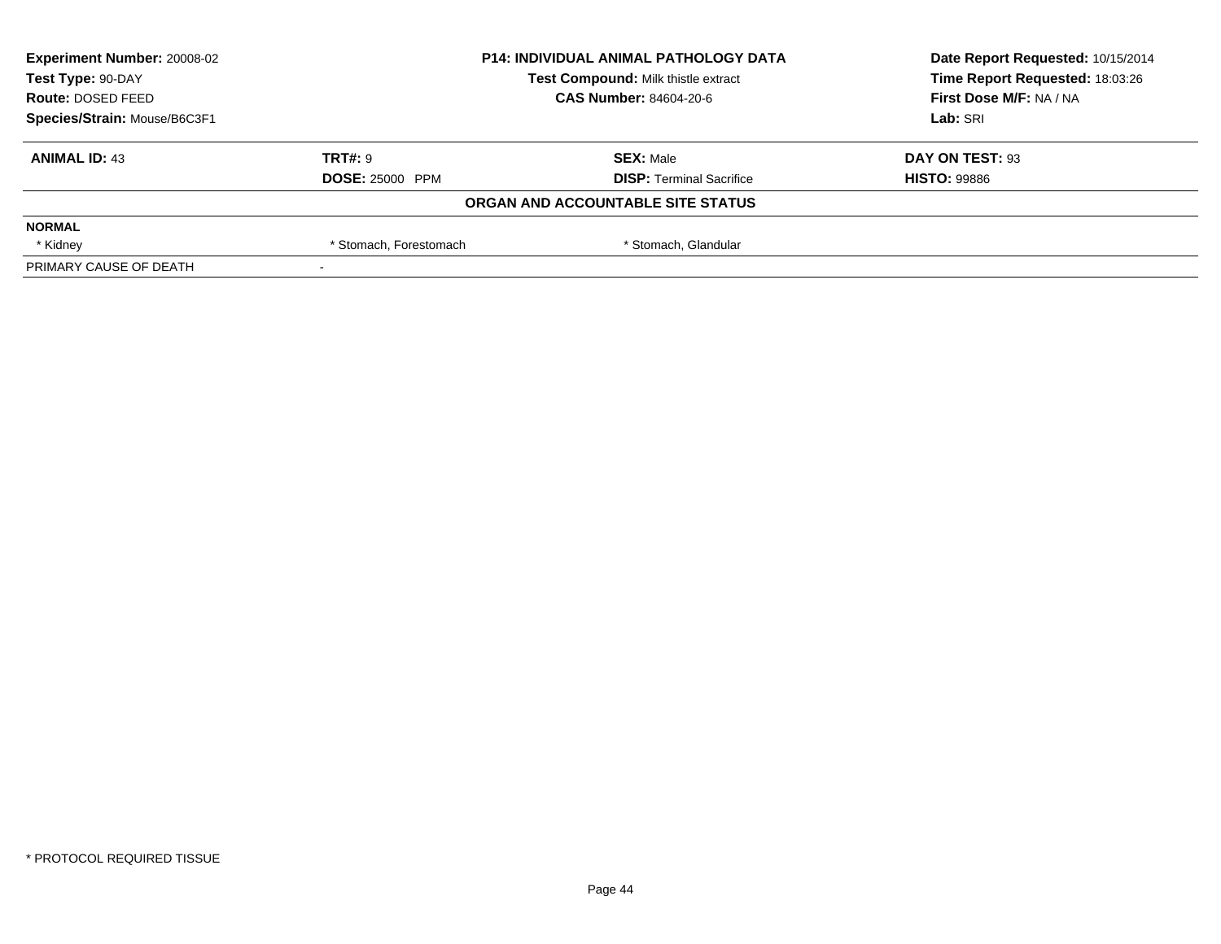| Experiment Number: 20008-02 | P14: INDIVIDUAL ANIMAL PATHOLOGY DATA | Date Report Requested: 10/15/2014 |
|---|---|---|
| Test Type: 90-DAY | Test Compound: Milk thistle extract | Time Report Requested: 18:03:26 |
| Route: DOSED FEED | CAS Number: 84604-20-6 | First Dose M/F: NA / NA |
| Species/Strain: Mouse/B6C3F1 | | Lab: SRI |

| ANIMAL ID: 43 | TRT#: 9 | SEX: Male | DAY ON TEST: 93 |
|---|---|---|---|
| | DOSE: 25000 PPM | DISP: Terminal Sacrifice | HISTO: 99886 |

**ORGAN AND ACCOUNTABLE SITE STATUS**

| NORMAL | | | |
|---|---|---|---|
| * Kidney | * Stomach, Forestomach | * Stomach, Glandular | |
| PRIMARY CAUSE OF DEATH | - | | |

* PROTOCOL REQUIRED TISSUE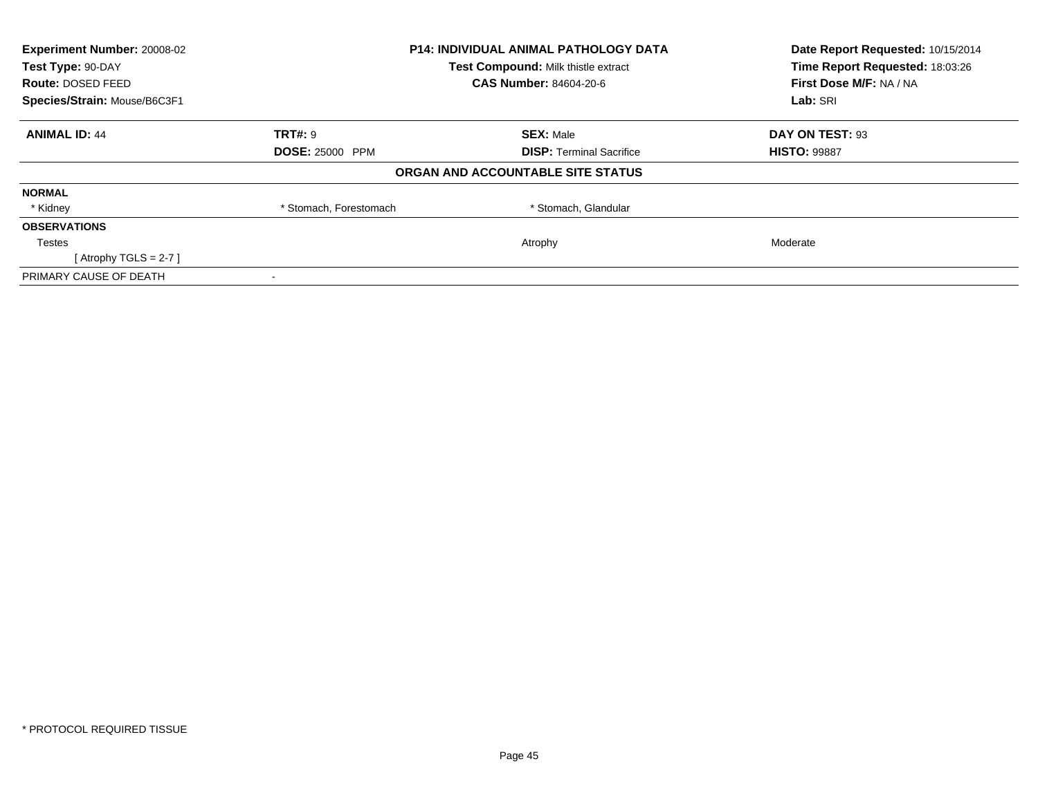**Experiment Number:** 20008-02
**Test Type:** 90-DAY
**Route:** DOSED FEED
**Species/Strain:** Mouse/B6C3F1

**P14: INDIVIDUAL ANIMAL PATHOLOGY DATA**
**Test Compound:** Milk thistle extract
**CAS Number:** 84604-20-6

**Date Report Requested:** 10/15/2014
**Time Report Requested:** 18:03:26
**First Dose M/F:** NA / NA
**Lab:** SRI

| **ANIMAL ID:** 44 | **TRT#:** 9 | **SEX:** Male | **DAY ON TEST:** 93 |
|---|---|---|---|
| | **DOSE:** 25000 PPM | **DISP:** Terminal Sacrifice | **HISTO:** 99887 |

**ORGAN AND ACCOUNTABLE SITE STATUS**

| | | | |
|---|---|---|---|
| **NORMAL** | | | |
| * Kidney | * Stomach, Forestomach | * Stomach, Glandular | |
| **OBSERVATIONS** | | | |
| Testes | | Atrophy | Moderate |
| [ Atrophy TGLS = 2-7 ] | | | |
| PRIMARY CAUSE OF DEATH | - | | |

* PROTOCOL REQUIRED TISSUE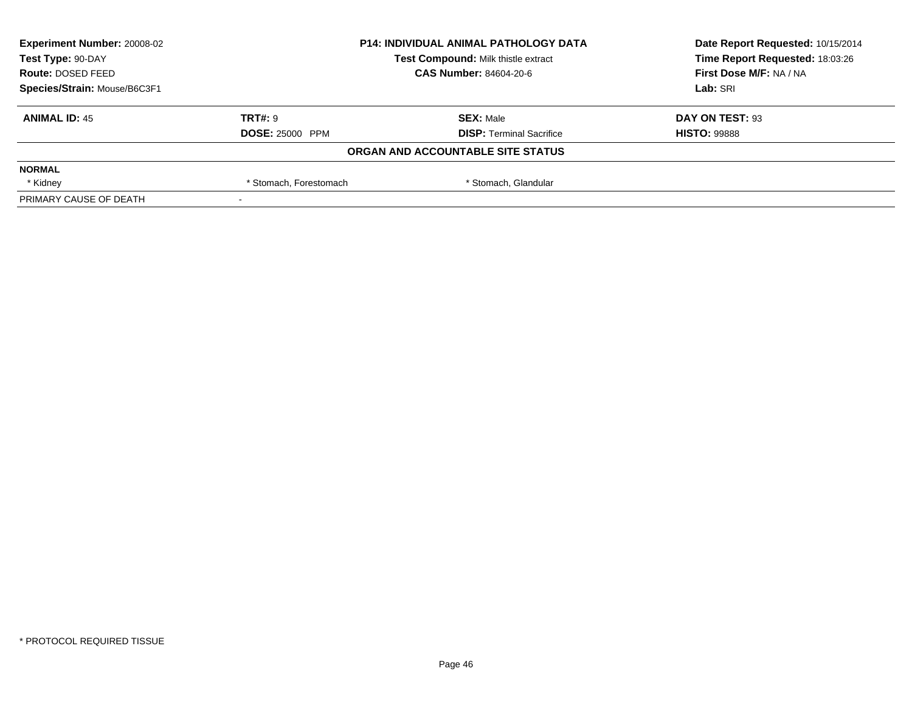**Experiment Number:** 20008-02
**Test Type:** 90-DAY
**Route:** DOSED FEED
**Species/Strain:** Mouse/B6C3F1

**P14: INDIVIDUAL ANIMAL PATHOLOGY DATA**
**Test Compound:** Milk thistle extract
**CAS Number:** 84604-20-6

**Date Report Requested:** 10/15/2014
**Time Report Requested:** 18:03:26
**First Dose M/F:** NA / NA
**Lab:** SRI

| **ANIMAL ID:** 45 | **TRT#:** 9 | **SEX:** Male | **DAY ON TEST:** 93 |
|---|---|---|---|
| | **DOSE:** 25000 PPM | **DISP:** Terminal Sacrifice | **HISTO:** 99888 |

**ORGAN AND ACCOUNTABLE SITE STATUS**

| **NORMAL** | | | |
|---|---|---|---|
| * Kidney | * Stomach, Forestomach | * Stomach, Glandular | |
| PRIMARY CAUSE OF DEATH | - | | |

* PROTOCOL REQUIRED TISSUE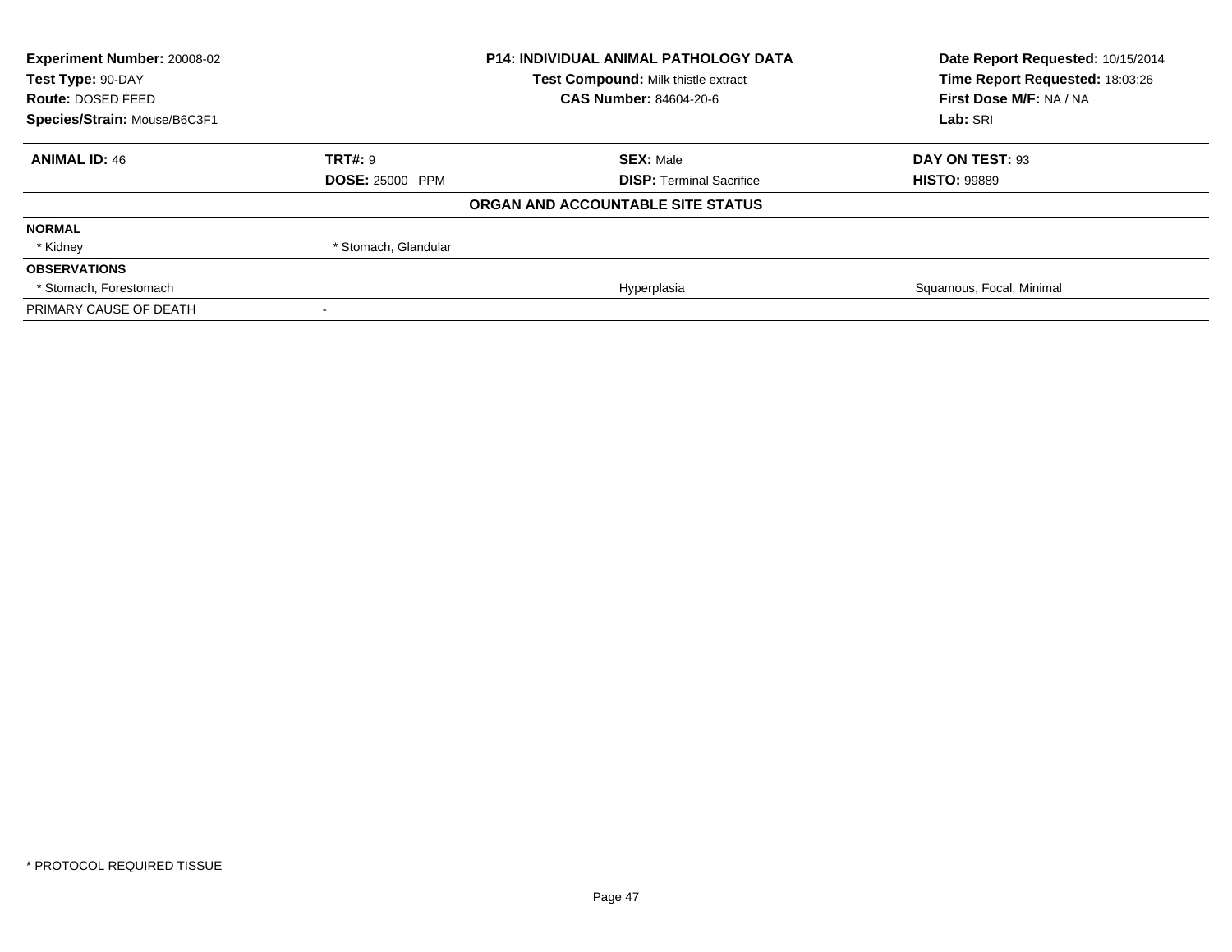**Experiment Number:** 20008-02
**Test Type:** 90-DAY
**Route:** DOSED FEED
**Species/Strain:** Mouse/B6C3F1

**P14: INDIVIDUAL ANIMAL PATHOLOGY DATA**
**Test Compound:** Milk thistle extract
**CAS Number:** 84604-20-6

**Date Report Requested:** 10/15/2014
**Time Report Requested:** 18:03:26
**First Dose M/F:** NA / NA
**Lab:** SRI

| **ANIMAL ID:** 46 | **TRT#:** 9 | **SEX:** Male | **DAY ON TEST:** 93 |
|---|---|---|---|
| | **DOSE:** 25000 PPM | **DISP:** Terminal Sacrifice | **HISTO:** 99889 |

**ORGAN AND ACCOUNTABLE SITE STATUS**

| | | | |
|---|---|---|---|
| **NORMAL** | | | |
| * Kidney | * Stomach, Glandular | | |
| **OBSERVATIONS** | | | |
| * Stomach, Forestomach | | Hyperplasia | Squamous, Focal, Minimal |
| PRIMARY CAUSE OF DEATH | - | | |

* PROTOCOL REQUIRED TISSUE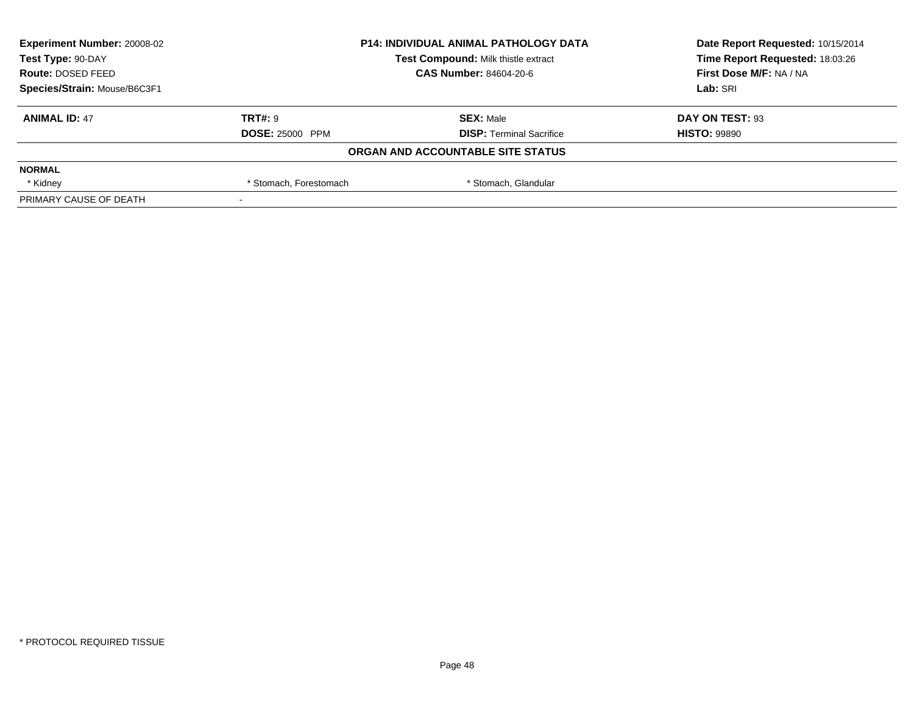| **Experiment Number:** 20008-02 | **P14: INDIVIDUAL ANIMAL PATHOLOGY DATA** | **Date Report Requested:** 10/15/2014 |
|---|---|---|
| **Test Type:** 90-DAY | **Test Compound:** Milk thistle extract | **Time Report Requested:** 18:03:26 |
| **Route:** DOSED FEED | **CAS Number:** 84604-20-6 | **First Dose M/F:** NA / NA |
| **Species/Strain:** Mouse/B6C3F1 | | **Lab:** SRI |

| **ANIMAL ID:** 47 | **TRT#:** 9 | **SEX:** Male | **DAY ON TEST:** 93 |
|---|---|---|---|
| | **DOSE:** 25000 PPM | **DISP:** Terminal Sacrifice | **HISTO:** 99890 |

**ORGAN AND ACCOUNTABLE SITE STATUS**

| **NORMAL** | | | |
|---|---|---|---|
| * Kidney | * Stomach, Forestomach | * Stomach, Glandular | |
| PRIMARY CAUSE OF DEATH | - | | |

* PROTOCOL REQUIRED TISSUE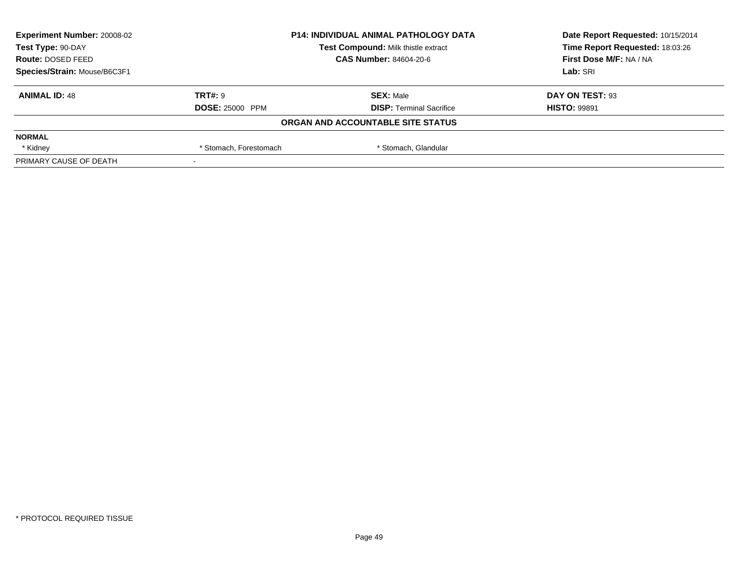| **Experiment Number:** 20008-02 | **P14: INDIVIDUAL ANIMAL PATHOLOGY DATA** | **Date Report Requested:** 10/15/2014 |
|---|---|---|
| **Test Type:** 90-DAY | **Test Compound:** Milk thistle extract | **Time Report Requested:** 18:03:26 |
| **Route:** DOSED FEED | **CAS Number:** 84604-20-6 | **First Dose M/F:** NA / NA |
| **Species/Strain:** Mouse/B6C3F1 | | **Lab:** SRI |

| **ANIMAL ID:** 48 | **TRT#:** 9 | **SEX:** Male | **DAY ON TEST:** 93 |
|---|---|---|---|
| | **DOSE:** 25000 PPM | **DISP:** Terminal Sacrifice | **HISTO:** 99891 |

**ORGAN AND ACCOUNTABLE SITE STATUS**

| **NORMAL** | | | |
|---|---|---|---|
| * Kidney | * Stomach, Forestomach | * Stomach, Glandular | |
| PRIMARY CAUSE OF DEATH | - | | |

* PROTOCOL REQUIRED TISSUE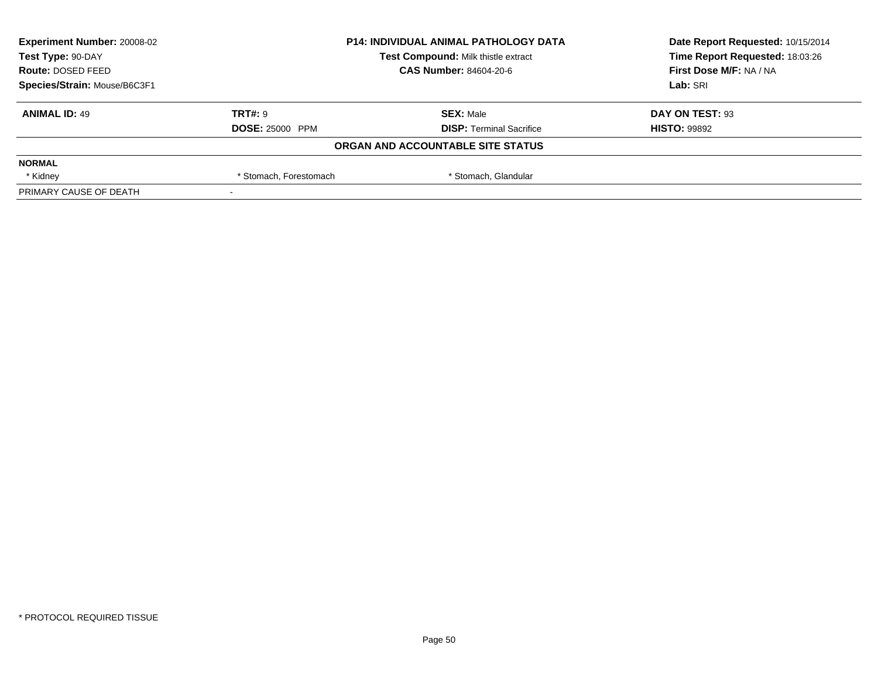| **Experiment Number:** 20008-02 | **P14: INDIVIDUAL ANIMAL PATHOLOGY DATA** | **Date Report Requested:** 10/15/2014 |
|---|---|---|
| **Test Type:** 90-DAY | **Test Compound:** Milk thistle extract | **Time Report Requested:** 18:03:26 |
| **Route:** DOSED FEED | **CAS Number:** 84604-20-6 | **First Dose M/F:** NA / NA |
| **Species/Strain:** Mouse/B6C3F1 | | **Lab:** SRI |

| **ANIMAL ID:** 49 | **TRT#:** 9 | **SEX:** Male | **DAY ON TEST:** 93 |
|---|---|---|---|
| | **DOSE:** 25000 PPM | **DISP:** Terminal Sacrifice | **HISTO:** 99892 |

**ORGAN AND ACCOUNTABLE SITE STATUS**

| **NORMAL** | | | |
|---|---|---|---|
| * Kidney | * Stomach, Forestomach | * Stomach, Glandular | |
| PRIMARY CAUSE OF DEATH | - | | |

* PROTOCOL REQUIRED TISSUE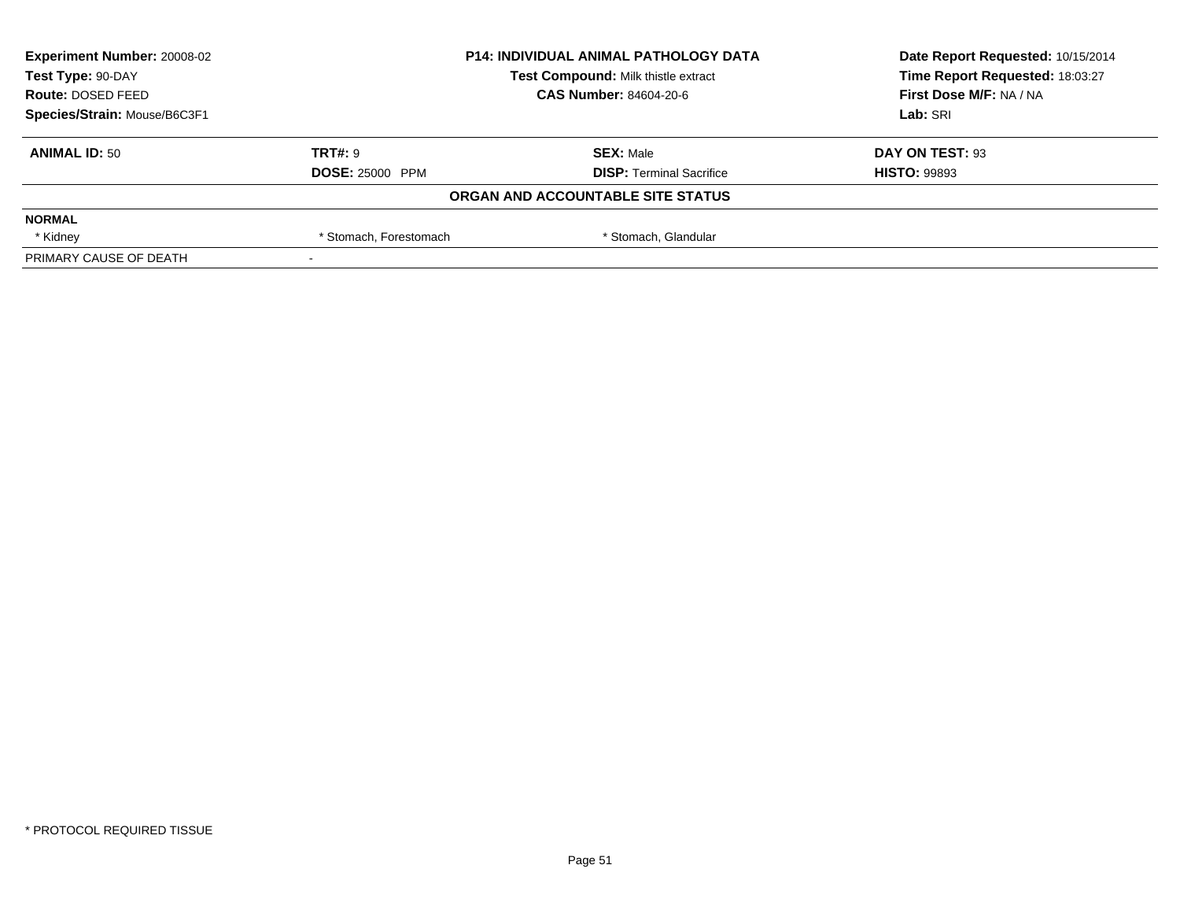| Experiment Number: 20008-02 | P14: INDIVIDUAL ANIMAL PATHOLOGY DATA | Date Report Requested: 10/15/2014 |
|---|---|---|
| Test Type: 90-DAY | Test Compound: Milk thistle extract | Time Report Requested: 18:03:27 |
| Route: DOSED FEED | CAS Number: 84604-20-6 | First Dose M/F: NA / NA |
| Species/Strain: Mouse/B6C3F1 | | Lab: SRI |

| ANIMAL ID: 50 | TRT#: 9 | SEX: Male | DAY ON TEST: 93 |
|---|---|---|---|
| | DOSE: 25000 PPM | DISP: Terminal Sacrifice | HISTO: 99893 |

**ORGAN AND ACCOUNTABLE SITE STATUS**

| NORMAL | | | |
|---|---|---|---|
| * Kidney | * Stomach, Forestomach | * Stomach, Glandular | |
| PRIMARY CAUSE OF DEATH | - | | |

* PROTOCOL REQUIRED TISSUE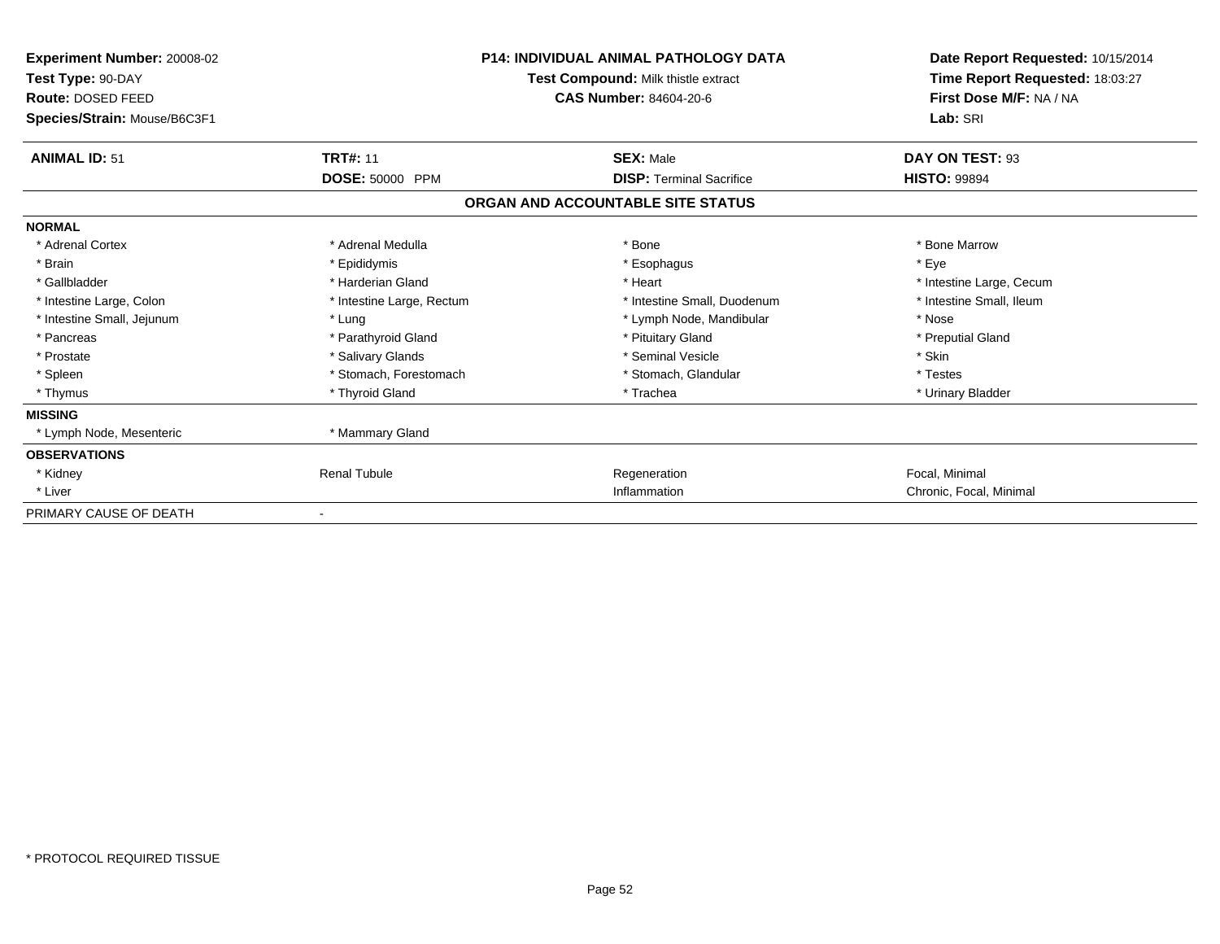**Experiment Number:** 20008-02
**Test Type:** 90-DAY
**Route:** DOSED FEED
**Species/Strain:** Mouse/B6C3F1

**P14: INDIVIDUAL ANIMAL PATHOLOGY DATA**
**Test Compound:** Milk thistle extract
**CAS Number:** 84604-20-6

**Date Report Requested:** 10/15/2014
**Time Report Requested:** 18:03:27
**First Dose M/F:** NA / NA
**Lab:** SRI

| **ANIMAL ID:** 51 | **TRT#:** 11 | **SEX:** Male | **DAY ON TEST:** 93 |
|---|---|---|---|
| | **DOSE:** 50000 PPM | **DISP:** Terminal Sacrifice | **HISTO:** 99894 |

## ORGAN AND ACCOUNTABLE SITE STATUS

| | | | |
|---|---|---|---|
| **NORMAL** | | | |
| * Adrenal Cortex | * Adrenal Medulla | * Bone | * Bone Marrow |
| * Brain | * Epididymis | * Esophagus | * Eye |
| * Gallbladder | * Harderian Gland | * Heart | * Intestine Large, Cecum |
| * Intestine Large, Colon | * Intestine Large, Rectum | * Intestine Small, Duodenum | * Intestine Small, Ileum |
| * Intestine Small, Jejunum | * Lung | * Lymph Node, Mandibular | * Nose |
| * Pancreas | * Parathyroid Gland | * Pituitary Gland | * Preputial Gland |
| * Prostate | * Salivary Glands | * Seminal Vesicle | * Skin |
| * Spleen | * Stomach, Forestomach | * Stomach, Glandular | * Testes |
| * Thymus | * Thyroid Gland | * Trachea | * Urinary Bladder |
| **MISSING** | | | |
| * Lymph Node, Mesenteric | * Mammary Gland | | |
| **OBSERVATIONS** | | | |
| * Kidney | Renal Tubule | Regeneration | Focal, Minimal |
| * Liver | | Inflammation | Chronic, Focal, Minimal |
| PRIMARY CAUSE OF DEATH | - | | |

* PROTOCOL REQUIRED TISSUE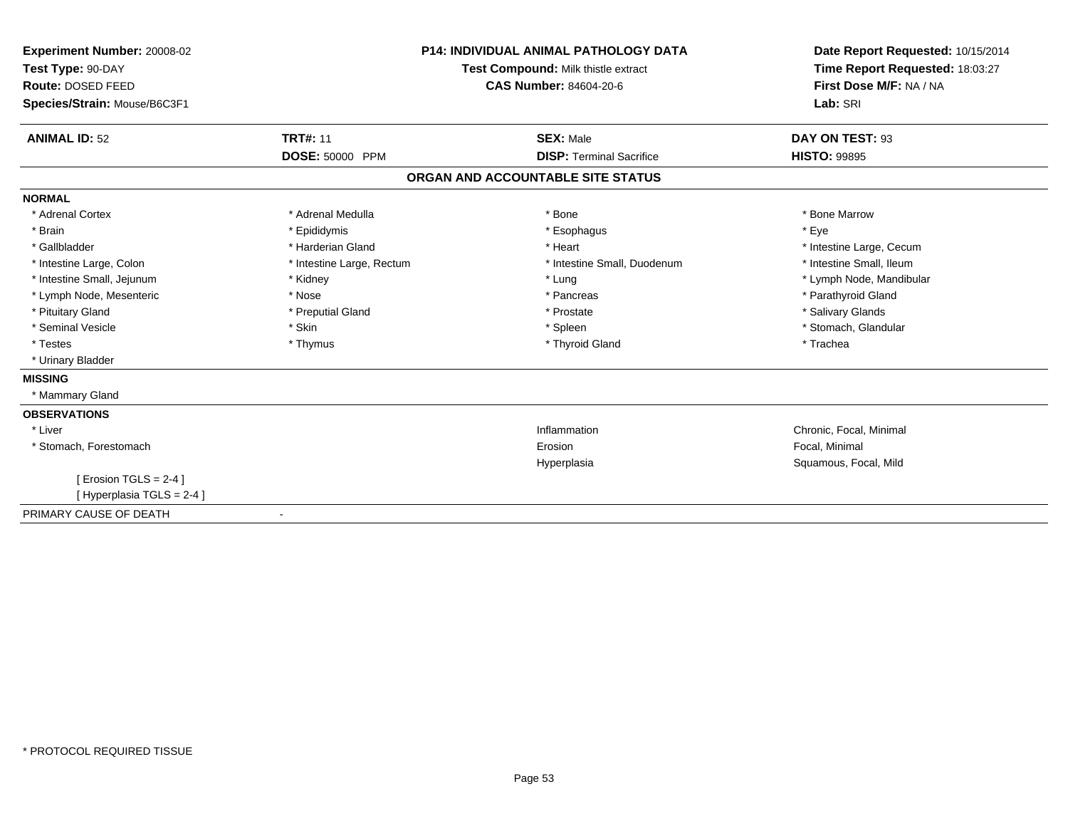**Experiment Number:** 20008-02
**Test Type:** 90-DAY
**Route:** DOSED FEED
**Species/Strain:** Mouse/B6C3F1

**P14: INDIVIDUAL ANIMAL PATHOLOGY DATA**
**Test Compound:** Milk thistle extract
**CAS Number:** 84604-20-6

**Date Report Requested:** 10/15/2014
**Time Report Requested:** 18:03:27
**First Dose M/F:** NA / NA
**Lab:** SRI

| **ANIMAL ID:** 52 | **TRT#:** 11 | **SEX:** Male | **DAY ON TEST:** 93 |
|---|---|---|---|
| | **DOSE:** 50000 PPM | **DISP:** Terminal Sacrifice | **HISTO:** 99895 |

## ORGAN AND ACCOUNTABLE SITE STATUS

**NORMAL**

| | | | |
|---|---|---|---|
| * Adrenal Cortex | * Adrenal Medulla | * Bone | * Bone Marrow |
| * Brain | * Epididymis | * Esophagus | * Eye |
| * Gallbladder | * Harderian Gland | * Heart | * Intestine Large, Cecum |
| * Intestine Large, Colon | * Intestine Large, Rectum | * Intestine Small, Duodenum | * Intestine Small, Ileum |
| * Intestine Small, Jejunum | * Kidney | * Lung | * Lymph Node, Mandibular |
| * Lymph Node, Mesenteric | * Nose | * Pancreas | * Parathyroid Gland |
| * Pituitary Gland | * Preputial Gland | * Prostate | * Salivary Glands |
| * Seminal Vesicle | * Skin | * Spleen | * Stomach, Glandular |
| * Testes | * Thymus | * Thyroid Gland | * Trachea |
| * Urinary Bladder | | | |

**MISSING**

* Mammary Gland

**OBSERVATIONS**

| | | |
|---|---|---|
| * Liver | Inflammation | Chronic, Focal, Minimal |
| * Stomach, Forestomach | Erosion | Focal, Minimal |
| | Hyperplasia | Squamous, Focal, Mild |

[ Erosion TGLS = 2-4 ]
[ Hyperplasia TGLS = 2-4 ]

PRIMARY CAUSE OF DEATH -

* PROTOCOL REQUIRED TISSUE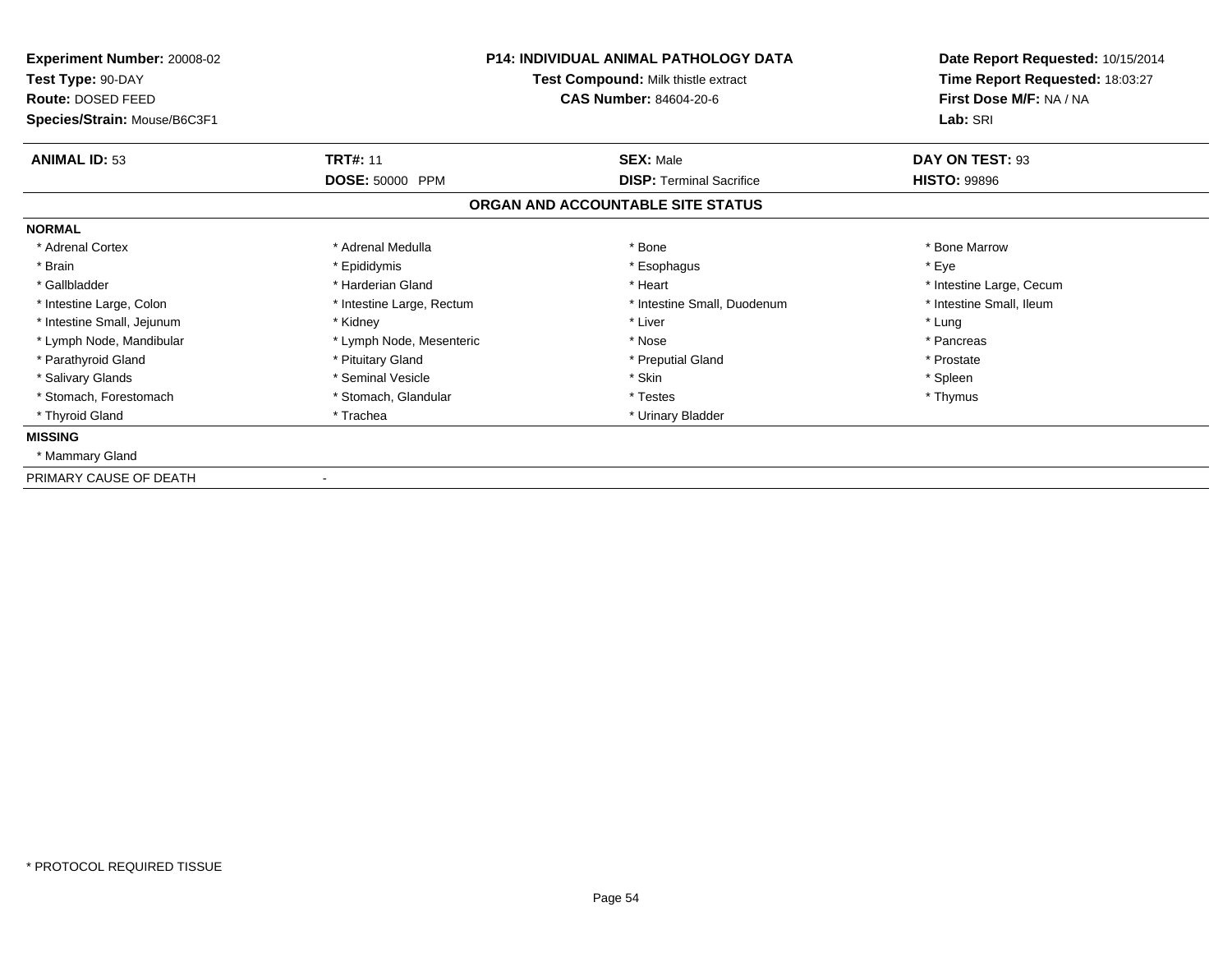**Experiment Number:** 20008-02
**Test Type:** 90-DAY
**Route:** DOSED FEED
**Species/Strain:** Mouse/B6C3F1

**P14: INDIVIDUAL ANIMAL PATHOLOGY DATA**
**Test Compound:** Milk thistle extract
**CAS Number:** 84604-20-6

**Date Report Requested:** 10/15/2014
**Time Report Requested:** 18:03:27
**First Dose M/F:** NA / NA
**Lab:** SRI

| **ANIMAL ID:** 53 | **TRT#:** 11 | **SEX:** Male | **DAY ON TEST:** 93 |
|---|---|---|---|
| | **DOSE:** 50000 PPM | **DISP:** Terminal Sacrifice | **HISTO:** 99896 |

## ORGAN AND ACCOUNTABLE SITE STATUS

**NORMAL**

| | | | |
|---|---|---|---|
| * Adrenal Cortex | * Adrenal Medulla | * Bone | * Bone Marrow |
| * Brain | * Epididymis | * Esophagus | * Eye |
| * Gallbladder | * Harderian Gland | * Heart | * Intestine Large, Cecum |
| * Intestine Large, Colon | * Intestine Large, Rectum | * Intestine Small, Duodenum | * Intestine Small, Ileum |
| * Intestine Small, Jejunum | * Kidney | * Liver | * Lung |
| * Lymph Node, Mandibular | * Lymph Node, Mesenteric | * Nose | * Pancreas |
| * Parathyroid Gland | * Pituitary Gland | * Preputial Gland | * Prostate |
| * Salivary Glands | * Seminal Vesicle | * Skin | * Spleen |
| * Stomach, Forestomach | * Stomach, Glandular | * Testes | * Thymus |
| * Thyroid Gland | * Trachea | * Urinary Bladder | |

**MISSING**

* Mammary Gland

PRIMARY CAUSE OF DEATH -

* PROTOCOL REQUIRED TISSUE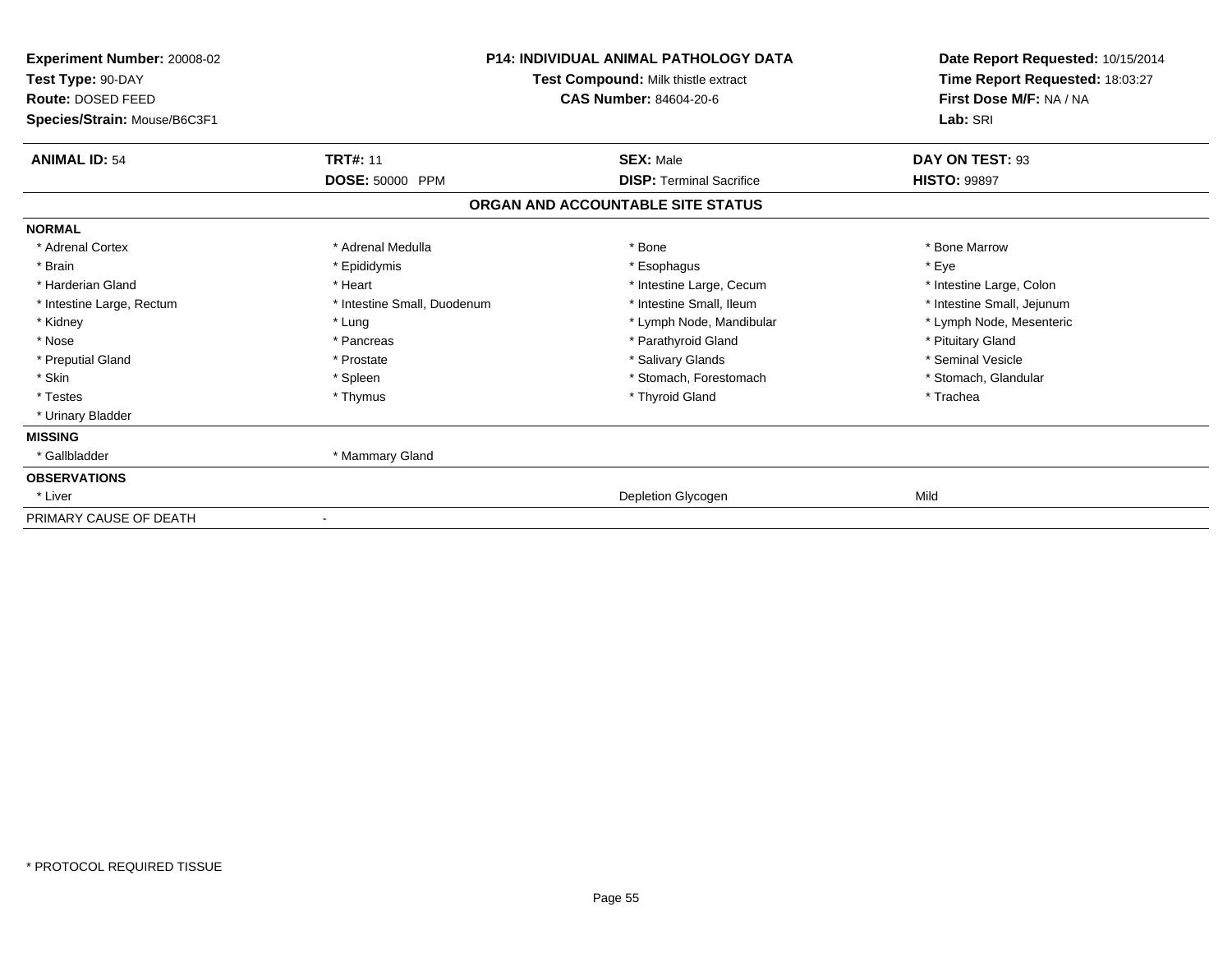**Experiment Number:** 20008-02
**Test Type:** 90-DAY
**Route:** DOSED FEED
**Species/Strain:** Mouse/B6C3F1

**P14: INDIVIDUAL ANIMAL PATHOLOGY DATA**
**Test Compound:** Milk thistle extract
**CAS Number:** 84604-20-6

**Date Report Requested:** 10/15/2014
**Time Report Requested:** 18:03:27
**First Dose M/F:** NA / NA
**Lab:** SRI

| **ANIMAL ID:** 54 | **TRT#:** 11 | **SEX:** Male | **DAY ON TEST:** 93 |
|---|---|---|---|
| | **DOSE:** 50000 PPM | **DISP:** Terminal Sacrifice | **HISTO:** 99897 |

## ORGAN AND ACCOUNTABLE SITE STATUS

| | | | |
|---|---|---|---|
| **NORMAL** | | | |
| * Adrenal Cortex | * Adrenal Medulla | * Bone | * Bone Marrow |
| * Brain | * Epididymis | * Esophagus | * Eye |
| * Harderian Gland | * Heart | * Intestine Large, Cecum | * Intestine Large, Colon |
| * Intestine Large, Rectum | * Intestine Small, Duodenum | * Intestine Small, Ileum | * Intestine Small, Jejunum |
| * Kidney | * Lung | * Lymph Node, Mandibular | * Lymph Node, Mesenteric |
| * Nose | * Pancreas | * Parathyroid Gland | * Pituitary Gland |
| * Preputial Gland | * Prostate | * Salivary Glands | * Seminal Vesicle |
| * Skin | * Spleen | * Stomach, Forestomach | * Stomach, Glandular |
| * Testes | * Thymus | * Thyroid Gland | * Trachea |
| * Urinary Bladder | | | |
| **MISSING** | | | |
| * Gallbladder | * Mammary Gland | | |
| **OBSERVATIONS** | | | |
| * Liver | | Depletion Glycogen | Mild |
| PRIMARY CAUSE OF DEATH | - | | |

* PROTOCOL REQUIRED TISSUE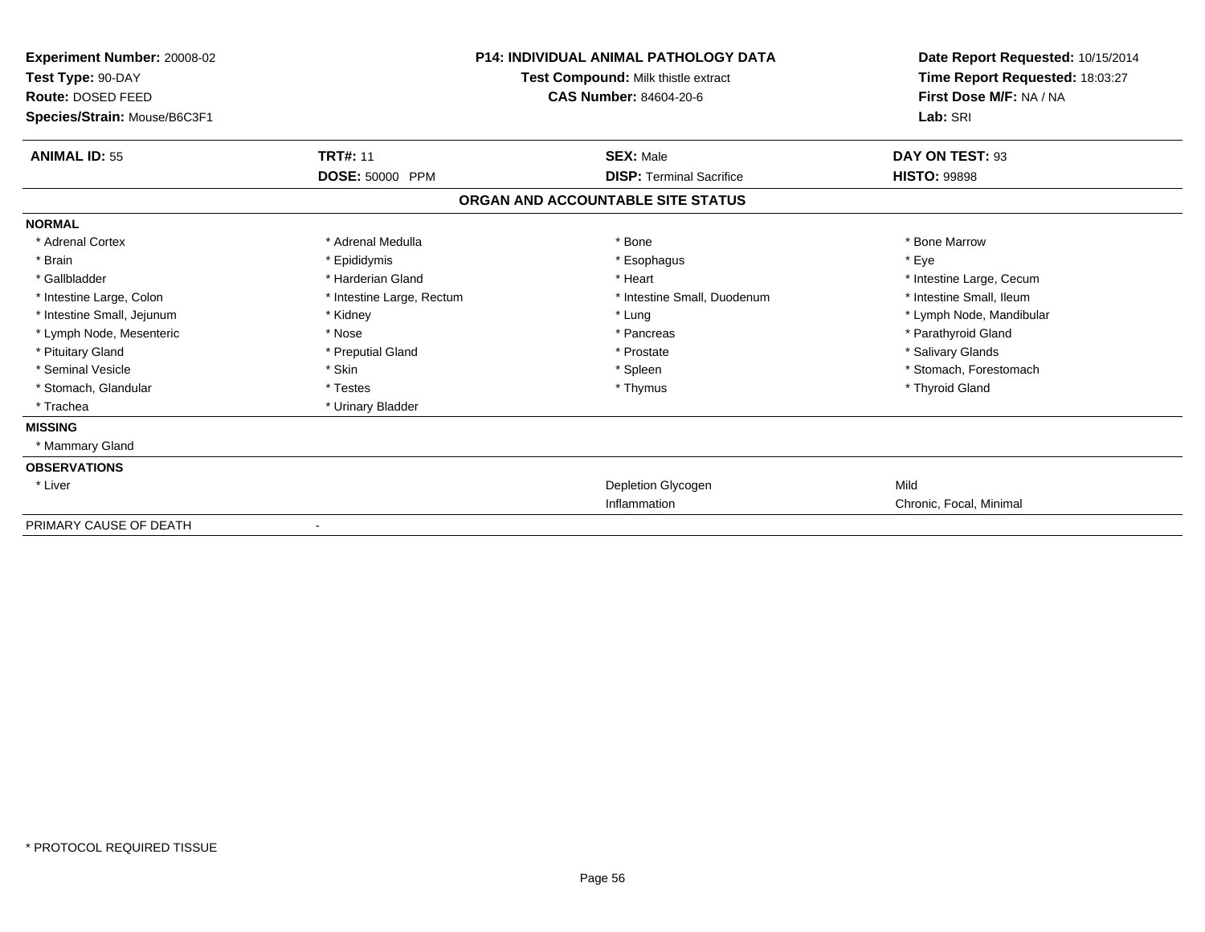**Experiment Number:** 20008-02
**Test Type:** 90-DAY
**Route:** DOSED FEED
**Species/Strain:** Mouse/B6C3F1

**P14: INDIVIDUAL ANIMAL PATHOLOGY DATA**
**Test Compound:** Milk thistle extract
**CAS Number:** 84604-20-6

**Date Report Requested:** 10/15/2014
**Time Report Requested:** 18:03:27
**First Dose M/F:** NA / NA
**Lab:** SRI

| **ANIMAL ID:** 55 | **TRT#:** 11 | **SEX:** Male | **DAY ON TEST:** 93 |
|---|---|---|---|
| | **DOSE:** 50000 PPM | **DISP:** Terminal Sacrifice | **HISTO:** 99898 |

## ORGAN AND ACCOUNTABLE SITE STATUS

| | | | |
|---|---|---|---|
| **NORMAL** | | | |
| * Adrenal Cortex | * Adrenal Medulla | * Bone | * Bone Marrow |
| * Brain | * Epididymis | * Esophagus | * Eye |
| * Gallbladder | * Harderian Gland | * Heart | * Intestine Large, Cecum |
| * Intestine Large, Colon | * Intestine Large, Rectum | * Intestine Small, Duodenum | * Intestine Small, Ileum |
| * Intestine Small, Jejunum | * Kidney | * Lung | * Lymph Node, Mandibular |
| * Lymph Node, Mesenteric | * Nose | * Pancreas | * Parathyroid Gland |
| * Pituitary Gland | * Preputial Gland | * Prostate | * Salivary Glands |
| * Seminal Vesicle | * Skin | * Spleen | * Stomach, Forestomach |
| * Stomach, Glandular | * Testes | * Thymus | * Thyroid Gland |
| * Trachea | * Urinary Bladder | | |
| **MISSING** | | | |
| * Mammary Gland | | | |
| **OBSERVATIONS** | | | |
| * Liver | | Depletion Glycogen | Mild |
| | | Inflammation | Chronic, Focal, Minimal |
| PRIMARY CAUSE OF DEATH | - | | |

* PROTOCOL REQUIRED TISSUE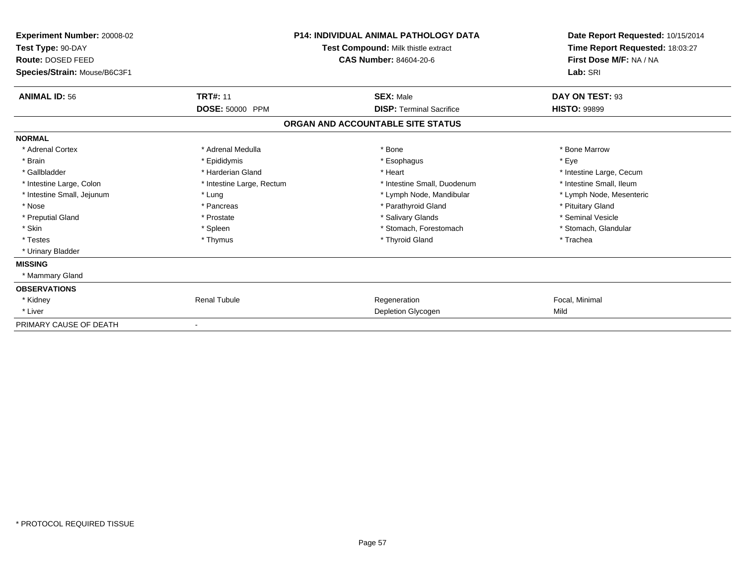**Experiment Number:** 20008-02
**Test Type:** 90-DAY
**Route:** DOSED FEED
**Species/Strain:** Mouse/B6C3F1

**P14: INDIVIDUAL ANIMAL PATHOLOGY DATA**
**Test Compound:** Milk thistle extract
**CAS Number:** 84604-20-6

**Date Report Requested:** 10/15/2014
**Time Report Requested:** 18:03:27
**First Dose M/F:** NA / NA
**Lab:** SRI

| **ANIMAL ID:** 56 | **TRT#:** 11 | **SEX:** Male | **DAY ON TEST:** 93 |
|---|---|---|---|
| | **DOSE:** 50000 PPM | **DISP:** Terminal Sacrifice | **HISTO:** 99899 |

### ORGAN AND ACCOUNTABLE SITE STATUS

**NORMAL**

| | | | |
|---|---|---|---|
| * Adrenal Cortex | * Adrenal Medulla | * Bone | * Bone Marrow |
| * Brain | * Epididymis | * Esophagus | * Eye |
| * Gallbladder | * Harderian Gland | * Heart | * Intestine Large, Cecum |
| * Intestine Large, Colon | * Intestine Large, Rectum | * Intestine Small, Duodenum | * Intestine Small, Ileum |
| * Intestine Small, Jejunum | * Lung | * Lymph Node, Mandibular | * Lymph Node, Mesenteric |
| * Nose | * Pancreas | * Parathyroid Gland | * Pituitary Gland |
| * Preputial Gland | * Prostate | * Salivary Glands | * Seminal Vesicle |
| * Skin | * Spleen | * Stomach, Forestomach | * Stomach, Glandular |
| * Testes | * Thymus | * Thyroid Gland | * Trachea |
| * Urinary Bladder | | | |

**MISSING**

* Mammary Gland

**OBSERVATIONS**

| | | | |
|---|---|---|---|
| * Kidney | Renal Tubule | Regeneration | Focal, Minimal |
| * Liver | | Depletion Glycogen | Mild |

PRIMARY CAUSE OF DEATH -

* PROTOCOL REQUIRED TISSUE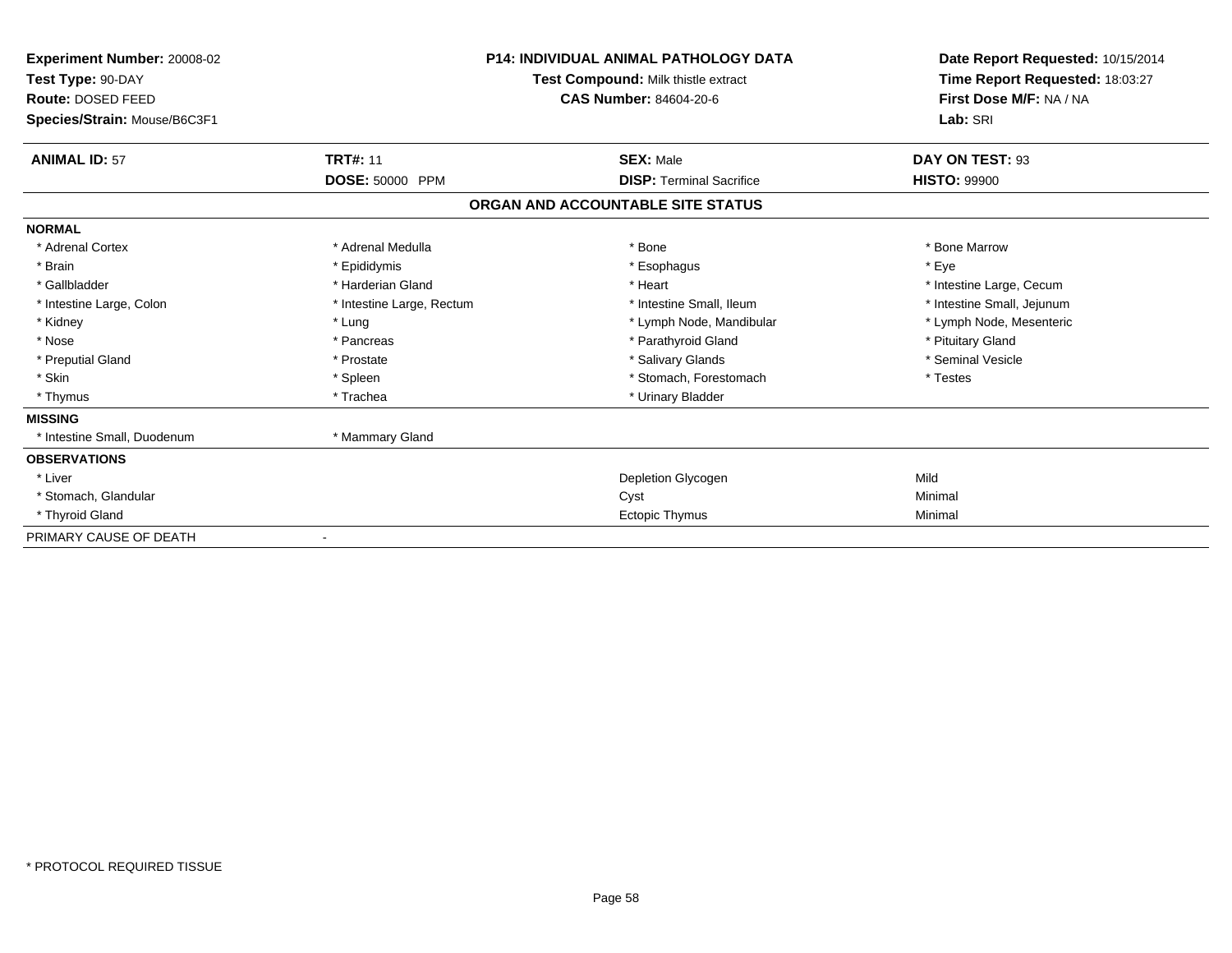**Experiment Number:** 20008-02
**Test Type:** 90-DAY
**Route:** DOSED FEED
**Species/Strain:** Mouse/B6C3F1

**P14: INDIVIDUAL ANIMAL PATHOLOGY DATA**
**Test Compound:** Milk thistle extract
**CAS Number:** 84604-20-6

**Date Report Requested:** 10/15/2014
**Time Report Requested:** 18:03:27
**First Dose M/F:** NA / NA
**Lab:** SRI

| **ANIMAL ID:** 57 | **TRT#:** 11 | **SEX:** Male | **DAY ON TEST:** 93 |
|---|---|---|---|
| | **DOSE:** 50000 PPM | **DISP:** Terminal Sacrifice | **HISTO:** 99900 |

## ORGAN AND ACCOUNTABLE SITE STATUS

| | | | |
|---|---|---|---|
| **NORMAL** | | | |
| * Adrenal Cortex | * Adrenal Medulla | * Bone | * Bone Marrow |
| * Brain | * Epididymis | * Esophagus | * Eye |
| * Gallbladder | * Harderian Gland | * Heart | * Intestine Large, Cecum |
| * Intestine Large, Colon | * Intestine Large, Rectum | * Intestine Small, Ileum | * Intestine Small, Jejunum |
| * Kidney | * Lung | * Lymph Node, Mandibular | * Lymph Node, Mesenteric |
| * Nose | * Pancreas | * Parathyroid Gland | * Pituitary Gland |
| * Preputial Gland | * Prostate | * Salivary Glands | * Seminal Vesicle |
| * Skin | * Spleen | * Stomach, Forestomach | * Testes |
| * Thymus | * Trachea | * Urinary Bladder | |
| **MISSING** | | | |
| * Intestine Small, Duodenum | * Mammary Gland | | |
| **OBSERVATIONS** | | | |
| * Liver | | Depletion Glycogen | Mild |
| * Stomach, Glandular | | Cyst | Minimal |
| * Thyroid Gland | | Ectopic Thymus | Minimal |
| PRIMARY CAUSE OF DEATH | - | | |

\* PROTOCOL REQUIRED TISSUE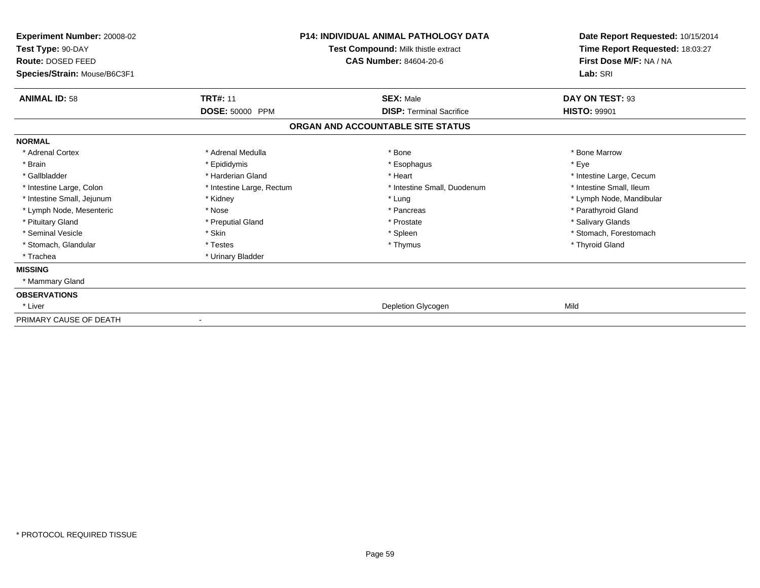**Experiment Number:** 20008-02
**Test Type:** 90-DAY
**Route:** DOSED FEED
**Species/Strain:** Mouse/B6C3F1

**P14: INDIVIDUAL ANIMAL PATHOLOGY DATA**
**Test Compound:** Milk thistle extract
**CAS Number:** 84604-20-6

**Date Report Requested:** 10/15/2014
**Time Report Requested:** 18:03:27
**First Dose M/F:** NA / NA
**Lab:** SRI

| **ANIMAL ID:** 58 | **TRT#:** 11 | **SEX:** Male | **DAY ON TEST:** 93 |
|---|---|---|---|
| | **DOSE:** 50000 PPM | **DISP:** Terminal Sacrifice | **HISTO:** 99901 |

## ORGAN AND ACCOUNTABLE SITE STATUS

**NORMAL**

| | | | |
|---|---|---|---|
| * Adrenal Cortex | * Adrenal Medulla | * Bone | * Bone Marrow |
| * Brain | * Epididymis | * Esophagus | * Eye |
| * Gallbladder | * Harderian Gland | * Heart | * Intestine Large, Cecum |
| * Intestine Large, Colon | * Intestine Large, Rectum | * Intestine Small, Duodenum | * Intestine Small, Ileum |
| * Intestine Small, Jejunum | * Kidney | * Lung | * Lymph Node, Mandibular |
| * Lymph Node, Mesenteric | * Nose | * Pancreas | * Parathyroid Gland |
| * Pituitary Gland | * Preputial Gland | * Prostate | * Salivary Glands |
| * Seminal Vesicle | * Skin | * Spleen | * Stomach, Forestomach |
| * Stomach, Glandular | * Testes | * Thymus | * Thyroid Gland |
| * Trachea | * Urinary Bladder | | |

**MISSING**

* Mammary Gland

**OBSERVATIONS**

| | | |
|---|---|---|
| * Liver | Depletion Glycogen | Mild |

PRIMARY CAUSE OF DEATH -

* PROTOCOL REQUIRED TISSUE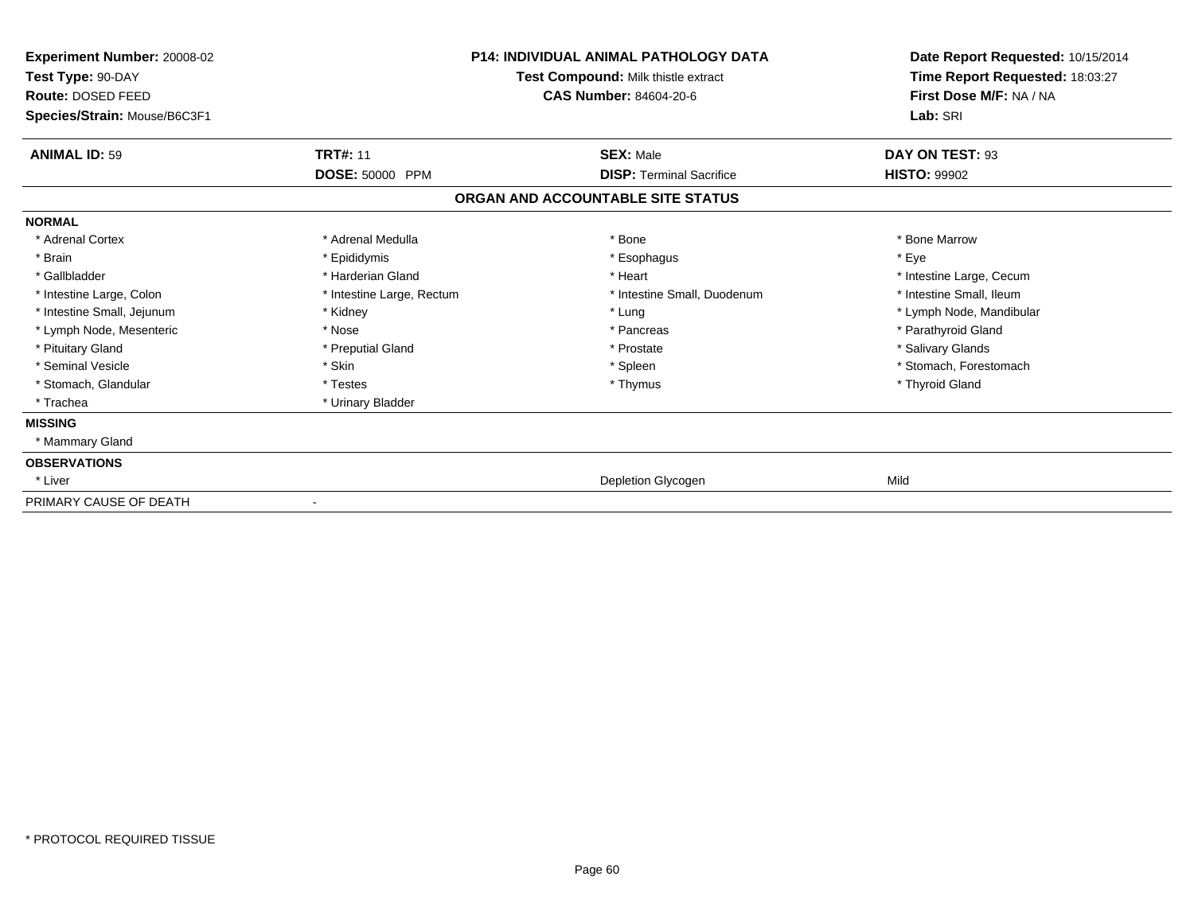**Experiment Number:** 20008-02
**Test Type:** 90-DAY
**Route:** DOSED FEED
**Species/Strain:** Mouse/B6C3F1

**P14: INDIVIDUAL ANIMAL PATHOLOGY DATA**
**Test Compound:** Milk thistle extract
**CAS Number:** 84604-20-6

**Date Report Requested:** 10/15/2014
**Time Report Requested:** 18:03:27
**First Dose M/F:** NA / NA
**Lab:** SRI

| **ANIMAL ID:** 59 | **TRT#:** 11 | **SEX:** Male | **DAY ON TEST:** 93 |
|---|---|---|---|
| | **DOSE:** 50000 PPM | **DISP:** Terminal Sacrifice | **HISTO:** 99902 |

**ORGAN AND ACCOUNTABLE SITE STATUS**

**NORMAL**

| | | | |
|---|---|---|---|
| * Adrenal Cortex | * Adrenal Medulla | * Bone | * Bone Marrow |
| * Brain | * Epididymis | * Esophagus | * Eye |
| * Gallbladder | * Harderian Gland | * Heart | * Intestine Large, Cecum |
| * Intestine Large, Colon | * Intestine Large, Rectum | * Intestine Small, Duodenum | * Intestine Small, Ileum |
| * Intestine Small, Jejunum | * Kidney | * Lung | * Lymph Node, Mandibular |
| * Lymph Node, Mesenteric | * Nose | * Pancreas | * Parathyroid Gland |
| * Pituitary Gland | * Preputial Gland | * Prostate | * Salivary Glands |
| * Seminal Vesicle | * Skin | * Spleen | * Stomach, Forestomach |
| * Stomach, Glandular | * Testes | * Thymus | * Thyroid Gland |
| * Trachea | * Urinary Bladder | | |

**MISSING**

* Mammary Gland

**OBSERVATIONS**

| | | |
|---|---|---|
| * Liver | Depletion Glycogen | Mild |

PRIMARY CAUSE OF DEATH -

* PROTOCOL REQUIRED TISSUE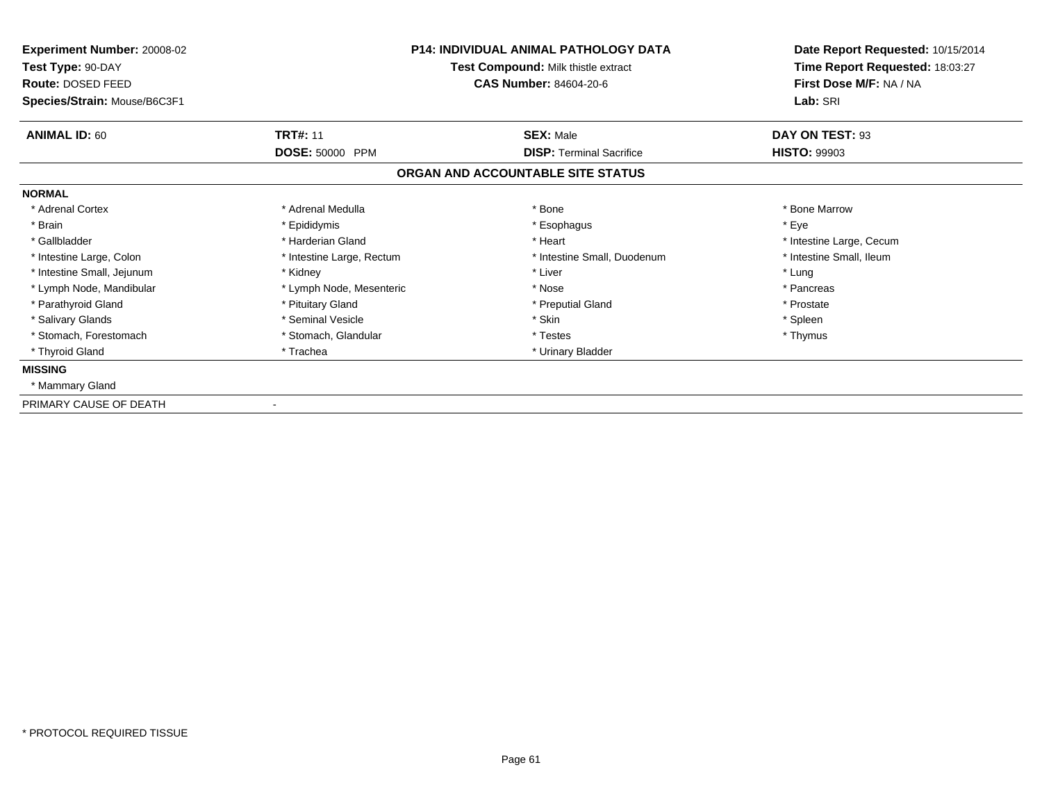**Experiment Number:** 20008-02
**Test Type:** 90-DAY
**Route:** DOSED FEED
**Species/Strain:** Mouse/B6C3F1

## P14: INDIVIDUAL ANIMAL PATHOLOGY DATA

**Test Compound:** Milk thistle extract
**CAS Number:** 84604-20-6

**Date Report Requested:** 10/15/2014
**Time Report Requested:** 18:03:27
**First Dose M/F:** NA / NA
**Lab:** SRI

| **ANIMAL ID:** 60 | **TRT#:** 11 | **SEX:** Male | **DAY ON TEST:** 93 |
|---|---|---|---|
| | **DOSE:** 50000 PPM | **DISP:** Terminal Sacrifice | **HISTO:** 99903 |

### ORGAN AND ACCOUNTABLE SITE STATUS

**NORMAL**

| | | | |
|---|---|---|---|
| * Adrenal Cortex | * Adrenal Medulla | * Bone | * Bone Marrow |
| * Brain | * Epididymis | * Esophagus | * Eye |
| * Gallbladder | * Harderian Gland | * Heart | * Intestine Large, Cecum |
| * Intestine Large, Colon | * Intestine Large, Rectum | * Intestine Small, Duodenum | * Intestine Small, Ileum |
| * Intestine Small, Jejunum | * Kidney | * Liver | * Lung |
| * Lymph Node, Mandibular | * Lymph Node, Mesenteric | * Nose | * Pancreas |
| * Parathyroid Gland | * Pituitary Gland | * Preputial Gland | * Prostate |
| * Salivary Glands | * Seminal Vesicle | * Skin | * Spleen |
| * Stomach, Forestomach | * Stomach, Glandular | * Testes | * Thymus |
| * Thyroid Gland | * Trachea | * Urinary Bladder | |

**MISSING**

* Mammary Gland

PRIMARY CAUSE OF DEATH -

* PROTOCOL REQUIRED TISSUE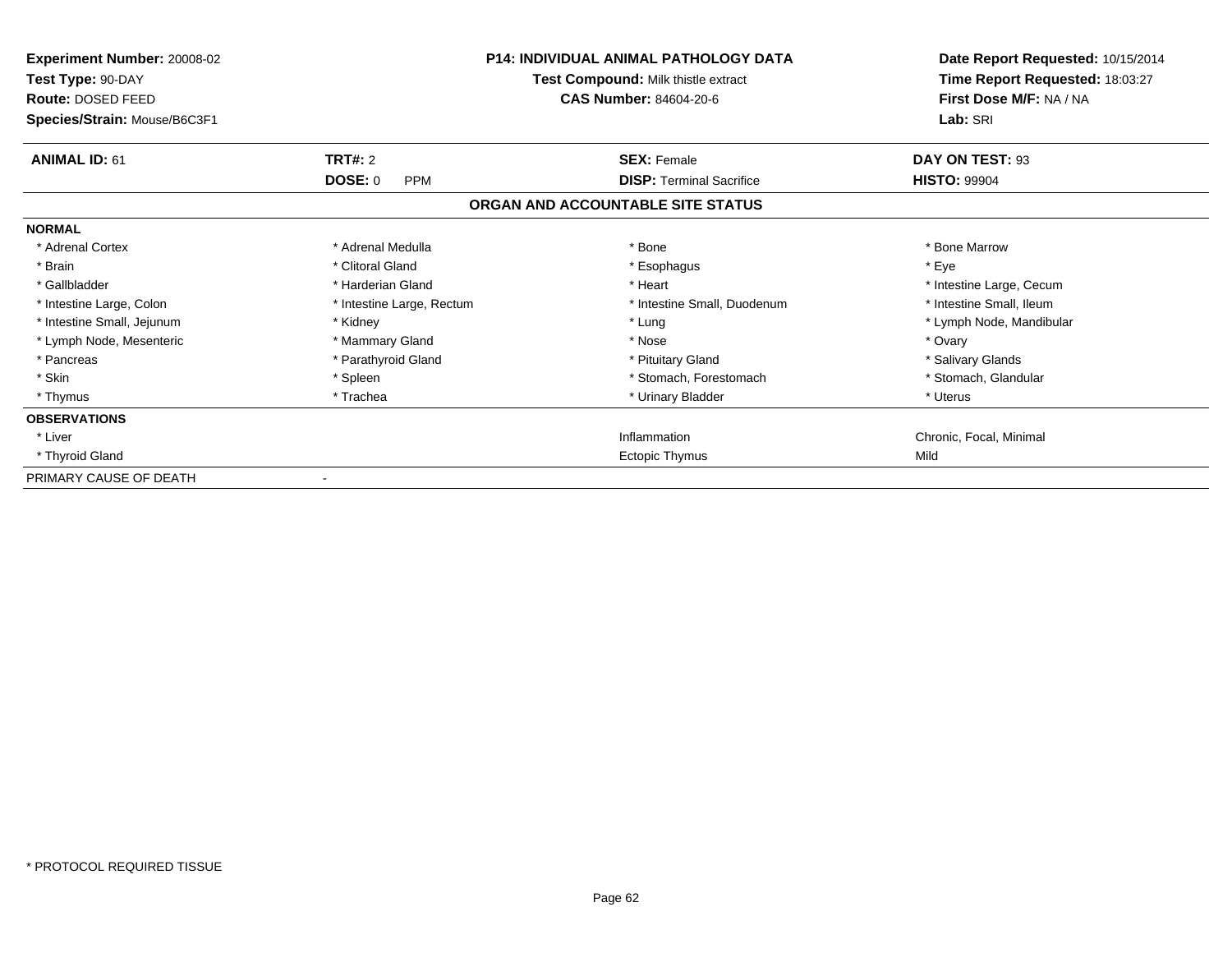**Experiment Number:** 20008-02
**Test Type:** 90-DAY
**Route:** DOSED FEED
**Species/Strain:** Mouse/B6C3F1

**P14: INDIVIDUAL ANIMAL PATHOLOGY DATA**
**Test Compound:** Milk thistle extract
**CAS Number:** 84604-20-6

**Date Report Requested:** 10/15/2014
**Time Report Requested:** 18:03:27
**First Dose M/F:** NA / NA
**Lab:** SRI

| **ANIMAL ID:** 61 | **TRT#:** 2 | **SEX:** Female | **DAY ON TEST:** 93 |
|---|---|---|---|
| | **DOSE:** 0 PPM | **DISP:** Terminal Sacrifice | **HISTO:** 99904 |

## ORGAN AND ACCOUNTABLE SITE STATUS

**NORMAL**

| | | | |
|---|---|---|---|
| * Adrenal Cortex | * Adrenal Medulla | * Bone | * Bone Marrow |
| * Brain | * Clitoral Gland | * Esophagus | * Eye |
| * Gallbladder | * Harderian Gland | * Heart | * Intestine Large, Cecum |
| * Intestine Large, Colon | * Intestine Large, Rectum | * Intestine Small, Duodenum | * Intestine Small, Ileum |
| * Intestine Small, Jejunum | * Kidney | * Lung | * Lymph Node, Mandibular |
| * Lymph Node, Mesenteric | * Mammary Gland | * Nose | * Ovary |
| * Pancreas | * Parathyroid Gland | * Pituitary Gland | * Salivary Glands |
| * Skin | * Spleen | * Stomach, Forestomach | * Stomach, Glandular |
| * Thymus | * Trachea | * Urinary Bladder | * Uterus |

**OBSERVATIONS**

| | | |
|---|---|---|
| * Liver | Inflammation | Chronic, Focal, Minimal |
| * Thyroid Gland | Ectopic Thymus | Mild |

PRIMARY CAUSE OF DEATH -

* PROTOCOL REQUIRED TISSUE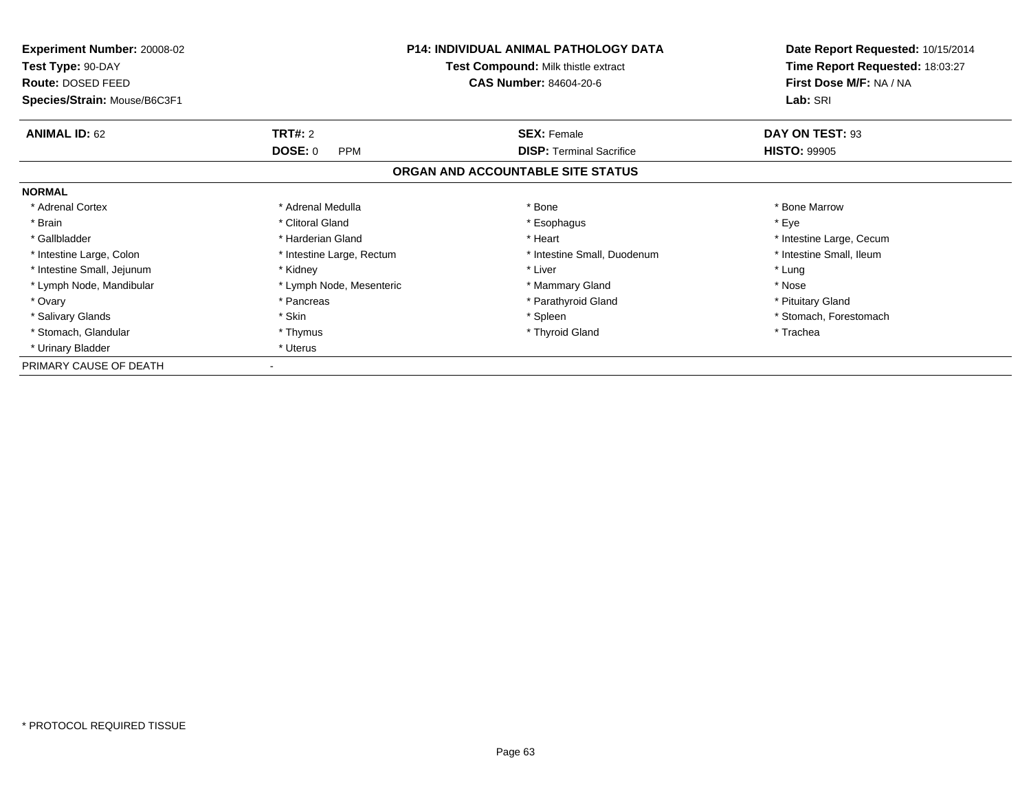**Experiment Number:** 20008-02
**Test Type:** 90-DAY
**Route:** DOSED FEED
**Species/Strain:** Mouse/B6C3F1

**P14: INDIVIDUAL ANIMAL PATHOLOGY DATA**
**Test Compound:** Milk thistle extract
**CAS Number:** 84604-20-6

**Date Report Requested:** 10/15/2014
**Time Report Requested:** 18:03:27
**First Dose M/F:** NA / NA
**Lab:** SRI

| **ANIMAL ID:** 62 | **TRT#:** 2 | **SEX:** Female | **DAY ON TEST:** 93 |
|---|---|---|---|
| | **DOSE:** 0 PPM | **DISP:** Terminal Sacrifice | **HISTO:** 99905 |

## ORGAN AND ACCOUNTABLE SITE STATUS

**NORMAL**

| | | | |
|---|---|---|---|
| * Adrenal Cortex | * Adrenal Medulla | * Bone | * Bone Marrow |
| * Brain | * Clitoral Gland | * Esophagus | * Eye |
| * Gallbladder | * Harderian Gland | * Heart | * Intestine Large, Cecum |
| * Intestine Large, Colon | * Intestine Large, Rectum | * Intestine Small, Duodenum | * Intestine Small, Ileum |
| * Intestine Small, Jejunum | * Kidney | * Liver | * Lung |
| * Lymph Node, Mandibular | * Lymph Node, Mesenteric | * Mammary Gland | * Nose |
| * Ovary | * Pancreas | * Parathyroid Gland | * Pituitary Gland |
| * Salivary Glands | * Skin | * Spleen | * Stomach, Forestomach |
| * Stomach, Glandular | * Thymus | * Thyroid Gland | * Trachea |
| * Urinary Bladder | * Uterus | | |

PRIMARY CAUSE OF DEATH -

* PROTOCOL REQUIRED TISSUE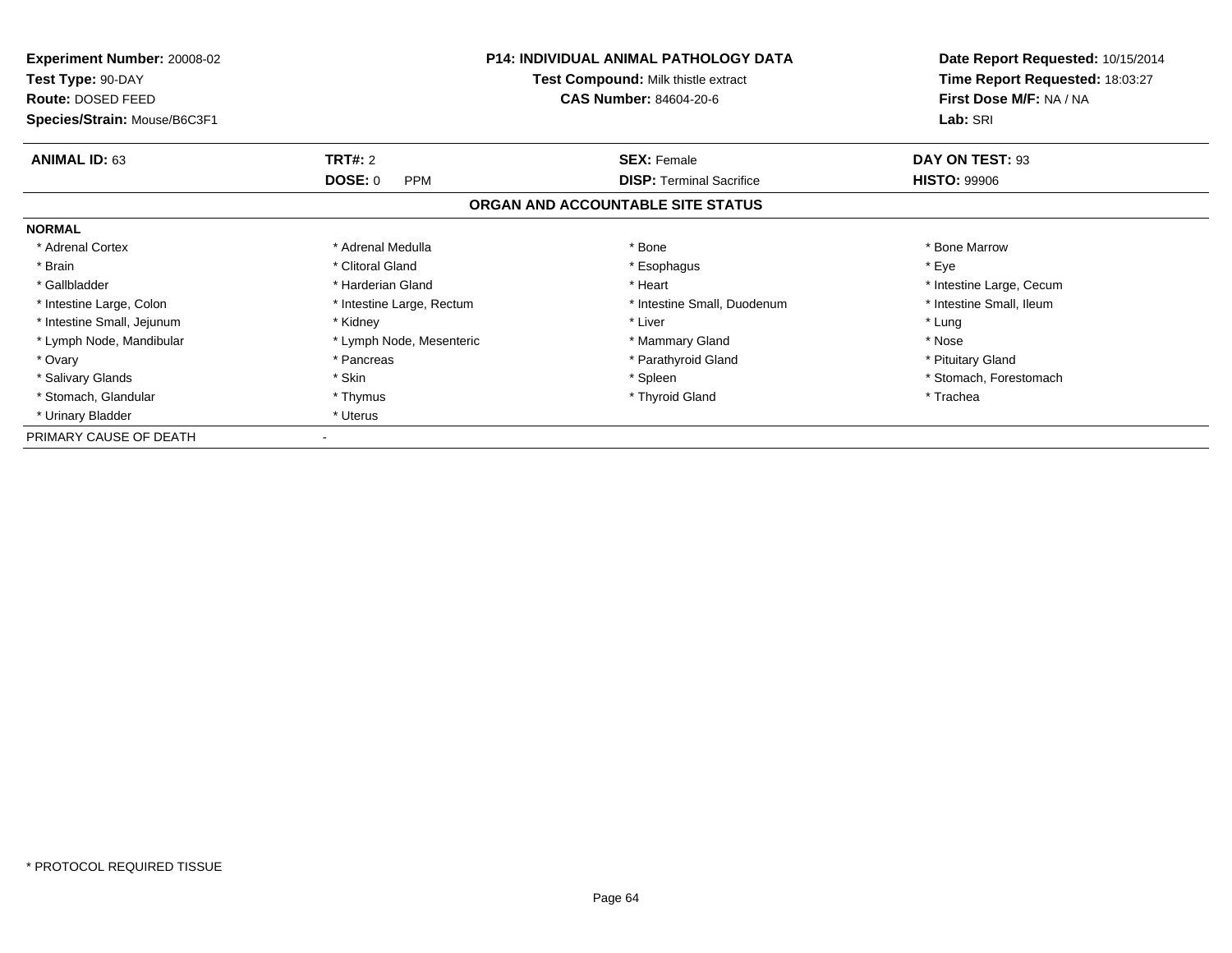**Experiment Number:** 20008-02
**Test Type:** 90-DAY
**Route:** DOSED FEED
**Species/Strain:** Mouse/B6C3F1

**P14: INDIVIDUAL ANIMAL PATHOLOGY DATA**
**Test Compound:** Milk thistle extract
**CAS Number:** 84604-20-6

**Date Report Requested:** 10/15/2014
**Time Report Requested:** 18:03:27
**First Dose M/F:** NA / NA
**Lab:** SRI

| **ANIMAL ID:** 63 | **TRT#:** 2 | **SEX:** Female | **DAY ON TEST:** 93 |
|---|---|---|---|
| | **DOSE:** 0 PPM | **DISP:** Terminal Sacrifice | **HISTO:** 99906 |

## ORGAN AND ACCOUNTABLE SITE STATUS

**NORMAL**

| | | | |
|---|---|---|---|
| * Adrenal Cortex | * Adrenal Medulla | * Bone | * Bone Marrow |
| * Brain | * Clitoral Gland | * Esophagus | * Eye |
| * Gallbladder | * Harderian Gland | * Heart | * Intestine Large, Cecum |
| * Intestine Large, Colon | * Intestine Large, Rectum | * Intestine Small, Duodenum | * Intestine Small, Ileum |
| * Intestine Small, Jejunum | * Kidney | * Liver | * Lung |
| * Lymph Node, Mandibular | * Lymph Node, Mesenteric | * Mammary Gland | * Nose |
| * Ovary | * Pancreas | * Parathyroid Gland | * Pituitary Gland |
| * Salivary Glands | * Skin | * Spleen | * Stomach, Forestomach |
| * Stomach, Glandular | * Thymus | * Thyroid Gland | * Trachea |
| * Urinary Bladder | * Uterus | | |

PRIMARY CAUSE OF DEATH -

* PROTOCOL REQUIRED TISSUE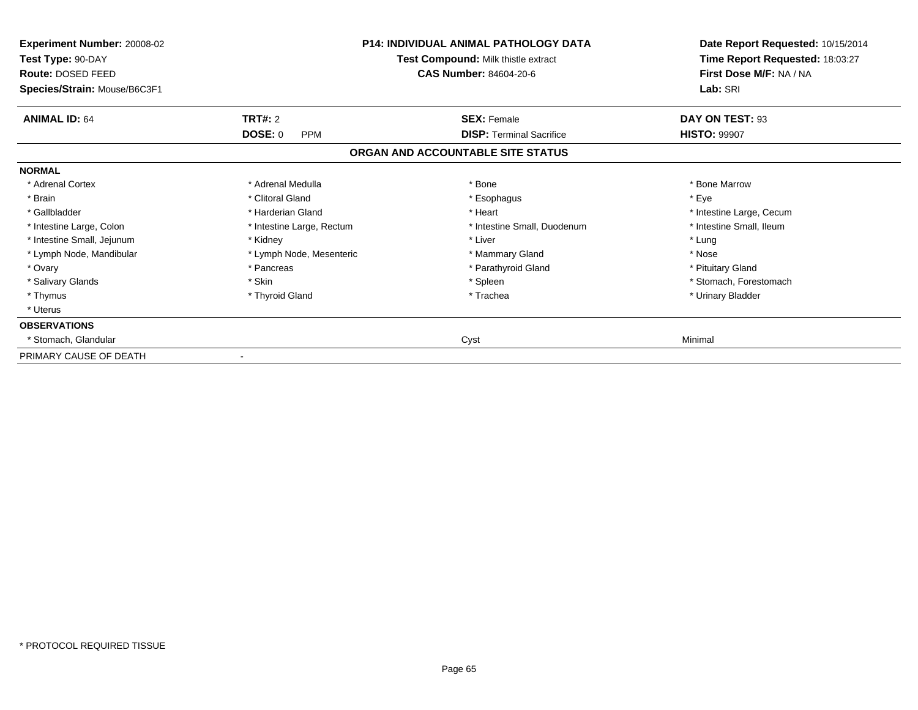**Experiment Number:** 20008-02
**Test Type:** 90-DAY
**Route:** DOSED FEED
**Species/Strain:** Mouse/B6C3F1

**P14: INDIVIDUAL ANIMAL PATHOLOGY DATA**
**Test Compound:** Milk thistle extract
**CAS Number:** 84604-20-6

**Date Report Requested:** 10/15/2014
**Time Report Requested:** 18:03:27
**First Dose M/F:** NA / NA
**Lab:** SRI

| **ANIMAL ID:** 64 | **TRT#:** 2 | **SEX:** Female | **DAY ON TEST:** 93 |
|---|---|---|---|
| | **DOSE:** 0 PPM | **DISP:** Terminal Sacrifice | **HISTO:** 99907 |

## ORGAN AND ACCOUNTABLE SITE STATUS

**NORMAL**

| | | | |
|---|---|---|---|
| * Adrenal Cortex | * Adrenal Medulla | * Bone | * Bone Marrow |
| * Brain | * Clitoral Gland | * Esophagus | * Eye |
| * Gallbladder | * Harderian Gland | * Heart | * Intestine Large, Cecum |
| * Intestine Large, Colon | * Intestine Large, Rectum | * Intestine Small, Duodenum | * Intestine Small, Ileum |
| * Intestine Small, Jejunum | * Kidney | * Liver | * Lung |
| * Lymph Node, Mandibular | * Lymph Node, Mesenteric | * Mammary Gland | * Nose |
| * Ovary | * Pancreas | * Parathyroid Gland | * Pituitary Gland |
| * Salivary Glands | * Skin | * Spleen | * Stomach, Forestomach |
| * Thymus | * Thyroid Gland | * Trachea | * Urinary Bladder |
| * Uterus | | | |

**OBSERVATIONS**

| | | |
|---|---|---|
| * Stomach, Glandular | Cyst | Minimal |

PRIMARY CAUSE OF DEATH -

* PROTOCOL REQUIRED TISSUE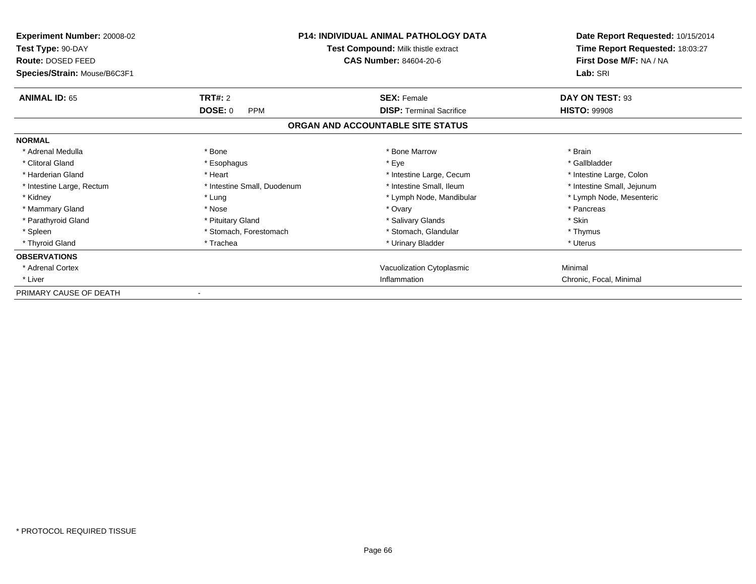**Experiment Number:** 20008-02
**Test Type:** 90-DAY
**Route:** DOSED FEED
**Species/Strain:** Mouse/B6C3F1

**P14: INDIVIDUAL ANIMAL PATHOLOGY DATA**
**Test Compound:** Milk thistle extract
**CAS Number:** 84604-20-6

**Date Report Requested:** 10/15/2014
**Time Report Requested:** 18:03:27
**First Dose M/F:** NA / NA
**Lab:** SRI

| **ANIMAL ID:** 65 | **TRT#:** 2 | **SEX:** Female | **DAY ON TEST:** 93 |
|---|---|---|---|
| | **DOSE:** 0 PPM | **DISP:** Terminal Sacrifice | **HISTO:** 99908 |

## ORGAN AND ACCOUNTABLE SITE STATUS

**NORMAL**

| | | | |
|---|---|---|---|
| * Adrenal Medulla | * Bone | * Bone Marrow | * Brain |
| * Clitoral Gland | * Esophagus | * Eye | * Gallbladder |
| * Harderian Gland | * Heart | * Intestine Large, Cecum | * Intestine Large, Colon |
| * Intestine Large, Rectum | * Intestine Small, Duodenum | * Intestine Small, Ileum | * Intestine Small, Jejunum |
| * Kidney | * Lung | * Lymph Node, Mandibular | * Lymph Node, Mesenteric |
| * Mammary Gland | * Nose | * Ovary | * Pancreas |
| * Parathyroid Gland | * Pituitary Gland | * Salivary Glands | * Skin |
| * Spleen | * Stomach, Forestomach | * Stomach, Glandular | * Thymus |
| * Thyroid Gland | * Trachea | * Urinary Bladder | * Uterus |

**OBSERVATIONS**

| | | |
|---|---|---|
| * Adrenal Cortex | Vacuolization Cytoplasmic | Minimal |
| * Liver | Inflammation | Chronic, Focal, Minimal |

PRIMARY CAUSE OF DEATH -

* PROTOCOL REQUIRED TISSUE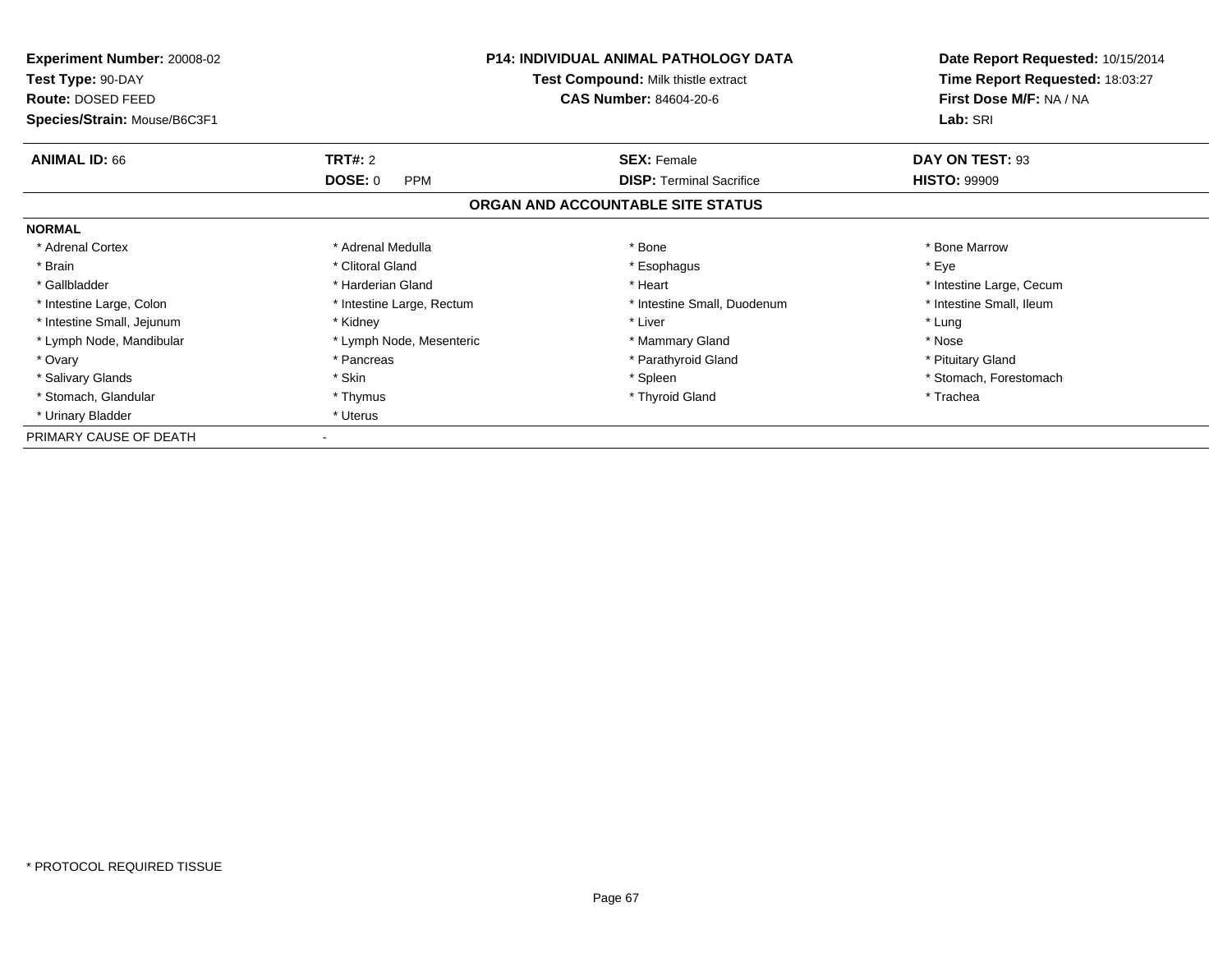**Experiment Number:** 20008-02
**Test Type:** 90-DAY
**Route:** DOSED FEED
**Species/Strain:** Mouse/B6C3F1

**P14: INDIVIDUAL ANIMAL PATHOLOGY DATA**
**Test Compound:** Milk thistle extract
**CAS Number:** 84604-20-6

**Date Report Requested:** 10/15/2014
**Time Report Requested:** 18:03:27
**First Dose M/F:** NA / NA
**Lab:** SRI

| **ANIMAL ID:** 66 | **TRT#:** 2 | **SEX:** Female | **DAY ON TEST:** 93 |
|---|---|---|---|
| | **DOSE:** 0 PPM | **DISP:** Terminal Sacrifice | **HISTO:** 99909 |

## ORGAN AND ACCOUNTABLE SITE STATUS

**NORMAL**

| | | | |
|---|---|---|---|
| * Adrenal Cortex | * Adrenal Medulla | * Bone | * Bone Marrow |
| * Brain | * Clitoral Gland | * Esophagus | * Eye |
| * Gallbladder | * Harderian Gland | * Heart | * Intestine Large, Cecum |
| * Intestine Large, Colon | * Intestine Large, Rectum | * Intestine Small, Duodenum | * Intestine Small, Ileum |
| * Intestine Small, Jejunum | * Kidney | * Liver | * Lung |
| * Lymph Node, Mandibular | * Lymph Node, Mesenteric | * Mammary Gland | * Nose |
| * Ovary | * Pancreas | * Parathyroid Gland | * Pituitary Gland |
| * Salivary Glands | * Skin | * Spleen | * Stomach, Forestomach |
| * Stomach, Glandular | * Thymus | * Thyroid Gland | * Trachea |
| * Urinary Bladder | * Uterus | | |

PRIMARY CAUSE OF DEATH -

\* PROTOCOL REQUIRED TISSUE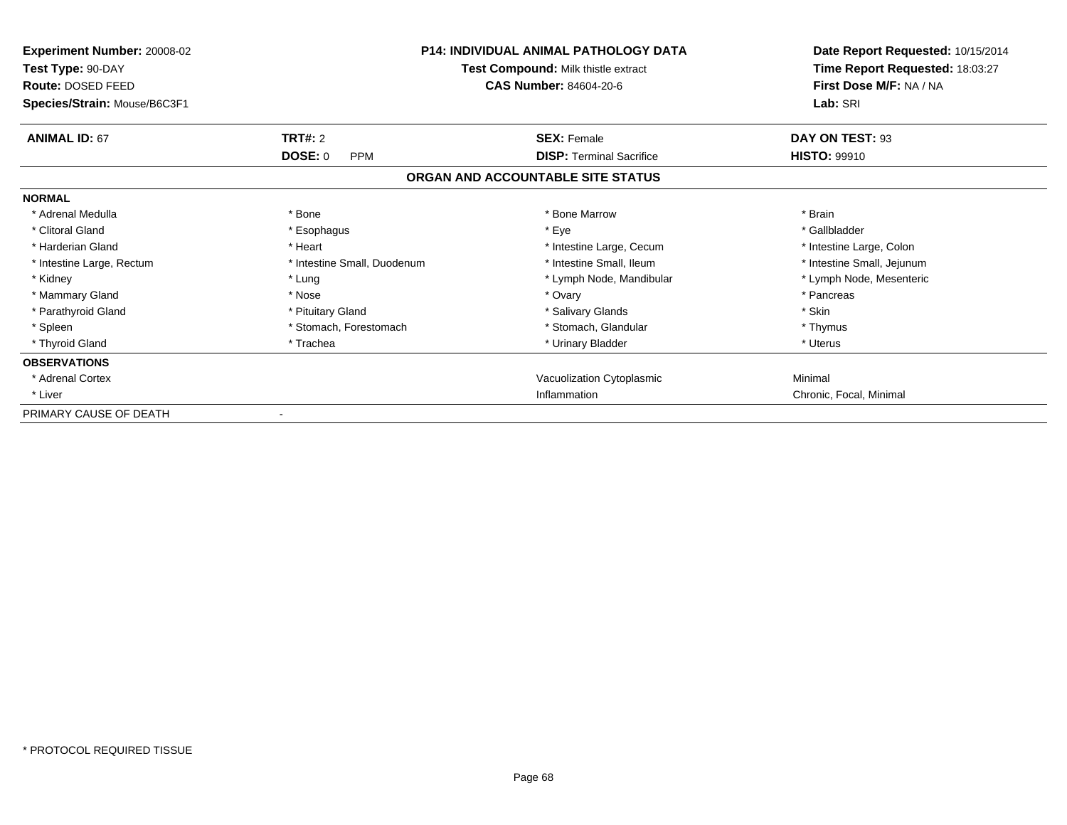**Experiment Number:** 20008-02
**Test Type:** 90-DAY
**Route:** DOSED FEED
**Species/Strain:** Mouse/B6C3F1

**P14: INDIVIDUAL ANIMAL PATHOLOGY DATA**
**Test Compound:** Milk thistle extract
**CAS Number:** 84604-20-6

**Date Report Requested:** 10/15/2014
**Time Report Requested:** 18:03:27
**First Dose M/F:** NA / NA
**Lab:** SRI

| **ANIMAL ID:** 67 | **TRT#:** 2 | **SEX:** Female | **DAY ON TEST:** 93 |
|---|---|---|---|
| | **DOSE:** 0 PPM | **DISP:** Terminal Sacrifice | **HISTO:** 99910 |

## ORGAN AND ACCOUNTABLE SITE STATUS

| | | | |
|---|---|---|---|
| **NORMAL** | | | |
| * Adrenal Medulla | * Bone | * Bone Marrow | * Brain |
| * Clitoral Gland | * Esophagus | * Eye | * Gallbladder |
| * Harderian Gland | * Heart | * Intestine Large, Cecum | * Intestine Large, Colon |
| * Intestine Large, Rectum | * Intestine Small, Duodenum | * Intestine Small, Ileum | * Intestine Small, Jejunum |
| * Kidney | * Lung | * Lymph Node, Mandibular | * Lymph Node, Mesenteric |
| * Mammary Gland | * Nose | * Ovary | * Pancreas |
| * Parathyroid Gland | * Pituitary Gland | * Salivary Glands | * Skin |
| * Spleen | * Stomach, Forestomach | * Stomach, Glandular | * Thymus |
| * Thyroid Gland | * Trachea | * Urinary Bladder | * Uterus |
| **OBSERVATIONS** | | | |
| * Adrenal Cortex | | Vacuolization Cytoplasmic | Minimal |
| * Liver | | Inflammation | Chronic, Focal, Minimal |
| PRIMARY CAUSE OF DEATH | - | | |

* PROTOCOL REQUIRED TISSUE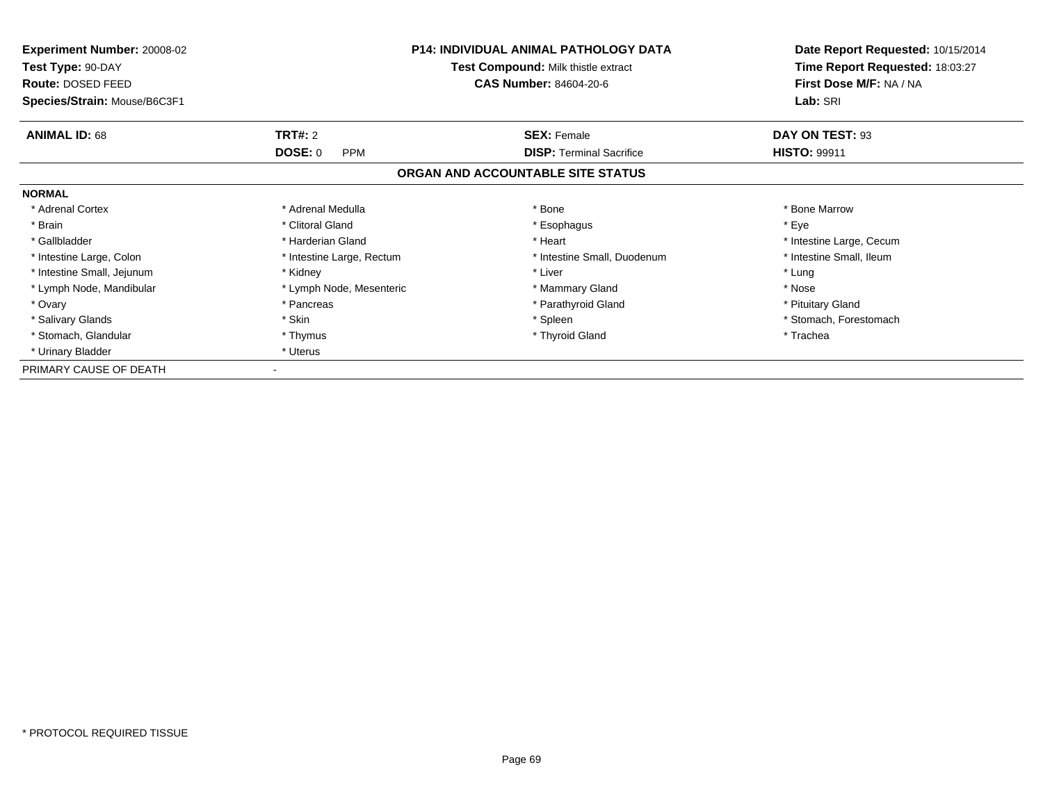**Experiment Number:** 20008-02
**Test Type:** 90-DAY
**Route:** DOSED FEED
**Species/Strain:** Mouse/B6C3F1

**P14: INDIVIDUAL ANIMAL PATHOLOGY DATA**
**Test Compound:** Milk thistle extract
**CAS Number:** 84604-20-6

**Date Report Requested:** 10/15/2014
**Time Report Requested:** 18:03:27
**First Dose M/F:** NA / NA
**Lab:** SRI

| **ANIMAL ID:** 68 | **TRT#:** 2 | **SEX:** Female | **DAY ON TEST:** 93 |
|---|---|---|---|
| | **DOSE:** 0 PPM | **DISP:** Terminal Sacrifice | **HISTO:** 99911 |

## ORGAN AND ACCOUNTABLE SITE STATUS

**NORMAL**

| | | | |
|---|---|---|---|
| * Adrenal Cortex | * Adrenal Medulla | * Bone | * Bone Marrow |
| * Brain | * Clitoral Gland | * Esophagus | * Eye |
| * Gallbladder | * Harderian Gland | * Heart | * Intestine Large, Cecum |
| * Intestine Large, Colon | * Intestine Large, Rectum | * Intestine Small, Duodenum | * Intestine Small, Ileum |
| * Intestine Small, Jejunum | * Kidney | * Liver | * Lung |
| * Lymph Node, Mandibular | * Lymph Node, Mesenteric | * Mammary Gland | * Nose |
| * Ovary | * Pancreas | * Parathyroid Gland | * Pituitary Gland |
| * Salivary Glands | * Skin | * Spleen | * Stomach, Forestomach |
| * Stomach, Glandular | * Thymus | * Thyroid Gland | * Trachea |
| * Urinary Bladder | * Uterus | | |

PRIMARY CAUSE OF DEATH -

* PROTOCOL REQUIRED TISSUE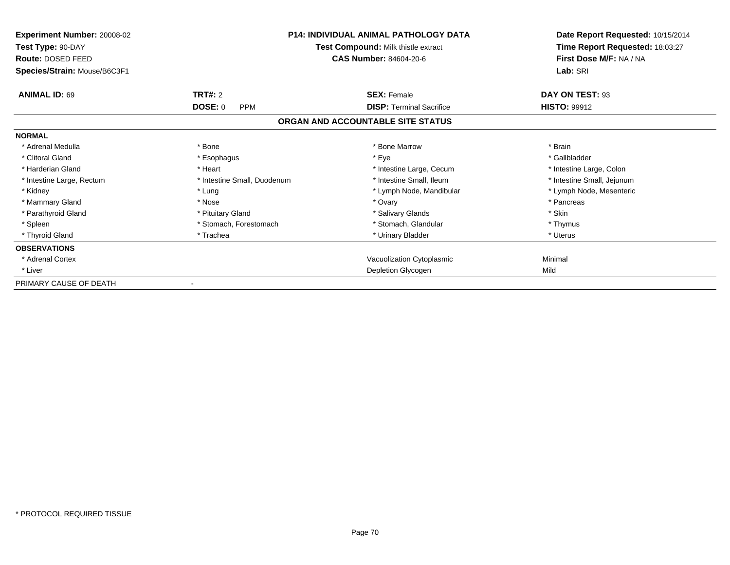**Experiment Number:** 20008-02
**Test Type:** 90-DAY
**Route:** DOSED FEED
**Species/Strain:** Mouse/B6C3F1

**P14: INDIVIDUAL ANIMAL PATHOLOGY DATA**
**Test Compound:** Milk thistle extract
**CAS Number:** 84604-20-6

**Date Report Requested:** 10/15/2014
**Time Report Requested:** 18:03:27
**First Dose M/F:** NA / NA
**Lab:** SRI

| **ANIMAL ID:** 69 | **TRT#:** 2 | **SEX:** Female | **DAY ON TEST:** 93 |
|---|---|---|---|
| | **DOSE:** 0 PPM | **DISP:** Terminal Sacrifice | **HISTO:** 99912 |

## ORGAN AND ACCOUNTABLE SITE STATUS

| | | | |
|---|---|---|---|
| **NORMAL** | | | |
| * Adrenal Medulla | * Bone | * Bone Marrow | * Brain |
| * Clitoral Gland | * Esophagus | * Eye | * Gallbladder |
| * Harderian Gland | * Heart | * Intestine Large, Cecum | * Intestine Large, Colon |
| * Intestine Large, Rectum | * Intestine Small, Duodenum | * Intestine Small, Ileum | * Intestine Small, Jejunum |
| * Kidney | * Lung | * Lymph Node, Mandibular | * Lymph Node, Mesenteric |
| * Mammary Gland | * Nose | * Ovary | * Pancreas |
| * Parathyroid Gland | * Pituitary Gland | * Salivary Glands | * Skin |
| * Spleen | * Stomach, Forestomach | * Stomach, Glandular | * Thymus |
| * Thyroid Gland | * Trachea | * Urinary Bladder | * Uterus |
| **OBSERVATIONS** | | | |
| * Adrenal Cortex | | Vacuolization Cytoplasmic | Minimal |
| * Liver | | Depletion Glycogen | Mild |
| PRIMARY CAUSE OF DEATH | - | | |

* PROTOCOL REQUIRED TISSUE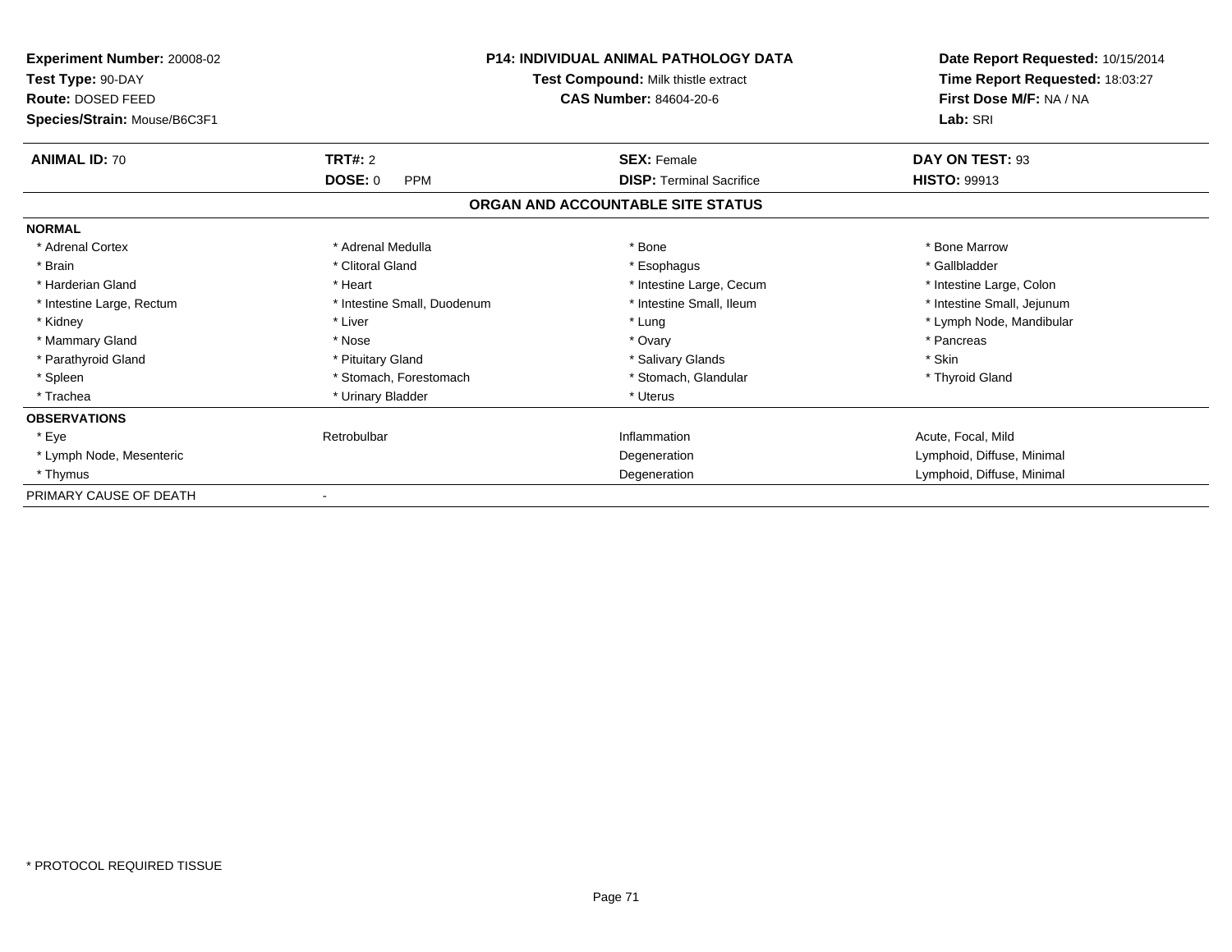**Experiment Number:** 20008-02
**Test Type:** 90-DAY
**Route:** DOSED FEED
**Species/Strain:** Mouse/B6C3F1

**P14: INDIVIDUAL ANIMAL PATHOLOGY DATA**
**Test Compound:** Milk thistle extract
**CAS Number:** 84604-20-6

**Date Report Requested:** 10/15/2014
**Time Report Requested:** 18:03:27
**First Dose M/F:** NA / NA
**Lab:** SRI

| **ANIMAL ID:** 70 | **TRT#:** 2 | **SEX:** Female | **DAY ON TEST:** 93 |
|---|---|---|---|
| | **DOSE:** 0 PPM | **DISP:** Terminal Sacrifice | **HISTO:** 99913 |

**ORGAN AND ACCOUNTABLE SITE STATUS**

| | | | |
|---|---|---|---|
| **NORMAL** | | | |
| * Adrenal Cortex | * Adrenal Medulla | * Bone | * Bone Marrow |
| * Brain | * Clitoral Gland | * Esophagus | * Gallbladder |
| * Harderian Gland | * Heart | * Intestine Large, Cecum | * Intestine Large, Colon |
| * Intestine Large, Rectum | * Intestine Small, Duodenum | * Intestine Small, Ileum | * Intestine Small, Jejunum |
| * Kidney | * Liver | * Lung | * Lymph Node, Mandibular |
| * Mammary Gland | * Nose | * Ovary | * Pancreas |
| * Parathyroid Gland | * Pituitary Gland | * Salivary Glands | * Skin |
| * Spleen | * Stomach, Forestomach | * Stomach, Glandular | * Thyroid Gland |
| * Trachea | * Urinary Bladder | * Uterus | |
| **OBSERVATIONS** | | | |
| * Eye | Retrobulbar | Inflammation | Acute, Focal, Mild |
| * Lymph Node, Mesenteric | | Degeneration | Lymphoid, Diffuse, Minimal |
| * Thymus | | Degeneration | Lymphoid, Diffuse, Minimal |
| PRIMARY CAUSE OF DEATH | - | | |

\* PROTOCOL REQUIRED TISSUE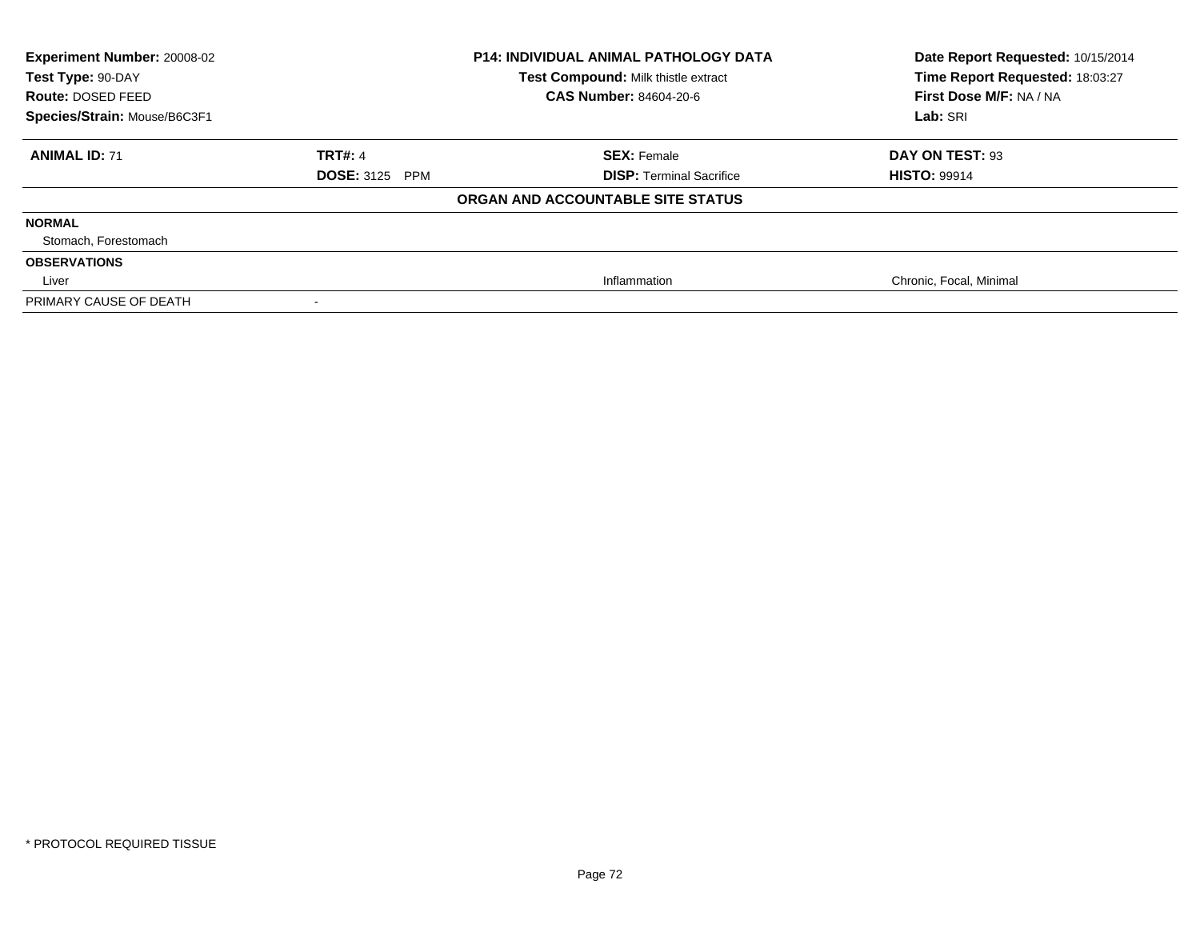**Experiment Number:** 20008-02
**Test Type:** 90-DAY
**Route:** DOSED FEED
**Species/Strain:** Mouse/B6C3F1

**P14: INDIVIDUAL ANIMAL PATHOLOGY DATA**
**Test Compound:** Milk thistle extract
**CAS Number:** 84604-20-6

**Date Report Requested:** 10/15/2014
**Time Report Requested:** 18:03:27
**First Dose M/F:** NA / NA
**Lab:** SRI

| **ANIMAL ID:** 71 | **TRT#:** 4 | **SEX:** Female | **DAY ON TEST:** 93 |
|---|---|---|---|
| | **DOSE:** 3125 PPM | **DISP:** Terminal Sacrifice | **HISTO:** 99914 |

**ORGAN AND ACCOUNTABLE SITE STATUS**

| | | | |
|---|---|---|---|
| **NORMAL** | | | |
| Stomach, Forestomach | | | |
| **OBSERVATIONS** | | | |
| Liver | | Inflammation | Chronic, Focal, Minimal |
| PRIMARY CAUSE OF DEATH | - | | |

* PROTOCOL REQUIRED TISSUE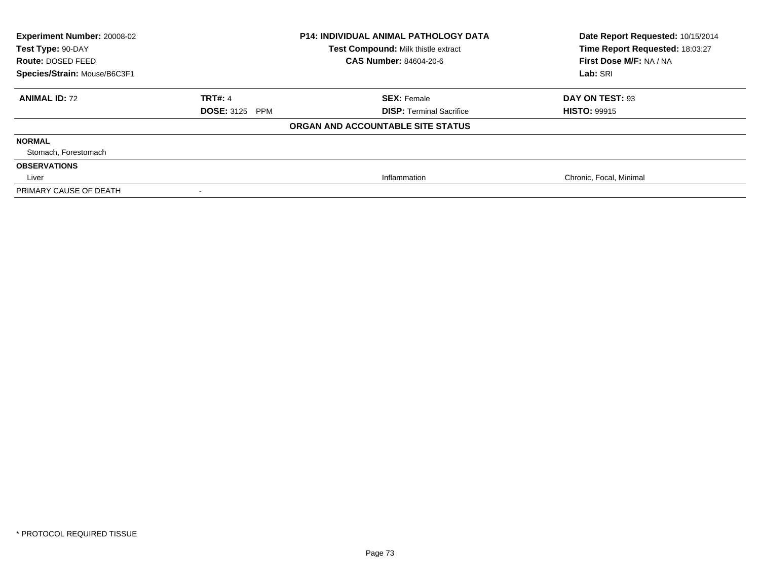| Experiment Number: 20008-02 | P14: INDIVIDUAL ANIMAL PATHOLOGY DATA | Date Report Requested: 10/15/2014 |
|---|---|---|
| Test Type: 90-DAY | Test Compound: Milk thistle extract | Time Report Requested: 18:03:27 |
| Route: DOSED FEED | CAS Number: 84604-20-6 | First Dose M/F: NA / NA |
| Species/Strain: Mouse/B6C3F1 | | Lab: SRI |

| ANIMAL ID: 72 | TRT#: 4 | SEX: Female | DAY ON TEST: 93 |
|---|---|---|---|
| | DOSE: 3125 PPM | DISP: Terminal Sacrifice | HISTO: 99915 |

**ORGAN AND ACCOUNTABLE SITE STATUS**

| | | | |
|---|---|---|---|
| **NORMAL** | | | |
| Stomach, Forestomach | | | |
| **OBSERVATIONS** | | | |
| Liver | | Inflammation | Chronic, Focal, Minimal |
| PRIMARY CAUSE OF DEATH | - | | |

* PROTOCOL REQUIRED TISSUE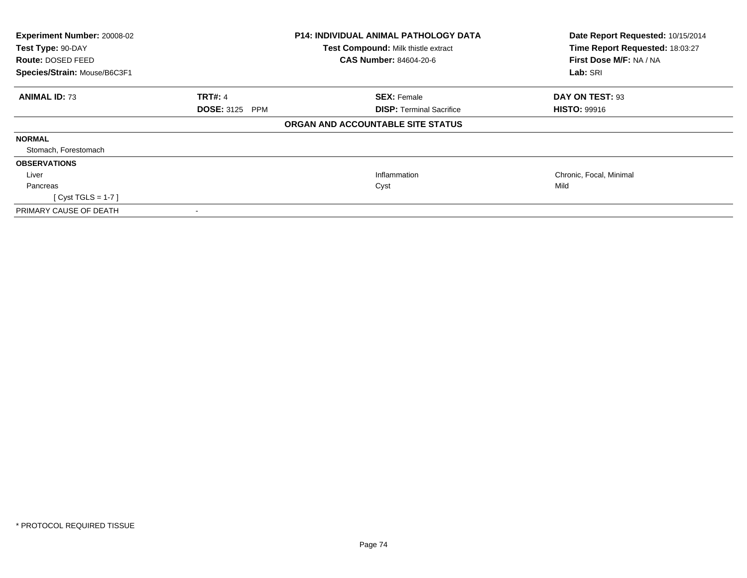**Experiment Number:** 20008-02
**Test Type:** 90-DAY
**Route:** DOSED FEED
**Species/Strain:** Mouse/B6C3F1

**P14: INDIVIDUAL ANIMAL PATHOLOGY DATA**
**Test Compound:** Milk thistle extract
**CAS Number:** 84604-20-6

**Date Report Requested:** 10/15/2014
**Time Report Requested:** 18:03:27
**First Dose M/F:** NA / NA
**Lab:** SRI

| **ANIMAL ID:** 73 | **TRT#:** 4 | **SEX:** Female | **DAY ON TEST:** 93 |
|---|---|---|---|
| | **DOSE:** 3125 PPM | **DISP:** Terminal Sacrifice | **HISTO:** 99916 |

**ORGAN AND ACCOUNTABLE SITE STATUS**

| | | | |
|---|---|---|---|
| **NORMAL** | | | |
| Stomach, Forestomach | | | |
| **OBSERVATIONS** | | | |
| Liver | | Inflammation | Chronic, Focal, Minimal |
| Pancreas | | Cyst | Mild |
| [ Cyst TGLS = 1-7 ] | | | |
| PRIMARY CAUSE OF DEATH | - | | |

* PROTOCOL REQUIRED TISSUE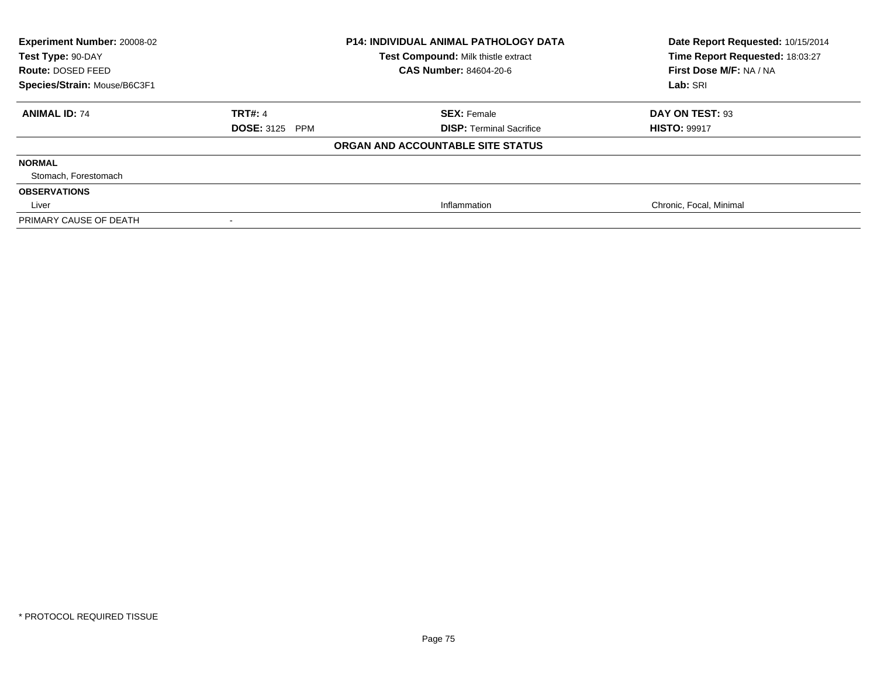| **Experiment Number:** 20008-02 | **P14: INDIVIDUAL ANIMAL PATHOLOGY DATA** | **Date Report Requested:** 10/15/2014 |
|---|---|---|
| **Test Type:** 90-DAY | **Test Compound:** Milk thistle extract | **Time Report Requested:** 18:03:27 |
| **Route:** DOSED FEED | **CAS Number:** 84604-20-6 | **First Dose M/F:** NA / NA |
| **Species/Strain:** Mouse/B6C3F1 | | **Lab:** SRI |

| **ANIMAL ID:** 74 | **TRT#:** 4 | **SEX:** Female | **DAY ON TEST:** 93 |
|---|---|---|---|
| | **DOSE:** 3125 PPM | **DISP:** Terminal Sacrifice | **HISTO:** 99917 |

**ORGAN AND ACCOUNTABLE SITE STATUS**

| | | |
|---|---|---|
| **NORMAL** | | |
| Stomach, Forestomach | | |
| **OBSERVATIONS** | | |
| Liver | Inflammation | Chronic, Focal, Minimal |
| PRIMARY CAUSE OF DEATH | - | |

\* PROTOCOL REQUIRED TISSUE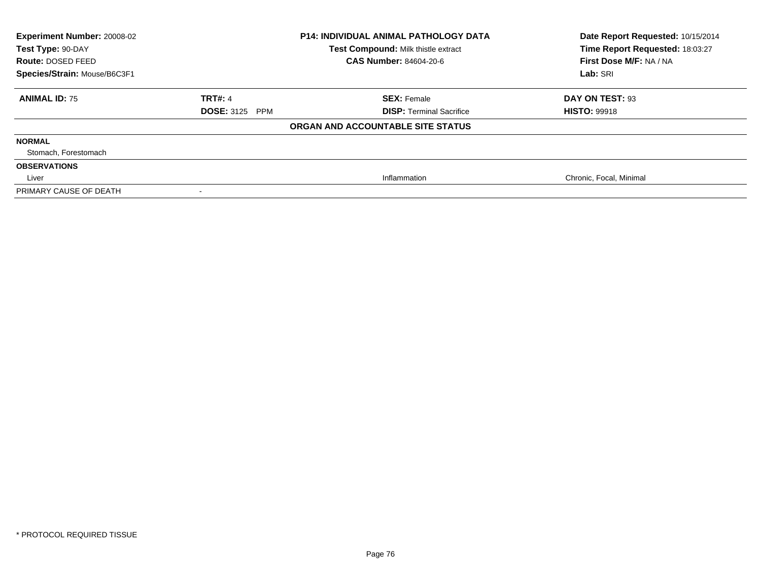**Experiment Number:** 20008-02
**Test Type:** 90-DAY
**Route:** DOSED FEED
**Species/Strain:** Mouse/B6C3F1

**P14: INDIVIDUAL ANIMAL PATHOLOGY DATA**
**Test Compound:** Milk thistle extract
**CAS Number:** 84604-20-6

**Date Report Requested:** 10/15/2014
**Time Report Requested:** 18:03:27
**First Dose M/F:** NA / NA
**Lab:** SRI

| **ANIMAL ID:** 75 | **TRT#:** 4 | **SEX:** Female | **DAY ON TEST:** 93 |
|---|---|---|---|
| | **DOSE:** 3125 PPM | **DISP:** Terminal Sacrifice | **HISTO:** 99918 |

**ORGAN AND ACCOUNTABLE SITE STATUS**

| | | | |
|---|---|---|---|
| **NORMAL** | | | |
| Stomach, Forestomach | | | |
| **OBSERVATIONS** | | | |
| Liver | | Inflammation | Chronic, Focal, Minimal |
| PRIMARY CAUSE OF DEATH | - | | |

* PROTOCOL REQUIRED TISSUE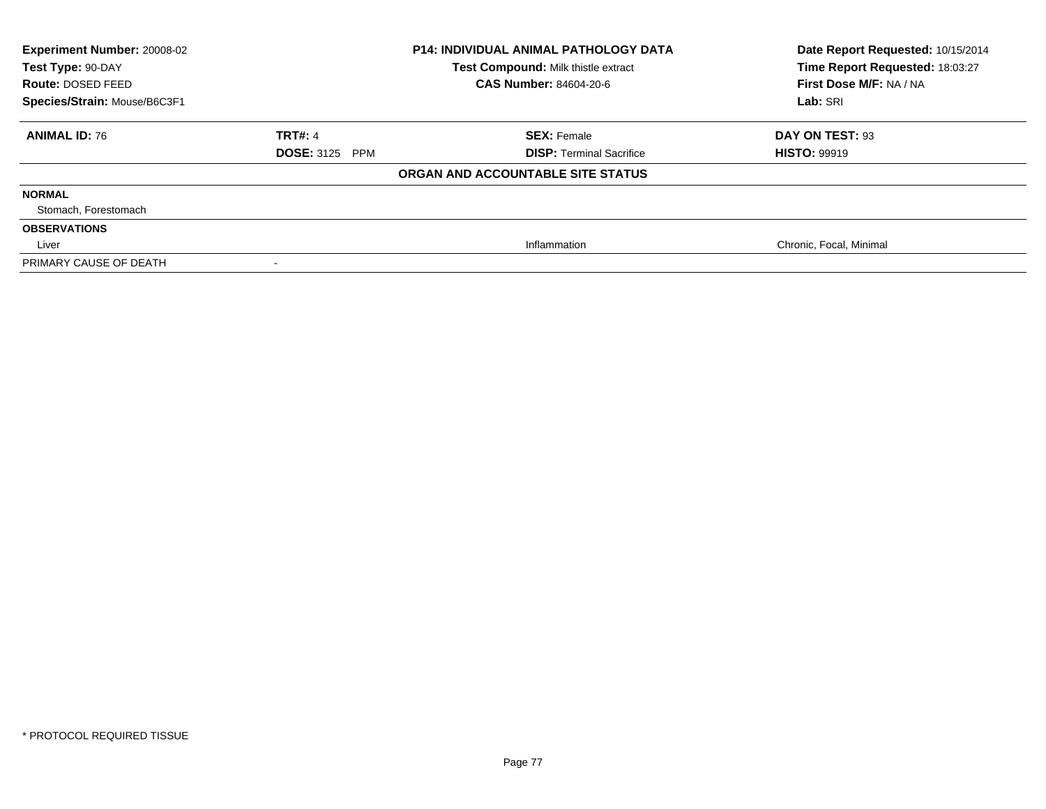**Experiment Number:** 20008-02
**Test Type:** 90-DAY
**Route:** DOSED FEED
**Species/Strain:** Mouse/B6C3F1

**P14: INDIVIDUAL ANIMAL PATHOLOGY DATA**
**Test Compound:** Milk thistle extract
**CAS Number:** 84604-20-6

**Date Report Requested:** 10/15/2014
**Time Report Requested:** 18:03:27
**First Dose M/F:** NA / NA
**Lab:** SRI

| **ANIMAL ID:** 76 | **TRT#:** 4 | **SEX:** Female | **DAY ON TEST:** 93 |
|---|---|---|---|
| | **DOSE:** 3125 PPM | **DISP:** Terminal Sacrifice | **HISTO:** 99919 |

**ORGAN AND ACCOUNTABLE SITE STATUS**

| | | | |
|---|---|---|---|
| **NORMAL** | | | |
| Stomach, Forestomach | | | |
| **OBSERVATIONS** | | | |
| Liver | | Inflammation | Chronic, Focal, Minimal |
| PRIMARY CAUSE OF DEATH | - | | |

\* PROTOCOL REQUIRED TISSUE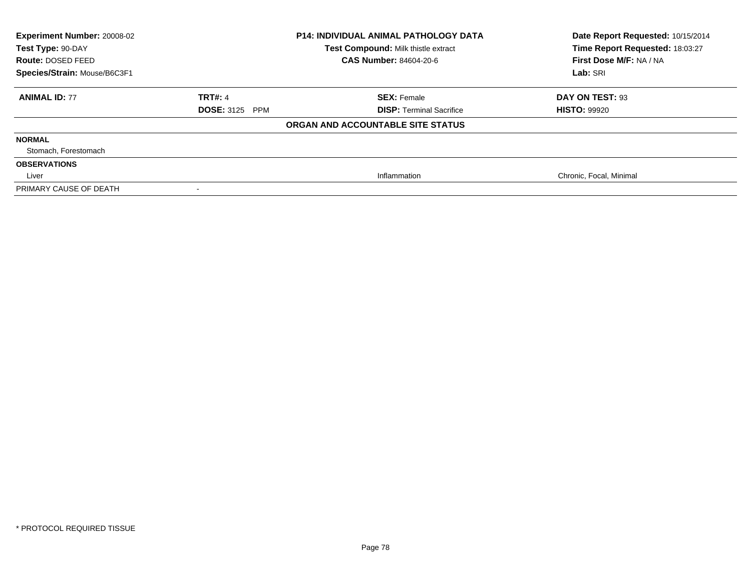| **Experiment Number:** 20008-02 | **P14: INDIVIDUAL ANIMAL PATHOLOGY DATA** | **Date Report Requested:** 10/15/2014 |
|---|---|---|
| **Test Type:** 90-DAY | **Test Compound:** Milk thistle extract | **Time Report Requested:** 18:03:27 |
| **Route:** DOSED FEED | **CAS Number:** 84604-20-6 | **First Dose M/F:** NA / NA |
| **Species/Strain:** Mouse/B6C3F1 | | **Lab:** SRI |

| **ANIMAL ID:** 77 | **TRT#:** 4 | **SEX:** Female | **DAY ON TEST:** 93 |
|---|---|---|---|
| | **DOSE:** 3125 PPM | **DISP:** Terminal Sacrifice | **HISTO:** 99920 |

**ORGAN AND ACCOUNTABLE SITE STATUS**

| | | | |
|---|---|---|---|
| **NORMAL** | | | |
| Stomach, Forestomach | | | |
| **OBSERVATIONS** | | | |
| Liver | | Inflammation | Chronic, Focal, Minimal |
| PRIMARY CAUSE OF DEATH | - | | |

* PROTOCOL REQUIRED TISSUE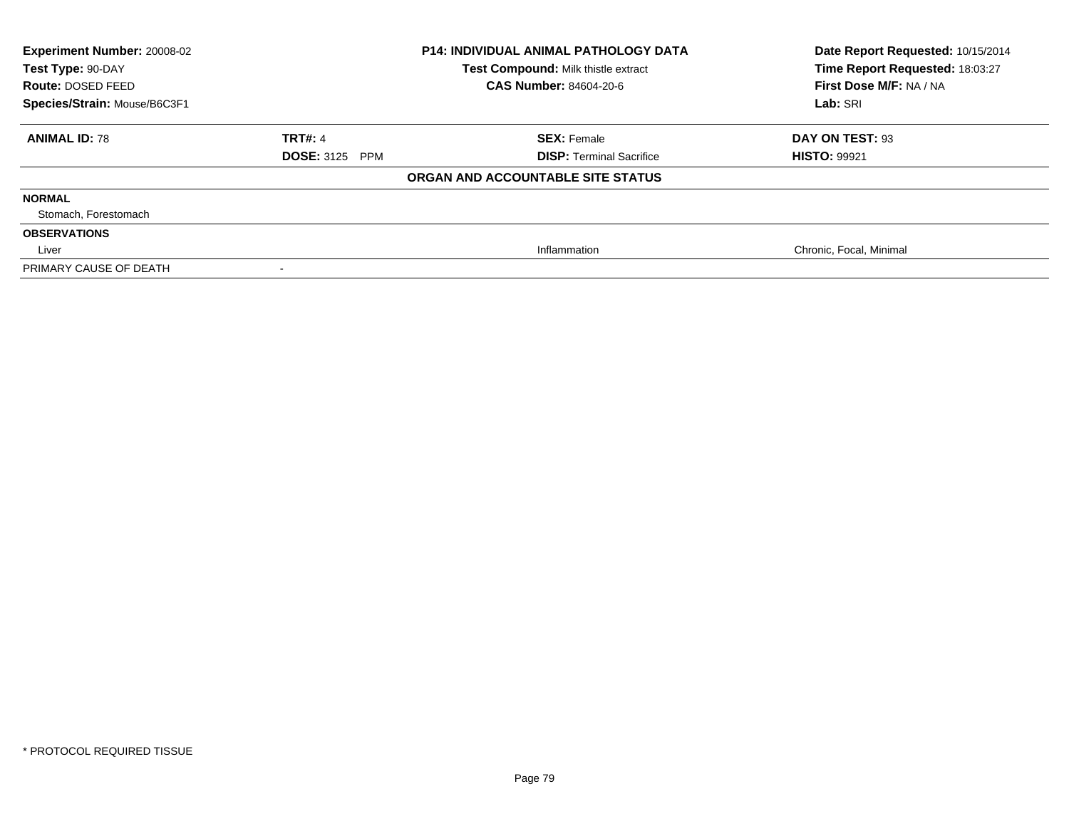**Experiment Number:** 20008-02
**Test Type:** 90-DAY
**Route:** DOSED FEED
**Species/Strain:** Mouse/B6C3F1

**P14: INDIVIDUAL ANIMAL PATHOLOGY DATA**
**Test Compound:** Milk thistle extract
**CAS Number:** 84604-20-6

**Date Report Requested:** 10/15/2014
**Time Report Requested:** 18:03:27
**First Dose M/F:** NA / NA
**Lab:** SRI

| **ANIMAL ID:** 78 | **TRT#:** 4 | **SEX:** Female | **DAY ON TEST:** 93 |
|---|---|---|---|
| | **DOSE:** 3125 PPM | **DISP:** Terminal Sacrifice | **HISTO:** 99921 |

**ORGAN AND ACCOUNTABLE SITE STATUS**

| | | | |
|---|---|---|---|
| **NORMAL** | | | |
| Stomach, Forestomach | | | |
| **OBSERVATIONS** | | | |
| Liver | | Inflammation | Chronic, Focal, Minimal |
| PRIMARY CAUSE OF DEATH | - | | |

* PROTOCOL REQUIRED TISSUE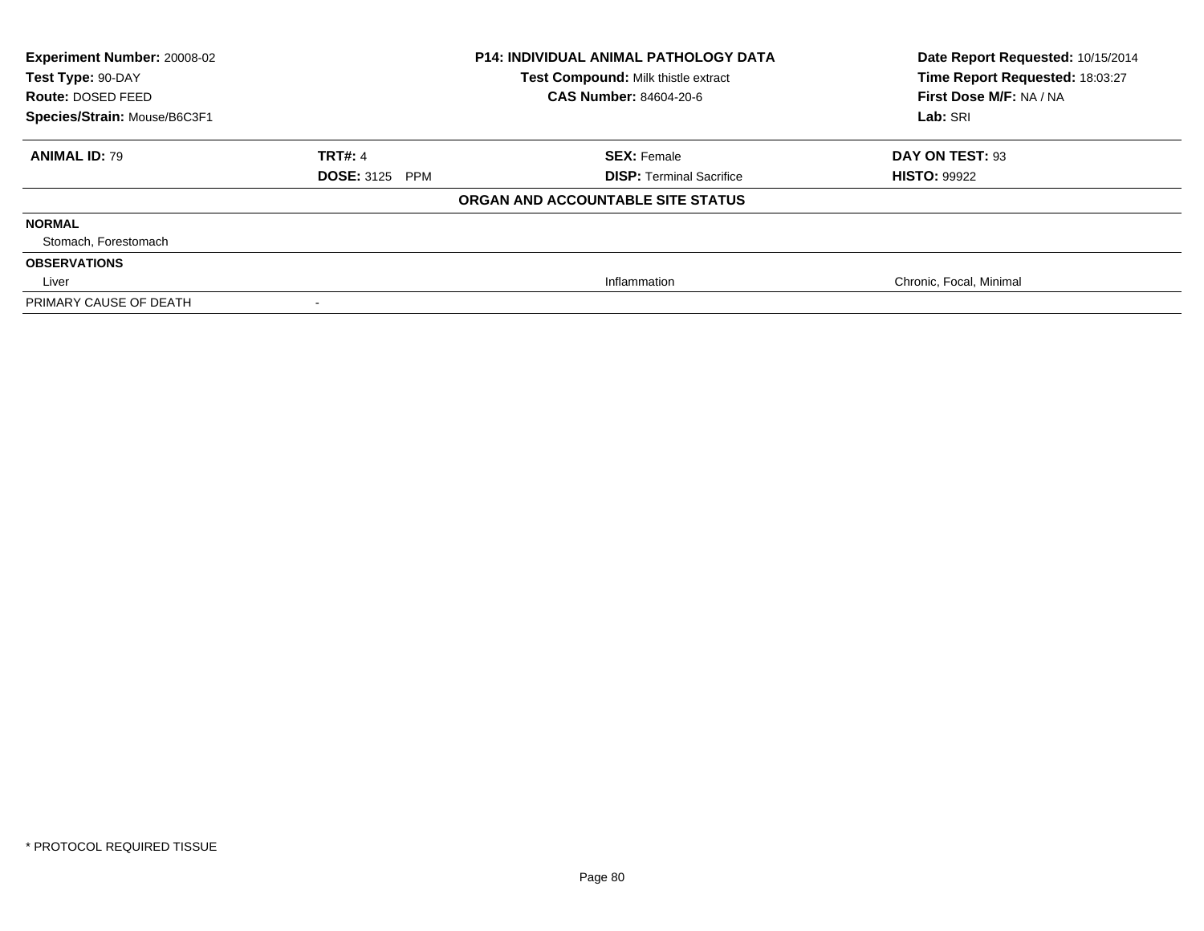| Experiment Number: 20008-02 | P14: INDIVIDUAL ANIMAL PATHOLOGY DATA | Date Report Requested: 10/15/2014 |
|---|---|---|
| Test Type: 90-DAY | Test Compound: Milk thistle extract | Time Report Requested: 18:03:27 |
| Route: DOSED FEED | CAS Number: 84604-20-6 | First Dose M/F: NA / NA |
| Species/Strain: Mouse/B6C3F1 | | Lab: SRI |

| ANIMAL ID: 79 | TRT#: 4 | SEX: Female | DAY ON TEST: 93 |
|---|---|---|---|
| | DOSE: 3125 PPM | DISP: Terminal Sacrifice | HISTO: 99922 |

**ORGAN AND ACCOUNTABLE SITE STATUS**

| | | | |
|---|---|---|---|
| **NORMAL** | | | |
| Stomach, Forestomach | | | |
| **OBSERVATIONS** | | | |
| Liver | | Inflammation | Chronic, Focal, Minimal |
| PRIMARY CAUSE OF DEATH | - | | |

* PROTOCOL REQUIRED TISSUE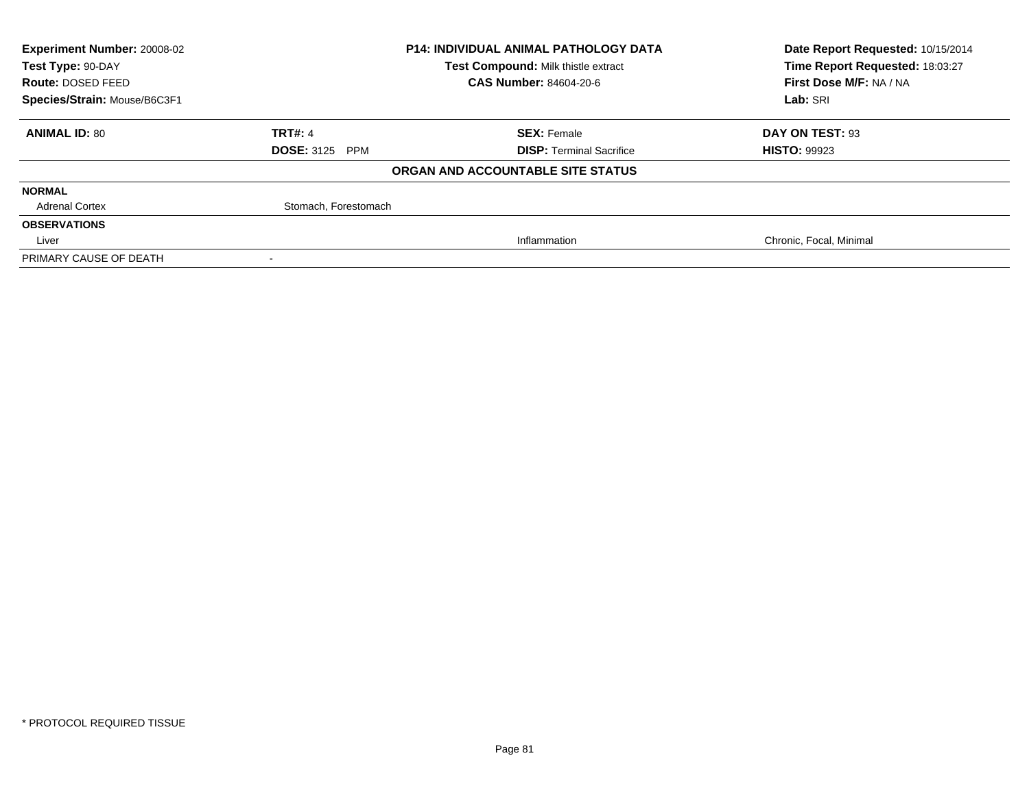| Experiment Number: 20008-02 | P14: INDIVIDUAL ANIMAL PATHOLOGY DATA | Date Report Requested: 10/15/2014 |
|---|---|---|
| Test Type: 90-DAY | Test Compound: Milk thistle extract | Time Report Requested: 18:03:27 |
| Route: DOSED FEED | CAS Number: 84604-20-6 | First Dose M/F: NA / NA |
| Species/Strain: Mouse/B6C3F1 | | Lab: SRI |

| ANIMAL ID: 80 | TRT#: 4 | SEX: Female | DAY ON TEST: 93 |
|---|---|---|---|
| | DOSE: 3125 PPM | DISP: Terminal Sacrifice | HISTO: 99923 |

**ORGAN AND ACCOUNTABLE SITE STATUS**

| | | | |
|---|---|---|---|
| **NORMAL** | | | |
| Adrenal Cortex | Stomach, Forestomach | | |
| **OBSERVATIONS** | | | |
| Liver | | Inflammation | Chronic, Focal, Minimal |
| PRIMARY CAUSE OF DEATH | - | | |

\* PROTOCOL REQUIRED TISSUE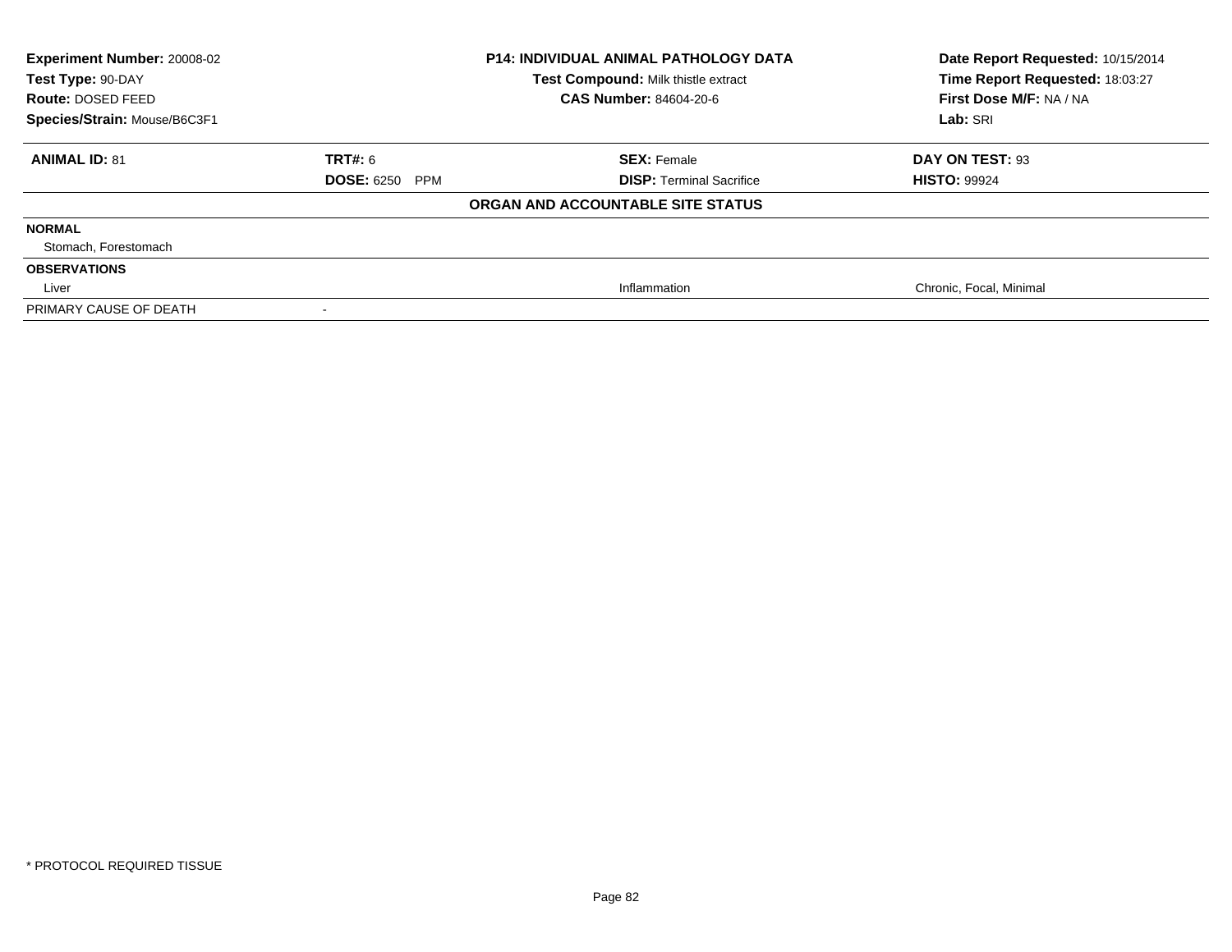**Experiment Number:** 20008-02
**Test Type:** 90-DAY
**Route:** DOSED FEED
**Species/Strain:** Mouse/B6C3F1

**P14: INDIVIDUAL ANIMAL PATHOLOGY DATA**
**Test Compound:** Milk thistle extract
**CAS Number:** 84604-20-6

**Date Report Requested:** 10/15/2014
**Time Report Requested:** 18:03:27
**First Dose M/F:** NA / NA
**Lab:** SRI

| **ANIMAL ID:** 81 | **TRT#:** 6 | **SEX:** Female | **DAY ON TEST:** 93 |
|---|---|---|---|
| | **DOSE:** 6250 PPM | **DISP:** Terminal Sacrifice | **HISTO:** 99924 |

**ORGAN AND ACCOUNTABLE SITE STATUS**

| | | | |
|---|---|---|---|
| **NORMAL** | | | |
| Stomach, Forestomach | | | |
| **OBSERVATIONS** | | | |
| Liver | | Inflammation | Chronic, Focal, Minimal |
| PRIMARY CAUSE OF DEATH | - | | |

* PROTOCOL REQUIRED TISSUE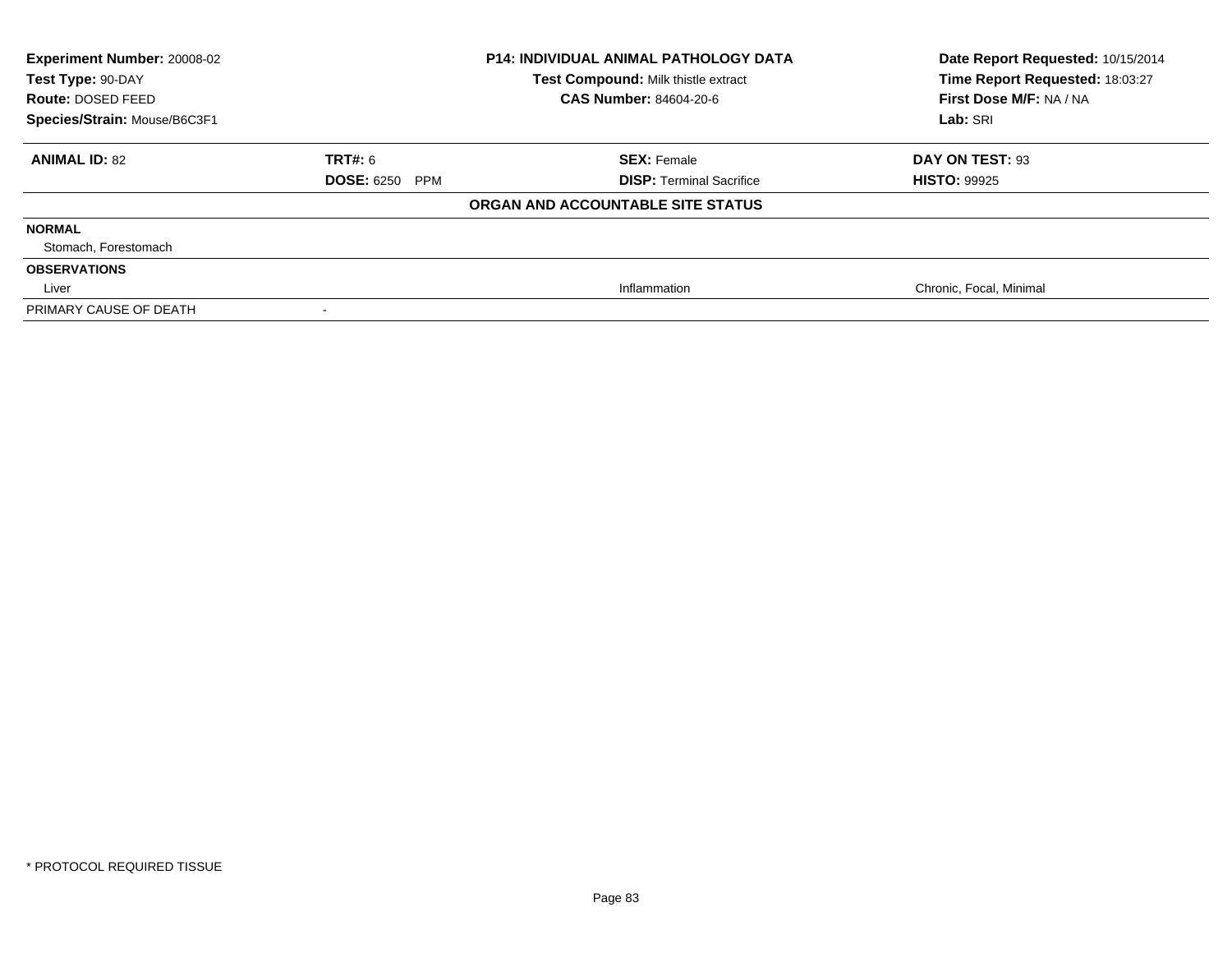**Experiment Number:** 20008-02
**Test Type:** 90-DAY
**Route:** DOSED FEED
**Species/Strain:** Mouse/B6C3F1

**P14: INDIVIDUAL ANIMAL PATHOLOGY DATA**
**Test Compound:** Milk thistle extract
**CAS Number:** 84604-20-6

**Date Report Requested:** 10/15/2014
**Time Report Requested:** 18:03:27
**First Dose M/F:** NA / NA
**Lab:** SRI

| **ANIMAL ID:** 82 | **TRT#:** 6 | **SEX:** Female | **DAY ON TEST:** 93 |
|---|---|---|---|
| | **DOSE:** 6250 PPM | **DISP:** Terminal Sacrifice | **HISTO:** 99925 |

**ORGAN AND ACCOUNTABLE SITE STATUS**

| | | | |
|---|---|---|---|
| **NORMAL** | | | |
| Stomach, Forestomach | | | |
| **OBSERVATIONS** | | | |
| Liver | | Inflammation | Chronic, Focal, Minimal |
| PRIMARY CAUSE OF DEATH | - | | |

* PROTOCOL REQUIRED TISSUE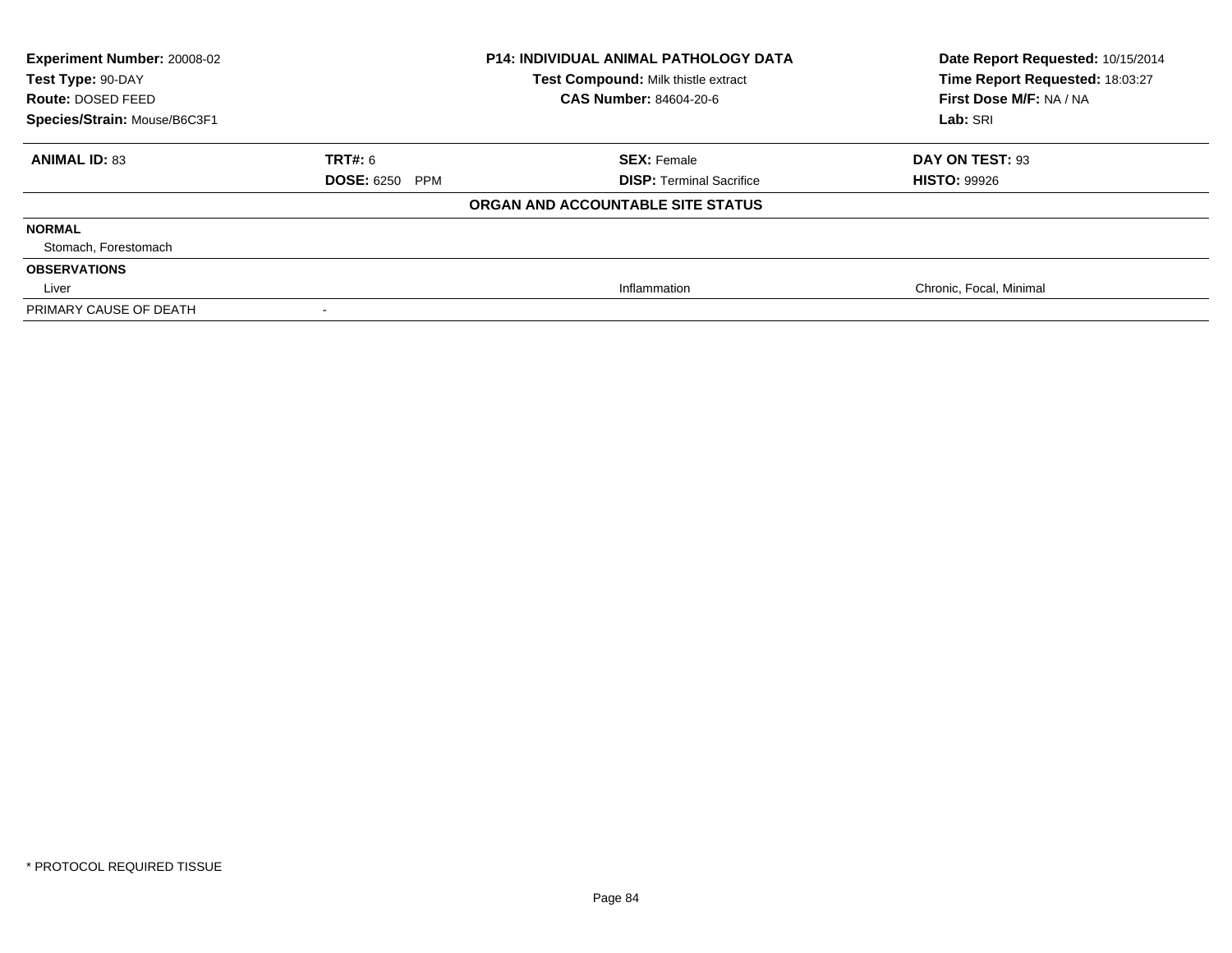| **Experiment Number:** 20008-02 | **P14: INDIVIDUAL ANIMAL PATHOLOGY DATA** | **Date Report Requested:** 10/15/2014 |
|---|---|---|
| **Test Type:** 90-DAY | **Test Compound:** Milk thistle extract | **Time Report Requested:** 18:03:27 |
| **Route:** DOSED FEED | **CAS Number:** 84604-20-6 | **First Dose M/F:** NA / NA |
| **Species/Strain:** Mouse/B6C3F1 | | **Lab:** SRI |

| **ANIMAL ID:** 83 | **TRT#:** 6 | **SEX:** Female | **DAY ON TEST:** 93 |
|---|---|---|---|
| | **DOSE:** 6250 PPM | **DISP:** Terminal Sacrifice | **HISTO:** 99926 |

**ORGAN AND ACCOUNTABLE SITE STATUS**

| | | | |
|---|---|---|---|
| **NORMAL** | | | |
| Stomach, Forestomach | | | |
| **OBSERVATIONS** | | | |
| Liver | | Inflammation | Chronic, Focal, Minimal |
| PRIMARY CAUSE OF DEATH | - | | |

* PROTOCOL REQUIRED TISSUE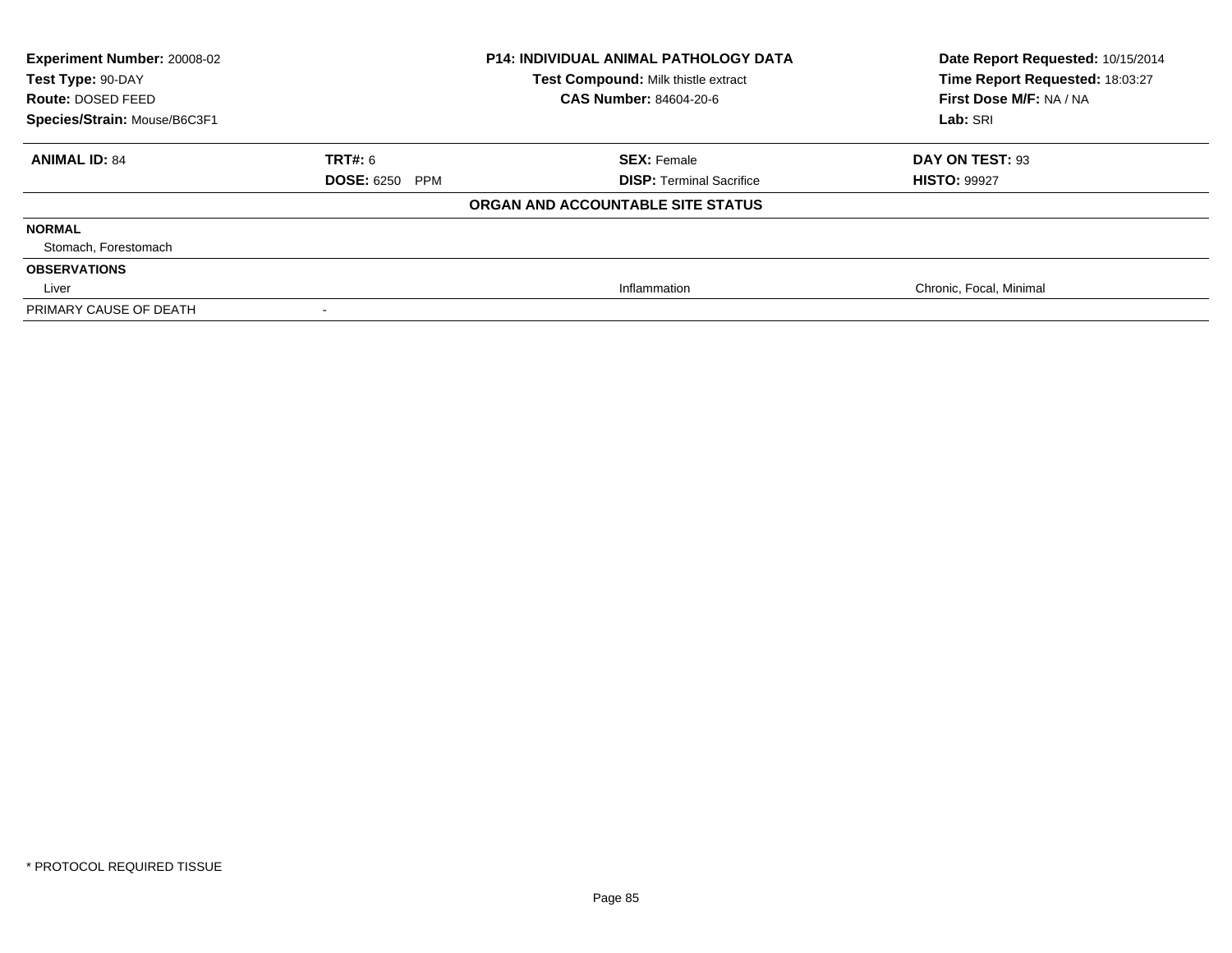**Experiment Number:** 20008-02
**Test Type:** 90-DAY
**Route:** DOSED FEED
**Species/Strain:** Mouse/B6C3F1

**P14: INDIVIDUAL ANIMAL PATHOLOGY DATA**
**Test Compound:** Milk thistle extract
**CAS Number:** 84604-20-6

**Date Report Requested:** 10/15/2014
**Time Report Requested:** 18:03:27
**First Dose M/F:** NA / NA
**Lab:** SRI

| **ANIMAL ID:** 84 | **TRT#:** 6 | **SEX:** Female | **DAY ON TEST:** 93 |
|---|---|---|---|
| | **DOSE:** 6250 PPM | **DISP:** Terminal Sacrifice | **HISTO:** 99927 |

**ORGAN AND ACCOUNTABLE SITE STATUS**

| | | | |
|---|---|---|---|
| **NORMAL** | | | |
| Stomach, Forestomach | | | |
| **OBSERVATIONS** | | | |
| Liver | | Inflammation | Chronic, Focal, Minimal |
| PRIMARY CAUSE OF DEATH | - | | |

* PROTOCOL REQUIRED TISSUE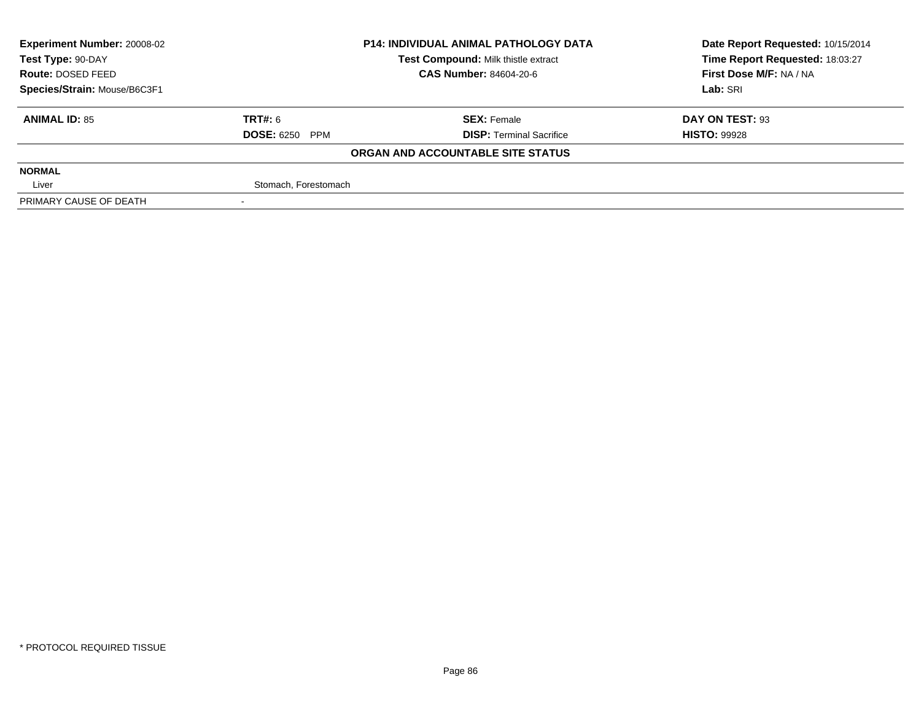**Experiment Number:** 20008-02
**Test Type:** 90-DAY
**Route:** DOSED FEED
**Species/Strain:** Mouse/B6C3F1

**P14: INDIVIDUAL ANIMAL PATHOLOGY DATA**
**Test Compound:** Milk thistle extract
**CAS Number:** 84604-20-6

**Date Report Requested:** 10/15/2014
**Time Report Requested:** 18:03:27
**First Dose M/F:** NA / NA
**Lab:** SRI

| **ANIMAL ID:** 85 | **TRT#:** 6 | **SEX:** Female | **DAY ON TEST:** 93 |
|---|---|---|---|
| | **DOSE:** 6250 PPM | **DISP:** Terminal Sacrifice | **HISTO:** 99928 |

**ORGAN AND ACCOUNTABLE SITE STATUS**

| | |
|---|---|
| **NORMAL** | |
| Liver | Stomach, Forestomach |
| PRIMARY CAUSE OF DEATH | - |

* PROTOCOL REQUIRED TISSUE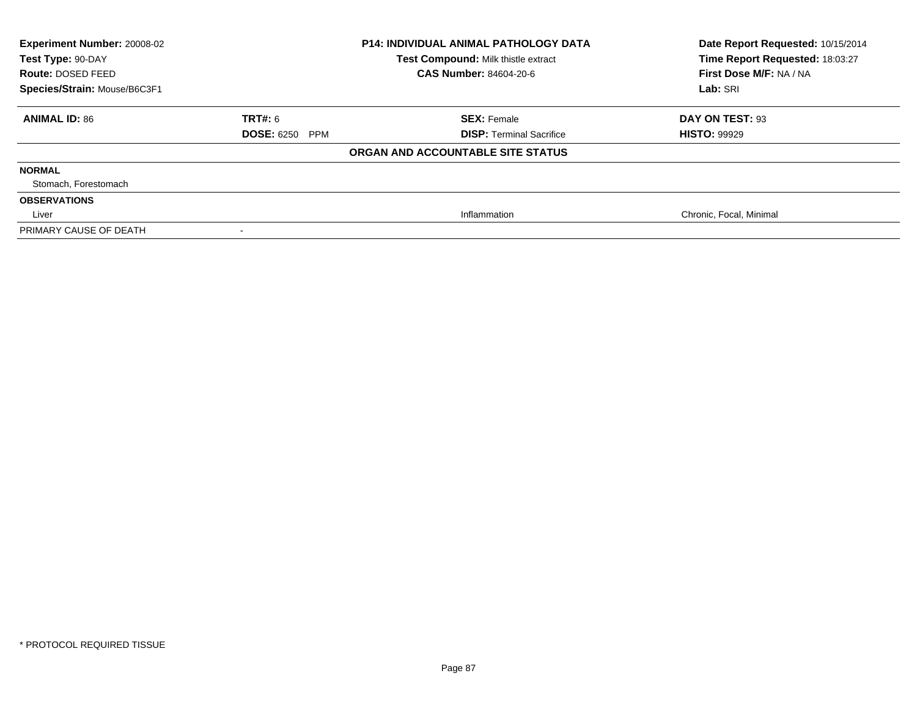| Experiment Number: 20008-02 | P14: INDIVIDUAL ANIMAL PATHOLOGY DATA | Date Report Requested: 10/15/2014 |
|---|---|---|
| Test Type: 90-DAY | Test Compound: Milk thistle extract | Time Report Requested: 18:03:27 |
| Route: DOSED FEED | CAS Number: 84604-20-6 | First Dose M/F: NA / NA |
| Species/Strain: Mouse/B6C3F1 | | Lab: SRI |

| ANIMAL ID: 86 | TRT#: 6 | SEX: Female | DAY ON TEST: 93 |
|---|---|---|---|
| | DOSE: 6250 PPM | DISP: Terminal Sacrifice | HISTO: 99929 |

**ORGAN AND ACCOUNTABLE SITE STATUS**

| | | | |
|---|---|---|---|
| **NORMAL** | | | |
| Stomach, Forestomach | | | |
| **OBSERVATIONS** | | | |
| Liver | | Inflammation | Chronic, Focal, Minimal |
| PRIMARY CAUSE OF DEATH | - | | |

\* PROTOCOL REQUIRED TISSUE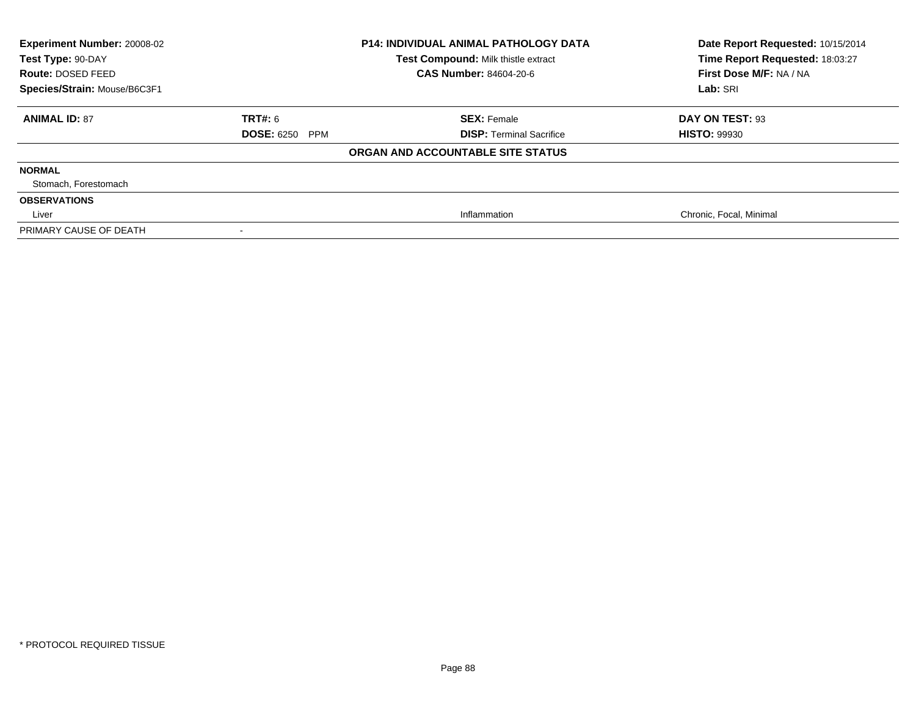| **Experiment Number:** 20008-02 | **P14: INDIVIDUAL ANIMAL PATHOLOGY DATA** | **Date Report Requested:** 10/15/2014 |
|---|---|---|
| **Test Type:** 90-DAY | **Test Compound:** Milk thistle extract | **Time Report Requested:** 18:03:27 |
| **Route:** DOSED FEED | **CAS Number:** 84604-20-6 | **First Dose M/F:** NA / NA |
| **Species/Strain:** Mouse/B6C3F1 | | **Lab:** SRI |

| **ANIMAL ID:** 87 | **TRT#:** 6 | **SEX:** Female | **DAY ON TEST:** 93 |
|---|---|---|---|
| | **DOSE:** 6250 PPM | **DISP:** Terminal Sacrifice | **HISTO:** 99930 |

**ORGAN AND ACCOUNTABLE SITE STATUS**

| | | | |
|---|---|---|---|
| **NORMAL** | | | |
| Stomach, Forestomach | | | |
| **OBSERVATIONS** | | | |
| Liver | | Inflammation | Chronic, Focal, Minimal |
| PRIMARY CAUSE OF DEATH | - | | |

* PROTOCOL REQUIRED TISSUE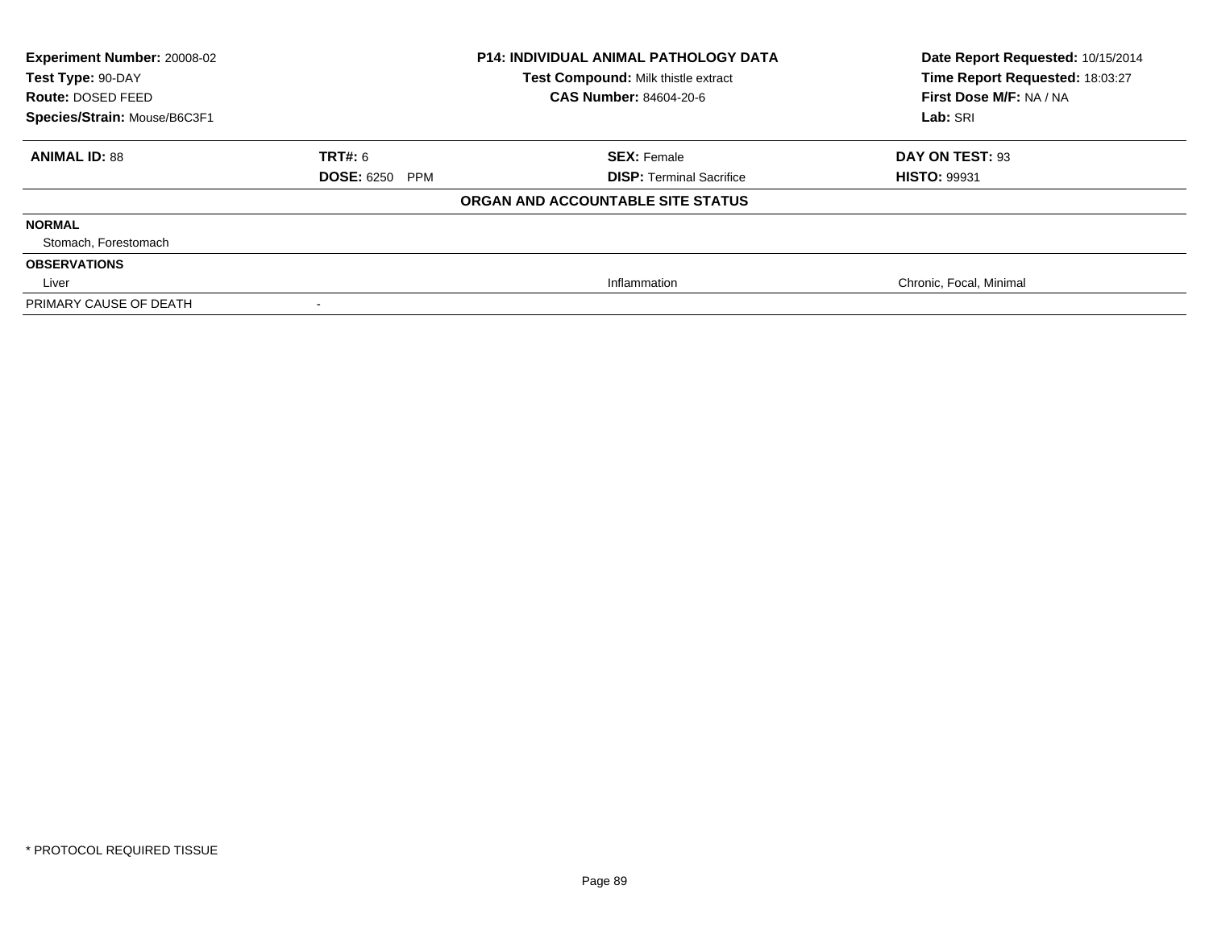**Experiment Number:** 20008-02
**Test Type:** 90-DAY
**Route:** DOSED FEED
**Species/Strain:** Mouse/B6C3F1

**P14: INDIVIDUAL ANIMAL PATHOLOGY DATA**
**Test Compound:** Milk thistle extract
**CAS Number:** 84604-20-6

**Date Report Requested:** 10/15/2014
**Time Report Requested:** 18:03:27
**First Dose M/F:** NA / NA
**Lab:** SRI

| **ANIMAL ID:** 88 | **TRT#:** 6 | **SEX:** Female | **DAY ON TEST:** 93 |
|---|---|---|---|
| | **DOSE:** 6250 PPM | **DISP:** Terminal Sacrifice | **HISTO:** 99931 |

**ORGAN AND ACCOUNTABLE SITE STATUS**

| | | | |
|---|---|---|---|
| **NORMAL** | | | |
| Stomach, Forestomach | | | |
| **OBSERVATIONS** | | | |
| Liver | | Inflammation | Chronic, Focal, Minimal |
| PRIMARY CAUSE OF DEATH | - | | |

* PROTOCOL REQUIRED TISSUE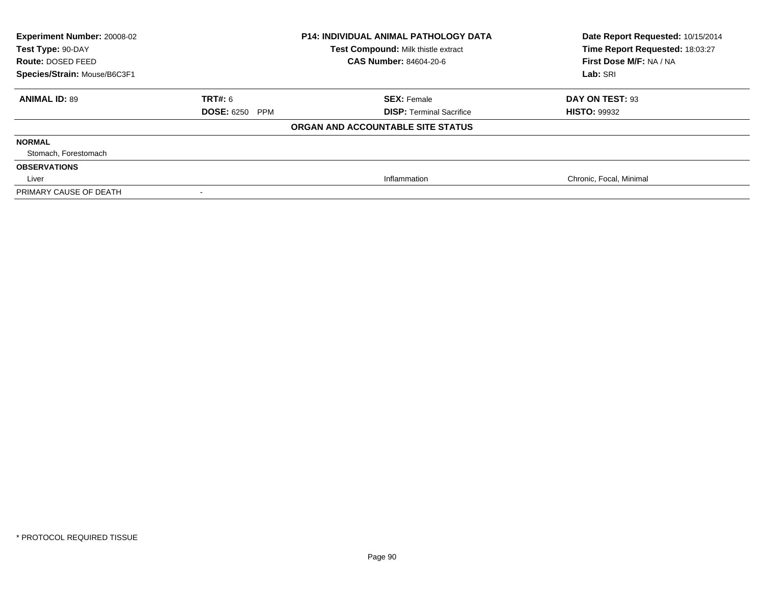**Experiment Number:** 20008-02
**Test Type:** 90-DAY
**Route:** DOSED FEED
**Species/Strain:** Mouse/B6C3F1

**P14: INDIVIDUAL ANIMAL PATHOLOGY DATA**
**Test Compound:** Milk thistle extract
**CAS Number:** 84604-20-6

**Date Report Requested:** 10/15/2014
**Time Report Requested:** 18:03:27
**First Dose M/F:** NA / NA
**Lab:** SRI

| **ANIMAL ID:** 89 | **TRT#:** 6 | **SEX:** Female | **DAY ON TEST:** 93 |
|---|---|---|---|
| | **DOSE:** 6250 PPM | **DISP:** Terminal Sacrifice | **HISTO:** 99932 |

**ORGAN AND ACCOUNTABLE SITE STATUS**

| | | | |
|---|---|---|---|
| **NORMAL** | | | |
| Stomach, Forestomach | | | |
| **OBSERVATIONS** | | | |
| Liver | | Inflammation | Chronic, Focal, Minimal |
| PRIMARY CAUSE OF DEATH | - | | |

* PROTOCOL REQUIRED TISSUE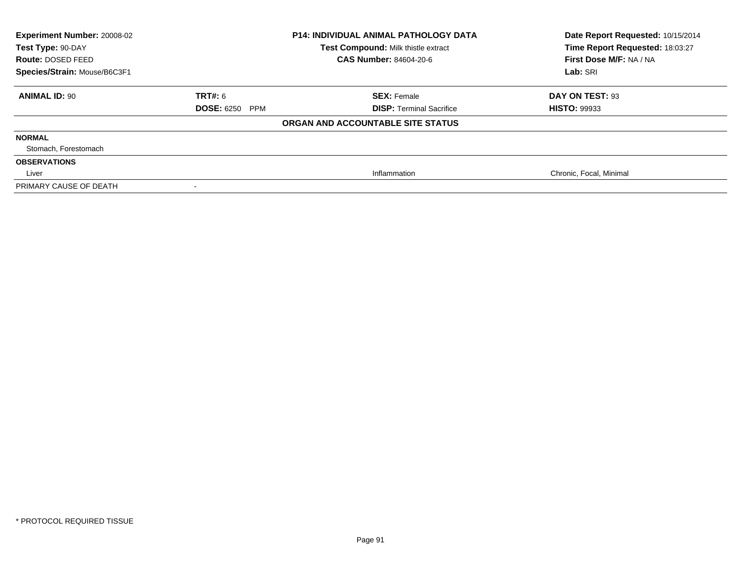**Experiment Number:** 20008-02
**Test Type:** 90-DAY
**Route:** DOSED FEED
**Species/Strain:** Mouse/B6C3F1

**P14: INDIVIDUAL ANIMAL PATHOLOGY DATA**
**Test Compound:** Milk thistle extract
**CAS Number:** 84604-20-6

**Date Report Requested:** 10/15/2014
**Time Report Requested:** 18:03:27
**First Dose M/F:** NA / NA
**Lab:** SRI

| **ANIMAL ID:** 90 | **TRT#:** 6 | **SEX:** Female | **DAY ON TEST:** 93 |
|---|---|---|---|
| | **DOSE:** 6250 PPM | **DISP:** Terminal Sacrifice | **HISTO:** 99933 |

**ORGAN AND ACCOUNTABLE SITE STATUS**

| | | | |
|---|---|---|---|
| **NORMAL** | | | |
| Stomach, Forestomach | | | |
| **OBSERVATIONS** | | | |
| Liver | | Inflammation | Chronic, Focal, Minimal |
| PRIMARY CAUSE OF DEATH | - | | |

\* PROTOCOL REQUIRED TISSUE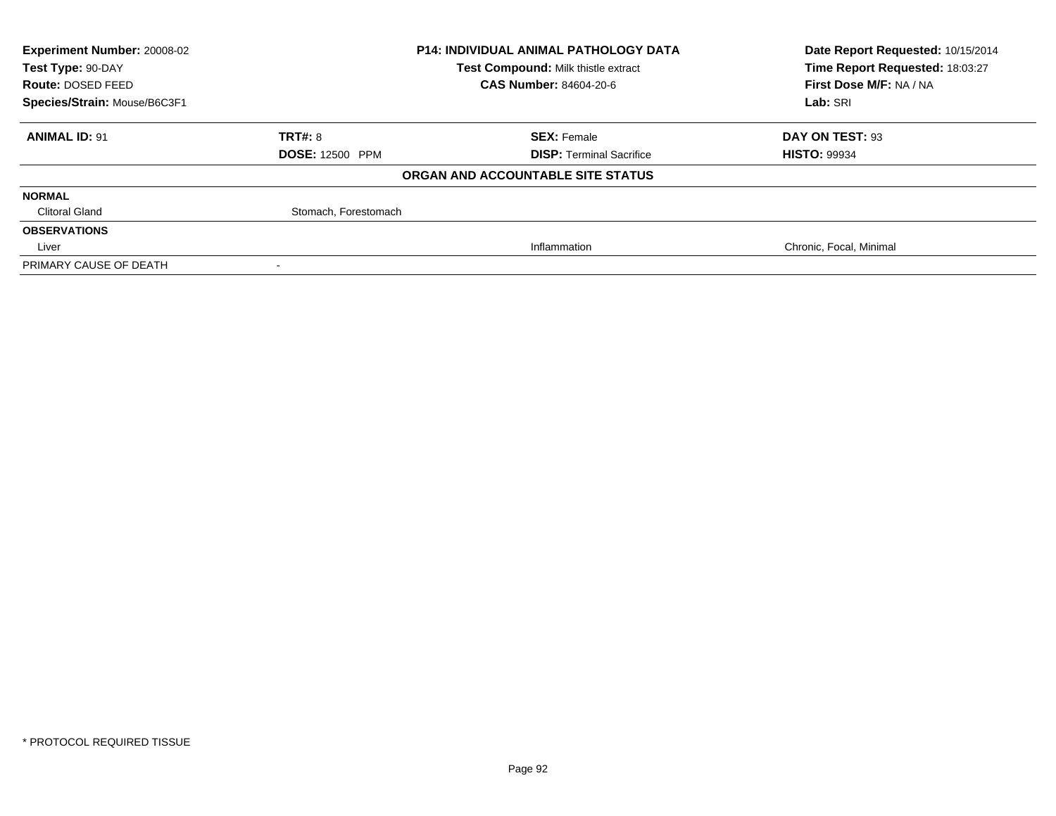**Experiment Number:** 20008-02
**Test Type:** 90-DAY
**Route:** DOSED FEED
**Species/Strain:** Mouse/B6C3F1

**P14: INDIVIDUAL ANIMAL PATHOLOGY DATA**
**Test Compound:** Milk thistle extract
**CAS Number:** 84604-20-6

**Date Report Requested:** 10/15/2014
**Time Report Requested:** 18:03:27
**First Dose M/F:** NA / NA
**Lab:** SRI

| **ANIMAL ID:** 91 | **TRT#:** 8 | **SEX:** Female | **DAY ON TEST:** 93 |
|---|---|---|---|
| | **DOSE:** 12500 PPM | **DISP:** Terminal Sacrifice | **HISTO:** 99934 |

**ORGAN AND ACCOUNTABLE SITE STATUS**

| | | | |
|---|---|---|---|
| **NORMAL** | | | |
| Clitoral Gland | Stomach, Forestomach | | |
| **OBSERVATIONS** | | | |
| Liver | | Inflammation | Chronic, Focal, Minimal |
| PRIMARY CAUSE OF DEATH | - | | |

\* PROTOCOL REQUIRED TISSUE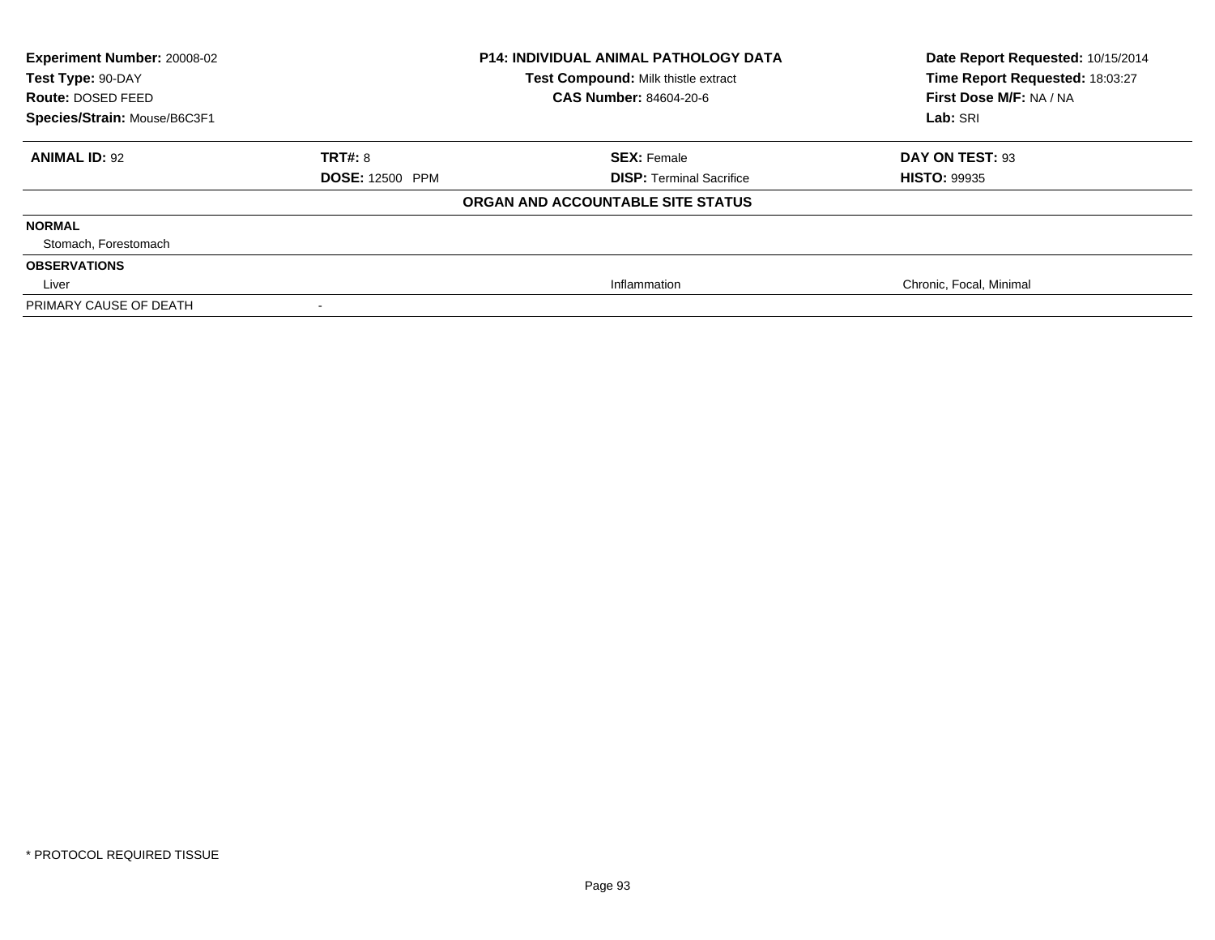**Experiment Number:** 20008-02
**Test Type:** 90-DAY
**Route:** DOSED FEED
**Species/Strain:** Mouse/B6C3F1

**P14: INDIVIDUAL ANIMAL PATHOLOGY DATA**
**Test Compound:** Milk thistle extract
**CAS Number:** 84604-20-6

**Date Report Requested:** 10/15/2014
**Time Report Requested:** 18:03:27
**First Dose M/F:** NA / NA
**Lab:** SRI

| **ANIMAL ID:** 92 | **TRT#:** 8 | **SEX:** Female | **DAY ON TEST:** 93 |
|---|---|---|---|
| | **DOSE:** 12500 PPM | **DISP:** Terminal Sacrifice | **HISTO:** 99935 |

**ORGAN AND ACCOUNTABLE SITE STATUS**

| | | | |
|---|---|---|---|
| **NORMAL** | | | |
| Stomach, Forestomach | | | |
| **OBSERVATIONS** | | | |
| Liver | | Inflammation | Chronic, Focal, Minimal |
| PRIMARY CAUSE OF DEATH | - | | |

* PROTOCOL REQUIRED TISSUE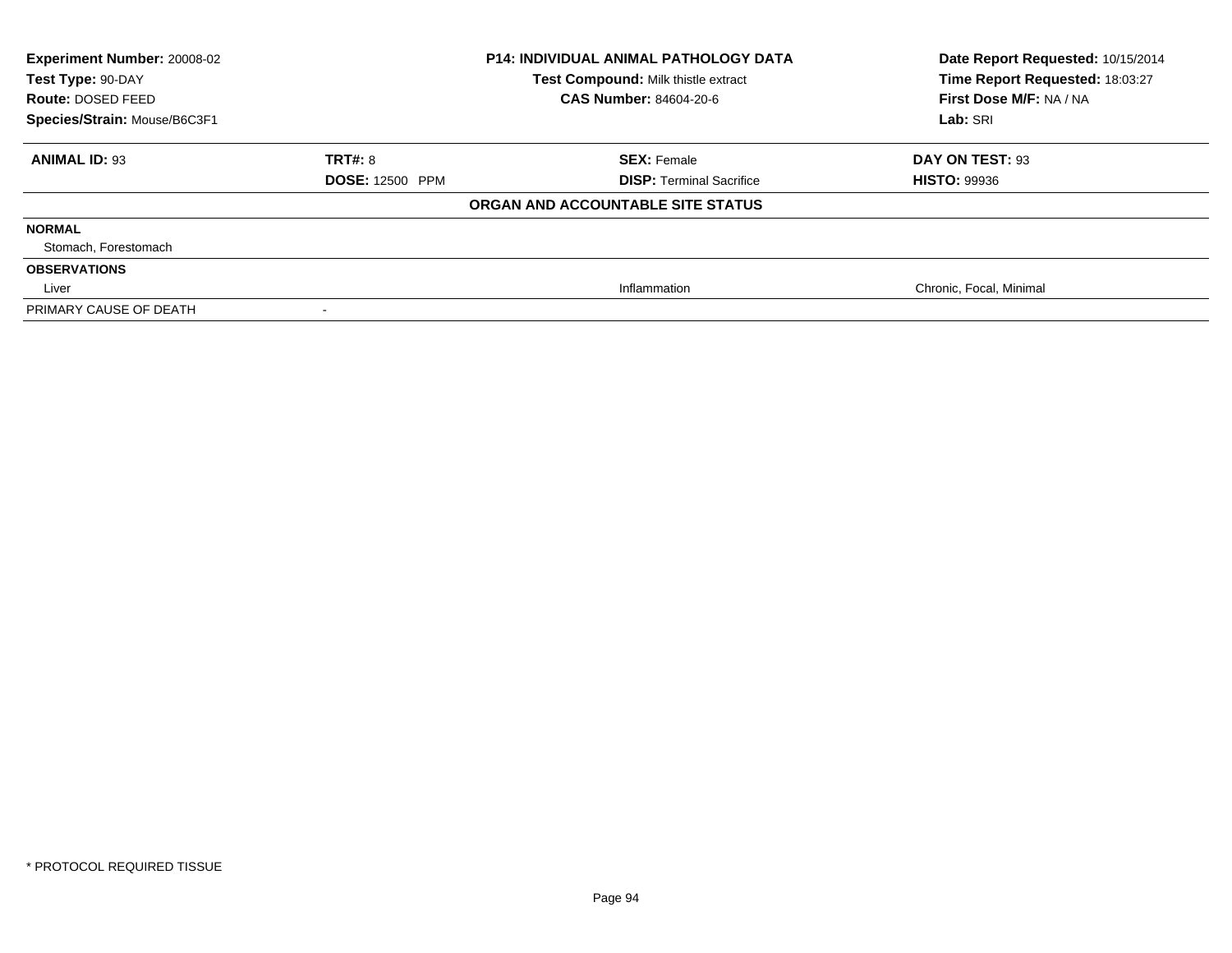| | | | |
|---|---|---|---|
| **Experiment Number:** 20008-02 | **P14: INDIVIDUAL ANIMAL PATHOLOGY DATA** | | **Date Report Requested:** 10/15/2014 |
| **Test Type:** 90-DAY | **Test Compound:** Milk thistle extract | | **Time Report Requested:** 18:03:27 |
| **Route:** DOSED FEED | **CAS Number:** 84604-20-6 | | **First Dose M/F:** NA / NA |
| **Species/Strain:** Mouse/B6C3F1 | | | **Lab:** SRI |

| **ANIMAL ID:** 93 | **TRT#:** 8 | **SEX:** Female | **DAY ON TEST:** 93 |
|---|---|---|---|
| | **DOSE:** 12500 PPM | **DISP:** Terminal Sacrifice | **HISTO:** 99936 |
| | | **ORGAN AND ACCOUNTABLE SITE STATUS** | |
| **NORMAL** | | | |
| Stomach, Forestomach | | | |
| **OBSERVATIONS** | | | |
| Liver | | Inflammation | Chronic, Focal, Minimal |
| PRIMARY CAUSE OF DEATH | - | | |

* PROTOCOL REQUIRED TISSUE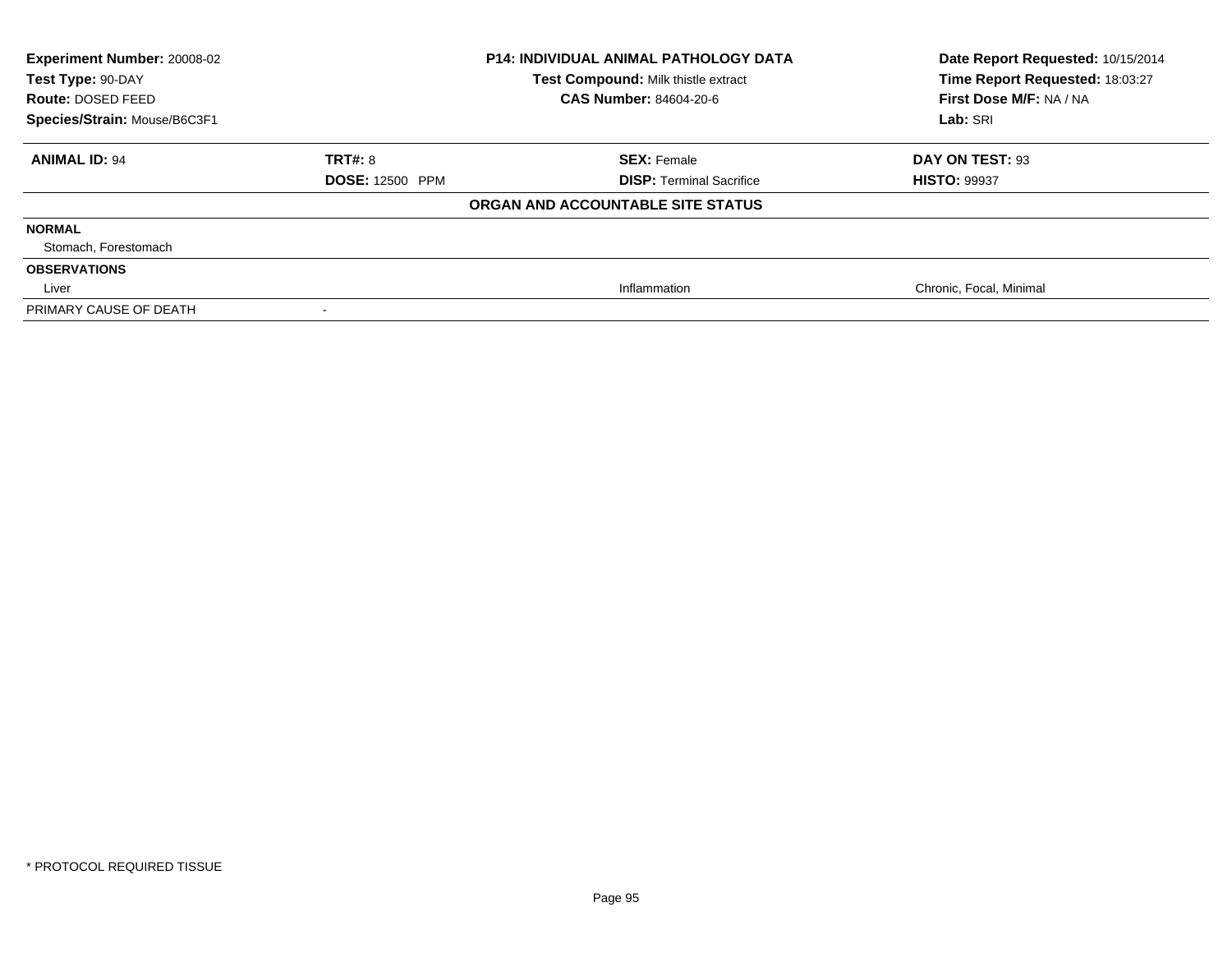| Experiment Number: 20008-02 | P14: INDIVIDUAL ANIMAL PATHOLOGY DATA | Date Report Requested: 10/15/2014 |
|---|---|---|
| Test Type: 90-DAY | Test Compound: Milk thistle extract | Time Report Requested: 18:03:27 |
| Route: DOSED FEED | CAS Number: 84604-20-6 | First Dose M/F: NA / NA |
| Species/Strain: Mouse/B6C3F1 | | Lab: SRI |

| **ANIMAL ID:** 94 | **TRT#:** 8 | **SEX:** Female | **DAY ON TEST:** 93 |
|---|---|---|---|
| | **DOSE:** 12500 PPM | **DISP:** Terminal Sacrifice | **HISTO:** 99937 |

**ORGAN AND ACCOUNTABLE SITE STATUS**

| | | | |
|---|---|---|---|
| **NORMAL** | | | |
| Stomach, Forestomach | | | |
| **OBSERVATIONS** | | | |
| Liver | | Inflammation | Chronic, Focal, Minimal |
| PRIMARY CAUSE OF DEATH | - | | |

* PROTOCOL REQUIRED TISSUE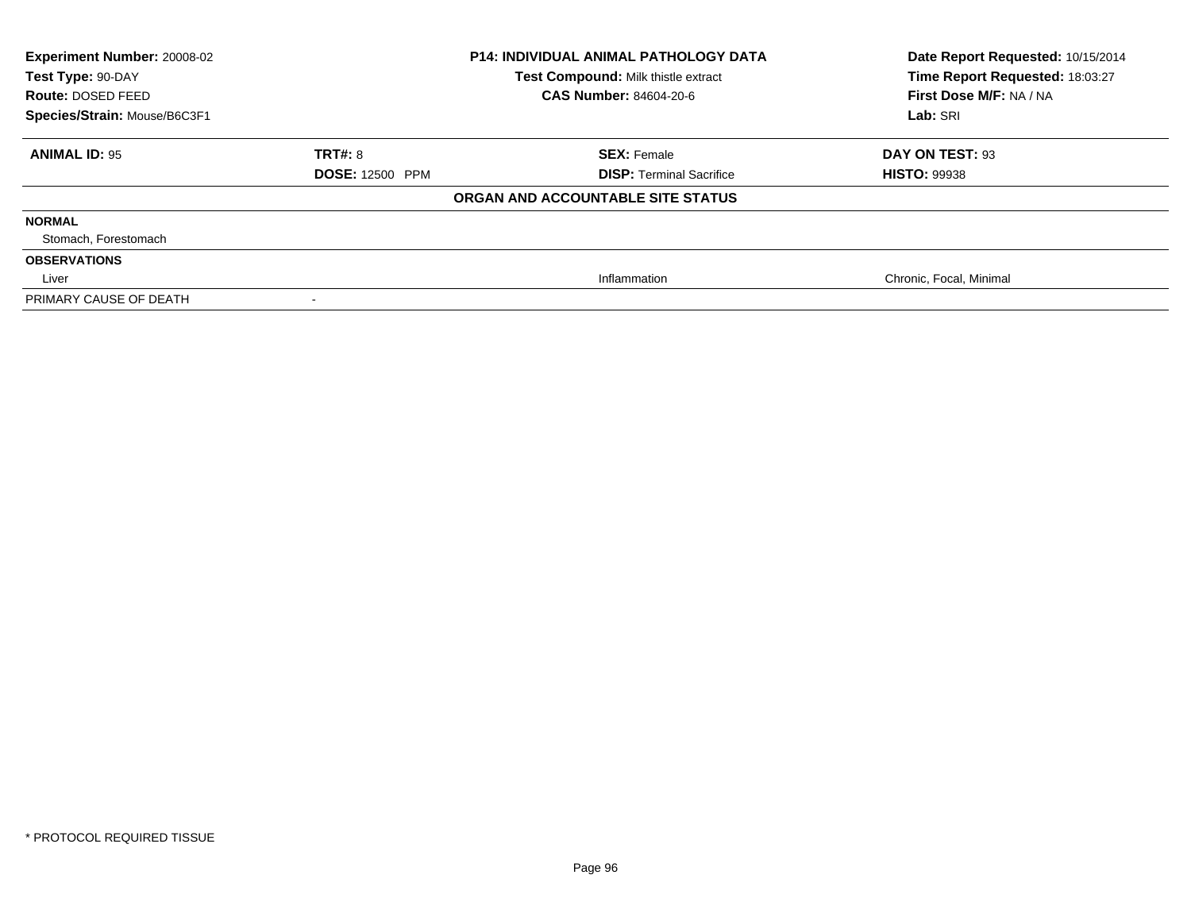| **Experiment Number:** 20008-02 | **P14: INDIVIDUAL ANIMAL PATHOLOGY DATA** | **Date Report Requested:** 10/15/2014 |
|---|---|---|
| **Test Type:** 90-DAY | **Test Compound:** Milk thistle extract | **Time Report Requested:** 18:03:27 |
| **Route:** DOSED FEED | **CAS Number:** 84604-20-6 | **First Dose M/F:** NA / NA |
| **Species/Strain:** Mouse/B6C3F1 | | **Lab:** SRI |

| **ANIMAL ID:** 95 | **TRT#:** 8 | **SEX:** Female | **DAY ON TEST:** 93 |
|---|---|---|---|
| | **DOSE:** 12500 PPM | **DISP:** Terminal Sacrifice | **HISTO:** 99938 |

**ORGAN AND ACCOUNTABLE SITE STATUS**

| | | | |
|---|---|---|---|
| **NORMAL** | | | |
| Stomach, Forestomach | | | |
| **OBSERVATIONS** | | | |
| Liver | | Inflammation | Chronic, Focal, Minimal |
| PRIMARY CAUSE OF DEATH | - | | |

* PROTOCOL REQUIRED TISSUE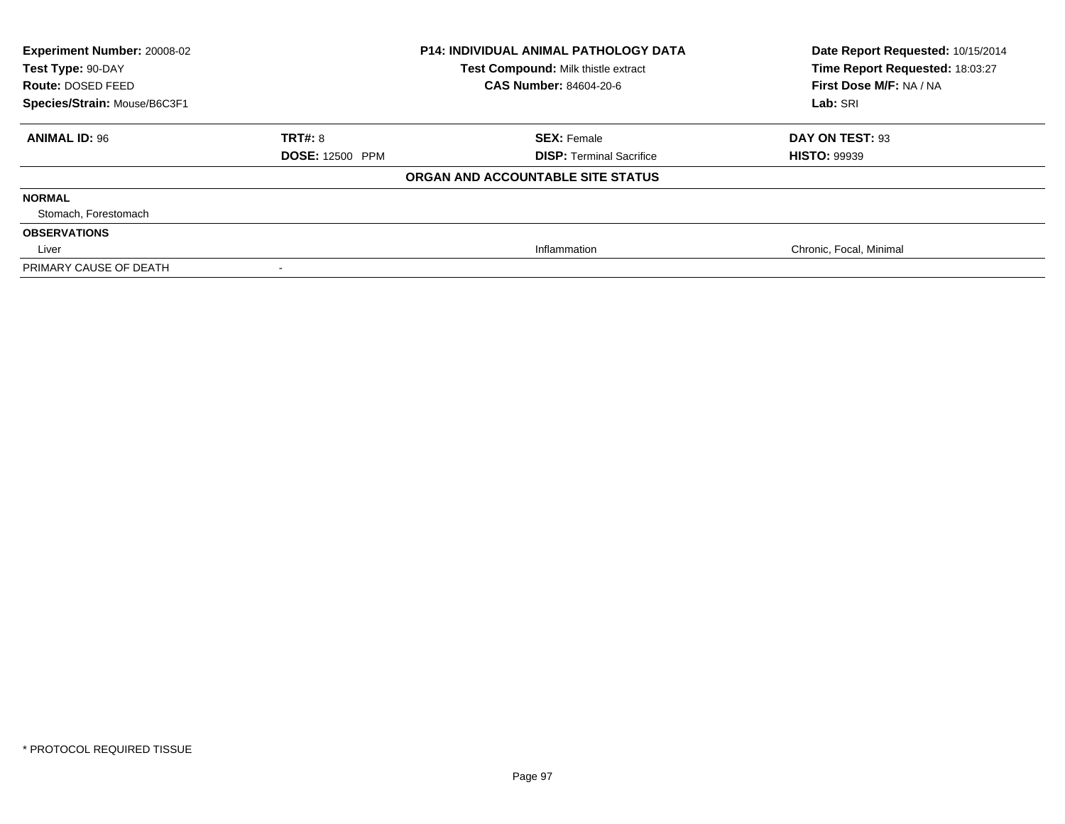| **Experiment Number:** 20008-02 | **P14: INDIVIDUAL ANIMAL PATHOLOGY DATA** | **Date Report Requested:** 10/15/2014 |
|---|---|---|
| **Test Type:** 90-DAY | **Test Compound:** Milk thistle extract | **Time Report Requested:** 18:03:27 |
| **Route:** DOSED FEED | **CAS Number:** 84604-20-6 | **First Dose M/F:** NA / NA |
| **Species/Strain:** Mouse/B6C3F1 | | **Lab:** SRI |

| **ANIMAL ID:** 96 | **TRT#:** 8 | **SEX:** Female | **DAY ON TEST:** 93 |
|---|---|---|---|
| | **DOSE:** 12500 PPM | **DISP:** Terminal Sacrifice | **HISTO:** 99939 |

**ORGAN AND ACCOUNTABLE SITE STATUS**

| | | | |
|---|---|---|---|
| **NORMAL** | | | |
| Stomach, Forestomach | | | |
| **OBSERVATIONS** | | | |
| Liver | | Inflammation | Chronic, Focal, Minimal |
| PRIMARY CAUSE OF DEATH | - | | |

* PROTOCOL REQUIRED TISSUE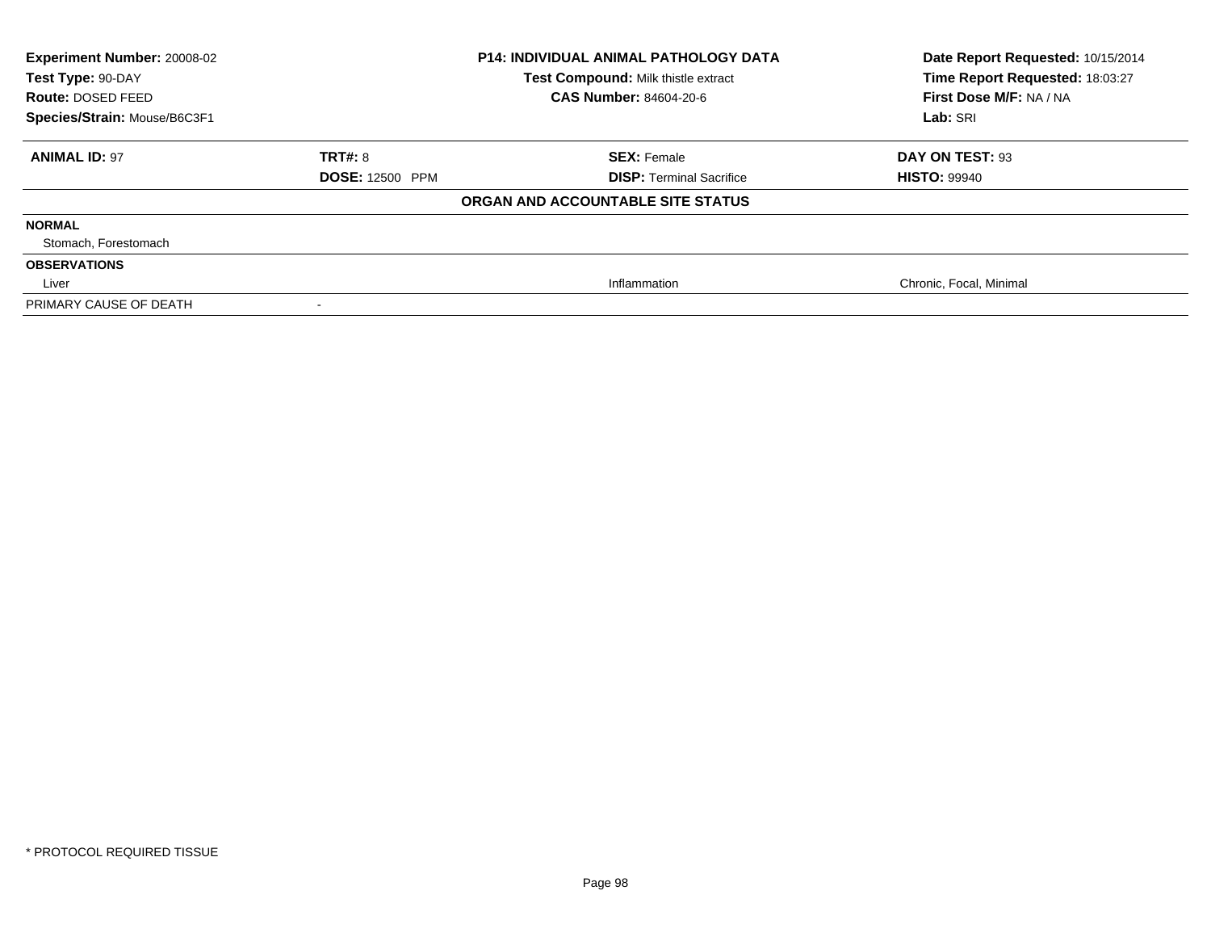**Experiment Number:** 20008-02
**Test Type:** 90-DAY
**Route:** DOSED FEED
**Species/Strain:** Mouse/B6C3F1

**P14: INDIVIDUAL ANIMAL PATHOLOGY DATA**
**Test Compound:** Milk thistle extract
**CAS Number:** 84604-20-6

**Date Report Requested:** 10/15/2014
**Time Report Requested:** 18:03:27
**First Dose M/F:** NA / NA
**Lab:** SRI

| **ANIMAL ID:** 97 | **TRT#:** 8 | **SEX:** Female | **DAY ON TEST:** 93 |
|---|---|---|---|
| | **DOSE:** 12500 PPM | **DISP:** Terminal Sacrifice | **HISTO:** 99940 |

**ORGAN AND ACCOUNTABLE SITE STATUS**

| | | | |
|---|---|---|---|
| **NORMAL** | | | |
| Stomach, Forestomach | | | |
| **OBSERVATIONS** | | | |
| Liver | | Inflammation | Chronic, Focal, Minimal |
| PRIMARY CAUSE OF DEATH | - | | |

* PROTOCOL REQUIRED TISSUE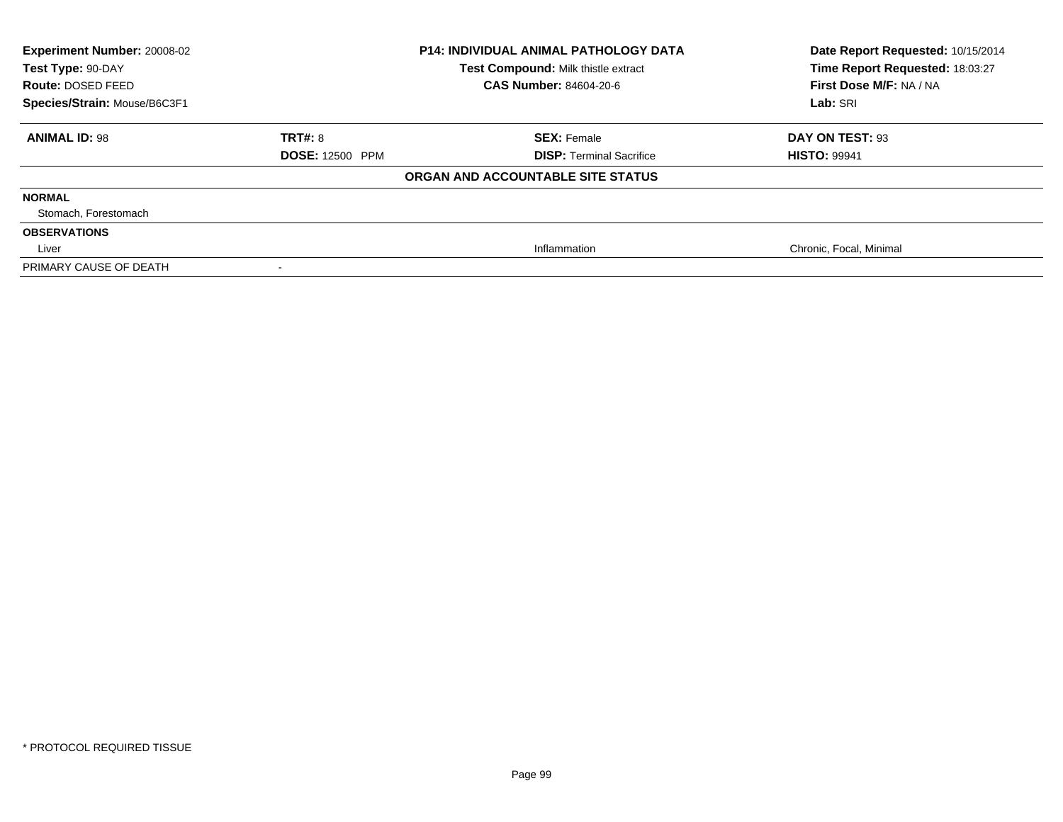| **Experiment Number:** 20008-02 | **P14: INDIVIDUAL ANIMAL PATHOLOGY DATA** | **Date Report Requested:** 10/15/2014 |
|---|---|---|
| **Test Type:** 90-DAY | **Test Compound:** Milk thistle extract | **Time Report Requested:** 18:03:27 |
| **Route:** DOSED FEED | **CAS Number:** 84604-20-6 | **First Dose M/F:** NA / NA |
| **Species/Strain:** Mouse/B6C3F1 | | **Lab:** SRI |

| **ANIMAL ID:** 98 | **TRT#:** 8 | **SEX:** Female | **DAY ON TEST:** 93 |
|---|---|---|---|
| | **DOSE:** 12500 PPM | **DISP:** Terminal Sacrifice | **HISTO:** 99941 |

**ORGAN AND ACCOUNTABLE SITE STATUS**

| | | | |
|---|---|---|---|
| **NORMAL** | | | |
| Stomach, Forestomach | | | |
| **OBSERVATIONS** | | | |
| Liver | | Inflammation | Chronic, Focal, Minimal |
| PRIMARY CAUSE OF DEATH | - | | |

* PROTOCOL REQUIRED TISSUE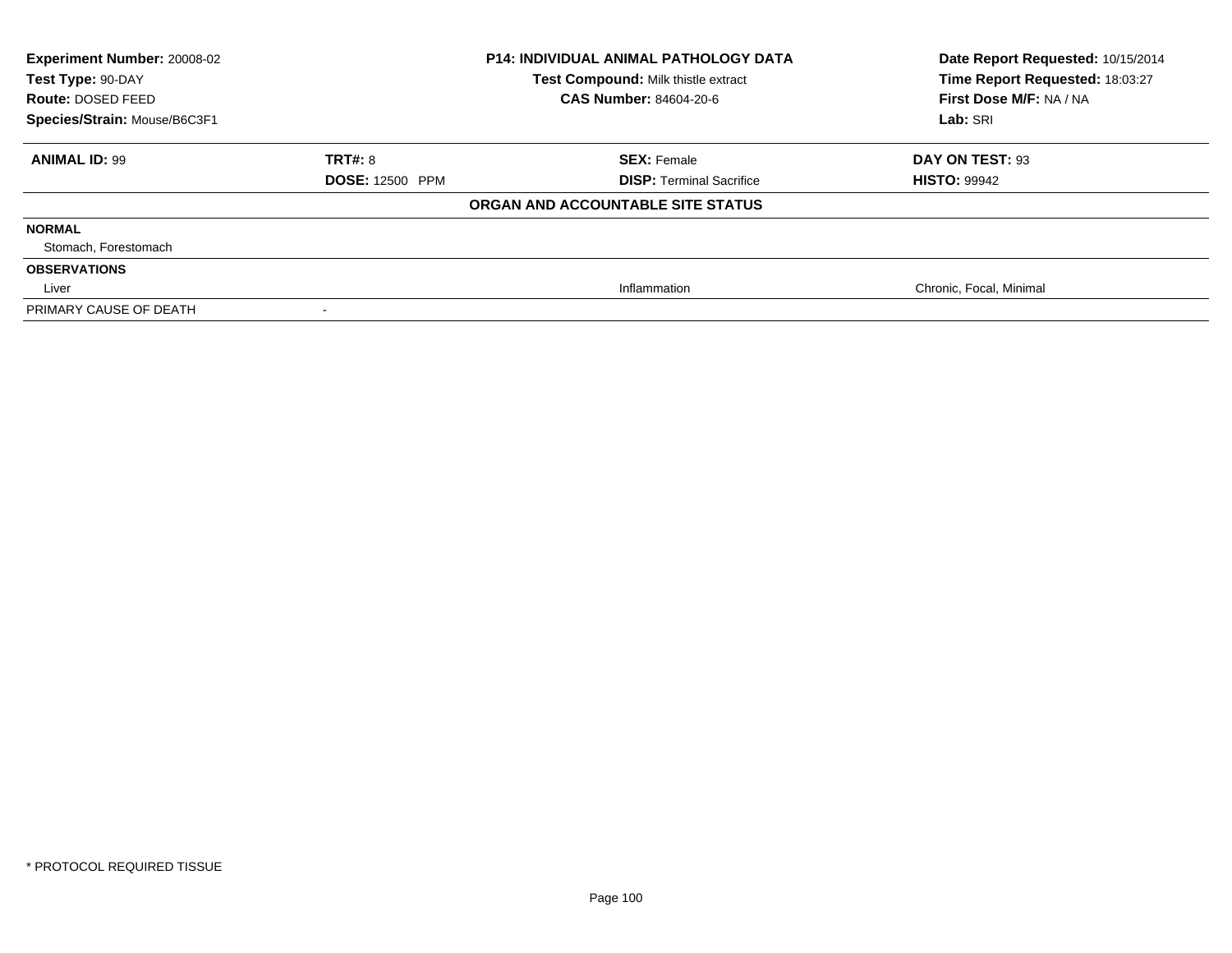**Experiment Number:** 20008-02
**Test Type:** 90-DAY
**Route:** DOSED FEED
**Species/Strain:** Mouse/B6C3F1

**P14: INDIVIDUAL ANIMAL PATHOLOGY DATA**
**Test Compound:** Milk thistle extract
**CAS Number:** 84604-20-6

**Date Report Requested:** 10/15/2014
**Time Report Requested:** 18:03:27
**First Dose M/F:** NA / NA
**Lab:** SRI

| **ANIMAL ID:** 99 | **TRT#:** 8 | **SEX:** Female | **DAY ON TEST:** 93 |
|---|---|---|---|
| | **DOSE:** 12500 PPM | **DISP:** Terminal Sacrifice | **HISTO:** 99942 |

**ORGAN AND ACCOUNTABLE SITE STATUS**

| | | | |
|---|---|---|---|
| **NORMAL** | | | |
| Stomach, Forestomach | | | |
| **OBSERVATIONS** | | | |
| Liver | | Inflammation | Chronic, Focal, Minimal |
| PRIMARY CAUSE OF DEATH | - | | |

* PROTOCOL REQUIRED TISSUE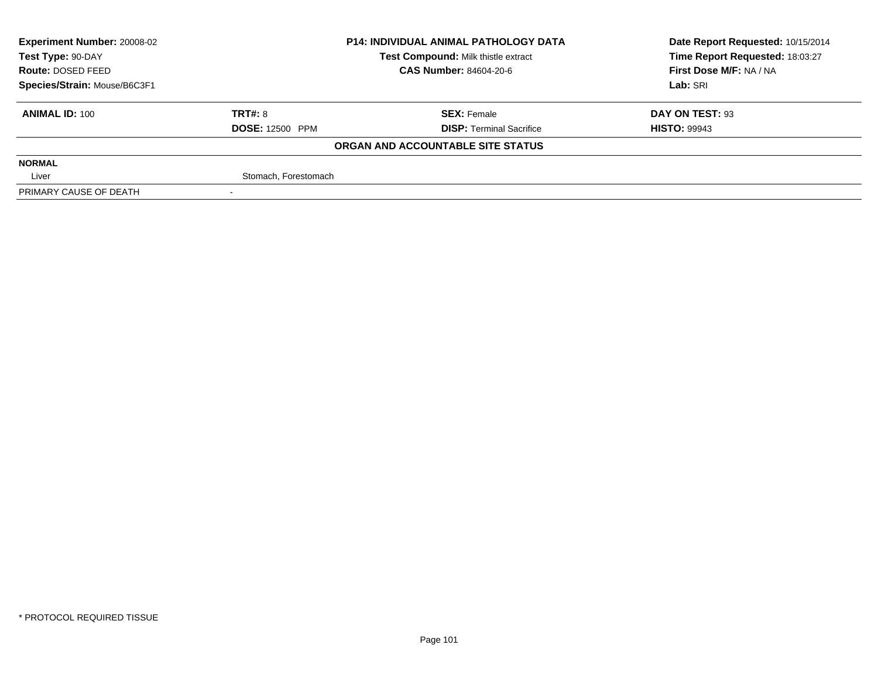**Experiment Number:** 20008-02
**Test Type:** 90-DAY
**Route:** DOSED FEED
**Species/Strain:** Mouse/B6C3F1

**P14: INDIVIDUAL ANIMAL PATHOLOGY DATA**
**Test Compound:** Milk thistle extract
**CAS Number:** 84604-20-6

**Date Report Requested:** 10/15/2014
**Time Report Requested:** 18:03:27
**First Dose M/F:** NA / NA
**Lab:** SRI

| **ANIMAL ID:** 100 | **TRT#:** 8 | **SEX:** Female | **DAY ON TEST:** 93 |
|---|---|---|---|
| | **DOSE:** 12500 PPM | **DISP:** Terminal Sacrifice | **HISTO:** 99943 |

**ORGAN AND ACCOUNTABLE SITE STATUS**

| **NORMAL** | |
|---|---|
| Liver | Stomach, Forestomach |
| PRIMARY CAUSE OF DEATH | - |

* PROTOCOL REQUIRED TISSUE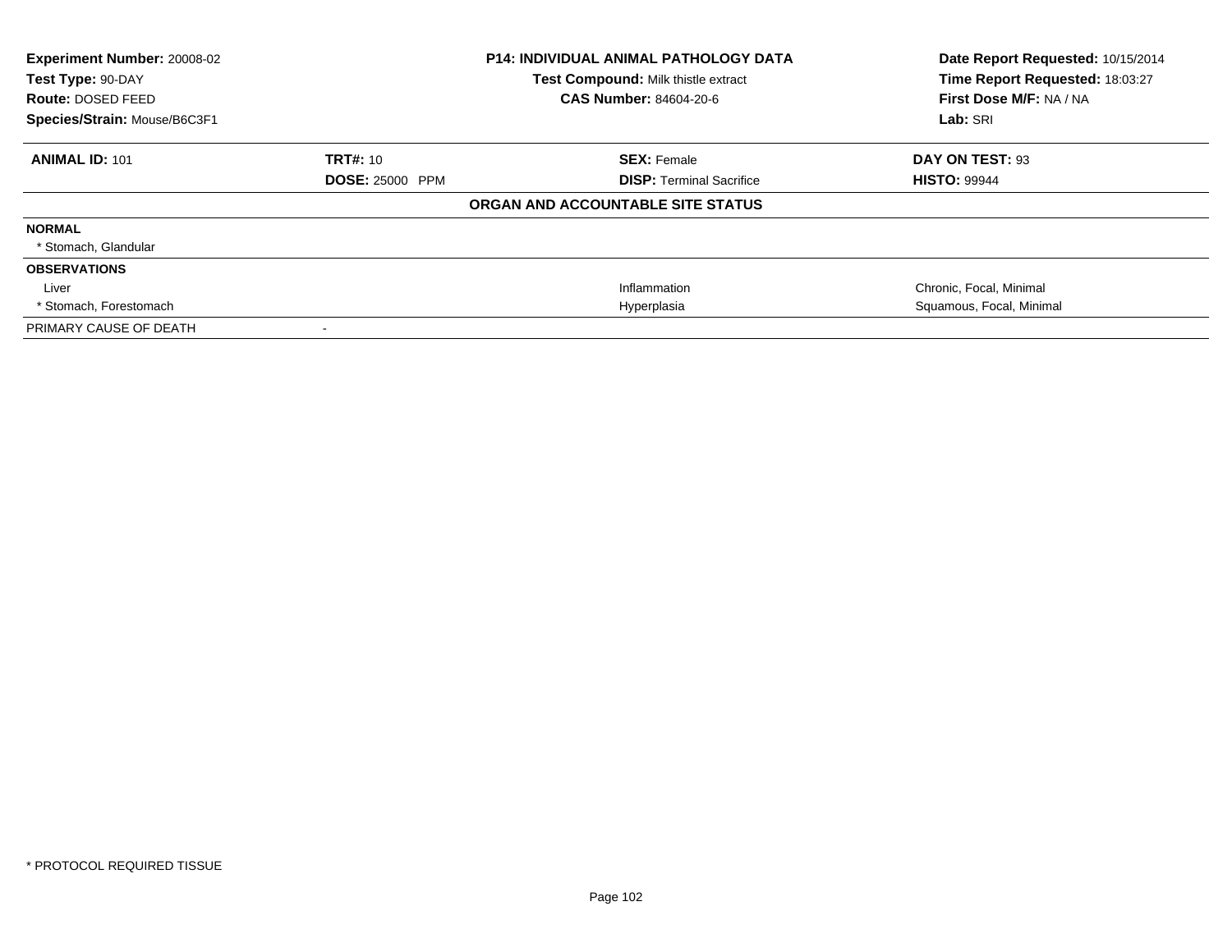**Experiment Number:** 20008-02
**Test Type:** 90-DAY
**Route:** DOSED FEED
**Species/Strain:** Mouse/B6C3F1

**P14: INDIVIDUAL ANIMAL PATHOLOGY DATA**
**Test Compound:** Milk thistle extract
**CAS Number:** 84604-20-6

**Date Report Requested:** 10/15/2014
**Time Report Requested:** 18:03:27
**First Dose M/F:** NA / NA
**Lab:** SRI

| **ANIMAL ID:** 101 | **TRT#:** 10 | **SEX:** Female | **DAY ON TEST:** 93 |
|---|---|---|---|
| | **DOSE:** 25000 PPM | **DISP:** Terminal Sacrifice | **HISTO:** 99944 |

**ORGAN AND ACCOUNTABLE SITE STATUS**

| | | |
|---|---|---|
| **NORMAL** | | |
| * Stomach, Glandular | | |
| **OBSERVATIONS** | | |
| Liver | Inflammation | Chronic, Focal, Minimal |
| * Stomach, Forestomach | Hyperplasia | Squamous, Focal, Minimal |
| PRIMARY CAUSE OF DEATH | - | |

* PROTOCOL REQUIRED TISSUE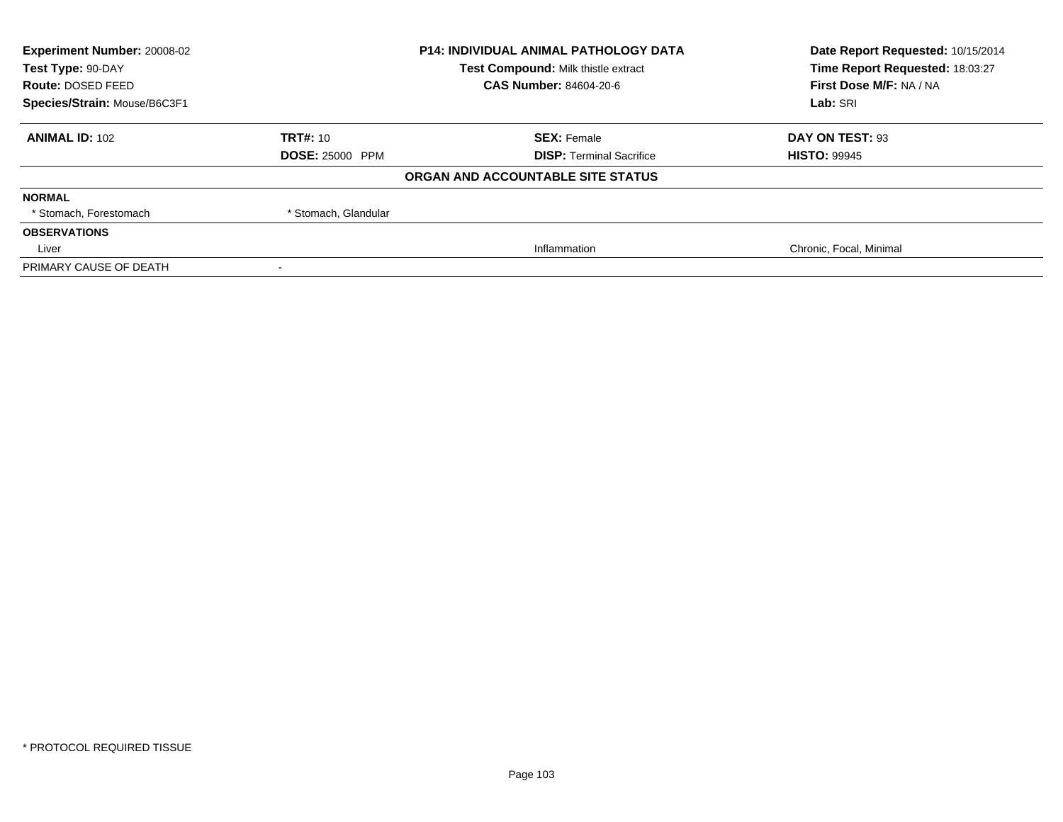**Experiment Number:** 20008-02
**Test Type:** 90-DAY
**Route:** DOSED FEED
**Species/Strain:** Mouse/B6C3F1

**P14: INDIVIDUAL ANIMAL PATHOLOGY DATA**
**Test Compound:** Milk thistle extract
**CAS Number:** 84604-20-6

**Date Report Requested:** 10/15/2014
**Time Report Requested:** 18:03:27
**First Dose M/F:** NA / NA
**Lab:** SRI

| **ANIMAL ID:** 102 | **TRT#:** 10 | **SEX:** Female | **DAY ON TEST:** 93 |
|---|---|---|---|
| | **DOSE:** 25000 PPM | **DISP:** Terminal Sacrifice | **HISTO:** 99945 |

**ORGAN AND ACCOUNTABLE SITE STATUS**

| | | | |
|---|---|---|---|
| **NORMAL** | | | |
| * Stomach, Forestomach | * Stomach, Glandular | | |
| **OBSERVATIONS** | | | |
| Liver | | Inflammation | Chronic, Focal, Minimal |
| PRIMARY CAUSE OF DEATH | - | | |

* PROTOCOL REQUIRED TISSUE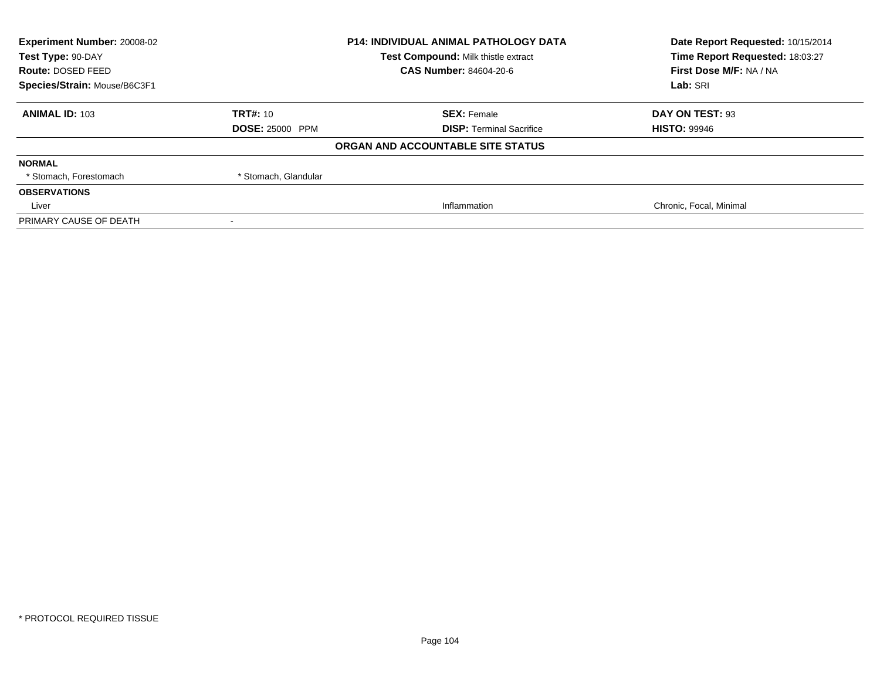**Experiment Number:** 20008-02
**Test Type:** 90-DAY
**Route:** DOSED FEED
**Species/Strain:** Mouse/B6C3F1

**P14: INDIVIDUAL ANIMAL PATHOLOGY DATA**
**Test Compound:** Milk thistle extract
**CAS Number:** 84604-20-6

**Date Report Requested:** 10/15/2014
**Time Report Requested:** 18:03:27
**First Dose M/F:** NA / NA
**Lab:** SRI

| **ANIMAL ID:** 103 | **TRT#:** 10 | **SEX:** Female | **DAY ON TEST:** 93 |
|---|---|---|---|
| | **DOSE:** 25000 PPM | **DISP:** Terminal Sacrifice | **HISTO:** 99946 |

**ORGAN AND ACCOUNTABLE SITE STATUS**

| | | | |
|---|---|---|---|
| **NORMAL** | | | |
| * Stomach, Forestomach | * Stomach, Glandular | | |
| **OBSERVATIONS** | | | |
| Liver | | Inflammation | Chronic, Focal, Minimal |
| PRIMARY CAUSE OF DEATH | - | | |

* PROTOCOL REQUIRED TISSUE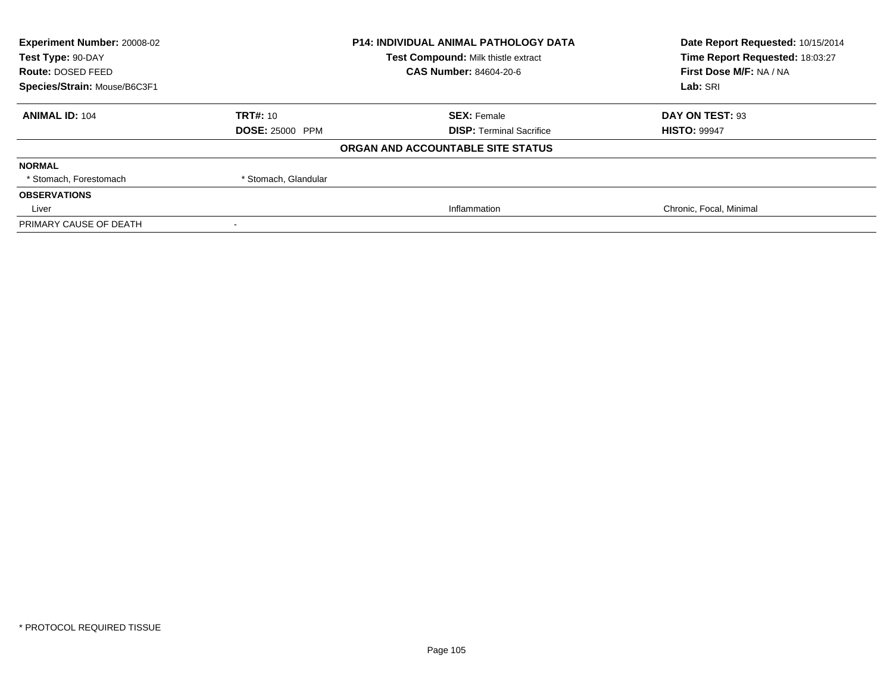| Experiment Number: 20008-02 | P14: INDIVIDUAL ANIMAL PATHOLOGY DATA | Date Report Requested: 10/15/2014 |
|---|---|---|
| Test Type: 90-DAY | Test Compound: Milk thistle extract | Time Report Requested: 18:03:27 |
| Route: DOSED FEED | CAS Number: 84604-20-6 | First Dose M/F: NA / NA |
| Species/Strain: Mouse/B6C3F1 | | Lab: SRI |

| ANIMAL ID: 104 | TRT#: 10 | SEX: Female | DAY ON TEST: 93 |
|---|---|---|---|
| | DOSE: 25000 PPM | DISP: Terminal Sacrifice | HISTO: 99947 |

**ORGAN AND ACCOUNTABLE SITE STATUS**

| | | | |
|---|---|---|---|
| **NORMAL** | | | |
| * Stomach, Forestomach | * Stomach, Glandular | | |
| **OBSERVATIONS** | | | |
| Liver | | Inflammation | Chronic, Focal, Minimal |
| PRIMARY CAUSE OF DEATH | - | | |

* PROTOCOL REQUIRED TISSUE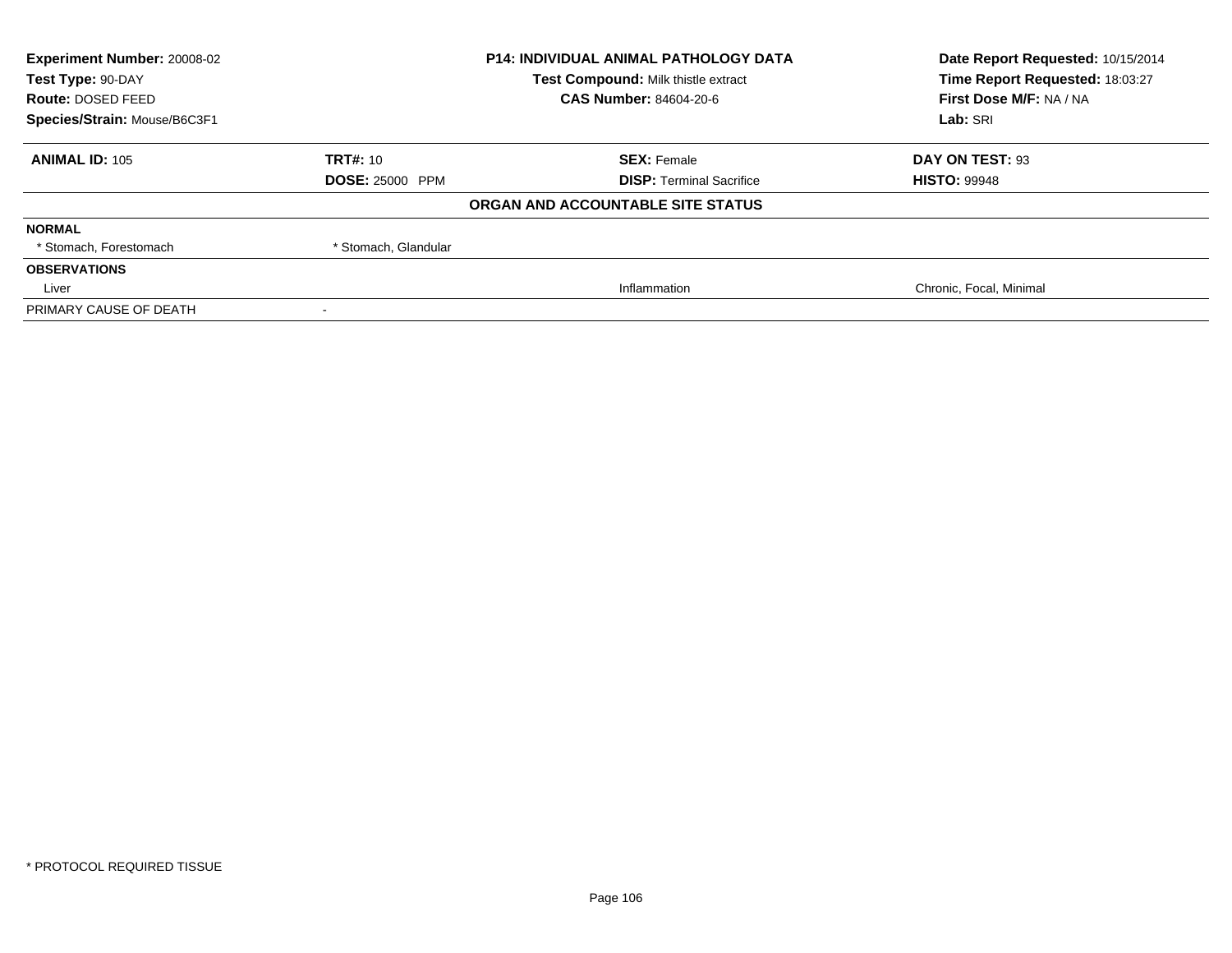| Experiment Number: 20008-02 | P14: INDIVIDUAL ANIMAL PATHOLOGY DATA | Date Report Requested: 10/15/2014 |
|---|---|---|
| Test Type: 90-DAY | Test Compound: Milk thistle extract | Time Report Requested: 18:03:27 |
| Route: DOSED FEED | CAS Number: 84604-20-6 | First Dose M/F: NA / NA |
| Species/Strain: Mouse/B6C3F1 | | Lab: SRI |

| ANIMAL ID: 105 | TRT#: 10 | SEX: Female | DAY ON TEST: 93 |
|---|---|---|---|
| | DOSE: 25000 PPM | DISP: Terminal Sacrifice | HISTO: 99948 |

**ORGAN AND ACCOUNTABLE SITE STATUS**

| | | | |
|---|---|---|---|
| **NORMAL** | | | |
| * Stomach, Forestomach | * Stomach, Glandular | | |
| **OBSERVATIONS** | | | |
| Liver | | Inflammation | Chronic, Focal, Minimal |
| PRIMARY CAUSE OF DEATH | - | | |

* PROTOCOL REQUIRED TISSUE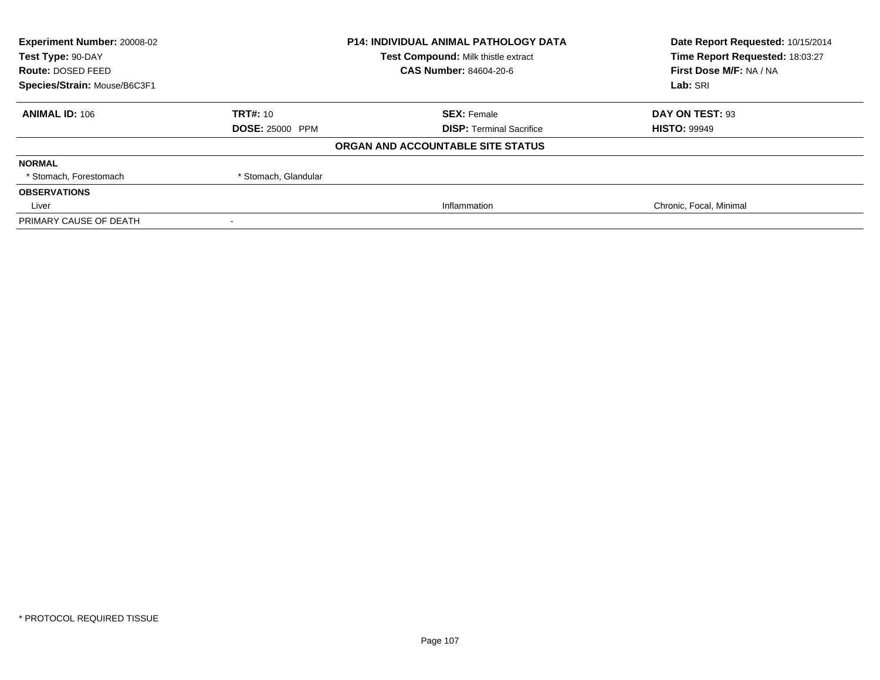**Experiment Number:** 20008-02
**Test Type:** 90-DAY
**Route:** DOSED FEED
**Species/Strain:** Mouse/B6C3F1

**P14: INDIVIDUAL ANIMAL PATHOLOGY DATA**
**Test Compound:** Milk thistle extract
**CAS Number:** 84604-20-6

**Date Report Requested:** 10/15/2014
**Time Report Requested:** 18:03:27
**First Dose M/F:** NA / NA
**Lab:** SRI

| **ANIMAL ID:** 106 | **TRT#:** 10 | **SEX:** Female | **DAY ON TEST:** 93 |
|---|---|---|---|
| | **DOSE:** 25000 PPM | **DISP:** Terminal Sacrifice | **HISTO:** 99949 |

**ORGAN AND ACCOUNTABLE SITE STATUS**

| | | | |
|---|---|---|---|
| **NORMAL** | | | |
| * Stomach, Forestomach | * Stomach, Glandular | | |
| **OBSERVATIONS** | | | |
| Liver | | Inflammation | Chronic, Focal, Minimal |
| PRIMARY CAUSE OF DEATH | - | | |

* PROTOCOL REQUIRED TISSUE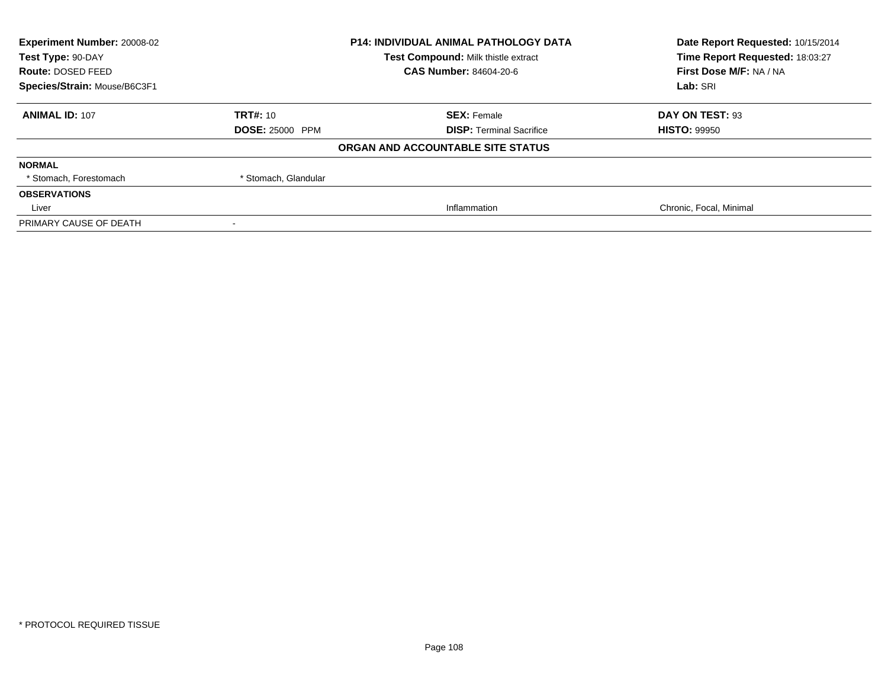| Experiment Number: 20008-02 | P14: INDIVIDUAL ANIMAL PATHOLOGY DATA | Date Report Requested: 10/15/2014 |
|---|---|---|
| Test Type: 90-DAY | Test Compound: Milk thistle extract | Time Report Requested: 18:03:27 |
| Route: DOSED FEED | CAS Number: 84604-20-6 | First Dose M/F: NA / NA |
| Species/Strain: Mouse/B6C3F1 | | Lab: SRI |

| ANIMAL ID: 107 | TRT#: 10 | SEX: Female | DAY ON TEST: 93 |
|---|---|---|---|
| | DOSE: 25000 PPM | DISP: Terminal Sacrifice | HISTO: 99950 |

**ORGAN AND ACCOUNTABLE SITE STATUS**

| | | | |
|---|---|---|---|
| **NORMAL** | | | |
| * Stomach, Forestomach | * Stomach, Glandular | | |
| **OBSERVATIONS** | | | |
| Liver | | Inflammation | Chronic, Focal, Minimal |
| PRIMARY CAUSE OF DEATH | - | | |

* PROTOCOL REQUIRED TISSUE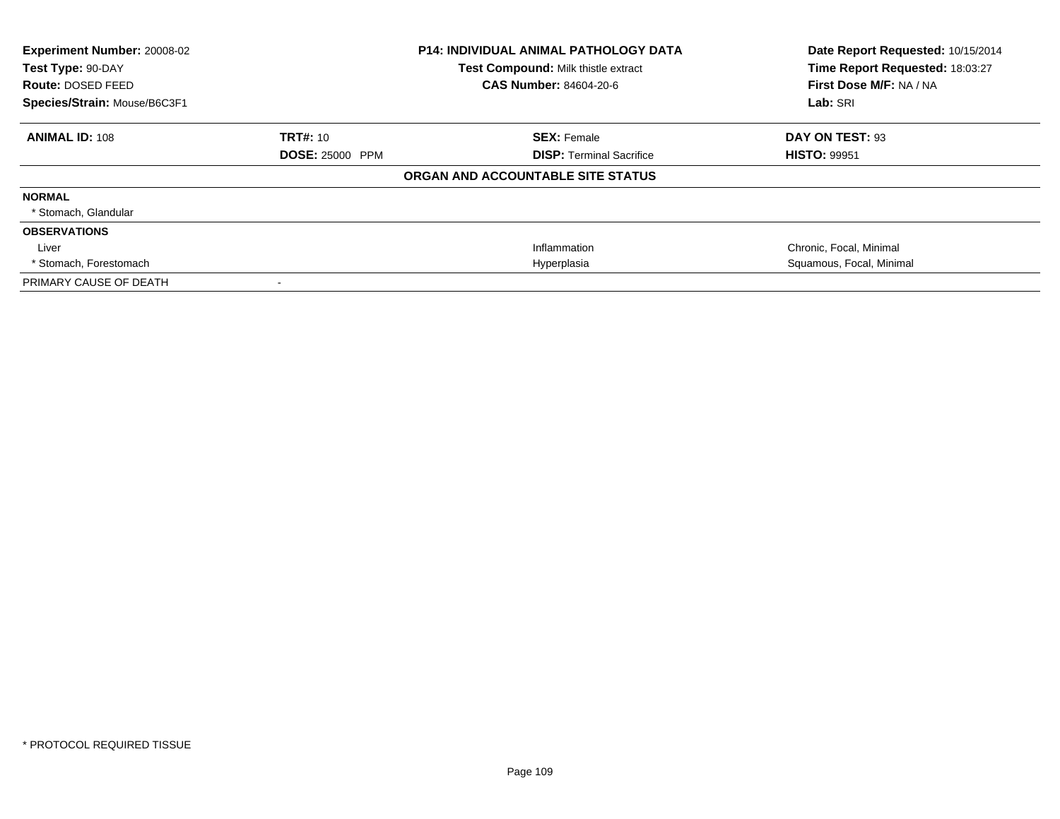**Experiment Number:** 20008-02
**Test Type:** 90-DAY
**Route:** DOSED FEED
**Species/Strain:** Mouse/B6C3F1

**P14: INDIVIDUAL ANIMAL PATHOLOGY DATA**
**Test Compound:** Milk thistle extract
**CAS Number:** 84604-20-6

**Date Report Requested:** 10/15/2014
**Time Report Requested:** 18:03:27
**First Dose M/F:** NA / NA
**Lab:** SRI

| **ANIMAL ID:** 108 | **TRT#:** 10 | **SEX:** Female | **DAY ON TEST:** 93 |
|---|---|---|---|
| | **DOSE:** 25000 PPM | **DISP:** Terminal Sacrifice | **HISTO:** 99951 |

**ORGAN AND ACCOUNTABLE SITE STATUS**

| | | |
|---|---|---|
| **NORMAL** | | |
| * Stomach, Glandular | | |
| **OBSERVATIONS** | | |
| Liver | Inflammation | Chronic, Focal, Minimal |
| * Stomach, Forestomach | Hyperplasia | Squamous, Focal, Minimal |
| PRIMARY CAUSE OF DEATH | - | |

* PROTOCOL REQUIRED TISSUE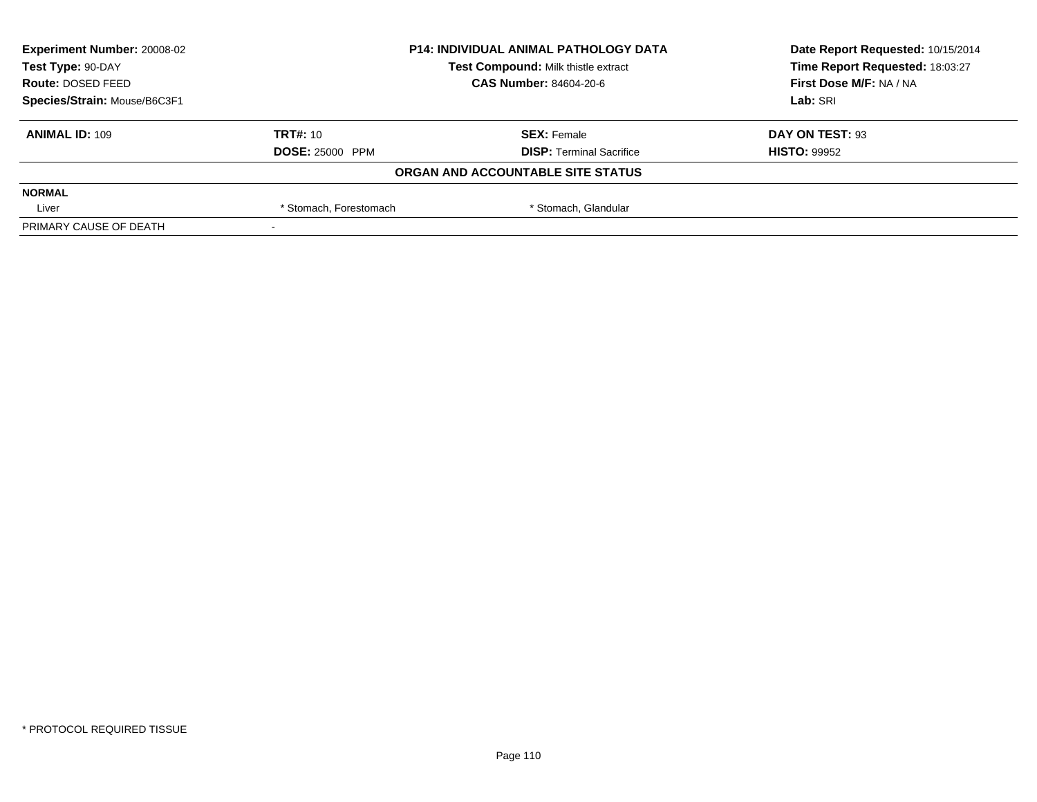**Experiment Number:** 20008-02
**Test Type:** 90-DAY
**Route:** DOSED FEED
**Species/Strain:** Mouse/B6C3F1

**P14: INDIVIDUAL ANIMAL PATHOLOGY DATA**
**Test Compound:** Milk thistle extract
**CAS Number:** 84604-20-6

**Date Report Requested:** 10/15/2014
**Time Report Requested:** 18:03:27
**First Dose M/F:** NA / NA
**Lab:** SRI

| **ANIMAL ID:** 109 | **TRT#:** 10 | **SEX:** Female | **DAY ON TEST:** 93 |
|---|---|---|---|
| | **DOSE:** 25000 PPM | **DISP:** Terminal Sacrifice | **HISTO:** 99952 |

**ORGAN AND ACCOUNTABLE SITE STATUS**

| | | | |
|---|---|---|---|
| **NORMAL** | | | |
| Liver | * Stomach, Forestomach | * Stomach, Glandular | |
| PRIMARY CAUSE OF DEATH | - | | |

* PROTOCOL REQUIRED TISSUE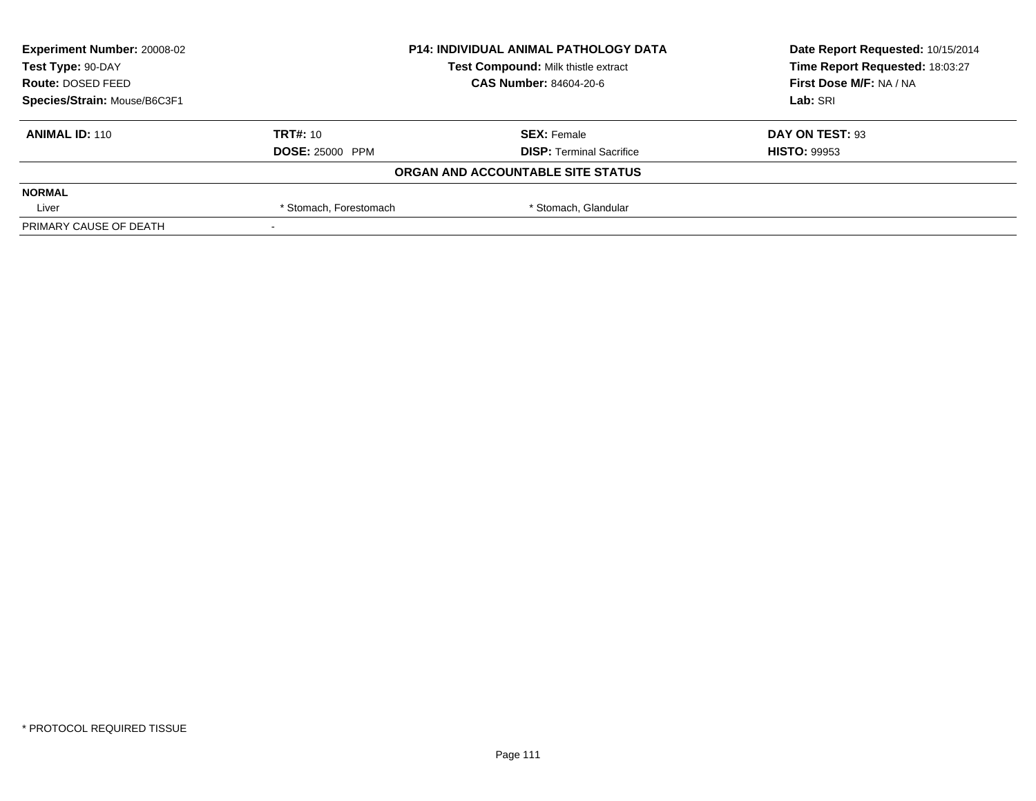**Experiment Number:** 20008-02
**Test Type:** 90-DAY
**Route:** DOSED FEED
**Species/Strain:** Mouse/B6C3F1

**P14: INDIVIDUAL ANIMAL PATHOLOGY DATA**
**Test Compound:** Milk thistle extract
**CAS Number:** 84604-20-6

**Date Report Requested:** 10/15/2014
**Time Report Requested:** 18:03:27
**First Dose M/F:** NA / NA
**Lab:** SRI

| **ANIMAL ID:** 110 | **TRT#:** 10 | **SEX:** Female | **DAY ON TEST:** 93 |
|---|---|---|---|
| | **DOSE:** 25000 PPM | **DISP:** Terminal Sacrifice | **HISTO:** 99953 |

**ORGAN AND ACCOUNTABLE SITE STATUS**

| **NORMAL** | | | |
|---|---|---|---|
| Liver | * Stomach, Forestomach | * Stomach, Glandular | |
| PRIMARY CAUSE OF DEATH | - | | |

* PROTOCOL REQUIRED TISSUE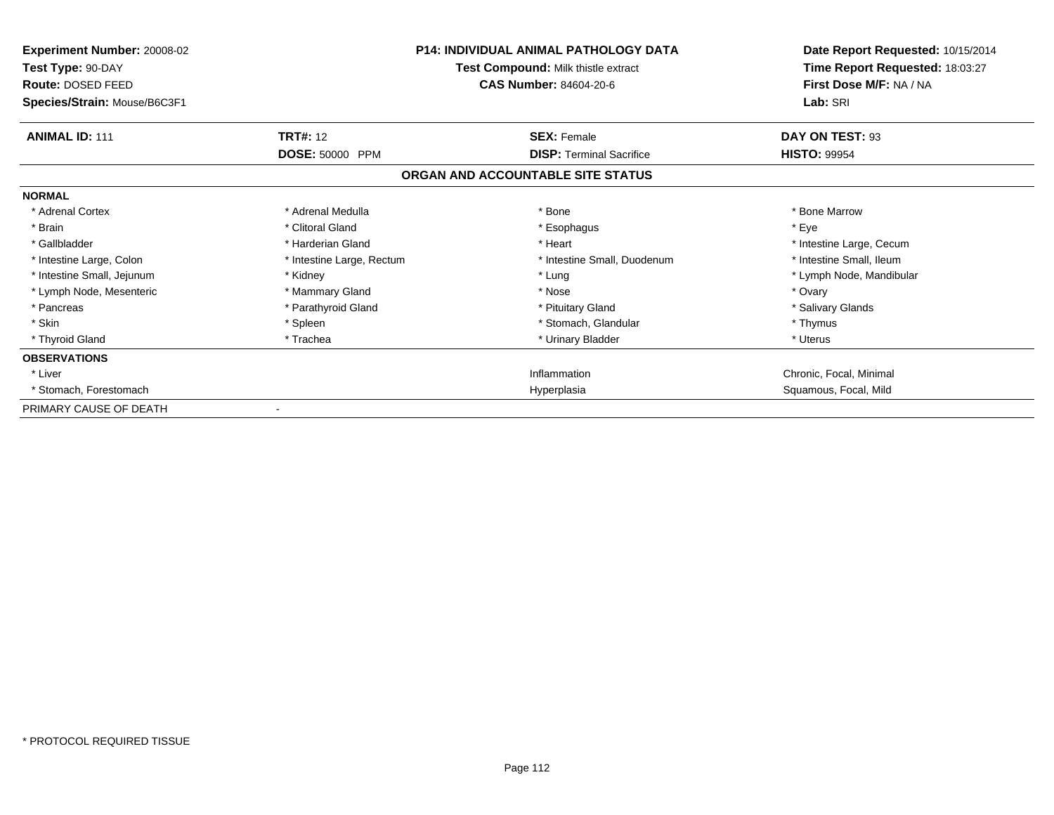**Experiment Number:** 20008-02
**Test Type:** 90-DAY
**Route:** DOSED FEED
**Species/Strain:** Mouse/B6C3F1

**P14: INDIVIDUAL ANIMAL PATHOLOGY DATA**
**Test Compound:** Milk thistle extract
**CAS Number:** 84604-20-6

**Date Report Requested:** 10/15/2014
**Time Report Requested:** 18:03:27
**First Dose M/F:** NA / NA
**Lab:** SRI

| **ANIMAL ID:** 111 | **TRT#:** 12 | **SEX:** Female | **DAY ON TEST:** 93 |
|---|---|---|---|
| | **DOSE:** 50000 PPM | **DISP:** Terminal Sacrifice | **HISTO:** 99954 |

**ORGAN AND ACCOUNTABLE SITE STATUS**

| **NORMAL** | | | |
|---|---|---|---|
| * Adrenal Cortex | * Adrenal Medulla | * Bone | * Bone Marrow |
| * Brain | * Clitoral Gland | * Esophagus | * Eye |
| * Gallbladder | * Harderian Gland | * Heart | * Intestine Large, Cecum |
| * Intestine Large, Colon | * Intestine Large, Rectum | * Intestine Small, Duodenum | * Intestine Small, Ileum |
| * Intestine Small, Jejunum | * Kidney | * Lung | * Lymph Node, Mandibular |
| * Lymph Node, Mesenteric | * Mammary Gland | * Nose | * Ovary |
| * Pancreas | * Parathyroid Gland | * Pituitary Gland | * Salivary Glands |
| * Skin | * Spleen | * Stomach, Glandular | * Thymus |
| * Thyroid Gland | * Trachea | * Urinary Bladder | * Uterus |
| **OBSERVATIONS** | | | |
| * Liver | | Inflammation | Chronic, Focal, Minimal |
| * Stomach, Forestomach | | Hyperplasia | Squamous, Focal, Mild |
| PRIMARY CAUSE OF DEATH | - | | |

* PROTOCOL REQUIRED TISSUE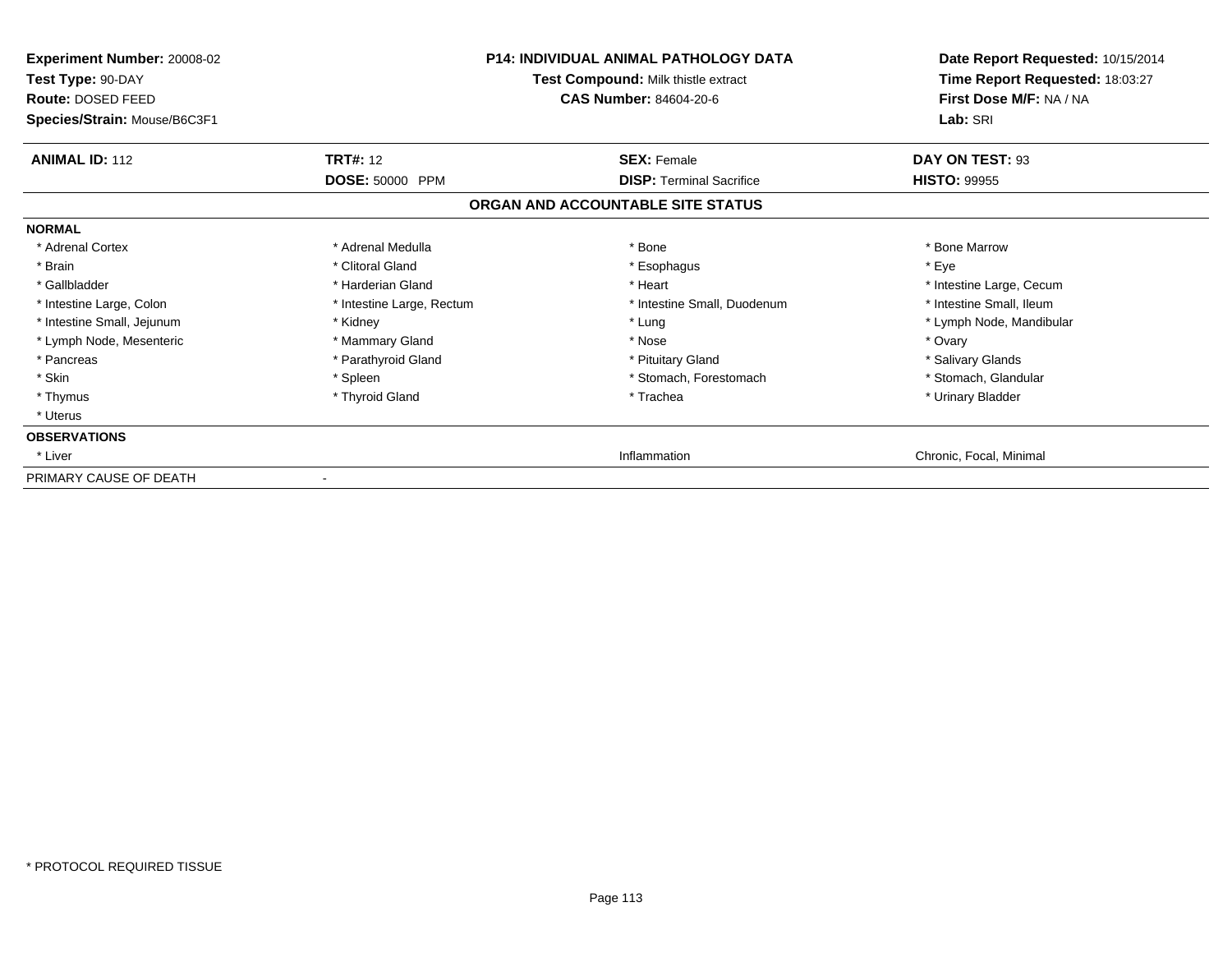**Experiment Number:** 20008-02
**Test Type:** 90-DAY
**Route:** DOSED FEED
**Species/Strain:** Mouse/B6C3F1

**P14: INDIVIDUAL ANIMAL PATHOLOGY DATA**
**Test Compound:** Milk thistle extract
**CAS Number:** 84604-20-6

**Date Report Requested:** 10/15/2014
**Time Report Requested:** 18:03:27
**First Dose M/F:** NA / NA
**Lab:** SRI

| **ANIMAL ID:** 112 | **TRT#:** 12 | **SEX:** Female | **DAY ON TEST:** 93 |
|---|---|---|---|
| | **DOSE:** 50000 PPM | **DISP:** Terminal Sacrifice | **HISTO:** 99955 |

## ORGAN AND ACCOUNTABLE SITE STATUS

| | | | |
|---|---|---|---|
| **NORMAL** | | | |
| * Adrenal Cortex | * Adrenal Medulla | * Bone | * Bone Marrow |
| * Brain | * Clitoral Gland | * Esophagus | * Eye |
| * Gallbladder | * Harderian Gland | * Heart | * Intestine Large, Cecum |
| * Intestine Large, Colon | * Intestine Large, Rectum | * Intestine Small, Duodenum | * Intestine Small, Ileum |
| * Intestine Small, Jejunum | * Kidney | * Lung | * Lymph Node, Mandibular |
| * Lymph Node, Mesenteric | * Mammary Gland | * Nose | * Ovary |
| * Pancreas | * Parathyroid Gland | * Pituitary Gland | * Salivary Glands |
| * Skin | * Spleen | * Stomach, Forestomach | * Stomach, Glandular |
| * Thymus | * Thyroid Gland | * Trachea | * Urinary Bladder |
| * Uterus | | | |
| **OBSERVATIONS** | | | |
| * Liver | | Inflammation | Chronic, Focal, Minimal |
| PRIMARY CAUSE OF DEATH | - | | |

* PROTOCOL REQUIRED TISSUE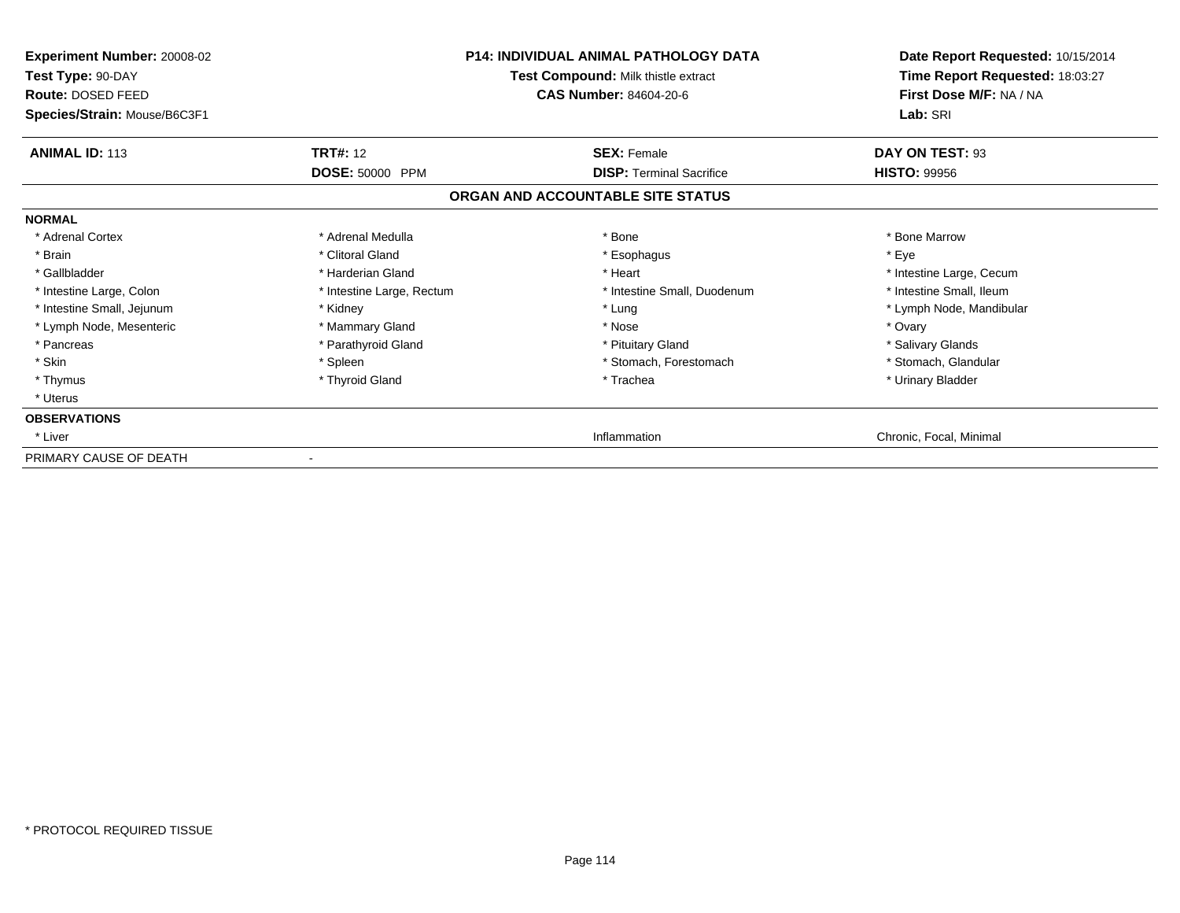**Experiment Number:** 20008-02
**Test Type:** 90-DAY
**Route:** DOSED FEED
**Species/Strain:** Mouse/B6C3F1

**P14: INDIVIDUAL ANIMAL PATHOLOGY DATA**
**Test Compound:** Milk thistle extract
**CAS Number:** 84604-20-6

**Date Report Requested:** 10/15/2014
**Time Report Requested:** 18:03:27
**First Dose M/F:** NA / NA
**Lab:** SRI

| **ANIMAL ID:** 113 | **TRT#:** 12 | **SEX:** Female | **DAY ON TEST:** 93 |
|---|---|---|---|
| | **DOSE:** 50000 PPM | **DISP:** Terminal Sacrifice | **HISTO:** 99956 |

## ORGAN AND ACCOUNTABLE SITE STATUS

| **NORMAL** | | | |
|---|---|---|---|
| * Adrenal Cortex | * Adrenal Medulla | * Bone | * Bone Marrow |
| * Brain | * Clitoral Gland | * Esophagus | * Eye |
| * Gallbladder | * Harderian Gland | * Heart | * Intestine Large, Cecum |
| * Intestine Large, Colon | * Intestine Large, Rectum | * Intestine Small, Duodenum | * Intestine Small, Ileum |
| * Intestine Small, Jejunum | * Kidney | * Lung | * Lymph Node, Mandibular |
| * Lymph Node, Mesenteric | * Mammary Gland | * Nose | * Ovary |
| * Pancreas | * Parathyroid Gland | * Pituitary Gland | * Salivary Glands |
| * Skin | * Spleen | * Stomach, Forestomach | * Stomach, Glandular |
| * Thymus | * Thyroid Gland | * Trachea | * Urinary Bladder |
| * Uterus | | | |
| **OBSERVATIONS** | | | |
| * Liver | | Inflammation | Chronic, Focal, Minimal |
| PRIMARY CAUSE OF DEATH | - | | |

* PROTOCOL REQUIRED TISSUE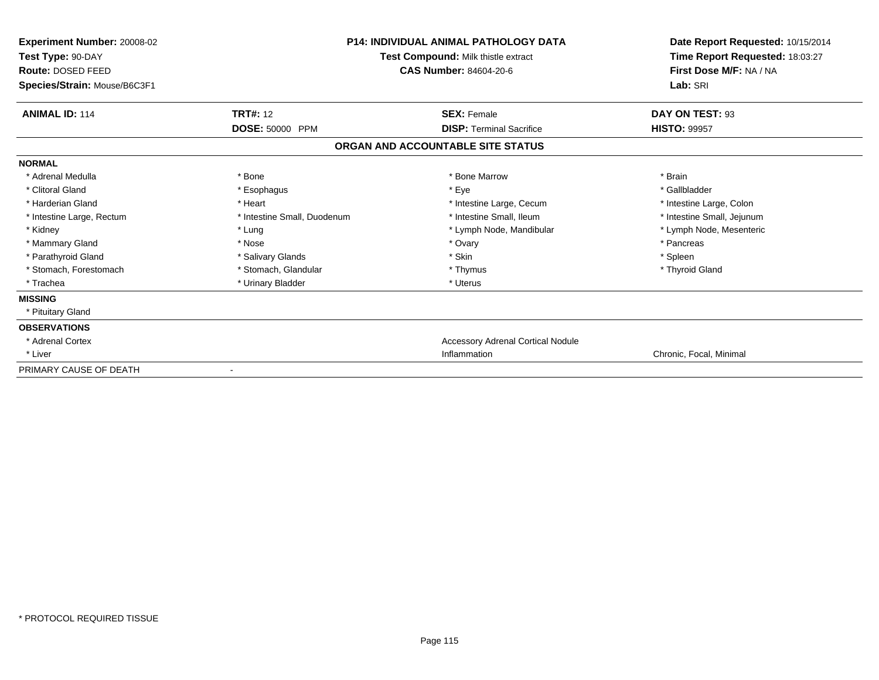**Experiment Number:** 20008-02
**Test Type:** 90-DAY
**Route:** DOSED FEED
**Species/Strain:** Mouse/B6C3F1

**P14: INDIVIDUAL ANIMAL PATHOLOGY DATA**
**Test Compound:** Milk thistle extract
**CAS Number:** 84604-20-6

**Date Report Requested:** 10/15/2014
**Time Report Requested:** 18:03:27
**First Dose M/F:** NA / NA
**Lab:** SRI

| **ANIMAL ID:** 114 | **TRT#:** 12 | **SEX:** Female | **DAY ON TEST:** 93 |
|---|---|---|---|
| | **DOSE:** 50000 PPM | **DISP:** Terminal Sacrifice | **HISTO:** 99957 |

## ORGAN AND ACCOUNTABLE SITE STATUS

**NORMAL**

| | | | |
|---|---|---|---|
| * Adrenal Medulla | * Bone | * Bone Marrow | * Brain |
| * Clitoral Gland | * Esophagus | * Eye | * Gallbladder |
| * Harderian Gland | * Heart | * Intestine Large, Cecum | * Intestine Large, Colon |
| * Intestine Large, Rectum | * Intestine Small, Duodenum | * Intestine Small, Ileum | * Intestine Small, Jejunum |
| * Kidney | * Lung | * Lymph Node, Mandibular | * Lymph Node, Mesenteric |
| * Mammary Gland | * Nose | * Ovary | * Pancreas |
| * Parathyroid Gland | * Salivary Glands | * Skin | * Spleen |
| * Stomach, Forestomach | * Stomach, Glandular | * Thymus | * Thyroid Gland |
| * Trachea | * Urinary Bladder | * Uterus | |

**MISSING**

* Pituitary Gland

**OBSERVATIONS**

| | | |
|---|---|---|
| * Adrenal Cortex | Accessory Adrenal Cortical Nodule | |
| * Liver | Inflammation | Chronic, Focal, Minimal |

PRIMARY CAUSE OF DEATH -

* PROTOCOL REQUIRED TISSUE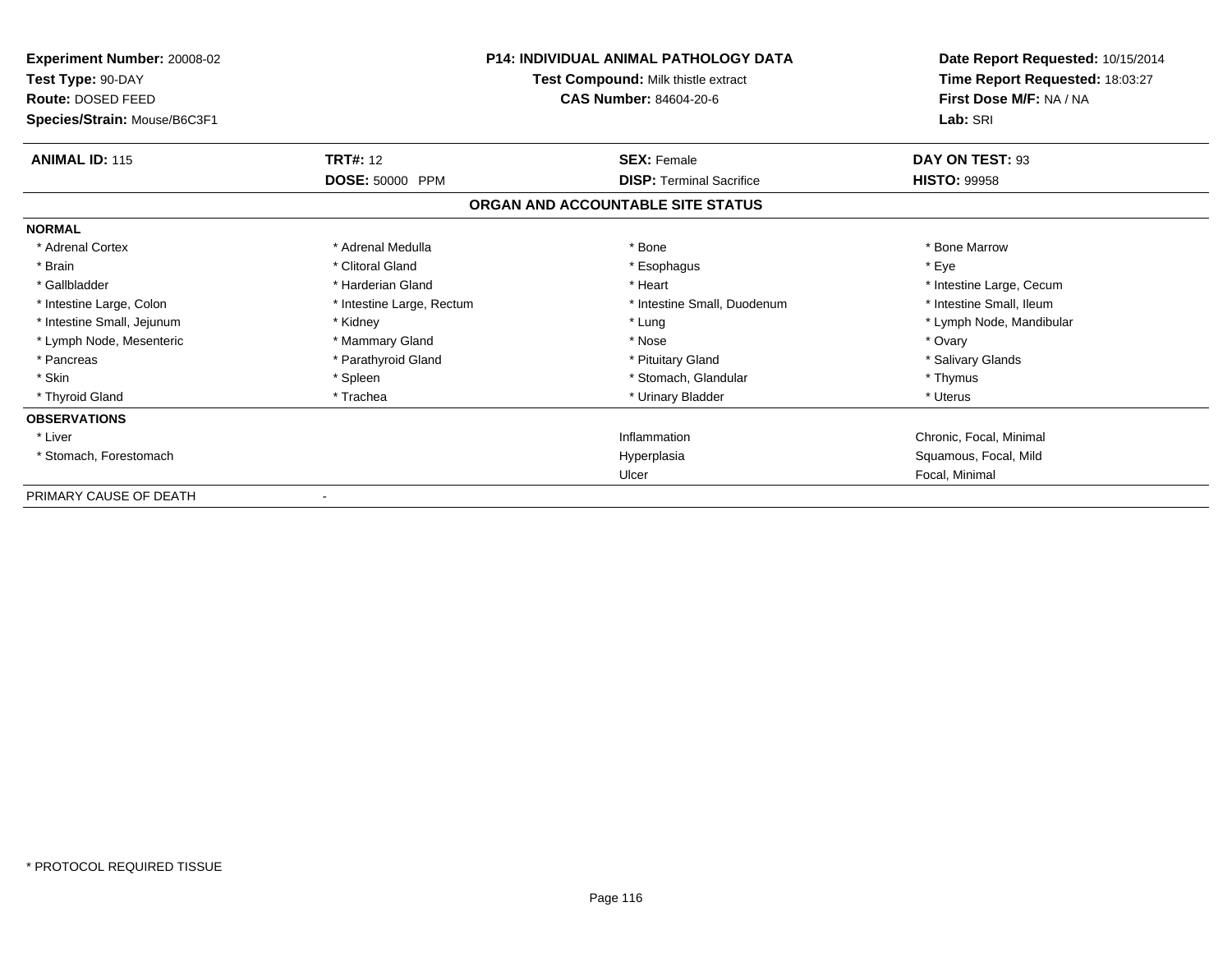**Experiment Number:** 20008-02
**Test Type:** 90-DAY
**Route:** DOSED FEED
**Species/Strain:** Mouse/B6C3F1

**P14: INDIVIDUAL ANIMAL PATHOLOGY DATA**
**Test Compound:** Milk thistle extract
**CAS Number:** 84604-20-6

**Date Report Requested:** 10/15/2014
**Time Report Requested:** 18:03:27
**First Dose M/F:** NA / NA
**Lab:** SRI

| **ANIMAL ID:** 115 | **TRT#:** 12 | **SEX:** Female | **DAY ON TEST:** 93 |
|---|---|---|---|
| | **DOSE:** 50000 PPM | **DISP:** Terminal Sacrifice | **HISTO:** 99958 |

## ORGAN AND ACCOUNTABLE SITE STATUS

| **NORMAL** | | | |
|---|---|---|---|
| * Adrenal Cortex | * Adrenal Medulla | * Bone | * Bone Marrow |
| * Brain | * Clitoral Gland | * Esophagus | * Eye |
| * Gallbladder | * Harderian Gland | * Heart | * Intestine Large, Cecum |
| * Intestine Large, Colon | * Intestine Large, Rectum | * Intestine Small, Duodenum | * Intestine Small, Ileum |
| * Intestine Small, Jejunum | * Kidney | * Lung | * Lymph Node, Mandibular |
| * Lymph Node, Mesenteric | * Mammary Gland | * Nose | * Ovary |
| * Pancreas | * Parathyroid Gland | * Pituitary Gland | * Salivary Glands |
| * Skin | * Spleen | * Stomach, Glandular | * Thymus |
| * Thyroid Gland | * Trachea | * Urinary Bladder | * Uterus |
| **OBSERVATIONS** | | | |
| * Liver | | Inflammation | Chronic, Focal, Minimal |
| * Stomach, Forestomach | | Hyperplasia | Squamous, Focal, Mild |
| | | Ulcer | Focal, Minimal |
| PRIMARY CAUSE OF DEATH | - | | |

* PROTOCOL REQUIRED TISSUE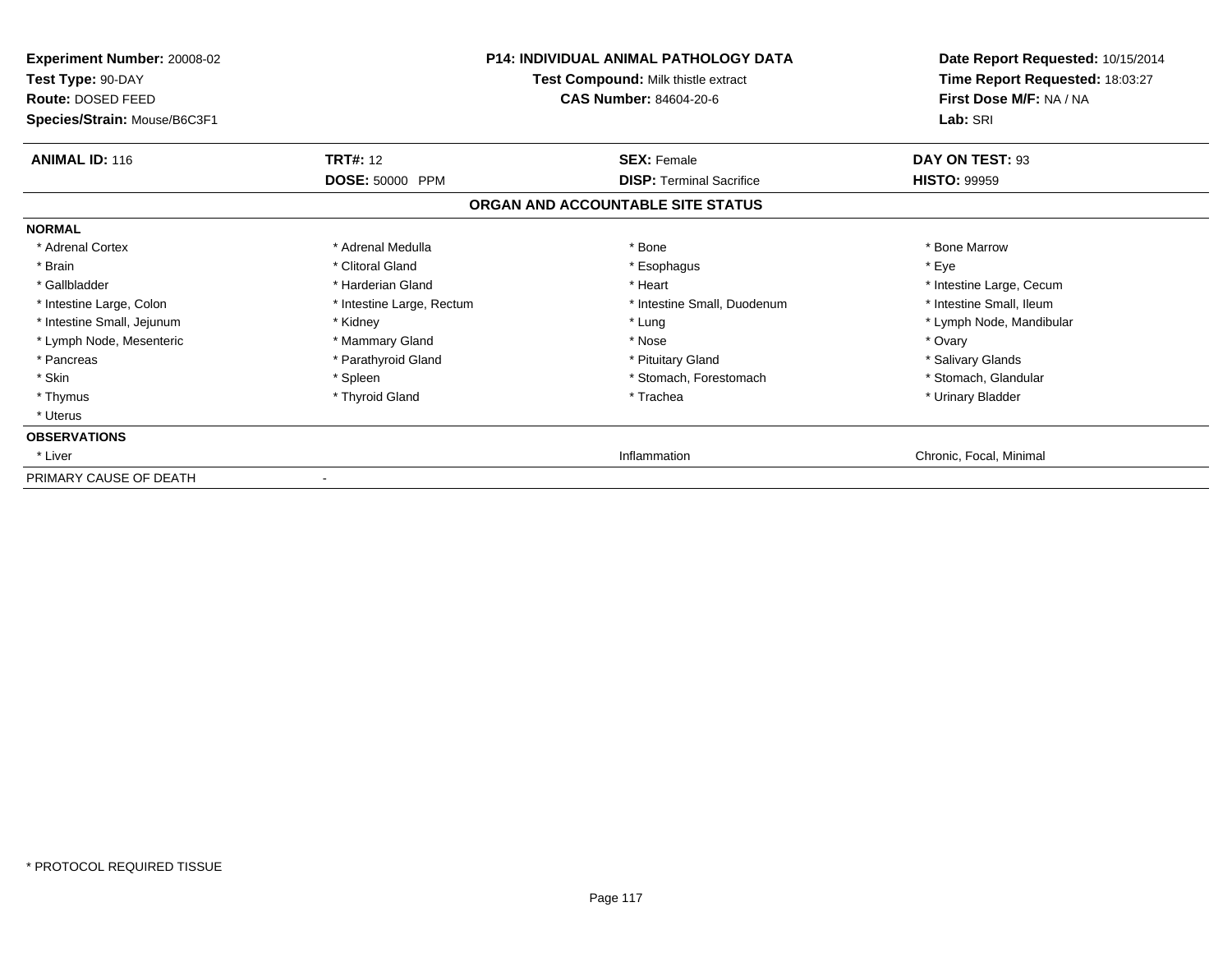**Experiment Number:** 20008-02
**Test Type:** 90-DAY
**Route:** DOSED FEED
**Species/Strain:** Mouse/B6C3F1

**P14: INDIVIDUAL ANIMAL PATHOLOGY DATA**
**Test Compound:** Milk thistle extract
**CAS Number:** 84604-20-6

**Date Report Requested:** 10/15/2014
**Time Report Requested:** 18:03:27
**First Dose M/F:** NA / NA
**Lab:** SRI

| **ANIMAL ID:** 116 | **TRT#:** 12 | **SEX:** Female | **DAY ON TEST:** 93 |
|---|---|---|---|
| | **DOSE:** 50000 PPM | **DISP:** Terminal Sacrifice | **HISTO:** 99959 |

## ORGAN AND ACCOUNTABLE SITE STATUS

**NORMAL**

| | | | |
|---|---|---|---|
| * Adrenal Cortex | * Adrenal Medulla | * Bone | * Bone Marrow |
| * Brain | * Clitoral Gland | * Esophagus | * Eye |
| * Gallbladder | * Harderian Gland | * Heart | * Intestine Large, Cecum |
| * Intestine Large, Colon | * Intestine Large, Rectum | * Intestine Small, Duodenum | * Intestine Small, Ileum |
| * Intestine Small, Jejunum | * Kidney | * Lung | * Lymph Node, Mandibular |
| * Lymph Node, Mesenteric | * Mammary Gland | * Nose | * Ovary |
| * Pancreas | * Parathyroid Gland | * Pituitary Gland | * Salivary Glands |
| * Skin | * Spleen | * Stomach, Forestomach | * Stomach, Glandular |
| * Thymus | * Thyroid Gland | * Trachea | * Urinary Bladder |
| * Uterus | | | |

**OBSERVATIONS**

| | | | |
|---|---|---|---|
| * Liver | | Inflammation | Chronic, Focal, Minimal |

PRIMARY CAUSE OF DEATH -

* PROTOCOL REQUIRED TISSUE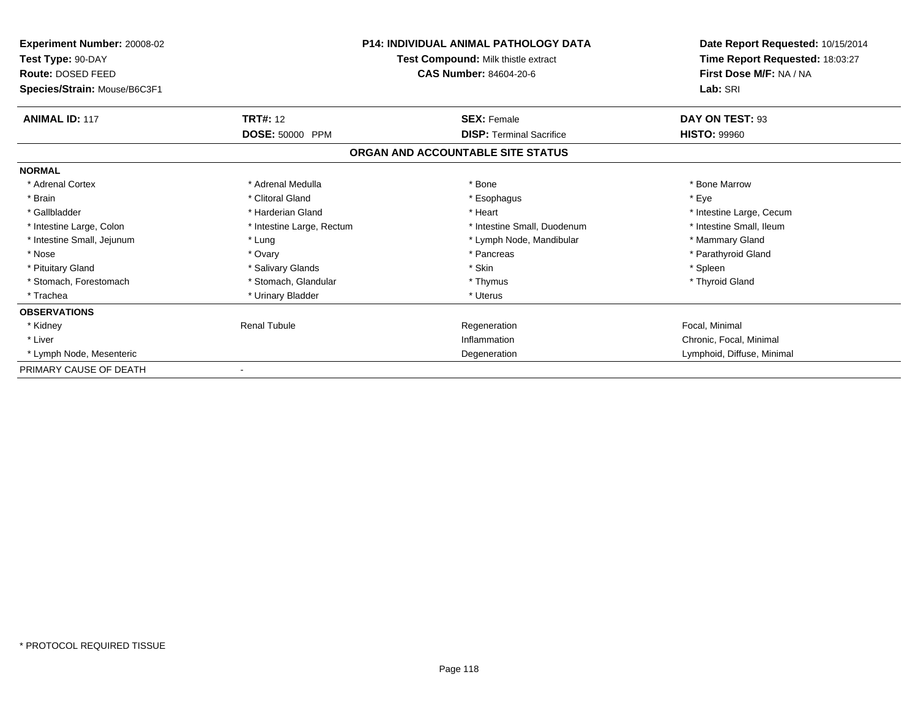**Experiment Number:** 20008-02
**Test Type:** 90-DAY
**Route:** DOSED FEED
**Species/Strain:** Mouse/B6C3F1

**P14: INDIVIDUAL ANIMAL PATHOLOGY DATA**
**Test Compound:** Milk thistle extract
**CAS Number:** 84604-20-6

**Date Report Requested:** 10/15/2014
**Time Report Requested:** 18:03:27
**First Dose M/F:** NA / NA
**Lab:** SRI

| **ANIMAL ID:** 117 | **TRT#:** 12 | **SEX:** Female | **DAY ON TEST:** 93 |
|---|---|---|---|
| | **DOSE:** 50000 PPM | **DISP:** Terminal Sacrifice | **HISTO:** 99960 |

## ORGAN AND ACCOUNTABLE SITE STATUS

| | | | |
|---|---|---|---|
| **NORMAL** | | | |
| * Adrenal Cortex | * Adrenal Medulla | * Bone | * Bone Marrow |
| * Brain | * Clitoral Gland | * Esophagus | * Eye |
| * Gallbladder | * Harderian Gland | * Heart | * Intestine Large, Cecum |
| * Intestine Large, Colon | * Intestine Large, Rectum | * Intestine Small, Duodenum | * Intestine Small, Ileum |
| * Intestine Small, Jejunum | * Lung | * Lymph Node, Mandibular | * Mammary Gland |
| * Nose | * Ovary | * Pancreas | * Parathyroid Gland |
| * Pituitary Gland | * Salivary Glands | * Skin | * Spleen |
| * Stomach, Forestomach | * Stomach, Glandular | * Thymus | * Thyroid Gland |
| * Trachea | * Urinary Bladder | * Uterus | |
| **OBSERVATIONS** | | | |
| * Kidney | Renal Tubule | Regeneration | Focal, Minimal |
| * Liver | | Inflammation | Chronic, Focal, Minimal |
| * Lymph Node, Mesenteric | | Degeneration | Lymphoid, Diffuse, Minimal |
| PRIMARY CAUSE OF DEATH | - | | |

* PROTOCOL REQUIRED TISSUE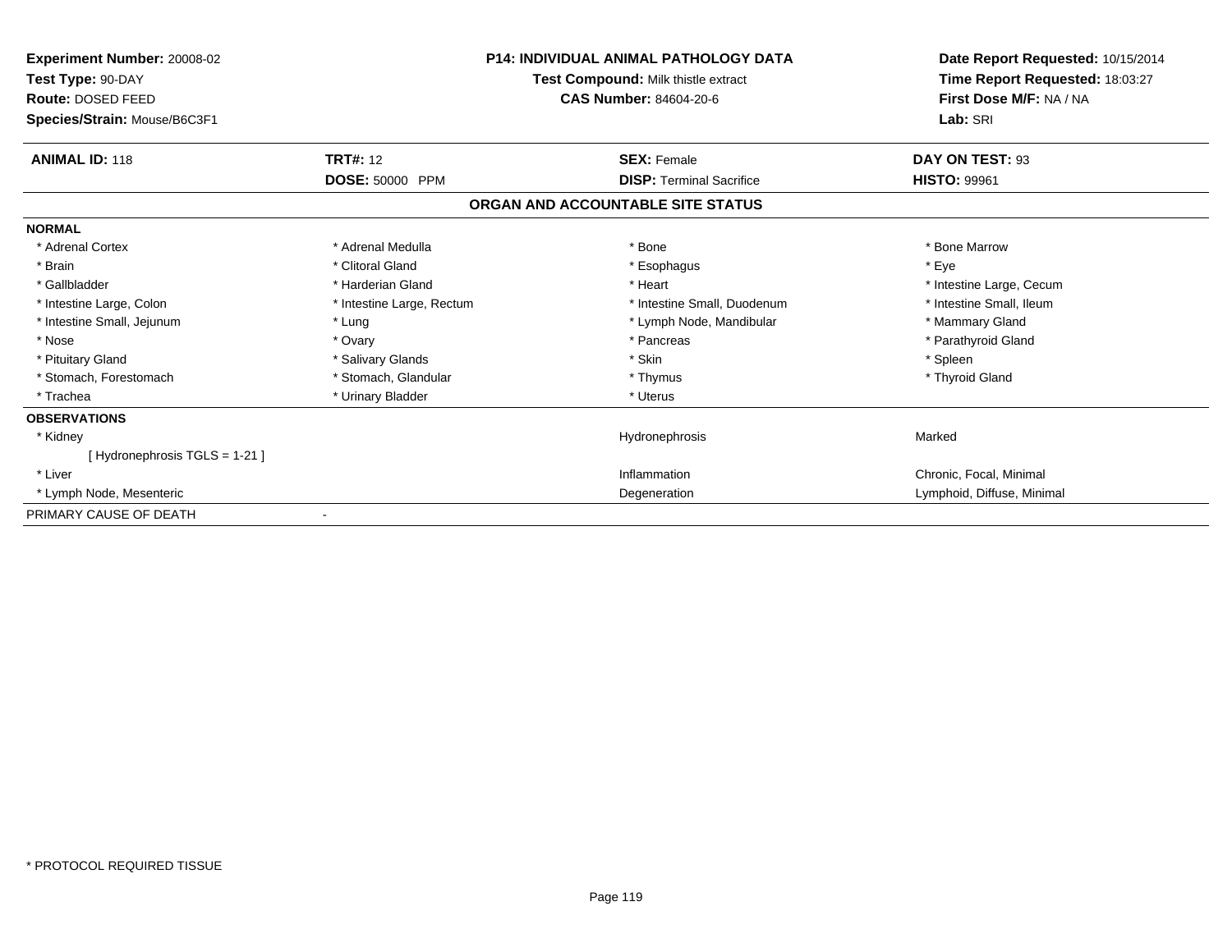**Experiment Number:** 20008-02
**Test Type:** 90-DAY
**Route:** DOSED FEED
**Species/Strain:** Mouse/B6C3F1

**P14: INDIVIDUAL ANIMAL PATHOLOGY DATA**
**Test Compound:** Milk thistle extract
**CAS Number:** 84604-20-6

**Date Report Requested:** 10/15/2014
**Time Report Requested:** 18:03:27
**First Dose M/F:** NA / NA
**Lab:** SRI

| **ANIMAL ID:** 118 | **TRT#:** 12 | **SEX:** Female | **DAY ON TEST:** 93 |
|---|---|---|---|
| | **DOSE:** 50000 PPM | **DISP:** Terminal Sacrifice | **HISTO:** 99961 |

## ORGAN AND ACCOUNTABLE SITE STATUS

**NORMAL**

| | | | |
|---|---|---|---|
| * Adrenal Cortex | * Adrenal Medulla | * Bone | * Bone Marrow |
| * Brain | * Clitoral Gland | * Esophagus | * Eye |
| * Gallbladder | * Harderian Gland | * Heart | * Intestine Large, Cecum |
| * Intestine Large, Colon | * Intestine Large, Rectum | * Intestine Small, Duodenum | * Intestine Small, Ileum |
| * Intestine Small, Jejunum | * Lung | * Lymph Node, Mandibular | * Mammary Gland |
| * Nose | * Ovary | * Pancreas | * Parathyroid Gland |
| * Pituitary Gland | * Salivary Glands | * Skin | * Spleen |
| * Stomach, Forestomach | * Stomach, Glandular | * Thymus | * Thyroid Gland |
| * Trachea | * Urinary Bladder | * Uterus | |

**OBSERVATIONS**

| | | |
|---|---|---|
| * Kidney | Hydronephrosis | Marked |
| [ Hydronephrosis TGLS = 1-21 ] | | |
| * Liver | Inflammation | Chronic, Focal, Minimal |
| * Lymph Node, Mesenteric | Degeneration | Lymphoid, Diffuse, Minimal |

PRIMARY CAUSE OF DEATH -

* PROTOCOL REQUIRED TISSUE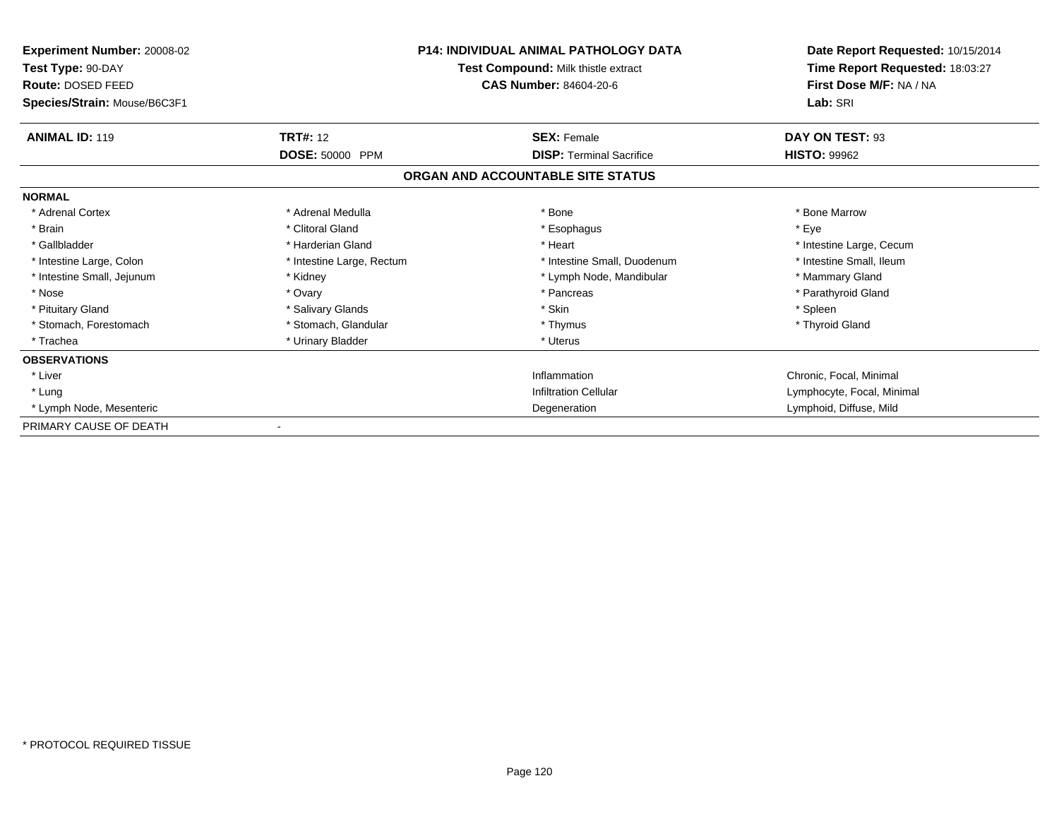**Experiment Number:** 20008-02
**Test Type:** 90-DAY
**Route:** DOSED FEED
**Species/Strain:** Mouse/B6C3F1

**P14: INDIVIDUAL ANIMAL PATHOLOGY DATA**
**Test Compound:** Milk thistle extract
**CAS Number:** 84604-20-6

**Date Report Requested:** 10/15/2014
**Time Report Requested:** 18:03:27
**First Dose M/F:** NA / NA
**Lab:** SRI

| **ANIMAL ID:** 119 | **TRT#:** 12 | **SEX:** Female | **DAY ON TEST:** 93 |
|---|---|---|---|
| | **DOSE:** 50000 PPM | **DISP:** Terminal Sacrifice | **HISTO:** 99962 |

## ORGAN AND ACCOUNTABLE SITE STATUS

| | | | |
|---|---|---|---|
| **NORMAL** | | | |
| * Adrenal Cortex | * Adrenal Medulla | * Bone | * Bone Marrow |
| * Brain | * Clitoral Gland | * Esophagus | * Eye |
| * Gallbladder | * Harderian Gland | * Heart | * Intestine Large, Cecum |
| * Intestine Large, Colon | * Intestine Large, Rectum | * Intestine Small, Duodenum | * Intestine Small, Ileum |
| * Intestine Small, Jejunum | * Kidney | * Lymph Node, Mandibular | * Mammary Gland |
| * Nose | * Ovary | * Pancreas | * Parathyroid Gland |
| * Pituitary Gland | * Salivary Glands | * Skin | * Spleen |
| * Stomach, Forestomach | * Stomach, Glandular | * Thymus | * Thyroid Gland |
| * Trachea | * Urinary Bladder | * Uterus | |
| **OBSERVATIONS** | | | |
| * Liver | | Inflammation | Chronic, Focal, Minimal |
| * Lung | | Infiltration Cellular | Lymphocyte, Focal, Minimal |
| * Lymph Node, Mesenteric | | Degeneration | Lymphoid, Diffuse, Mild |
| PRIMARY CAUSE OF DEATH | - | | |

* PROTOCOL REQUIRED TISSUE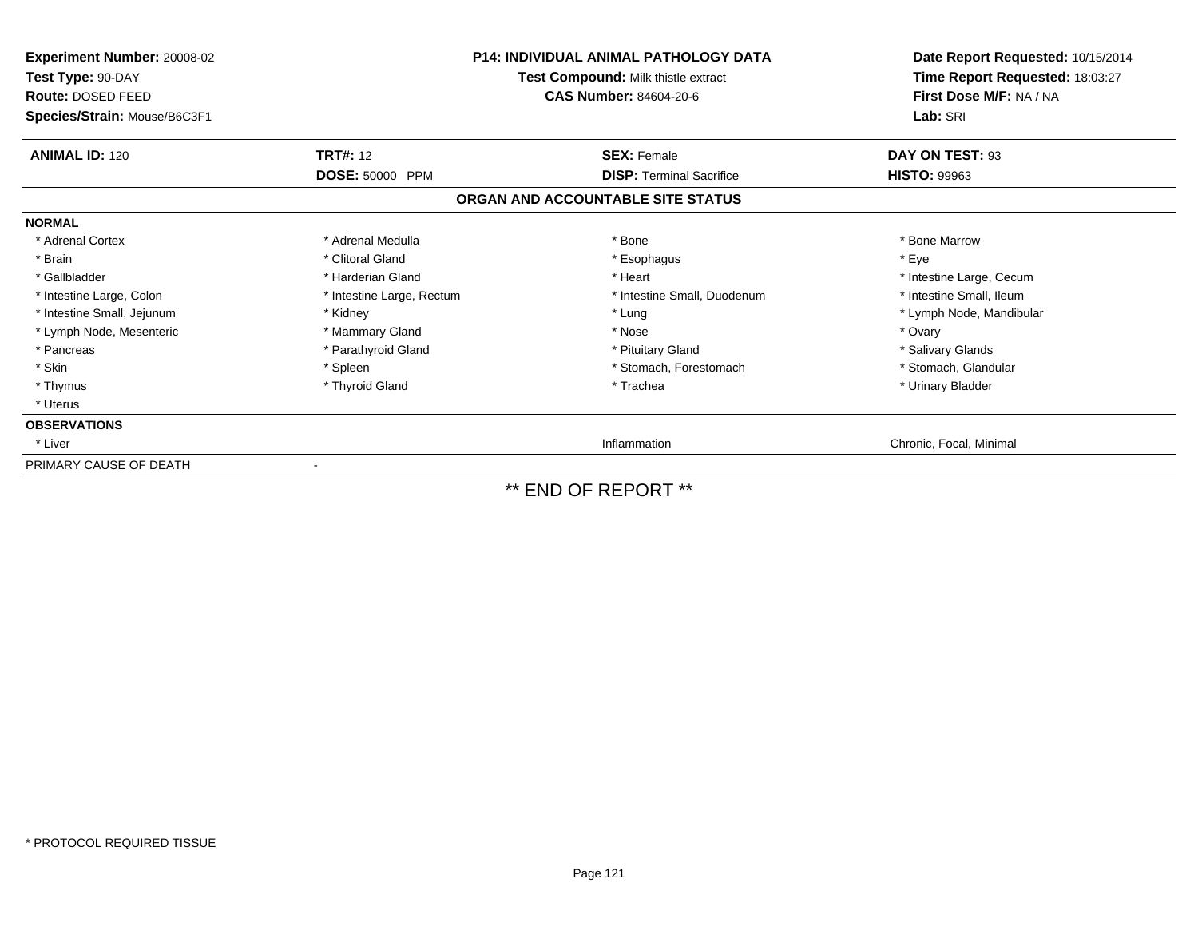**Experiment Number:** 20008-02
**Test Type:** 90-DAY
**Route:** DOSED FEED
**Species/Strain:** Mouse/B6C3F1

**P14: INDIVIDUAL ANIMAL PATHOLOGY DATA**
**Test Compound:** Milk thistle extract
**CAS Number:** 84604-20-6

**Date Report Requested:** 10/15/2014
**Time Report Requested:** 18:03:27
**First Dose M/F:** NA / NA
**Lab:** SRI

| | | | |
|---|---|---|---|
| **ANIMAL ID:** 120 | **TRT#:** 12 | **SEX:** Female | **DAY ON TEST:** 93 |
| | **DOSE:** 50000 PPM | **DISP:** Terminal Sacrifice | **HISTO:** 99963 |

**ORGAN AND ACCOUNTABLE SITE STATUS**

**NORMAL**

| | | | |
|---|---|---|---|
| * Adrenal Cortex | * Adrenal Medulla | * Bone | * Bone Marrow |
| * Brain | * Clitoral Gland | * Esophagus | * Eye |
| * Gallbladder | * Harderian Gland | * Heart | * Intestine Large, Cecum |
| * Intestine Large, Colon | * Intestine Large, Rectum | * Intestine Small, Duodenum | * Intestine Small, Ileum |
| * Intestine Small, Jejunum | * Kidney | * Lung | * Lymph Node, Mandibular |
| * Lymph Node, Mesenteric | * Mammary Gland | * Nose | * Ovary |
| * Pancreas | * Parathyroid Gland | * Pituitary Gland | * Salivary Glands |
| * Skin | * Spleen | * Stomach, Forestomach | * Stomach, Glandular |
| * Thymus | * Thyroid Gland | * Trachea | * Urinary Bladder |
| * Uterus | | | |

**OBSERVATIONS**

| | | | |
|---|---|---|---|
| * Liver | | Inflammation | Chronic, Focal, Minimal |

PRIMARY CAUSE OF DEATH -

** END OF REPORT **

* PROTOCOL REQUIRED TISSUE